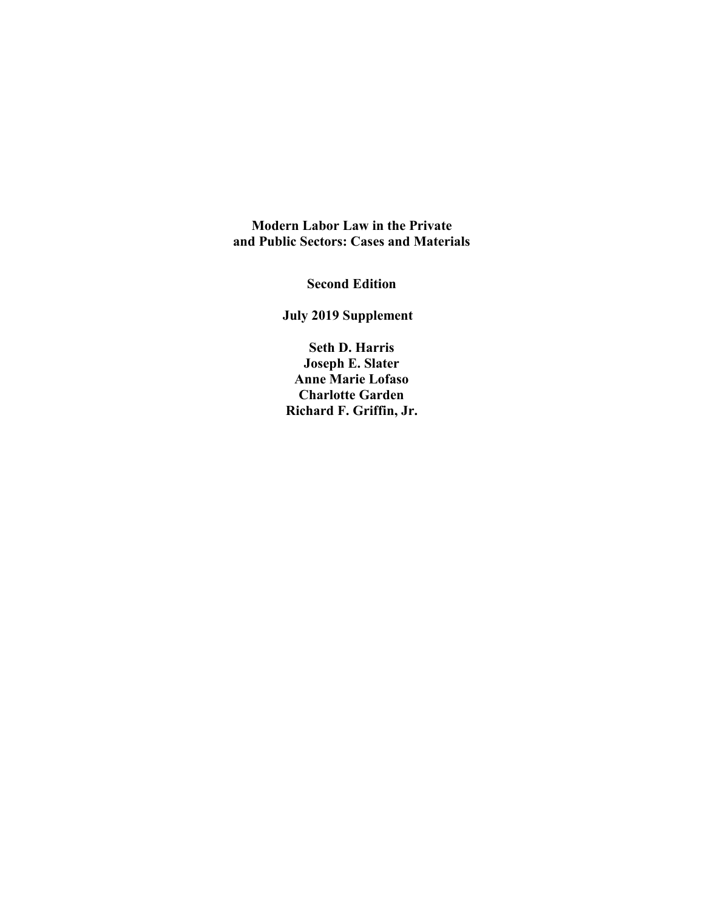# Modern Labor Law in the Private and Public Sectors: Cases and Materials

**Second Edition**

**July 2019 Supplement**

**Seth D. Harris**
**Joseph E. Slater**
**Anne Marie Lofaso**
**Charlotte Garden**
**Richard F. Griffin, Jr.**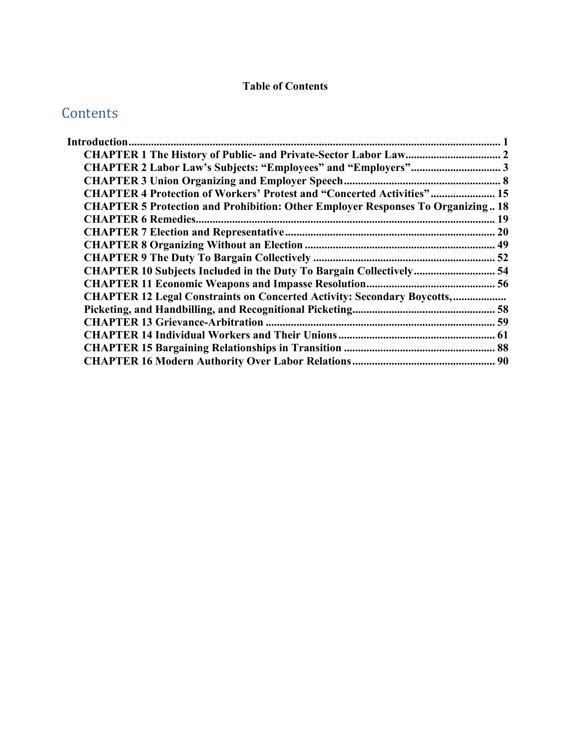**Table of Contents**

# Contents

**Introduction** ..... 1

- **CHAPTER 1 The History of Public- and Private-Sector Labor Law** ..... 2
- **CHAPTER 2 Labor Law's Subjects: "Employees" and "Employers"** ..... 3
- **CHAPTER 3 Union Organizing and Employer Speech** ..... 8
- **CHAPTER 4 Protection of Workers' Protest and "Concerted Activities"** ..... 15
- **CHAPTER 5 Protection and Prohibition: Other Employer Responses To Organizing** .. 18
- **CHAPTER 6 Remedies** ..... 19
- **CHAPTER 7 Election and Representative** ..... 20
- **CHAPTER 8 Organizing Without an Election** ..... 49
- **CHAPTER 9 The Duty To Bargain Collectively** ..... 52
- **CHAPTER 10 Subjects Included in the Duty To Bargain Collectively** ..... 54
- **CHAPTER 11 Economic Weapons and Impasse Resolution** ..... 56
- **CHAPTER 12 Legal Constraints on Concerted Activity: Secondary Boycotts, Picketing, and Handbilling, and Recognitional Picketing** ..... 58
- **CHAPTER 13 Grievance-Arbitration** ..... 59
- **CHAPTER 14 Individual Workers and Their Unions** ..... 61
- **CHAPTER 15 Bargaining Relationships in Transition** ..... 88
- **CHAPTER 16 Modern Authority Over Labor Relations** ..... 90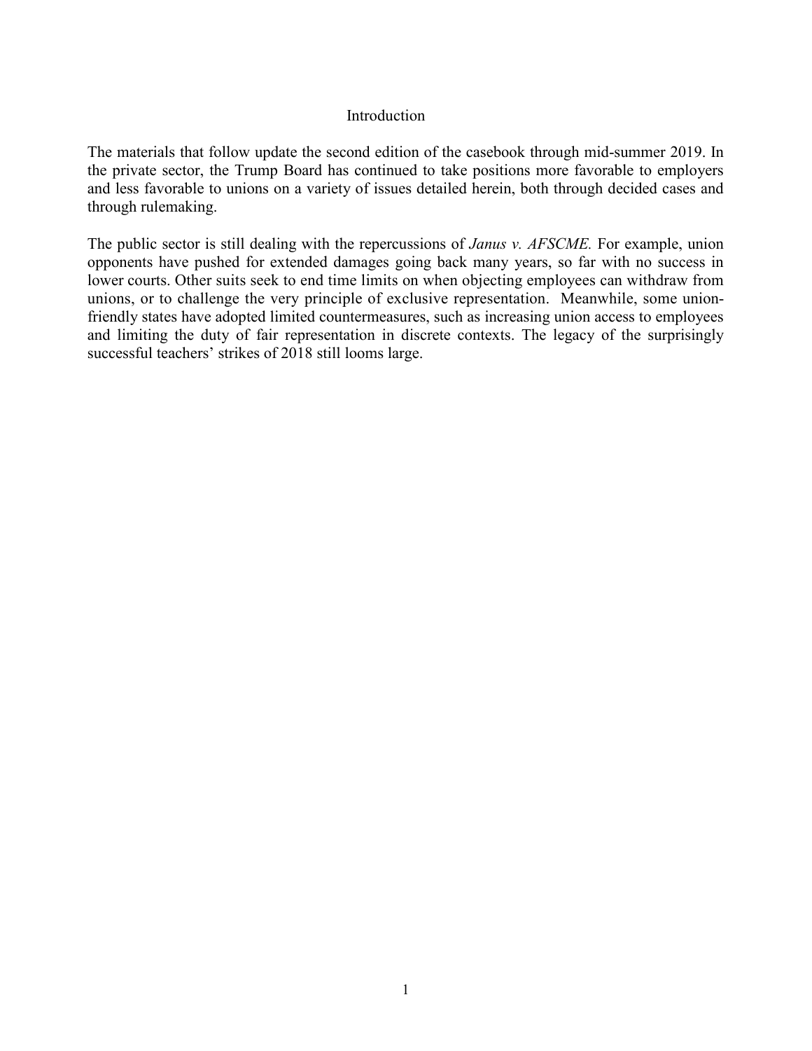# Introduction

The materials that follow update the second edition of the casebook through mid-summer 2019. In the private sector, the Trump Board has continued to take positions more favorable to employers and less favorable to unions on a variety of issues detailed herein, both through decided cases and through rulemaking.

The public sector is still dealing with the repercussions of *Janus v. AFSCME.* For example, union opponents have pushed for extended damages going back many years, so far with no success in lower courts. Other suits seek to end time limits on when objecting employees can withdraw from unions, or to challenge the very principle of exclusive representation. Meanwhile, some union-friendly states have adopted limited countermeasures, such as increasing union access to employees and limiting the duty of fair representation in discrete contexts. The legacy of the surprisingly successful teachers' strikes of 2018 still looms large.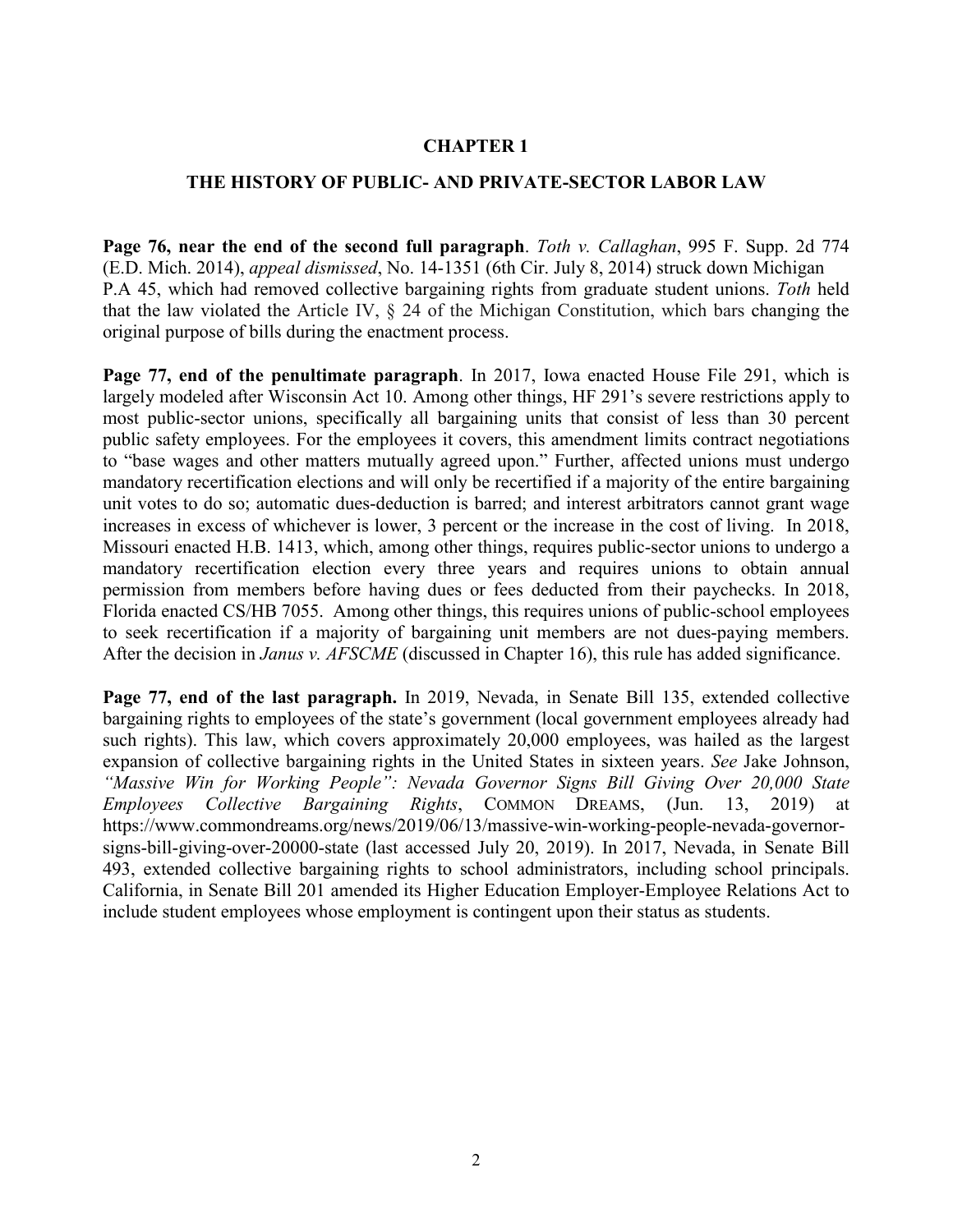# CHAPTER 1

## THE HISTORY OF PUBLIC- AND PRIVATE-SECTOR LABOR LAW

**Page 76, near the end of the second full paragraph**. *Toth v. Callaghan*, 995 F. Supp. 2d 774 (E.D. Mich. 2014), *appeal dismissed*, No. 14-1351 (6th Cir. July 8, 2014) struck down Michigan P.A 45, which had removed collective bargaining rights from graduate student unions. *Toth* held that the law violated the Article IV, § 24 of the Michigan Constitution, which bars changing the original purpose of bills during the enactment process.

**Page 77, end of the penultimate paragraph**. In 2017, Iowa enacted House File 291, which is largely modeled after Wisconsin Act 10. Among other things, HF 291's severe restrictions apply to most public-sector unions, specifically all bargaining units that consist of less than 30 percent public safety employees. For the employees it covers, this amendment limits contract negotiations to "base wages and other matters mutually agreed upon." Further, affected unions must undergo mandatory recertification elections and will only be recertified if a majority of the entire bargaining unit votes to do so; automatic dues-deduction is barred; and interest arbitrators cannot grant wage increases in excess of whichever is lower, 3 percent or the increase in the cost of living. In 2018, Missouri enacted H.B. 1413, which, among other things, requires public-sector unions to undergo a mandatory recertification election every three years and requires unions to obtain annual permission from members before having dues or fees deducted from their paychecks. In 2018, Florida enacted CS/HB 7055. Among other things, this requires unions of public-school employees to seek recertification if a majority of bargaining unit members are not dues-paying members. After the decision in *Janus v. AFSCME* (discussed in Chapter 16), this rule has added significance.

**Page 77, end of the last paragraph.** In 2019, Nevada, in Senate Bill 135, extended collective bargaining rights to employees of the state's government (local government employees already had such rights). This law, which covers approximately 20,000 employees, was hailed as the largest expansion of collective bargaining rights in the United States in sixteen years. *See* Jake Johnson, *"Massive Win for Working People": Nevada Governor Signs Bill Giving Over 20,000 State Employees Collective Bargaining Rights*, COMMON DREAMS, (Jun. 13, 2019) at https://www.commondreams.org/news/2019/06/13/massive-win-working-people-nevada-governor-signs-bill-giving-over-20000-state (last accessed July 20, 2019). In 2017, Nevada, in Senate Bill 493, extended collective bargaining rights to school administrators, including school principals. California, in Senate Bill 201 amended its Higher Education Employer-Employee Relations Act to include student employees whose employment is contingent upon their status as students.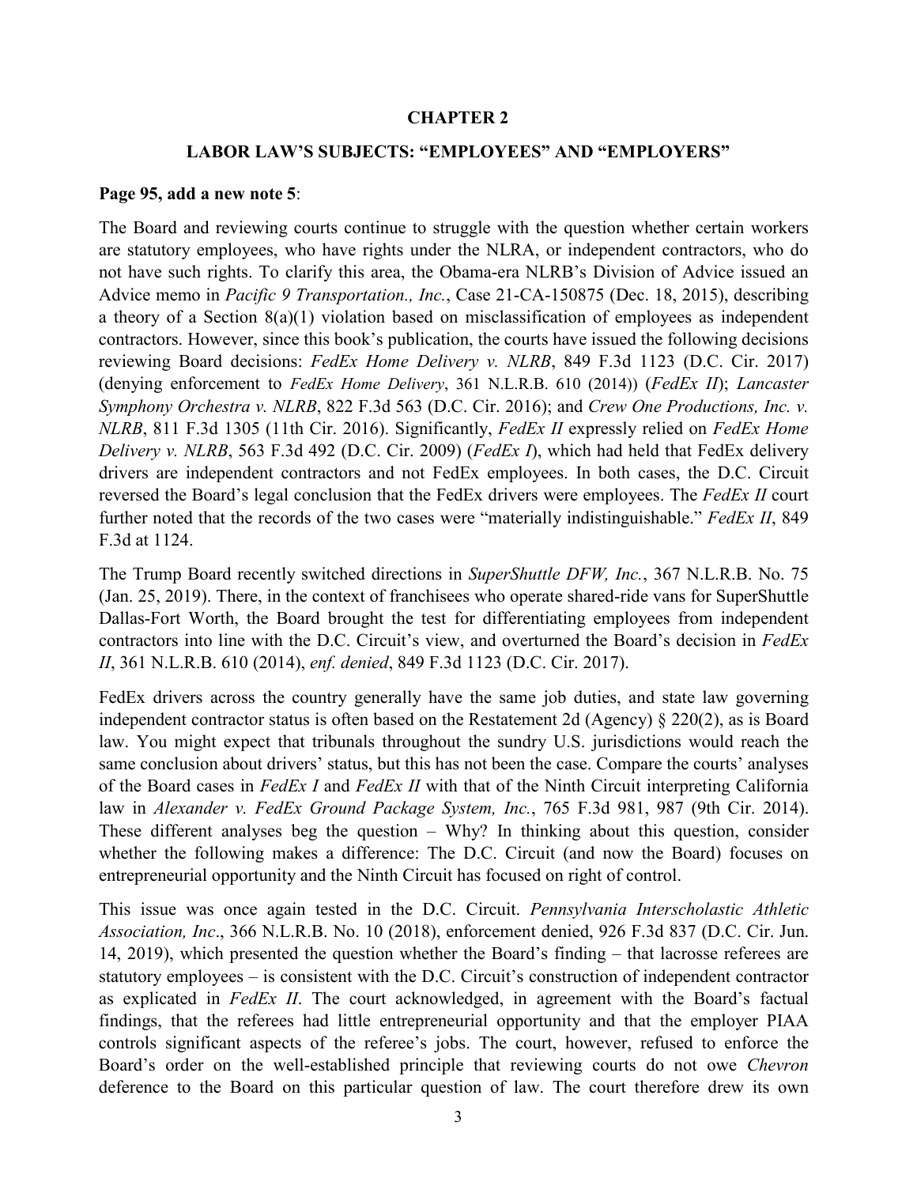# CHAPTER 2

## LABOR LAW'S SUBJECTS: "EMPLOYEES" AND "EMPLOYERS"

**Page 95, add a new note 5**:

The Board and reviewing courts continue to struggle with the question whether certain workers are statutory employees, who have rights under the NLRA, or independent contractors, who do not have such rights. To clarify this area, the Obama-era NLRB's Division of Advice issued an Advice memo in *Pacific 9 Transportation., Inc.*, Case 21-CA-150875 (Dec. 18, 2015), describing a theory of a Section 8(a)(1) violation based on misclassification of employees as independent contractors. However, since this book's publication, the courts have issued the following decisions reviewing Board decisions: *FedEx Home Delivery v. NLRB*, 849 F.3d 1123 (D.C. Cir. 2017) (denying enforcement to *FedEx Home Delivery*, 361 N.L.R.B. 610 (2014)) (*FedEx II*); *Lancaster Symphony Orchestra v. NLRB*, 822 F.3d 563 (D.C. Cir. 2016); and *Crew One Productions, Inc. v. NLRB*, 811 F.3d 1305 (11th Cir. 2016). Significantly, *FedEx II* expressly relied on *FedEx Home Delivery v. NLRB*, 563 F.3d 492 (D.C. Cir. 2009) (*FedEx I*), which had held that FedEx delivery drivers are independent contractors and not FedEx employees. In both cases, the D.C. Circuit reversed the Board's legal conclusion that the FedEx drivers were employees. The *FedEx II* court further noted that the records of the two cases were "materially indistinguishable." *FedEx II*, 849 F.3d at 1124.

The Trump Board recently switched directions in *SuperShuttle DFW, Inc.*, 367 N.L.R.B. No. 75 (Jan. 25, 2019). There, in the context of franchisees who operate shared-ride vans for SuperShuttle Dallas-Fort Worth, the Board brought the test for differentiating employees from independent contractors into line with the D.C. Circuit's view, and overturned the Board's decision in *FedEx II*, 361 N.L.R.B. 610 (2014), *enf. denied*, 849 F.3d 1123 (D.C. Cir. 2017).

FedEx drivers across the country generally have the same job duties, and state law governing independent contractor status is often based on the Restatement 2d (Agency) § 220(2), as is Board law. You might expect that tribunals throughout the sundry U.S. jurisdictions would reach the same conclusion about drivers' status, but this has not been the case. Compare the courts' analyses of the Board cases in *FedEx I* and *FedEx II* with that of the Ninth Circuit interpreting California law in *Alexander v. FedEx Ground Package System, Inc.*, 765 F.3d 981, 987 (9th Cir. 2014). These different analyses beg the question – Why? In thinking about this question, consider whether the following makes a difference: The D.C. Circuit (and now the Board) focuses on entrepreneurial opportunity and the Ninth Circuit has focused on right of control.

This issue was once again tested in the D.C. Circuit. *Pennsylvania Interscholastic Athletic Association, Inc*., 366 N.L.R.B. No. 10 (2018), enforcement denied, 926 F.3d 837 (D.C. Cir. Jun. 14, 2019), which presented the question whether the Board's finding – that lacrosse referees are statutory employees – is consistent with the D.C. Circuit's construction of independent contractor as explicated in *FedEx II*. The court acknowledged, in agreement with the Board's factual findings, that the referees had little entrepreneurial opportunity and that the employer PIAA controls significant aspects of the referee's jobs. The court, however, refused to enforce the Board's order on the well-established principle that reviewing courts do not owe *Chevron* deference to the Board on this particular question of law. The court therefore drew its own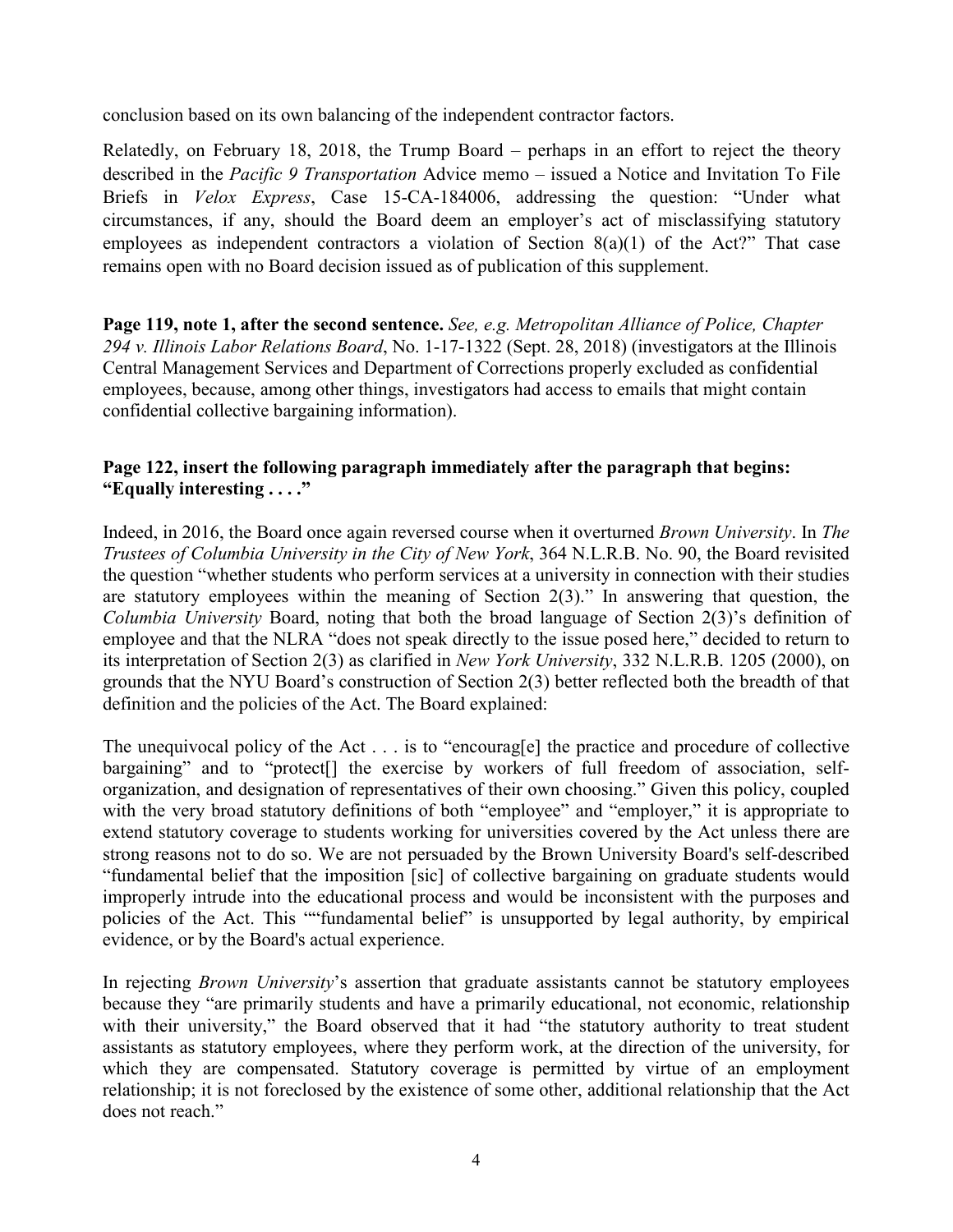conclusion based on its own balancing of the independent contractor factors.

Relatedly, on February 18, 2018, the Trump Board – perhaps in an effort to reject the theory described in the *Pacific 9 Transportation* Advice memo – issued a Notice and Invitation To File Briefs in *Velox Express*, Case 15-CA-184006, addressing the question: "Under what circumstances, if any, should the Board deem an employer's act of misclassifying statutory employees as independent contractors a violation of Section 8(a)(1) of the Act?" That case remains open with no Board decision issued as of publication of this supplement.

**Page 119, note 1, after the second sentence.** *See, e.g. Metropolitan Alliance of Police, Chapter 294 v. Illinois Labor Relations Board*, No. 1-17-1322 (Sept. 28, 2018) (investigators at the Illinois Central Management Services and Department of Corrections properly excluded as confidential employees, because, among other things, investigators had access to emails that might contain confidential collective bargaining information).

**Page 122, insert the following paragraph immediately after the paragraph that begins: "Equally interesting . . . ."**

Indeed, in 2016, the Board once again reversed course when it overturned *Brown University*. In *The Trustees of Columbia University in the City of New York*, 364 N.L.R.B. No. 90, the Board revisited the question "whether students who perform services at a university in connection with their studies are statutory employees within the meaning of Section 2(3)." In answering that question, the *Columbia University* Board, noting that both the broad language of Section 2(3)'s definition of employee and that the NLRA "does not speak directly to the issue posed here," decided to return to its interpretation of Section 2(3) as clarified in *New York University*, 332 N.L.R.B. 1205 (2000), on grounds that the NYU Board's construction of Section 2(3) better reflected both the breadth of that definition and the policies of the Act. The Board explained:

The unequivocal policy of the Act . . . is to "encourag[e] the practice and procedure of collective bargaining" and to "protect[] the exercise by workers of full freedom of association, self-organization, and designation of representatives of their own choosing." Given this policy, coupled with the very broad statutory definitions of both "employee" and "employer," it is appropriate to extend statutory coverage to students working for universities covered by the Act unless there are strong reasons not to do so. We are not persuaded by the Brown University Board's self-described "fundamental belief that the imposition [sic] of collective bargaining on graduate students would improperly intrude into the educational process and would be inconsistent with the purposes and policies of the Act. This ""fundamental belief" is unsupported by legal authority, by empirical evidence, or by the Board's actual experience.

In rejecting *Brown University*'s assertion that graduate assistants cannot be statutory employees because they "are primarily students and have a primarily educational, not economic, relationship with their university," the Board observed that it had "the statutory authority to treat student assistants as statutory employees, where they perform work, at the direction of the university, for which they are compensated. Statutory coverage is permitted by virtue of an employment relationship; it is not foreclosed by the existence of some other, additional relationship that the Act does not reach."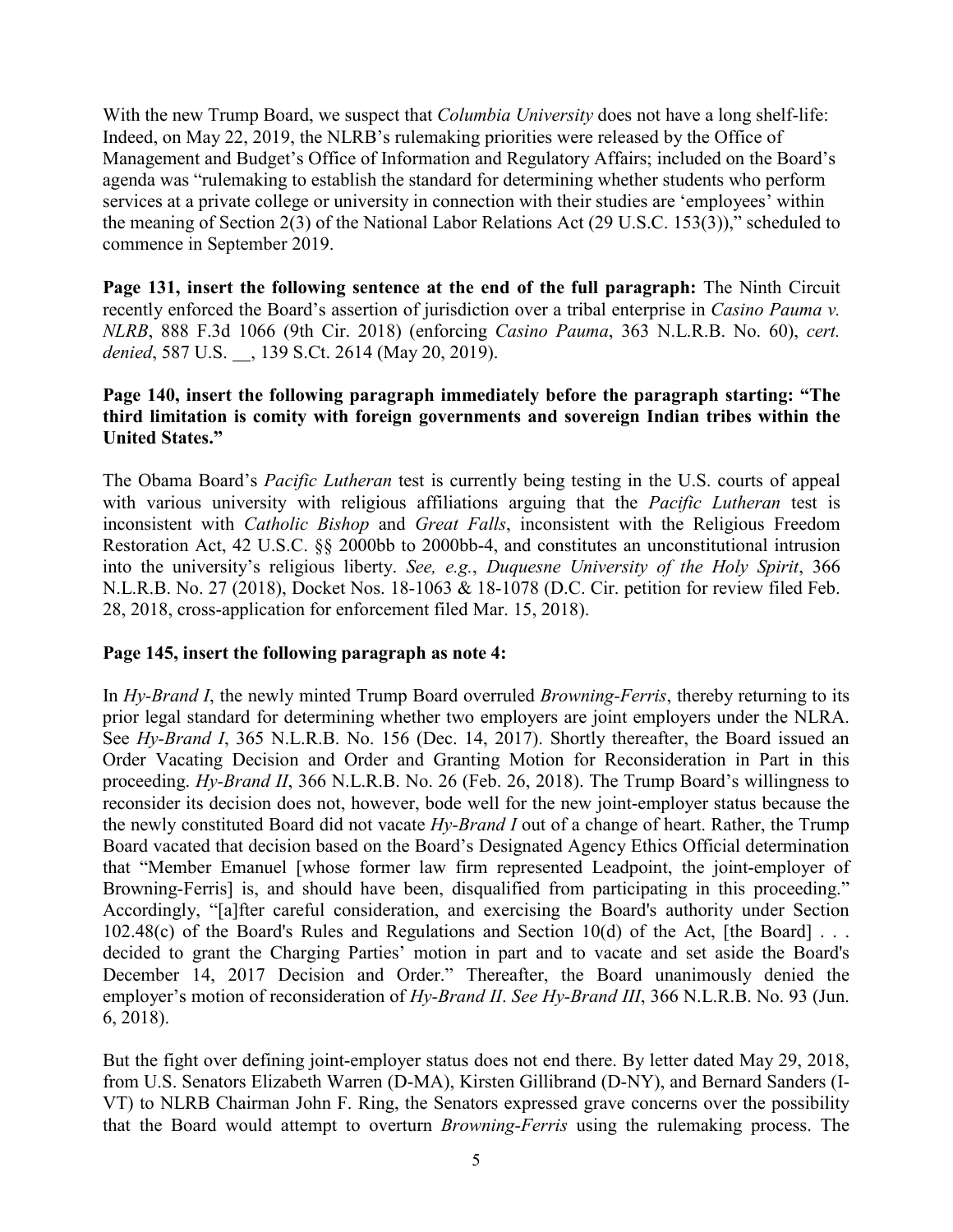With the new Trump Board, we suspect that *Columbia University* does not have a long shelf-life: Indeed, on May 22, 2019, the NLRB's rulemaking priorities were released by the Office of Management and Budget's Office of Information and Regulatory Affairs; included on the Board's agenda was "rulemaking to establish the standard for determining whether students who perform services at a private college or university in connection with their studies are 'employees' within the meaning of Section 2(3) of the National Labor Relations Act (29 U.S.C. 153(3))," scheduled to commence in September 2019.

**Page 131, insert the following sentence at the end of the full paragraph:** The Ninth Circuit recently enforced the Board's assertion of jurisdiction over a tribal enterprise in *Casino Pauma v. NLRB*, 888 F.3d 1066 (9th Cir. 2018) (enforcing *Casino Pauma*, 363 N.L.R.B. No. 60), *cert. denied*, 587 U.S. __, 139 S.Ct. 2614 (May 20, 2019).

**Page 140, insert the following paragraph immediately before the paragraph starting: "The third limitation is comity with foreign governments and sovereign Indian tribes within the United States."**

The Obama Board's *Pacific Lutheran* test is currently being testing in the U.S. courts of appeal with various university with religious affiliations arguing that the *Pacific Lutheran* test is inconsistent with *Catholic Bishop* and *Great Falls*, inconsistent with the Religious Freedom Restoration Act, 42 U.S.C. §§ 2000bb to 2000bb-4, and constitutes an unconstitutional intrusion into the university's religious liberty. *See, e.g.*, *Duquesne University of the Holy Spirit*, 366 N.L.R.B. No. 27 (2018), Docket Nos. 18-1063 & 18-1078 (D.C. Cir. petition for review filed Feb. 28, 2018, cross-application for enforcement filed Mar. 15, 2018).

**Page 145, insert the following paragraph as note 4:**

In *Hy-Brand I*, the newly minted Trump Board overruled *Browning-Ferris*, thereby returning to its prior legal standard for determining whether two employers are joint employers under the NLRA. See *Hy-Brand I*, 365 N.L.R.B. No. 156 (Dec. 14, 2017). Shortly thereafter, the Board issued an Order Vacating Decision and Order and Granting Motion for Reconsideration in Part in this proceeding. *Hy-Brand II*, 366 N.L.R.B. No. 26 (Feb. 26, 2018). The Trump Board's willingness to reconsider its decision does not, however, bode well for the new joint-employer status because the the newly constituted Board did not vacate *Hy-Brand I* out of a change of heart. Rather, the Trump Board vacated that decision based on the Board's Designated Agency Ethics Official determination that "Member Emanuel [whose former law firm represented Leadpoint, the joint-employer of Browning-Ferris] is, and should have been, disqualified from participating in this proceeding." Accordingly, "[a]fter careful consideration, and exercising the Board's authority under Section 102.48(c) of the Board's Rules and Regulations and Section 10(d) of the Act, [the Board] . . . decided to grant the Charging Parties' motion in part and to vacate and set aside the Board's December 14, 2017 Decision and Order." Thereafter, the Board unanimously denied the employer's motion of reconsideration of *Hy-Brand II*. *See Hy-Brand III*, 366 N.L.R.B. No. 93 (Jun. 6, 2018).

But the fight over defining joint-employer status does not end there. By letter dated May 29, 2018, from U.S. Senators Elizabeth Warren (D-MA), Kirsten Gillibrand (D-NY), and Bernard Sanders (I-VT) to NLRB Chairman John F. Ring, the Senators expressed grave concerns over the possibility that the Board would attempt to overturn *Browning-Ferris* using the rulemaking process. The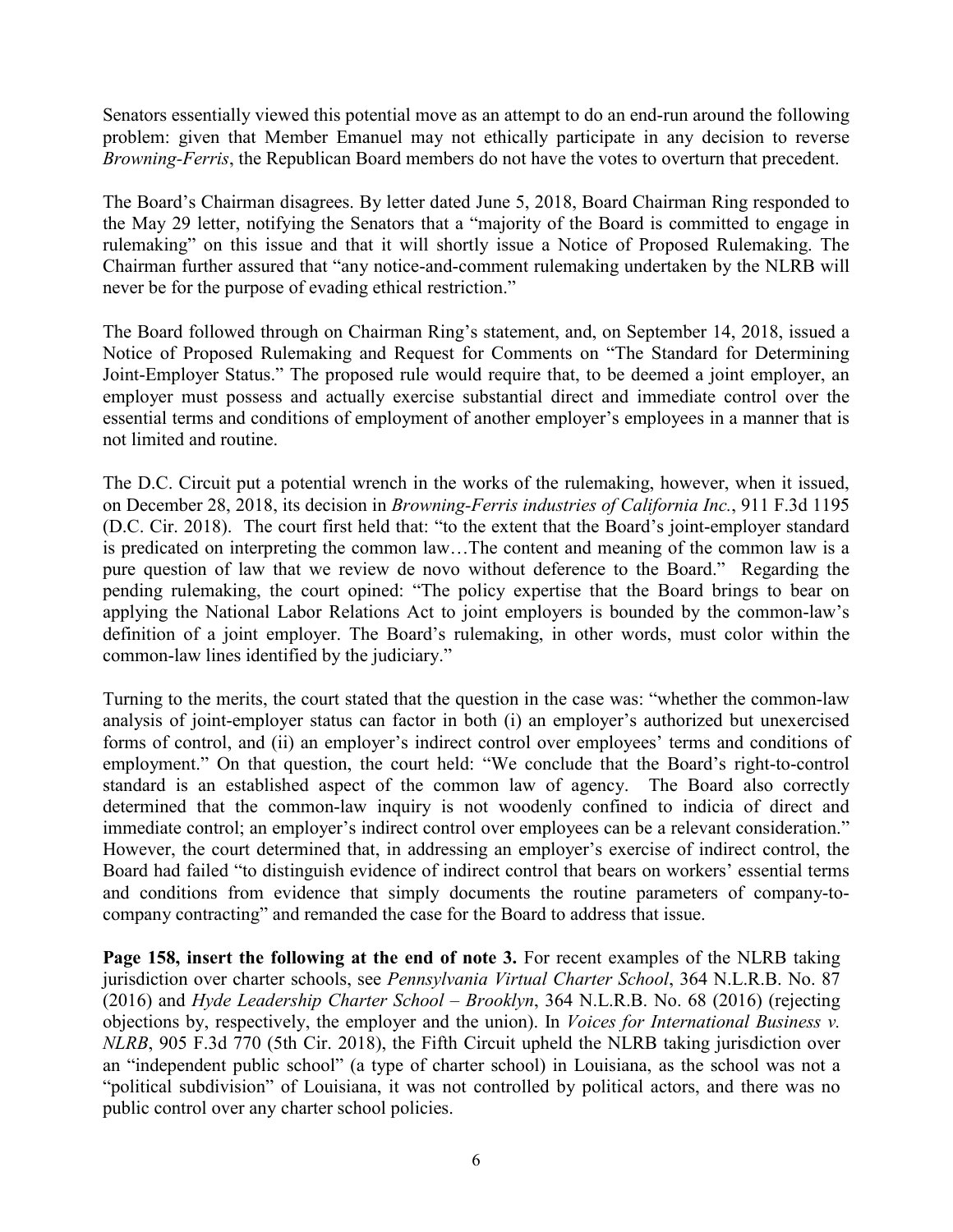Senators essentially viewed this potential move as an attempt to do an end-run around the following problem: given that Member Emanuel may not ethically participate in any decision to reverse *Browning-Ferris*, the Republican Board members do not have the votes to overturn that precedent.

The Board's Chairman disagrees. By letter dated June 5, 2018, Board Chairman Ring responded to the May 29 letter, notifying the Senators that a "majority of the Board is committed to engage in rulemaking" on this issue and that it will shortly issue a Notice of Proposed Rulemaking. The Chairman further assured that "any notice-and-comment rulemaking undertaken by the NLRB will never be for the purpose of evading ethical restriction."

The Board followed through on Chairman Ring's statement, and, on September 14, 2018, issued a Notice of Proposed Rulemaking and Request for Comments on "The Standard for Determining Joint-Employer Status." The proposed rule would require that, to be deemed a joint employer, an employer must possess and actually exercise substantial direct and immediate control over the essential terms and conditions of employment of another employer's employees in a manner that is not limited and routine.

The D.C. Circuit put a potential wrench in the works of the rulemaking, however, when it issued, on December 28, 2018, its decision in *Browning-Ferris industries of California Inc.*, 911 F.3d 1195 (D.C. Cir. 2018). The court first held that: "to the extent that the Board's joint-employer standard is predicated on interpreting the common law…The content and meaning of the common law is a pure question of law that we review de novo without deference to the Board." Regarding the pending rulemaking, the court opined: "The policy expertise that the Board brings to bear on applying the National Labor Relations Act to joint employers is bounded by the common-law's definition of a joint employer. The Board's rulemaking, in other words, must color within the common-law lines identified by the judiciary."

Turning to the merits, the court stated that the question in the case was: "whether the common-law analysis of joint-employer status can factor in both (i) an employer's authorized but unexercised forms of control, and (ii) an employer's indirect control over employees' terms and conditions of employment." On that question, the court held: "We conclude that the Board's right-to-control standard is an established aspect of the common law of agency. The Board also correctly determined that the common-law inquiry is not woodenly confined to indicia of direct and immediate control; an employer's indirect control over employees can be a relevant consideration." However, the court determined that, in addressing an employer's exercise of indirect control, the Board had failed "to distinguish evidence of indirect control that bears on workers' essential terms and conditions from evidence that simply documents the routine parameters of company-to-company contracting" and remanded the case for the Board to address that issue.

**Page 158, insert the following at the end of note 3.** For recent examples of the NLRB taking jurisdiction over charter schools, see *Pennsylvania Virtual Charter School*, 364 N.L.R.B. No. 87 (2016) and *Hyde Leadership Charter School – Brooklyn*, 364 N.L.R.B. No. 68 (2016) (rejecting objections by, respectively, the employer and the union). In *Voices for International Business v. NLRB*, 905 F.3d 770 (5th Cir. 2018), the Fifth Circuit upheld the NLRB taking jurisdiction over an "independent public school" (a type of charter school) in Louisiana, as the school was not a "political subdivision" of Louisiana, it was not controlled by political actors, and there was no public control over any charter school policies.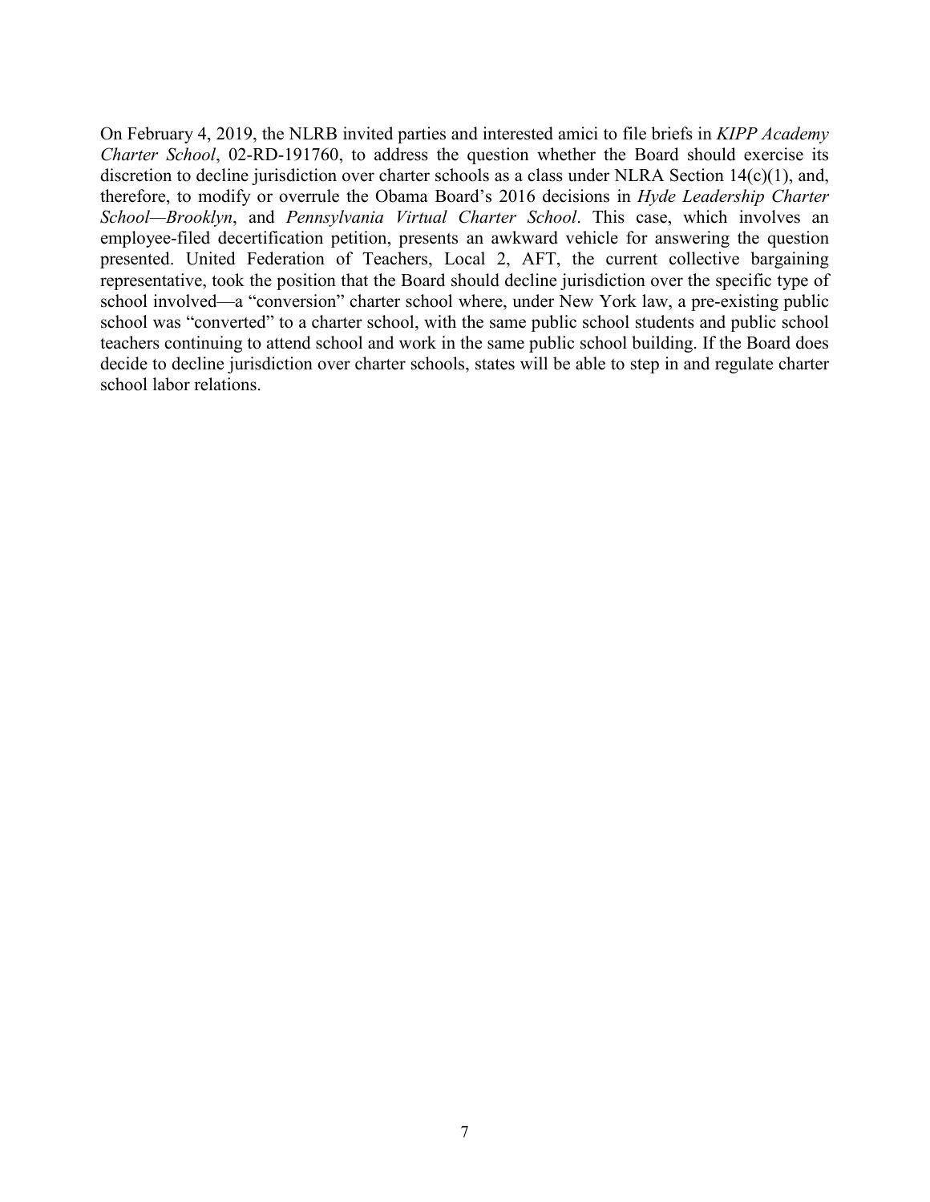On February 4, 2019, the NLRB invited parties and interested amici to file briefs in *KIPP Academy Charter School*, 02-RD-191760, to address the question whether the Board should exercise its discretion to decline jurisdiction over charter schools as a class under NLRA Section 14(c)(1), and, therefore, to modify or overrule the Obama Board's 2016 decisions in *Hyde Leadership Charter School—Brooklyn*, and *Pennsylvania Virtual Charter School*. This case, which involves an employee-filed decertification petition, presents an awkward vehicle for answering the question presented. United Federation of Teachers, Local 2, AFT, the current collective bargaining representative, took the position that the Board should decline jurisdiction over the specific type of school involved—a "conversion" charter school where, under New York law, a pre-existing public school was "converted" to a charter school, with the same public school students and public school teachers continuing to attend school and work in the same public school building. If the Board does decide to decline jurisdiction over charter schools, states will be able to step in and regulate charter school labor relations.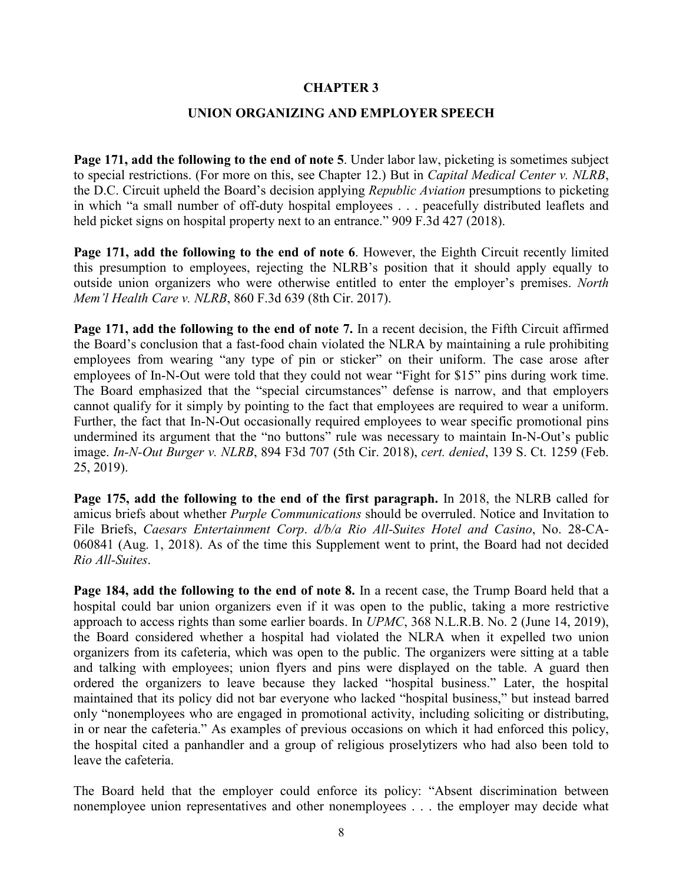# CHAPTER 3

## UNION ORGANIZING AND EMPLOYER SPEECH

**Page 171, add the following to the end of note 5**. Under labor law, picketing is sometimes subject to special restrictions. (For more on this, see Chapter 12.) But in *Capital Medical Center v. NLRB*, the D.C. Circuit upheld the Board's decision applying *Republic Aviation* presumptions to picketing in which "a small number of off-duty hospital employees . . . peacefully distributed leaflets and held picket signs on hospital property next to an entrance." 909 F.3d 427 (2018).

**Page 171, add the following to the end of note 6**. However, the Eighth Circuit recently limited this presumption to employees, rejecting the NLRB's position that it should apply equally to outside union organizers who were otherwise entitled to enter the employer's premises. *North Mem'l Health Care v. NLRB*, 860 F.3d 639 (8th Cir. 2017).

**Page 171, add the following to the end of note 7.** In a recent decision, the Fifth Circuit affirmed the Board's conclusion that a fast-food chain violated the NLRA by maintaining a rule prohibiting employees from wearing "any type of pin or sticker" on their uniform. The case arose after employees of In-N-Out were told that they could not wear "Fight for $15" pins during work time. The Board emphasized that the "special circumstances" defense is narrow, and that employers cannot qualify for it simply by pointing to the fact that employees are required to wear a uniform. Further, the fact that In-N-Out occasionally required employees to wear specific promotional pins undermined its argument that the "no buttons" rule was necessary to maintain In-N-Out's public image. *In-N-Out Burger v. NLRB*, 894 F3d 707 (5th Cir. 2018), *cert. denied*, 139 S. Ct. 1259 (Feb. 25, 2019).

**Page 175, add the following to the end of the first paragraph.** In 2018, the NLRB called for amicus briefs about whether *Purple Communications* should be overruled. Notice and Invitation to File Briefs, *Caesars Entertainment Corp*. *d/b/a Rio All-Suites Hotel and Casino*, No. 28-CA-060841 (Aug. 1, 2018). As of the time this Supplement went to print, the Board had not decided *Rio All-Suites*.

**Page 184, add the following to the end of note 8.** In a recent case, the Trump Board held that a hospital could bar union organizers even if it was open to the public, taking a more restrictive approach to access rights than some earlier boards. In *UPMC*, 368 N.L.R.B. No. 2 (June 14, 2019), the Board considered whether a hospital had violated the NLRA when it expelled two union organizers from its cafeteria, which was open to the public. The organizers were sitting at a table and talking with employees; union flyers and pins were displayed on the table. A guard then ordered the organizers to leave because they lacked "hospital business." Later, the hospital maintained that its policy did not bar everyone who lacked "hospital business," but instead barred only "nonemployees who are engaged in promotional activity, including soliciting or distributing, in or near the cafeteria." As examples of previous occasions on which it had enforced this policy, the hospital cited a panhandler and a group of religious proselytizers who had also been told to leave the cafeteria.

The Board held that the employer could enforce its policy: "Absent discrimination between nonemployee union representatives and other nonemployees . . . the employer may decide what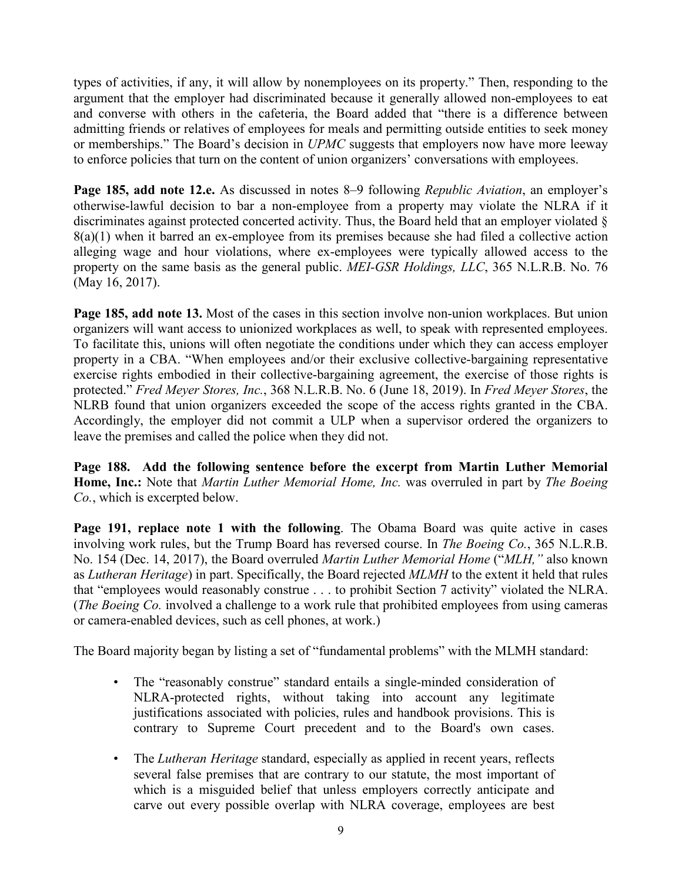types of activities, if any, it will allow by nonemployees on its property." Then, responding to the argument that the employer had discriminated because it generally allowed non-employees to eat and converse with others in the cafeteria, the Board added that "there is a difference between admitting friends or relatives of employees for meals and permitting outside entities to seek money or memberships." The Board's decision in *UPMC* suggests that employers now have more leeway to enforce policies that turn on the content of union organizers' conversations with employees.

**Page 185, add note 12.e.** As discussed in notes 8–9 following *Republic Aviation*, an employer's otherwise-lawful decision to bar a non-employee from a property may violate the NLRA if it discriminates against protected concerted activity. Thus, the Board held that an employer violated § 8(a)(1) when it barred an ex-employee from its premises because she had filed a collective action alleging wage and hour violations, where ex-employees were typically allowed access to the property on the same basis as the general public. *MEI-GSR Holdings, LLC*, 365 N.L.R.B. No. 76 (May 16, 2017).

**Page 185, add note 13.** Most of the cases in this section involve non-union workplaces. But union organizers will want access to unionized workplaces as well, to speak with represented employees. To facilitate this, unions will often negotiate the conditions under which they can access employer property in a CBA. "When employees and/or their exclusive collective-bargaining representative exercise rights embodied in their collective-bargaining agreement, the exercise of those rights is protected." *Fred Meyer Stores, Inc.*, 368 N.L.R.B. No. 6 (June 18, 2019). In *Fred Meyer Stores*, the NLRB found that union organizers exceeded the scope of the access rights granted in the CBA. Accordingly, the employer did not commit a ULP when a supervisor ordered the organizers to leave the premises and called the police when they did not.

**Page 188. Add the following sentence before the excerpt from Martin Luther Memorial Home, Inc.:** Note that *Martin Luther Memorial Home, Inc.* was overruled in part by *The Boeing Co.*, which is excerpted below.

**Page 191, replace note 1 with the following**. The Obama Board was quite active in cases involving work rules, but the Trump Board has reversed course. In *The Boeing Co.*, 365 N.L.R.B. No. 154 (Dec. 14, 2017), the Board overruled *Martin Luther Memorial Home* ("*MLH,"* also known as *Lutheran Heritage*) in part. Specifically, the Board rejected *MLMH* to the extent it held that rules that "employees would reasonably construe . . . to prohibit Section 7 activity" violated the NLRA. (*The Boeing Co.* involved a challenge to a work rule that prohibited employees from using cameras or camera-enabled devices, such as cell phones, at work.)

The Board majority began by listing a set of "fundamental problems" with the MLMH standard:

- The "reasonably construe" standard entails a single-minded consideration of NLRA-protected rights, without taking into account any legitimate justifications associated with policies, rules and handbook provisions. This is contrary to Supreme Court precedent and to the Board's own cases.
- The *Lutheran Heritage* standard, especially as applied in recent years, reflects several false premises that are contrary to our statute, the most important of which is a misguided belief that unless employers correctly anticipate and carve out every possible overlap with NLRA coverage, employees are best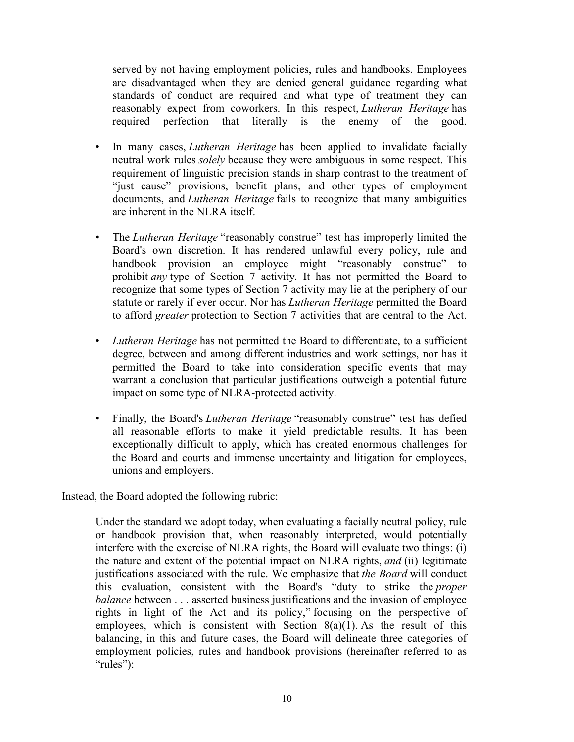served by not having employment policies, rules and handbooks. Employees are disadvantaged when they are denied general guidance regarding what standards of conduct are required and what type of treatment they can reasonably expect from coworkers. In this respect, *Lutheran Heritage* has required perfection that literally is the enemy of the good.

- In many cases, *Lutheran Heritage* has been applied to invalidate facially neutral work rules *solely* because they were ambiguous in some respect. This requirement of linguistic precision stands in sharp contrast to the treatment of "just cause" provisions, benefit plans, and other types of employment documents, and *Lutheran Heritage* fails to recognize that many ambiguities are inherent in the NLRA itself.

- The *Lutheran Heritage* "reasonably construe" test has improperly limited the Board's own discretion. It has rendered unlawful every policy, rule and handbook provision an employee might "reasonably construe" to prohibit *any* type of Section 7 activity. It has not permitted the Board to recognize that some types of Section 7 activity may lie at the periphery of our statute or rarely if ever occur. Nor has *Lutheran Heritage* permitted the Board to afford *greater* protection to Section 7 activities that are central to the Act.

- *Lutheran Heritage* has not permitted the Board to differentiate, to a sufficient degree, between and among different industries and work settings, nor has it permitted the Board to take into consideration specific events that may warrant a conclusion that particular justifications outweigh a potential future impact on some type of NLRA-protected activity.

- Finally, the Board's *Lutheran Heritage* "reasonably construe" test has defied all reasonable efforts to make it yield predictable results. It has been exceptionally difficult to apply, which has created enormous challenges for the Board and courts and immense uncertainty and litigation for employees, unions and employers.

Instead, the Board adopted the following rubric:

> Under the standard we adopt today, when evaluating a facially neutral policy, rule or handbook provision that, when reasonably interpreted, would potentially interfere with the exercise of NLRA rights, the Board will evaluate two things: (i) the nature and extent of the potential impact on NLRA rights, *and* (ii) legitimate justifications associated with the rule. We emphasize that *the Board* will conduct this evaluation, consistent with the Board's "duty to strike the *proper balance* between . . . asserted business justifications and the invasion of employee rights in light of the Act and its policy," focusing on the perspective of employees, which is consistent with Section 8(a)(1). As the result of this balancing, in this and future cases, the Board will delineate three categories of employment policies, rules and handbook provisions (hereinafter referred to as "rules"):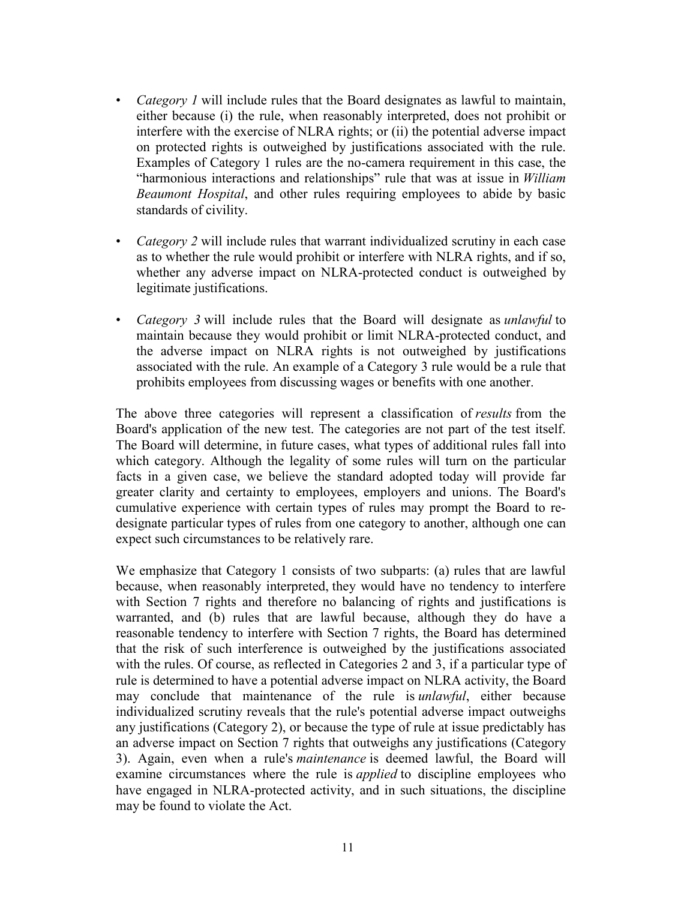- *Category 1* will include rules that the Board designates as lawful to maintain, either because (i) the rule, when reasonably interpreted, does not prohibit or interfere with the exercise of NLRA rights; or (ii) the potential adverse impact on protected rights is outweighed by justifications associated with the rule. Examples of Category 1 rules are the no-camera requirement in this case, the "harmonious interactions and relationships" rule that was at issue in *William Beaumont Hospital*, and other rules requiring employees to abide by basic standards of civility.

- *Category 2* will include rules that warrant individualized scrutiny in each case as to whether the rule would prohibit or interfere with NLRA rights, and if so, whether any adverse impact on NLRA-protected conduct is outweighed by legitimate justifications.

- *Category 3* will include rules that the Board will designate as *unlawful* to maintain because they would prohibit or limit NLRA-protected conduct, and the adverse impact on NLRA rights is not outweighed by justifications associated with the rule. An example of a Category 3 rule would be a rule that prohibits employees from discussing wages or benefits with one another.

The above three categories will represent a classification of *results* from the Board's application of the new test. The categories are not part of the test itself. The Board will determine, in future cases, what types of additional rules fall into which category. Although the legality of some rules will turn on the particular facts in a given case, we believe the standard adopted today will provide far greater clarity and certainty to employees, employers and unions. The Board's cumulative experience with certain types of rules may prompt the Board to re-designate particular types of rules from one category to another, although one can expect such circumstances to be relatively rare.

We emphasize that Category 1 consists of two subparts: (a) rules that are lawful because, when reasonably interpreted, they would have no tendency to interfere with Section 7 rights and therefore no balancing of rights and justifications is warranted, and (b) rules that are lawful because, although they do have a reasonable tendency to interfere with Section 7 rights, the Board has determined that the risk of such interference is outweighed by the justifications associated with the rules. Of course, as reflected in Categories 2 and 3, if a particular type of rule is determined to have a potential adverse impact on NLRA activity, the Board may conclude that maintenance of the rule is *unlawful*, either because individualized scrutiny reveals that the rule's potential adverse impact outweighs any justifications (Category 2), or because the type of rule at issue predictably has an adverse impact on Section 7 rights that outweighs any justifications (Category 3). Again, even when a rule's *maintenance* is deemed lawful, the Board will examine circumstances where the rule is *applied* to discipline employees who have engaged in NLRA-protected activity, and in such situations, the discipline may be found to violate the Act.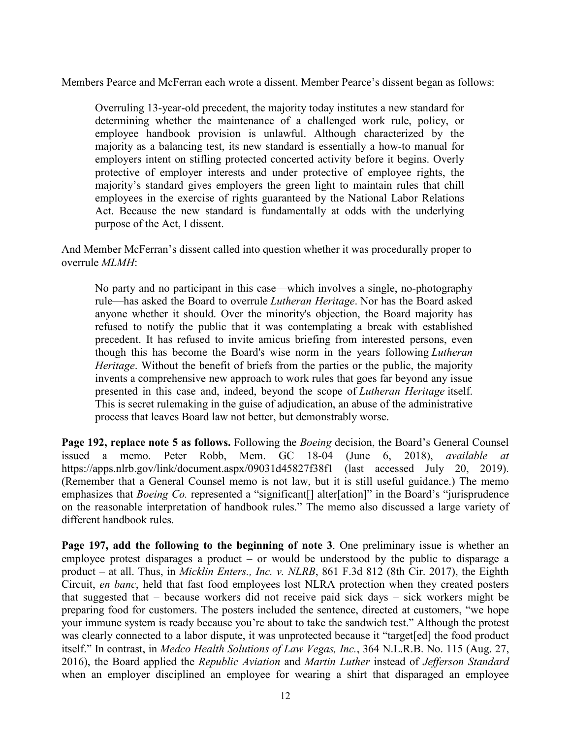Members Pearce and McFerran each wrote a dissent. Member Pearce's dissent began as follows:

> Overruling 13-year-old precedent, the majority today institutes a new standard for determining whether the maintenance of a challenged work rule, policy, or employee handbook provision is unlawful. Although characterized by the majority as a balancing test, its new standard is essentially a how-to manual for employers intent on stifling protected concerted activity before it begins. Overly protective of employer interests and under protective of employee rights, the majority's standard gives employers the green light to maintain rules that chill employees in the exercise of rights guaranteed by the National Labor Relations Act. Because the new standard is fundamentally at odds with the underlying purpose of the Act, I dissent.

And Member McFerran's dissent called into question whether it was procedurally proper to overrule *MLMH*:

> No party and no participant in this case—which involves a single, no-photography rule—has asked the Board to overrule *Lutheran Heritage*. Nor has the Board asked anyone whether it should. Over the minority's objection, the Board majority has refused to notify the public that it was contemplating a break with established precedent. It has refused to invite amicus briefing from interested persons, even though this has become the Board's wise norm in the years following *Lutheran Heritage*. Without the benefit of briefs from the parties or the public, the majority invents a comprehensive new approach to work rules that goes far beyond any issue presented in this case and, indeed, beyond the scope of *Lutheran Heritage* itself. This is secret rulemaking in the guise of adjudication, an abuse of the administrative process that leaves Board law not better, but demonstrably worse.

**Page 192, replace note 5 as follows.** Following the *Boeing* decision, the Board's General Counsel issued a memo. Peter Robb, Mem. GC 18-04 (June 6, 2018), *available at* https://apps.nlrb.gov/link/document.aspx/09031d45827f38f1 (last accessed July 20, 2019). (Remember that a General Counsel memo is not law, but it is still useful guidance.) The memo emphasizes that *Boeing Co.* represented a "significant[] alter[ation]" in the Board's "jurisprudence on the reasonable interpretation of handbook rules." The memo also discussed a large variety of different handbook rules.

**Page 197, add the following to the beginning of note 3**. One preliminary issue is whether an employee protest disparages a product – or would be understood by the public to disparage a product – at all. Thus, in *Micklin Enters., Inc. v. NLRB*, 861 F.3d 812 (8th Cir. 2017), the Eighth Circuit, *en banc*, held that fast food employees lost NLRA protection when they created posters that suggested that – because workers did not receive paid sick days – sick workers might be preparing food for customers. The posters included the sentence, directed at customers, "we hope your immune system is ready because you're about to take the sandwich test." Although the protest was clearly connected to a labor dispute, it was unprotected because it "target[ed] the food product itself." In contrast, in *Medco Health Solutions of Law Vegas, Inc.*, 364 N.L.R.B. No. 115 (Aug. 27, 2016), the Board applied the *Republic Aviation* and *Martin Luther* instead of *Jefferson Standard* when an employer disciplined an employee for wearing a shirt that disparaged an employee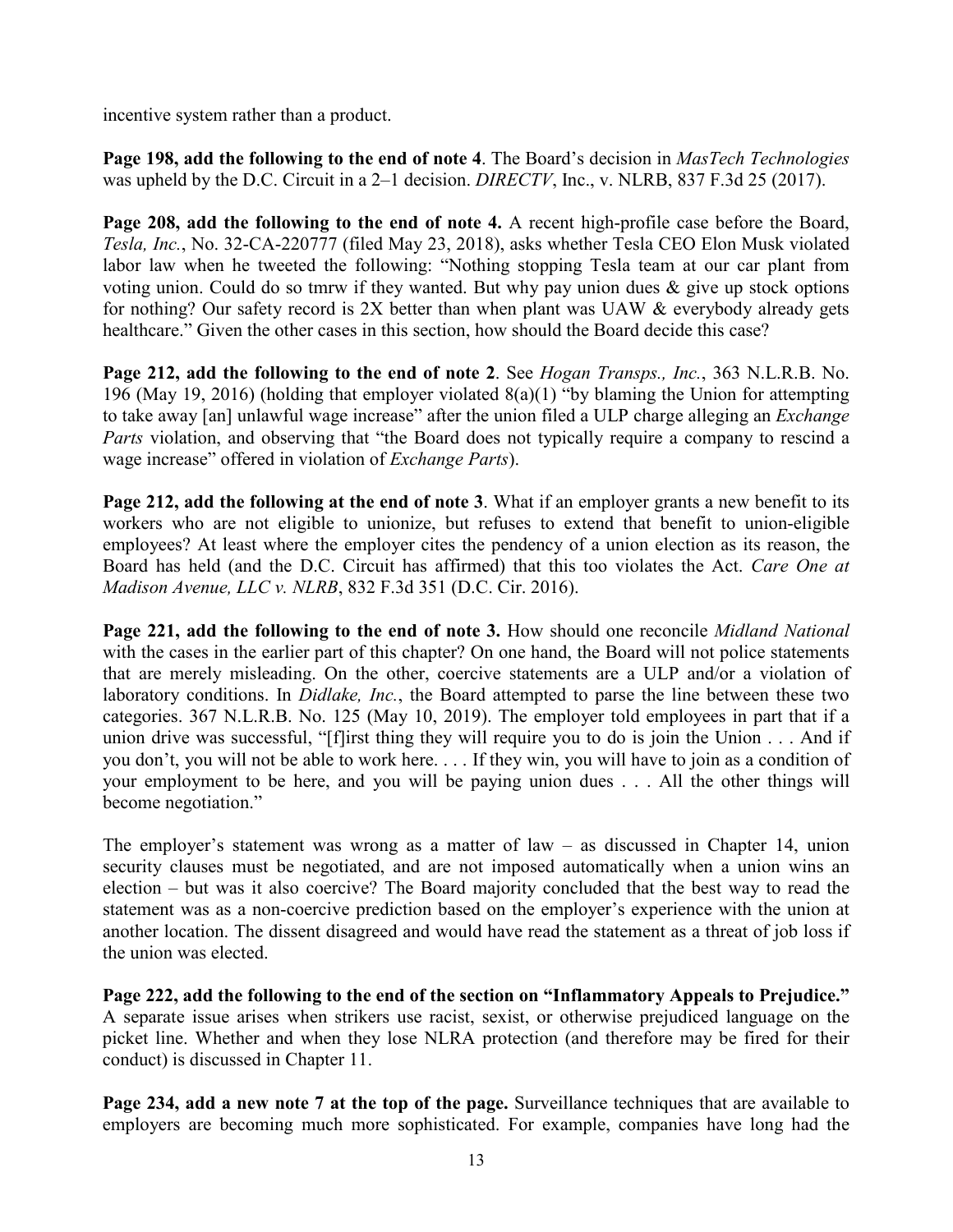incentive system rather than a product.

**Page 198, add the following to the end of note 4**. The Board's decision in *MasTech Technologies* was upheld by the D.C. Circuit in a 2–1 decision. *DIRECTV*, Inc., v. NLRB, 837 F.3d 25 (2017).

**Page 208, add the following to the end of note 4.** A recent high-profile case before the Board, *Tesla, Inc.*, No. 32-CA-220777 (filed May 23, 2018), asks whether Tesla CEO Elon Musk violated labor law when he tweeted the following: "Nothing stopping Tesla team at our car plant from voting union. Could do so tmrw if they wanted. But why pay union dues & give up stock options for nothing? Our safety record is 2X better than when plant was UAW & everybody already gets healthcare." Given the other cases in this section, how should the Board decide this case?

**Page 212, add the following to the end of note 2**. See *Hogan Transps., Inc.*, 363 N.L.R.B. No. 196 (May 19, 2016) (holding that employer violated 8(a)(1) "by blaming the Union for attempting to take away [an] unlawful wage increase" after the union filed a ULP charge alleging an *Exchange Parts* violation, and observing that "the Board does not typically require a company to rescind a wage increase" offered in violation of *Exchange Parts*).

**Page 212, add the following at the end of note 3**. What if an employer grants a new benefit to its workers who are not eligible to unionize, but refuses to extend that benefit to union-eligible employees? At least where the employer cites the pendency of a union election as its reason, the Board has held (and the D.C. Circuit has affirmed) that this too violates the Act. *Care One at Madison Avenue, LLC v. NLRB*, 832 F.3d 351 (D.C. Cir. 2016).

**Page 221, add the following to the end of note 3.** How should one reconcile *Midland National* with the cases in the earlier part of this chapter? On one hand, the Board will not police statements that are merely misleading. On the other, coercive statements are a ULP and/or a violation of laboratory conditions. In *Didlake, Inc.*, the Board attempted to parse the line between these two categories. 367 N.L.R.B. No. 125 (May 10, 2019). The employer told employees in part that if a union drive was successful, "[f]irst thing they will require you to do is join the Union . . . And if you don't, you will not be able to work here. . . . If they win, you will have to join as a condition of your employment to be here, and you will be paying union dues . . . All the other things will become negotiation."

The employer's statement was wrong as a matter of law – as discussed in Chapter 14, union security clauses must be negotiated, and are not imposed automatically when a union wins an election – but was it also coercive? The Board majority concluded that the best way to read the statement was as a non-coercive prediction based on the employer's experience with the union at another location. The dissent disagreed and would have read the statement as a threat of job loss if the union was elected.

**Page 222, add the following to the end of the section on "Inflammatory Appeals to Prejudice."** A separate issue arises when strikers use racist, sexist, or otherwise prejudiced language on the picket line. Whether and when they lose NLRA protection (and therefore may be fired for their conduct) is discussed in Chapter 11.

**Page 234, add a new note 7 at the top of the page.** Surveillance techniques that are available to employers are becoming much more sophisticated. For example, companies have long had the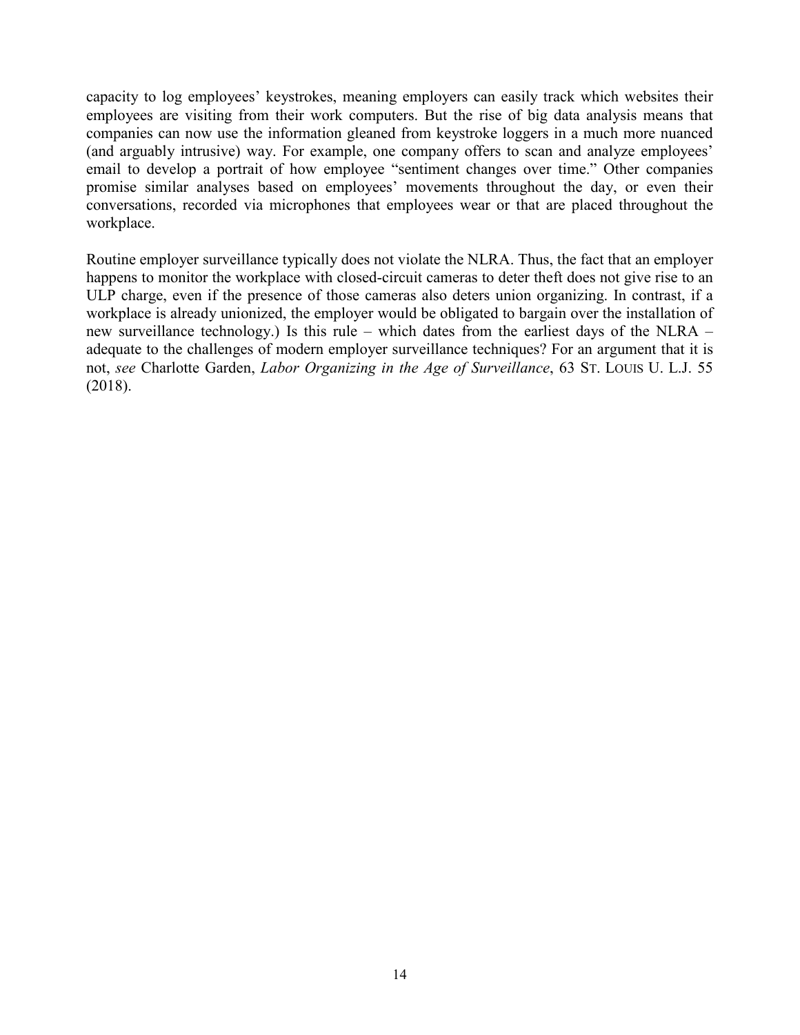capacity to log employees' keystrokes, meaning employers can easily track which websites their employees are visiting from their work computers. But the rise of big data analysis means that companies can now use the information gleaned from keystroke loggers in a much more nuanced (and arguably intrusive) way. For example, one company offers to scan and analyze employees' email to develop a portrait of how employee "sentiment changes over time." Other companies promise similar analyses based on employees' movements throughout the day, or even their conversations, recorded via microphones that employees wear or that are placed throughout the workplace.

Routine employer surveillance typically does not violate the NLRA. Thus, the fact that an employer happens to monitor the workplace with closed-circuit cameras to deter theft does not give rise to an ULP charge, even if the presence of those cameras also deters union organizing. In contrast, if a workplace is already unionized, the employer would be obligated to bargain over the installation of new surveillance technology.) Is this rule – which dates from the earliest days of the NLRA – adequate to the challenges of modern employer surveillance techniques? For an argument that it is not, *see* Charlotte Garden, *Labor Organizing in the Age of Surveillance*, 63 ST. LOUIS U. L.J. 55 (2018).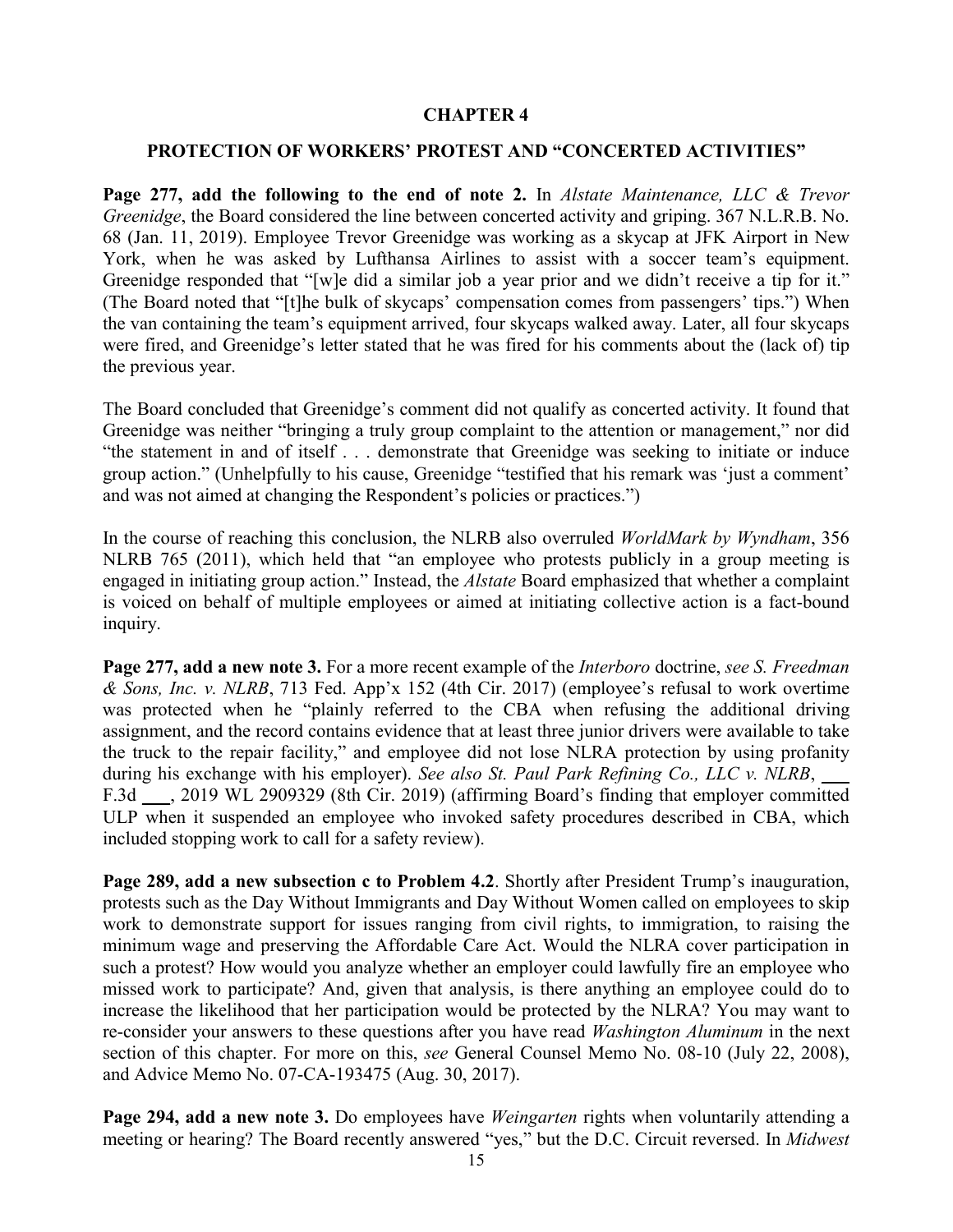**CHAPTER 4**

**PROTECTION OF WORKERS' PROTEST AND "CONCERTED ACTIVITIES"**

**Page 277, add the following to the end of note 2.** In *Alstate Maintenance, LLC & Trevor Greenidge*, the Board considered the line between concerted activity and griping. 367 N.L.R.B. No. 68 (Jan. 11, 2019). Employee Trevor Greenidge was working as a skycap at JFK Airport in New York, when he was asked by Lufthansa Airlines to assist with a soccer team's equipment. Greenidge responded that "[w]e did a similar job a year prior and we didn't receive a tip for it." (The Board noted that "[t]he bulk of skycaps' compensation comes from passengers' tips.") When the van containing the team's equipment arrived, four skycaps walked away. Later, all four skycaps were fired, and Greenidge's letter stated that he was fired for his comments about the (lack of) tip the previous year.

The Board concluded that Greenidge's comment did not qualify as concerted activity. It found that Greenidge was neither "bringing a truly group complaint to the attention or management," nor did "the statement in and of itself . . . demonstrate that Greenidge was seeking to initiate or induce group action." (Unhelpfully to his cause, Greenidge "testified that his remark was 'just a comment' and was not aimed at changing the Respondent's policies or practices.")

In the course of reaching this conclusion, the NLRB also overruled *WorldMark by Wyndham*, 356 NLRB 765 (2011), which held that "an employee who protests publicly in a group meeting is engaged in initiating group action." Instead, the *Alstate* Board emphasized that whether a complaint is voiced on behalf of multiple employees or aimed at initiating collective action is a fact-bound inquiry.

**Page 277, add a new note 3.** For a more recent example of the *Interboro* doctrine, *see S. Freedman & Sons, Inc. v. NLRB*, 713 Fed. App'x 152 (4th Cir. 2017) (employee's refusal to work overtime was protected when he "plainly referred to the CBA when refusing the additional driving assignment, and the record contains evidence that at least three junior drivers were available to take the truck to the repair facility," and employee did not lose NLRA protection by using profanity during his exchange with his employer). *See also St. Paul Park Refining Co., LLC v. NLRB*, ___ F.3d ___, 2019 WL 2909329 (8th Cir. 2019) (affirming Board's finding that employer committed ULP when it suspended an employee who invoked safety procedures described in CBA, which included stopping work to call for a safety review).

**Page 289, add a new subsection c to Problem 4.2**. Shortly after President Trump's inauguration, protests such as the Day Without Immigrants and Day Without Women called on employees to skip work to demonstrate support for issues ranging from civil rights, to immigration, to raising the minimum wage and preserving the Affordable Care Act. Would the NLRA cover participation in such a protest? How would you analyze whether an employer could lawfully fire an employee who missed work to participate? And, given that analysis, is there anything an employee could do to increase the likelihood that her participation would be protected by the NLRA? You may want to re-consider your answers to these questions after you have read *Washington Aluminum* in the next section of this chapter. For more on this, *see* General Counsel Memo No. 08-10 (July 22, 2008), and Advice Memo No. 07-CA-193475 (Aug. 30, 2017).

**Page 294, add a new note 3.** Do employees have *Weingarten* rights when voluntarily attending a meeting or hearing? The Board recently answered "yes," but the D.C. Circuit reversed. In *Midwest*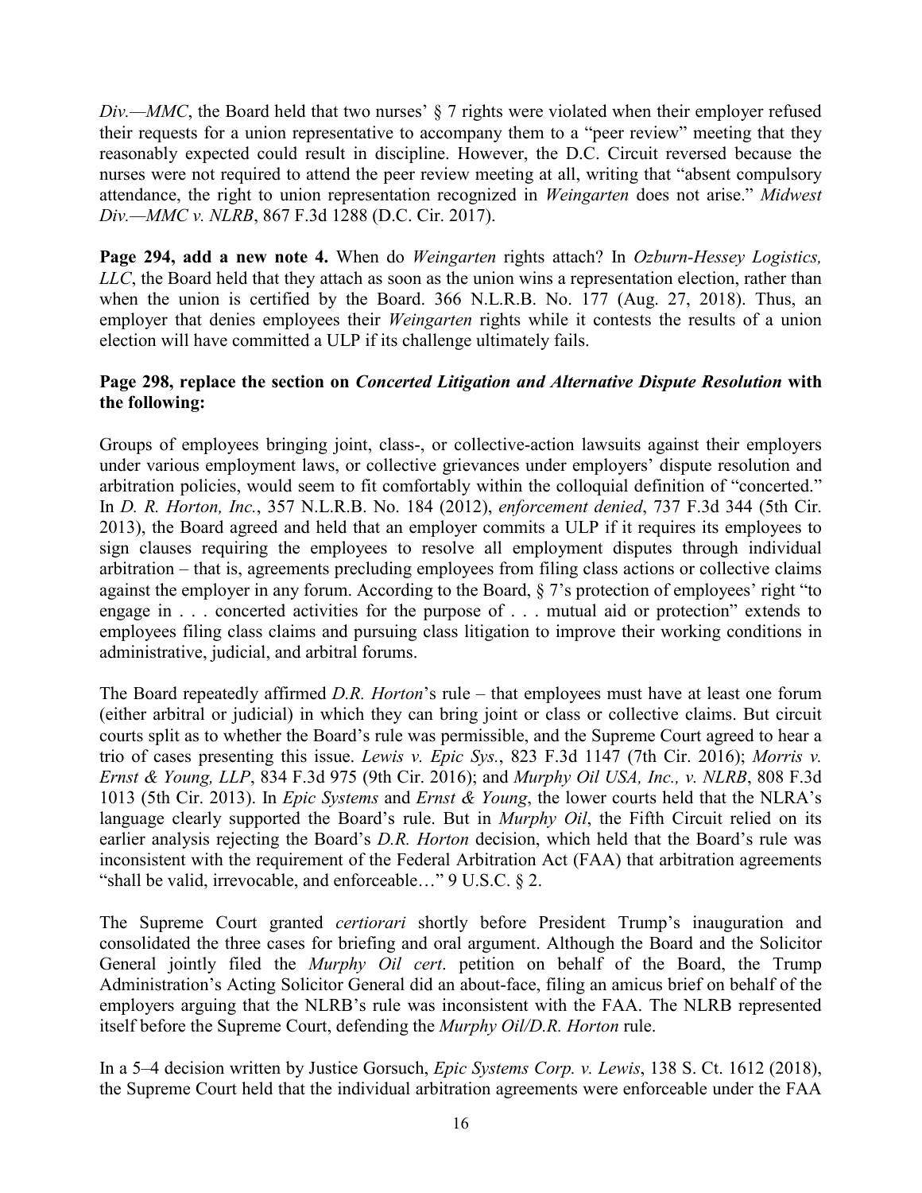*Div.—MMC*, the Board held that two nurses' § 7 rights were violated when their employer refused their requests for a union representative to accompany them to a "peer review" meeting that they reasonably expected could result in discipline. However, the D.C. Circuit reversed because the nurses were not required to attend the peer review meeting at all, writing that "absent compulsory attendance, the right to union representation recognized in *Weingarten* does not arise." *Midwest Div.—MMC v. NLRB*, 867 F.3d 1288 (D.C. Cir. 2017).

**Page 294, add a new note 4.** When do *Weingarten* rights attach? In *Ozburn-Hessey Logistics, LLC*, the Board held that they attach as soon as the union wins a representation election, rather than when the union is certified by the Board. 366 N.L.R.B. No. 177 (Aug. 27, 2018). Thus, an employer that denies employees their *Weingarten* rights while it contests the results of a union election will have committed a ULP if its challenge ultimately fails.

**Page 298, replace the section on *Concerted Litigation and Alternative Dispute Resolution* with the following:**

Groups of employees bringing joint, class-, or collective-action lawsuits against their employers under various employment laws, or collective grievances under employers' dispute resolution and arbitration policies, would seem to fit comfortably within the colloquial definition of "concerted." In *D. R. Horton, Inc.*, 357 N.L.R.B. No. 184 (2012), *enforcement denied*, 737 F.3d 344 (5th Cir. 2013), the Board agreed and held that an employer commits a ULP if it requires its employees to sign clauses requiring the employees to resolve all employment disputes through individual arbitration – that is, agreements precluding employees from filing class actions or collective claims against the employer in any forum. According to the Board, § 7's protection of employees' right "to engage in . . . concerted activities for the purpose of . . . mutual aid or protection" extends to employees filing class claims and pursuing class litigation to improve their working conditions in administrative, judicial, and arbitral forums.

The Board repeatedly affirmed *D.R. Horton*'s rule – that employees must have at least one forum (either arbitral or judicial) in which they can bring joint or class or collective claims. But circuit courts split as to whether the Board's rule was permissible, and the Supreme Court agreed to hear a trio of cases presenting this issue. *Lewis v. Epic Sys.*, 823 F.3d 1147 (7th Cir. 2016); *Morris v. Ernst & Young, LLP*, 834 F.3d 975 (9th Cir. 2016); and *Murphy Oil USA, Inc., v. NLRB*, 808 F.3d 1013 (5th Cir. 2013). In *Epic Systems* and *Ernst & Young*, the lower courts held that the NLRA's language clearly supported the Board's rule. But in *Murphy Oil*, the Fifth Circuit relied on its earlier analysis rejecting the Board's *D.R. Horton* decision, which held that the Board's rule was inconsistent with the requirement of the Federal Arbitration Act (FAA) that arbitration agreements "shall be valid, irrevocable, and enforceable…" 9 U.S.C. § 2.

The Supreme Court granted *certiorari* shortly before President Trump's inauguration and consolidated the three cases for briefing and oral argument. Although the Board and the Solicitor General jointly filed the *Murphy Oil cert*. petition on behalf of the Board, the Trump Administration's Acting Solicitor General did an about-face, filing an amicus brief on behalf of the employers arguing that the NLRB's rule was inconsistent with the FAA. The NLRB represented itself before the Supreme Court, defending the *Murphy Oil/D.R. Horton* rule.

In a 5–4 decision written by Justice Gorsuch, *Epic Systems Corp. v. Lewis*, 138 S. Ct. 1612 (2018), the Supreme Court held that the individual arbitration agreements were enforceable under the FAA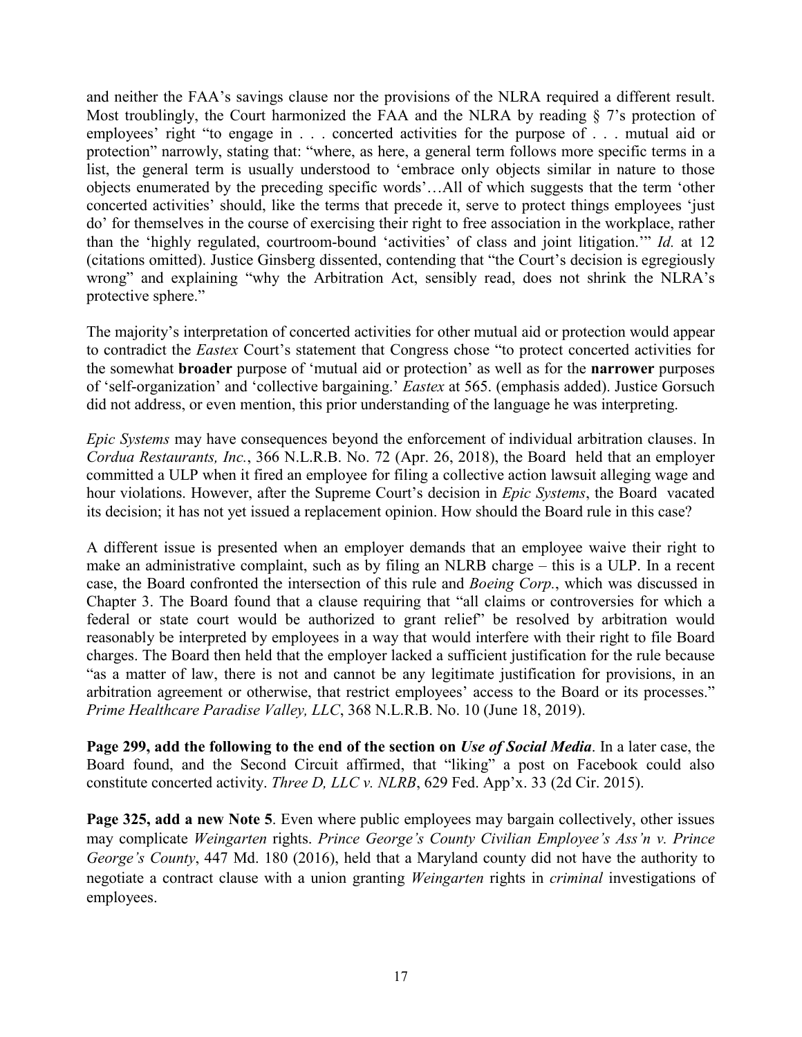and neither the FAA's savings clause nor the provisions of the NLRA required a different result. Most troublingly, the Court harmonized the FAA and the NLRA by reading § 7's protection of employees' right "to engage in . . . concerted activities for the purpose of . . . mutual aid or protection" narrowly, stating that: "where, as here, a general term follows more specific terms in a list, the general term is usually understood to 'embrace only objects similar in nature to those objects enumerated by the preceding specific words'…All of which suggests that the term 'other concerted activities' should, like the terms that precede it, serve to protect things employees 'just do' for themselves in the course of exercising their right to free association in the workplace, rather than the 'highly regulated, courtroom-bound 'activities' of class and joint litigation.'" *Id.* at 12 (citations omitted). Justice Ginsberg dissented, contending that "the Court's decision is egregiously wrong" and explaining "why the Arbitration Act, sensibly read, does not shrink the NLRA's protective sphere."

The majority's interpretation of concerted activities for other mutual aid or protection would appear to contradict the *Eastex* Court's statement that Congress chose "to protect concerted activities for the somewhat **broader** purpose of 'mutual aid or protection' as well as for the **narrower** purposes of 'self-organization' and 'collective bargaining.' *Eastex* at 565. (emphasis added). Justice Gorsuch did not address, or even mention, this prior understanding of the language he was interpreting.

*Epic Systems* may have consequences beyond the enforcement of individual arbitration clauses. In *Cordua Restaurants, Inc.*, 366 N.L.R.B. No. 72 (Apr. 26, 2018), the Board held that an employer committed a ULP when it fired an employee for filing a collective action lawsuit alleging wage and hour violations. However, after the Supreme Court's decision in *Epic Systems*, the Board vacated its decision; it has not yet issued a replacement opinion. How should the Board rule in this case?

A different issue is presented when an employer demands that an employee waive their right to make an administrative complaint, such as by filing an NLRB charge – this is a ULP. In a recent case, the Board confronted the intersection of this rule and *Boeing Corp.*, which was discussed in Chapter 3. The Board found that a clause requiring that "all claims or controversies for which a federal or state court would be authorized to grant relief" be resolved by arbitration would reasonably be interpreted by employees in a way that would interfere with their right to file Board charges. The Board then held that the employer lacked a sufficient justification for the rule because "as a matter of law, there is not and cannot be any legitimate justification for provisions, in an arbitration agreement or otherwise, that restrict employees' access to the Board or its processes." *Prime Healthcare Paradise Valley, LLC*, 368 N.L.R.B. No. 10 (June 18, 2019).

**Page 299, add the following to the end of the section on *Use of Social Media*.** In a later case, the Board found, and the Second Circuit affirmed, that "liking" a post on Facebook could also constitute concerted activity. *Three D, LLC v. NLRB*, 629 Fed. App'x. 33 (2d Cir. 2015).

**Page 325, add a new Note 5**. Even where public employees may bargain collectively, other issues may complicate *Weingarten* rights. *Prince George's County Civilian Employee's Ass'n v. Prince George's County*, 447 Md. 180 (2016), held that a Maryland county did not have the authority to negotiate a contract clause with a union granting *Weingarten* rights in *criminal* investigations of employees.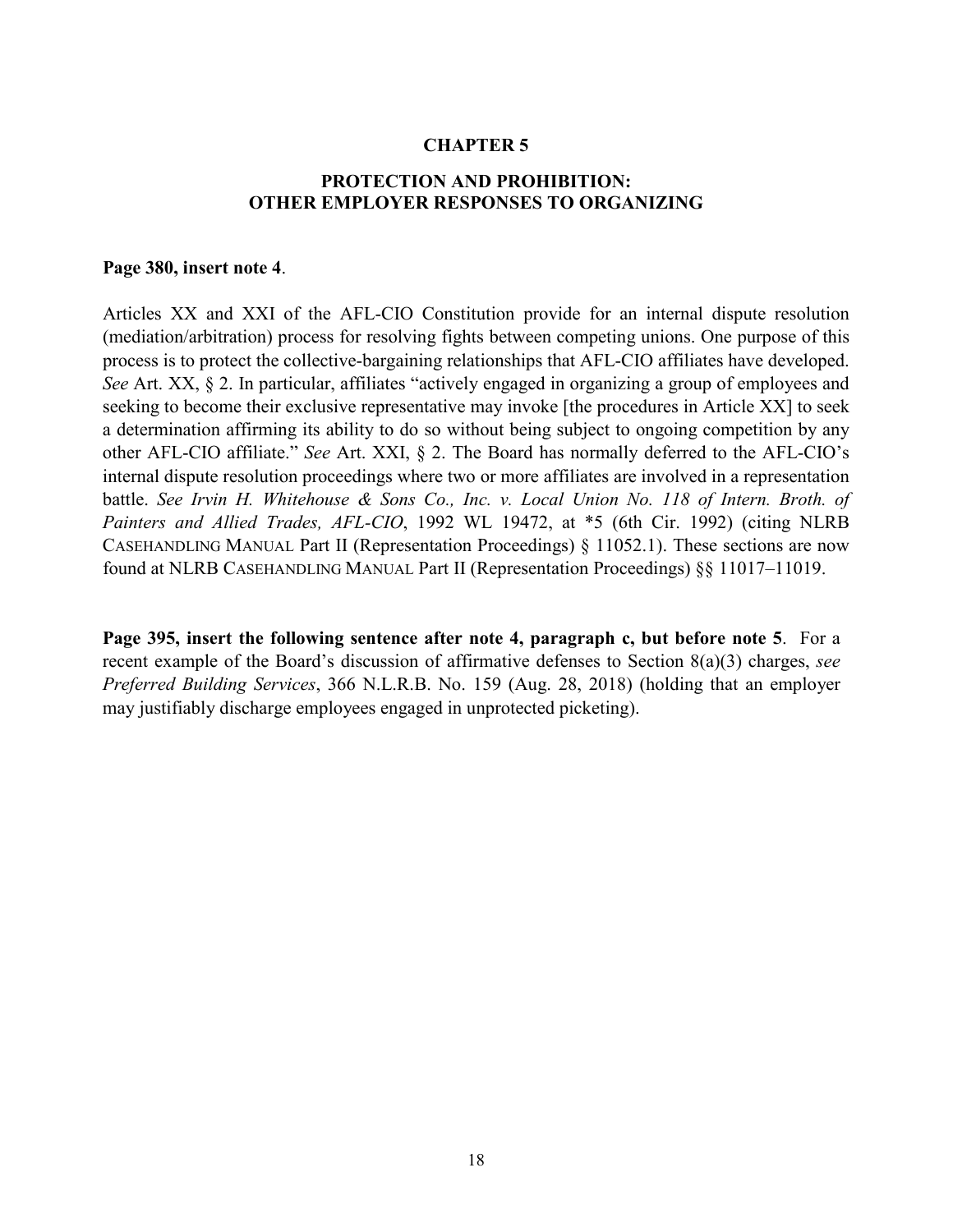# CHAPTER 5

## PROTECTION AND PROHIBITION: OTHER EMPLOYER RESPONSES TO ORGANIZING

**Page 380, insert note 4**.

Articles XX and XXI of the AFL-CIO Constitution provide for an internal dispute resolution (mediation/arbitration) process for resolving fights between competing unions. One purpose of this process is to protect the collective-bargaining relationships that AFL-CIO affiliates have developed. *See* Art. XX, § 2. In particular, affiliates "actively engaged in organizing a group of employees and seeking to become their exclusive representative may invoke [the procedures in Article XX] to seek a determination affirming its ability to do so without being subject to ongoing competition by any other AFL-CIO affiliate." *See* Art. XXI, § 2. The Board has normally deferred to the AFL-CIO's internal dispute resolution proceedings where two or more affiliates are involved in a representation battle. *See Irvin H. Whitehouse & Sons Co., Inc. v. Local Union No. 118 of Intern. Broth. of Painters and Allied Trades, AFL-CIO*, 1992 WL 19472, at *5 (6th Cir. 1992) (citing NLRB CASEHANDLING MANUAL Part II (Representation Proceedings) § 11052.1). These sections are now found at NLRB CASEHANDLING MANUAL Part II (Representation Proceedings) §§ 11017–11019.

**Page 395, insert the following sentence after note 4, paragraph c, but before note 5**. For a recent example of the Board's discussion of affirmative defenses to Section 8(a)(3) charges, *see Preferred Building Services*, 366 N.L.R.B. No. 159 (Aug. 28, 2018) (holding that an employer may justifiably discharge employees engaged in unprotected picketing).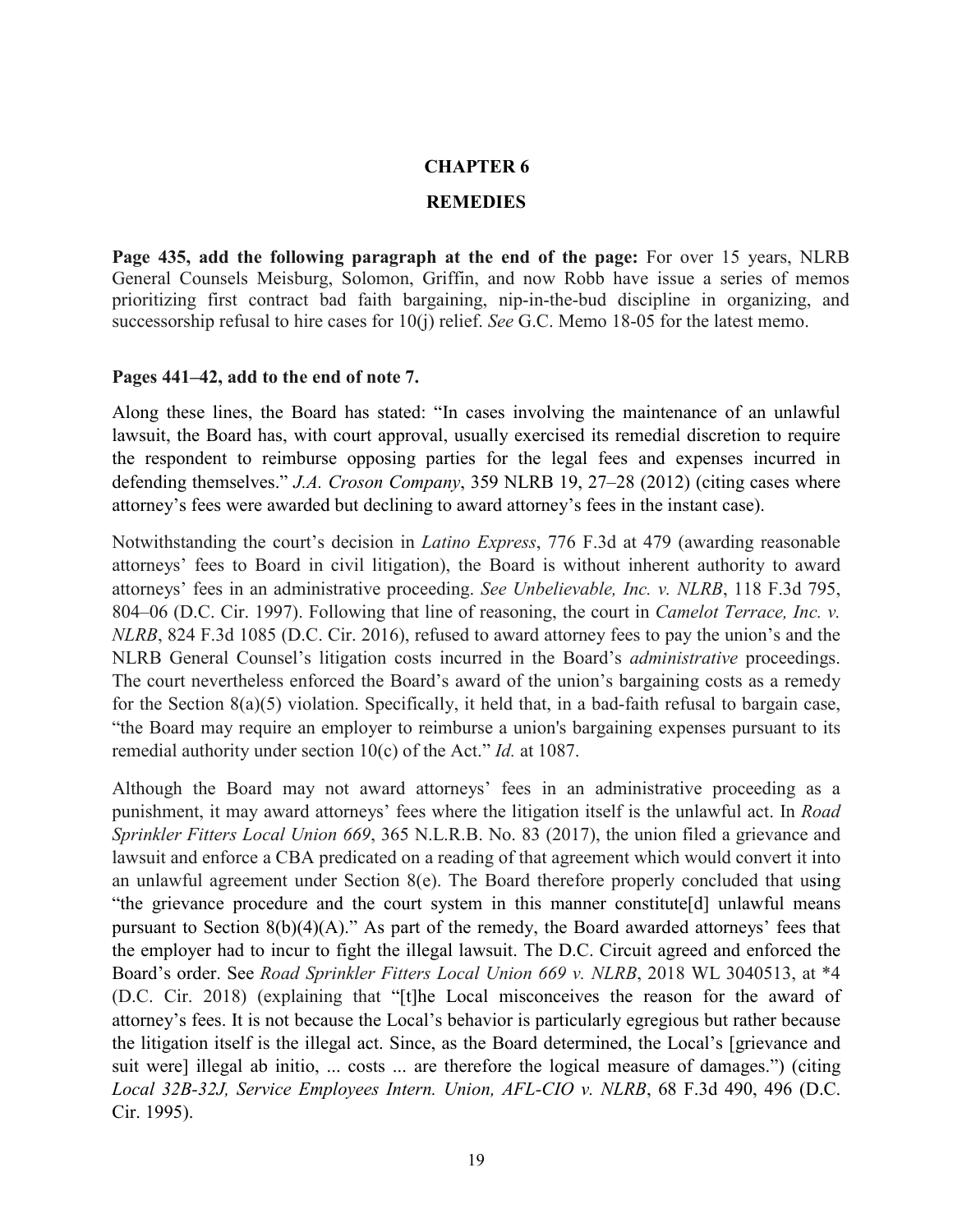# CHAPTER 6

## REMEDIES

**Page 435, add the following paragraph at the end of the page:** For over 15 years, NLRB General Counsels Meisburg, Solomon, Griffin, and now Robb have issue a series of memos prioritizing first contract bad faith bargaining, nip-in-the-bud discipline in organizing, and successorship refusal to hire cases for 10(j) relief. *See* G.C. Memo 18-05 for the latest memo.

**Pages 441–42, add to the end of note 7.**

Along these lines, the Board has stated: "In cases involving the maintenance of an unlawful lawsuit, the Board has, with court approval, usually exercised its remedial discretion to require the respondent to reimburse opposing parties for the legal fees and expenses incurred in defending themselves." *J.A. Croson Company*, 359 NLRB 19, 27–28 (2012) (citing cases where attorney's fees were awarded but declining to award attorney's fees in the instant case).

Notwithstanding the court's decision in *Latino Express*, 776 F.3d at 479 (awarding reasonable attorneys' fees to Board in civil litigation), the Board is without inherent authority to award attorneys' fees in an administrative proceeding. *See Unbelievable, Inc. v. NLRB*, 118 F.3d 795, 804–06 (D.C. Cir. 1997). Following that line of reasoning, the court in *Camelot Terrace, Inc. v. NLRB*, 824 F.3d 1085 (D.C. Cir. 2016), refused to award attorney fees to pay the union's and the NLRB General Counsel's litigation costs incurred in the Board's *administrative* proceedings. The court nevertheless enforced the Board's award of the union's bargaining costs as a remedy for the Section 8(a)(5) violation. Specifically, it held that, in a bad-faith refusal to bargain case, "the Board may require an employer to reimburse a union's bargaining expenses pursuant to its remedial authority under section 10(c) of the Act." *Id.* at 1087.

Although the Board may not award attorneys' fees in an administrative proceeding as a punishment, it may award attorneys' fees where the litigation itself is the unlawful act. In *Road Sprinkler Fitters Local Union 669*, 365 N.L.R.B. No. 83 (2017), the union filed a grievance and lawsuit and enforce a CBA predicated on a reading of that agreement which would convert it into an unlawful agreement under Section 8(e). The Board therefore properly concluded that using "the grievance procedure and the court system in this manner constitute[d] unlawful means pursuant to Section 8(b)(4)(A)." As part of the remedy, the Board awarded attorneys' fees that the employer had to incur to fight the illegal lawsuit. The D.C. Circuit agreed and enforced the Board's order. See *Road Sprinkler Fitters Local Union 669 v. NLRB*, 2018 WL 3040513, at *4 (D.C. Cir. 2018) (explaining that "[t]he Local misconceives the reason for the award of attorney's fees. It is not because the Local's behavior is particularly egregious but rather because the litigation itself is the illegal act. Since, as the Board determined, the Local's [grievance and suit were] illegal ab initio, ... costs ... are therefore the logical measure of damages.") (citing *Local 32B-32J, Service Employees Intern. Union, AFL-CIO v. NLRB*, 68 F.3d 490, 496 (D.C. Cir. 1995).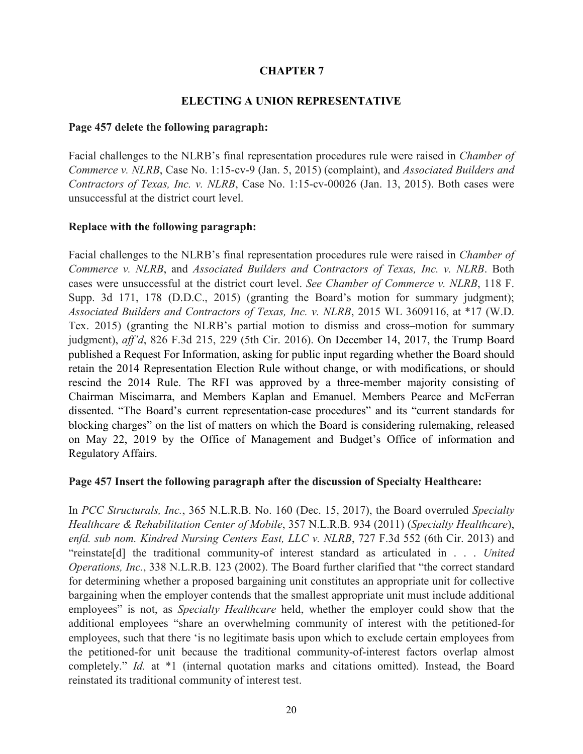# CHAPTER 7

## ELECTING A UNION REPRESENTATIVE

**Page 457 delete the following paragraph:**

Facial challenges to the NLRB's final representation procedures rule were raised in *Chamber of Commerce v. NLRB*, Case No. 1:15-cv-9 (Jan. 5, 2015) (complaint), and *Associated Builders and Contractors of Texas, Inc. v. NLRB*, Case No. 1:15-cv-00026 (Jan. 13, 2015). Both cases were unsuccessful at the district court level.

**Replace with the following paragraph:**

Facial challenges to the NLRB's final representation procedures rule were raised in *Chamber of Commerce v. NLRB*, and *Associated Builders and Contractors of Texas, Inc. v. NLRB*. Both cases were unsuccessful at the district court level. *See Chamber of Commerce v. NLRB*, 118 F. Supp. 3d 171, 178 (D.D.C., 2015) (granting the Board's motion for summary judgment); *Associated Builders and Contractors of Texas, Inc. v. NLRB*, 2015 WL 3609116, at \*17 (W.D. Tex. 2015) (granting the NLRB's partial motion to dismiss and cross–motion for summary judgment), *aff'd*, 826 F.3d 215, 229 (5th Cir. 2016). On December 14, 2017, the Trump Board published a Request For Information, asking for public input regarding whether the Board should retain the 2014 Representation Election Rule without change, or with modifications, or should rescind the 2014 Rule. The RFI was approved by a three-member majority consisting of Chairman Miscimarra, and Members Kaplan and Emanuel. Members Pearce and McFerran dissented. "The Board's current representation-case procedures" and its "current standards for blocking charges" on the list of matters on which the Board is considering rulemaking, released on May 22, 2019 by the Office of Management and Budget's Office of information and Regulatory Affairs.

**Page 457 Insert the following paragraph after the discussion of Specialty Healthcare:**

In *PCC Structurals, Inc.*, 365 N.L.R.B. No. 160 (Dec. 15, 2017), the Board overruled *Specialty Healthcare & Rehabilitation Center of Mobile*, 357 N.L.R.B. 934 (2011) (*Specialty Healthcare*), *enfd. sub nom. Kindred Nursing Centers East, LLC v. NLRB*, 727 F.3d 552 (6th Cir. 2013) and "reinstate[d] the traditional community-of interest standard as articulated in . . . *United Operations, Inc.*, 338 N.L.R.B. 123 (2002). The Board further clarified that "the correct standard for determining whether a proposed bargaining unit constitutes an appropriate unit for collective bargaining when the employer contends that the smallest appropriate unit must include additional employees" is not, as *Specialty Healthcare* held, whether the employer could show that the additional employees "share an overwhelming community of interest with the petitioned-for employees, such that there 'is no legitimate basis upon which to exclude certain employees from the petitioned-for unit because the traditional community-of-interest factors overlap almost completely." *Id.* at \*1 (internal quotation marks and citations omitted). Instead, the Board reinstated its traditional community of interest test.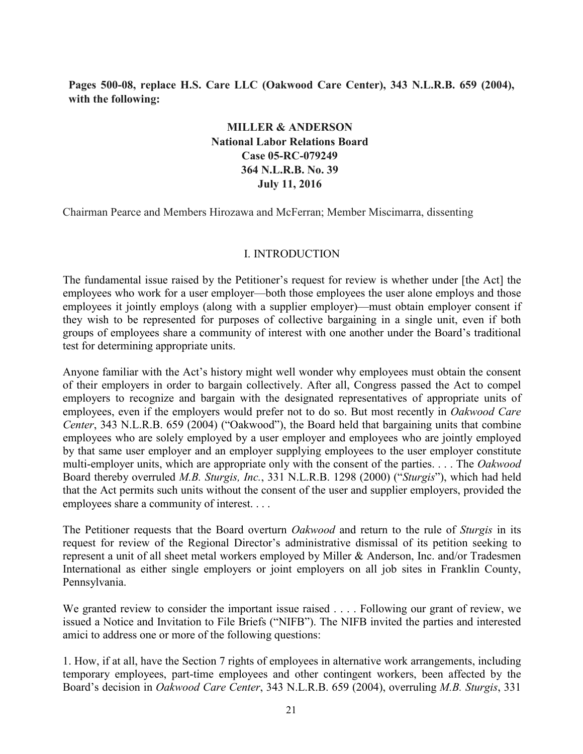**Pages 500-08, replace H.S. Care LLC (Oakwood Care Center), 343 N.L.R.B. 659 (2004), with the following:**

**MILLER & ANDERSON**
**National Labor Relations Board**
**Case 05-RC-079249**
**364 N.L.R.B. No. 39**
**July 11, 2016**

Chairman Pearce and Members Hirozawa and McFerran; Member Miscimarra, dissenting

## I. INTRODUCTION

The fundamental issue raised by the Petitioner's request for review is whether under [the Act] the employees who work for a user employer—both those employees the user alone employs and those employees it jointly employs (along with a supplier employer)—must obtain employer consent if they wish to be represented for purposes of collective bargaining in a single unit, even if both groups of employees share a community of interest with one another under the Board's traditional test for determining appropriate units.

Anyone familiar with the Act's history might well wonder why employees must obtain the consent of their employers in order to bargain collectively. After all, Congress passed the Act to compel employers to recognize and bargain with the designated representatives of appropriate units of employees, even if the employers would prefer not to do so. But most recently in *Oakwood Care Center*, 343 N.L.R.B. 659 (2004) ("Oakwood"), the Board held that bargaining units that combine employees who are solely employed by a user employer and employees who are jointly employed by that same user employer and an employer supplying employees to the user employer constitute multi-employer units, which are appropriate only with the consent of the parties. . . . The *Oakwood* Board thereby overruled *M.B. Sturgis, Inc.*, 331 N.L.R.B. 1298 (2000) ("*Sturgis*"), which had held that the Act permits such units without the consent of the user and supplier employers, provided the employees share a community of interest. . . .

The Petitioner requests that the Board overturn *Oakwood* and return to the rule of *Sturgis* in its request for review of the Regional Director's administrative dismissal of its petition seeking to represent a unit of all sheet metal workers employed by Miller & Anderson, Inc. and/or Tradesmen International as either single employers or joint employers on all job sites in Franklin County, Pennsylvania.

We granted review to consider the important issue raised . . . . Following our grant of review, we issued a Notice and Invitation to File Briefs ("NIFB"). The NIFB invited the parties and interested amici to address one or more of the following questions:

1. How, if at all, have the Section 7 rights of employees in alternative work arrangements, including temporary employees, part-time employees and other contingent workers, been affected by the Board's decision in *Oakwood Care Center*, 343 N.L.R.B. 659 (2004), overruling *M.B. Sturgis*, 331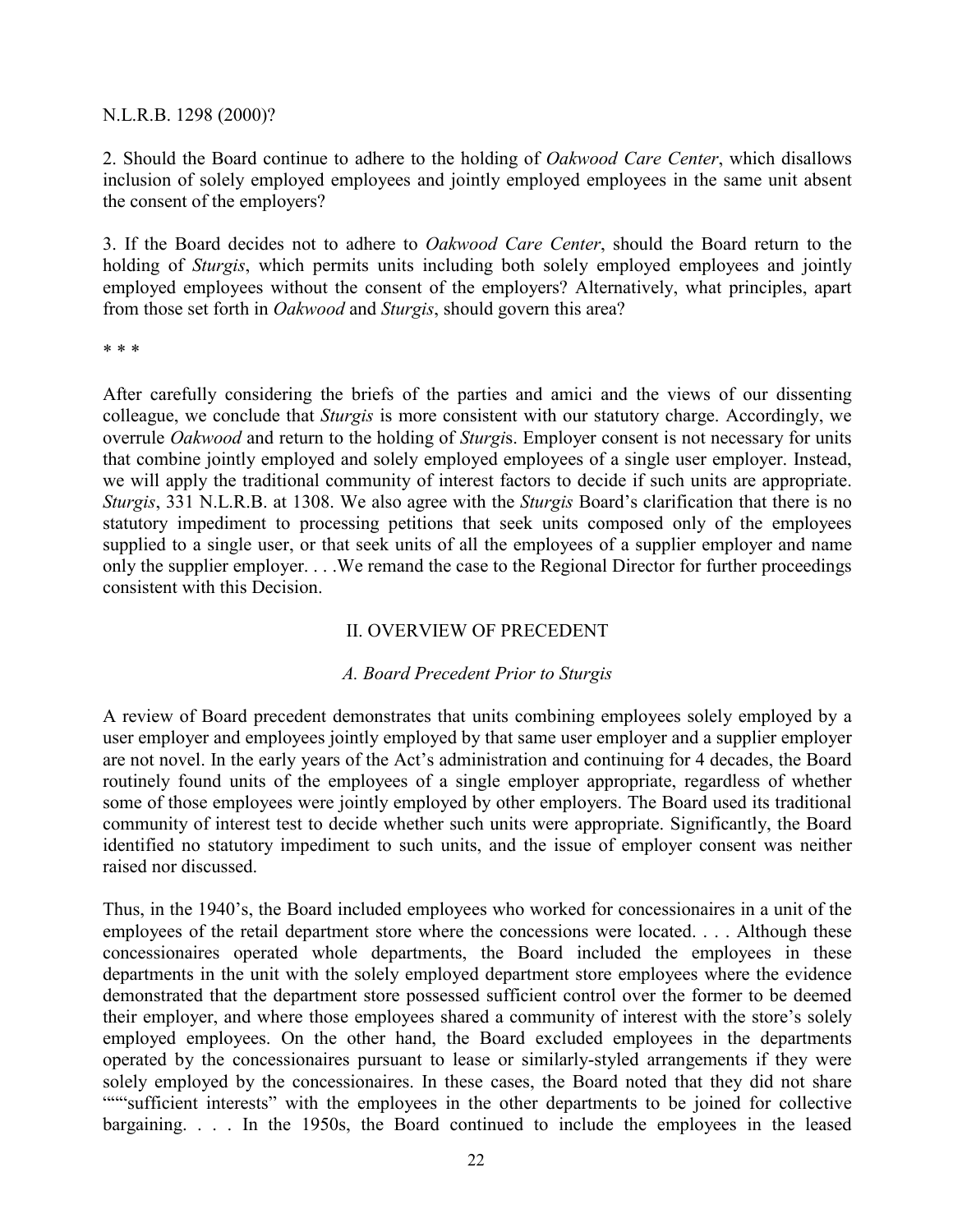N.L.R.B. 1298 (2000)?

2. Should the Board continue to adhere to the holding of *Oakwood Care Center*, which disallows inclusion of solely employed employees and jointly employed employees in the same unit absent the consent of the employers?

3. If the Board decides not to adhere to *Oakwood Care Center*, should the Board return to the holding of *Sturgis*, which permits units including both solely employed employees and jointly employed employees without the consent of the employers? Alternatively, what principles, apart from those set forth in *Oakwood* and *Sturgis*, should govern this area?

\* \* \*

After carefully considering the briefs of the parties and amici and the views of our dissenting colleague, we conclude that *Sturgis* is more consistent with our statutory charge. Accordingly, we overrule *Oakwood* and return to the holding of *Sturgi*s. Employer consent is not necessary for units that combine jointly employed and solely employed employees of a single user employer. Instead, we will apply the traditional community of interest factors to decide if such units are appropriate. *Sturgis*, 331 N.L.R.B. at 1308. We also agree with the *Sturgis* Board's clarification that there is no statutory impediment to processing petitions that seek units composed only of the employees supplied to a single user, or that seek units of all the employees of a supplier employer and name only the supplier employer. . . .We remand the case to the Regional Director for further proceedings consistent with this Decision.

## II. OVERVIEW OF PRECEDENT

### *A. Board Precedent Prior to Sturgis*

A review of Board precedent demonstrates that units combining employees solely employed by a user employer and employees jointly employed by that same user employer and a supplier employer are not novel. In the early years of the Act's administration and continuing for 4 decades, the Board routinely found units of the employees of a single employer appropriate, regardless of whether some of those employees were jointly employed by other employers. The Board used its traditional community of interest test to decide whether such units were appropriate. Significantly, the Board identified no statutory impediment to such units, and the issue of employer consent was neither raised nor discussed.

Thus, in the 1940's, the Board included employees who worked for concessionaires in a unit of the employees of the retail department store where the concessions were located. . . . Although these concessionaires operated whole departments, the Board included the employees in these departments in the unit with the solely employed department store employees where the evidence demonstrated that the department store possessed sufficient control over the former to be deemed their employer, and where those employees shared a community of interest with the store's solely employed employees. On the other hand, the Board excluded employees in the departments operated by the concessionaires pursuant to lease or similarly-styled arrangements if they were solely employed by the concessionaires. In these cases, the Board noted that they did not share """"sufficient interests" with the employees in the other departments to be joined for collective bargaining. . . . In the 1950s, the Board continued to include the employees in the leased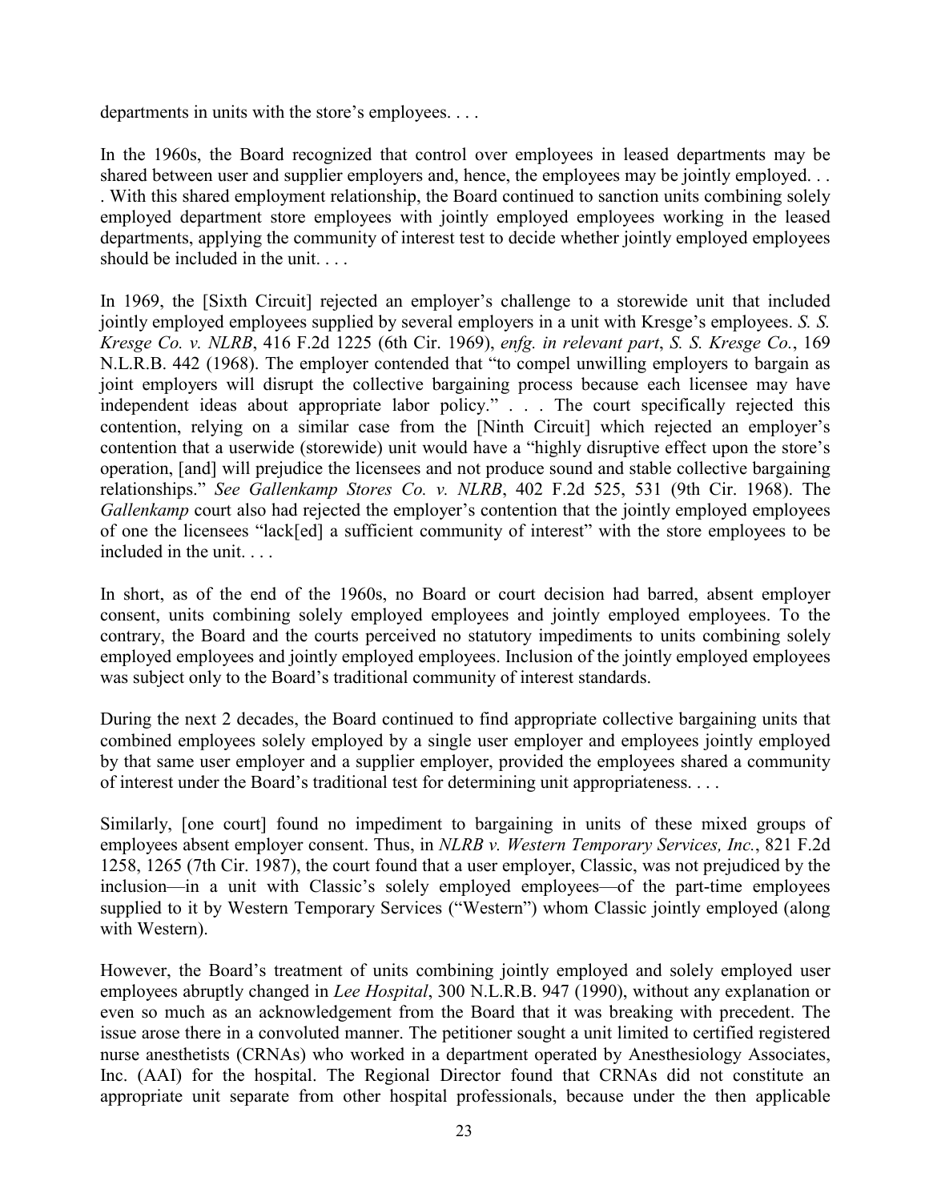departments in units with the store's employees. . . .

In the 1960s, the Board recognized that control over employees in leased departments may be shared between user and supplier employers and, hence, the employees may be jointly employed. . . . With this shared employment relationship, the Board continued to sanction units combining solely employed department store employees with jointly employed employees working in the leased departments, applying the community of interest test to decide whether jointly employed employees should be included in the unit. . . .

In 1969, the [Sixth Circuit] rejected an employer's challenge to a storewide unit that included jointly employed employees supplied by several employers in a unit with Kresge's employees. *S. S. Kresge Co. v. NLRB*, 416 F.2d 1225 (6th Cir. 1969), *enfg. in relevant part*, *S. S. Kresge Co.*, 169 N.L.R.B. 442 (1968). The employer contended that "to compel unwilling employers to bargain as joint employers will disrupt the collective bargaining process because each licensee may have independent ideas about appropriate labor policy." . . . The court specifically rejected this contention, relying on a similar case from the [Ninth Circuit] which rejected an employer's contention that a userwide (storewide) unit would have a "highly disruptive effect upon the store's operation, [and] will prejudice the licensees and not produce sound and stable collective bargaining relationships." *See Gallenkamp Stores Co. v. NLRB*, 402 F.2d 525, 531 (9th Cir. 1968). The *Gallenkamp* court also had rejected the employer's contention that the jointly employed employees of one the licensees "lack[ed] a sufficient community of interest" with the store employees to be included in the unit. . . .

In short, as of the end of the 1960s, no Board or court decision had barred, absent employer consent, units combining solely employed employees and jointly employed employees. To the contrary, the Board and the courts perceived no statutory impediments to units combining solely employed employees and jointly employed employees. Inclusion of the jointly employed employees was subject only to the Board's traditional community of interest standards.

During the next 2 decades, the Board continued to find appropriate collective bargaining units that combined employees solely employed by a single user employer and employees jointly employed by that same user employer and a supplier employer, provided the employees shared a community of interest under the Board's traditional test for determining unit appropriateness. . . .

Similarly, [one court] found no impediment to bargaining in units of these mixed groups of employees absent employer consent. Thus, in *NLRB v. Western Temporary Services, Inc.*, 821 F.2d 1258, 1265 (7th Cir. 1987), the court found that a user employer, Classic, was not prejudiced by the inclusion—in a unit with Classic's solely employed employees—of the part-time employees supplied to it by Western Temporary Services ("Western") whom Classic jointly employed (along with Western).

However, the Board's treatment of units combining jointly employed and solely employed user employees abruptly changed in *Lee Hospital*, 300 N.L.R.B. 947 (1990), without any explanation or even so much as an acknowledgement from the Board that it was breaking with precedent. The issue arose there in a convoluted manner. The petitioner sought a unit limited to certified registered nurse anesthetists (CRNAs) who worked in a department operated by Anesthesiology Associates, Inc. (AAI) for the hospital. The Regional Director found that CRNAs did not constitute an appropriate unit separate from other hospital professionals, because under the then applicable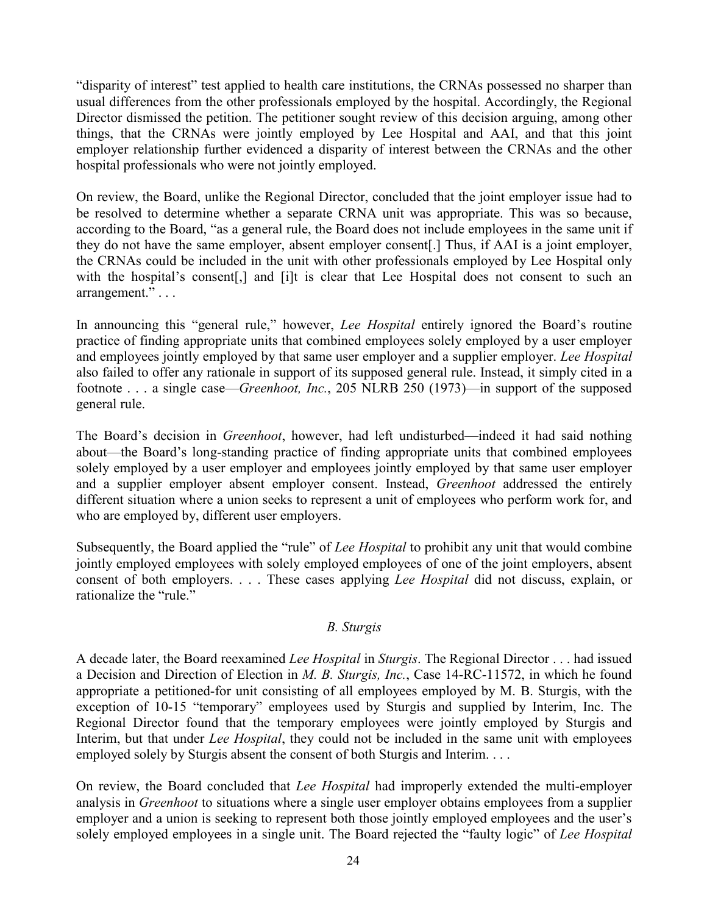"disparity of interest" test applied to health care institutions, the CRNAs possessed no sharper than usual differences from the other professionals employed by the hospital. Accordingly, the Regional Director dismissed the petition. The petitioner sought review of this decision arguing, among other things, that the CRNAs were jointly employed by Lee Hospital and AAI, and that this joint employer relationship further evidenced a disparity of interest between the CRNAs and the other hospital professionals who were not jointly employed.

On review, the Board, unlike the Regional Director, concluded that the joint employer issue had to be resolved to determine whether a separate CRNA unit was appropriate. This was so because, according to the Board, "as a general rule, the Board does not include employees in the same unit if they do not have the same employer, absent employer consent[.] Thus, if AAI is a joint employer, the CRNAs could be included in the unit with other professionals employed by Lee Hospital only with the hospital's consent[,] and [i]t is clear that Lee Hospital does not consent to such an arrangement." . . .

In announcing this "general rule," however, *Lee Hospital* entirely ignored the Board's routine practice of finding appropriate units that combined employees solely employed by a user employer and employees jointly employed by that same user employer and a supplier employer. *Lee Hospital* also failed to offer any rationale in support of its supposed general rule. Instead, it simply cited in a footnote . . . a single case—*Greenhoot, Inc.*, 205 NLRB 250 (1973)—in support of the supposed general rule.

The Board's decision in *Greenhoot*, however, had left undisturbed—indeed it had said nothing about—the Board's long-standing practice of finding appropriate units that combined employees solely employed by a user employer and employees jointly employed by that same user employer and a supplier employer absent employer consent. Instead, *Greenhoot* addressed the entirely different situation where a union seeks to represent a unit of employees who perform work for, and who are employed by, different user employers.

Subsequently, the Board applied the "rule" of *Lee Hospital* to prohibit any unit that would combine jointly employed employees with solely employed employees of one of the joint employers, absent consent of both employers. . . . These cases applying *Lee Hospital* did not discuss, explain, or rationalize the "rule."

### *B. Sturgis*

A decade later, the Board reexamined *Lee Hospital* in *Sturgis*. The Regional Director . . . had issued a Decision and Direction of Election in *M. B. Sturgis, Inc.*, Case 14-RC-11572, in which he found appropriate a petitioned-for unit consisting of all employees employed by M. B. Sturgis, with the exception of 10-15 "temporary" employees used by Sturgis and supplied by Interim, Inc. The Regional Director found that the temporary employees were jointly employed by Sturgis and Interim, but that under *Lee Hospital*, they could not be included in the same unit with employees employed solely by Sturgis absent the consent of both Sturgis and Interim. . . .

On review, the Board concluded that *Lee Hospital* had improperly extended the multi-employer analysis in *Greenhoot* to situations where a single user employer obtains employees from a supplier employer and a union is seeking to represent both those jointly employed employees and the user's solely employed employees in a single unit. The Board rejected the "faulty logic" of *Lee Hospital*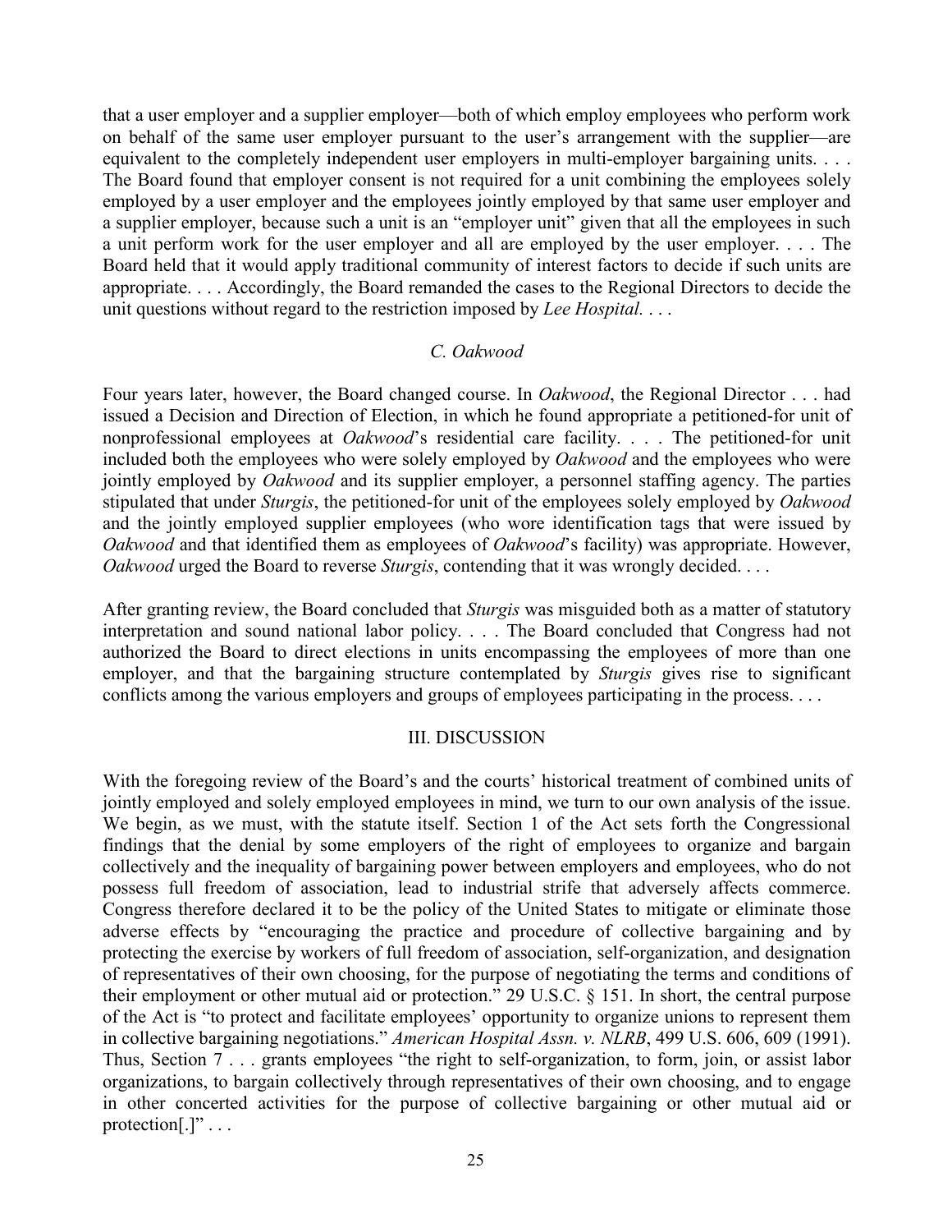that a user employer and a supplier employer—both of which employ employees who perform work on behalf of the same user employer pursuant to the user's arrangement with the supplier—are equivalent to the completely independent user employers in multi-employer bargaining units. . . . The Board found that employer consent is not required for a unit combining the employees solely employed by a user employer and the employees jointly employed by that same user employer and a supplier employer, because such a unit is an "employer unit" given that all the employees in such a unit perform work for the user employer and all are employed by the user employer. . . . The Board held that it would apply traditional community of interest factors to decide if such units are appropriate. . . . Accordingly, the Board remanded the cases to the Regional Directors to decide the unit questions without regard to the restriction imposed by *Lee Hospital.* . . .

### *C. Oakwood*

Four years later, however, the Board changed course. In *Oakwood*, the Regional Director . . . had issued a Decision and Direction of Election, in which he found appropriate a petitioned-for unit of nonprofessional employees at *Oakwood*'s residential care facility. . . . The petitioned-for unit included both the employees who were solely employed by *Oakwood* and the employees who were jointly employed by *Oakwood* and its supplier employer, a personnel staffing agency. The parties stipulated that under *Sturgis*, the petitioned-for unit of the employees solely employed by *Oakwood* and the jointly employed supplier employees (who wore identification tags that were issued by *Oakwood* and that identified them as employees of *Oakwood*'s facility) was appropriate. However, *Oakwood* urged the Board to reverse *Sturgis*, contending that it was wrongly decided. . . .

After granting review, the Board concluded that *Sturgis* was misguided both as a matter of statutory interpretation and sound national labor policy. . . . The Board concluded that Congress had not authorized the Board to direct elections in units encompassing the employees of more than one employer, and that the bargaining structure contemplated by *Sturgis* gives rise to significant conflicts among the various employers and groups of employees participating in the process. . . .

## III. DISCUSSION

With the foregoing review of the Board's and the courts' historical treatment of combined units of jointly employed and solely employed employees in mind, we turn to our own analysis of the issue. We begin, as we must, with the statute itself. Section 1 of the Act sets forth the Congressional findings that the denial by some employers of the right of employees to organize and bargain collectively and the inequality of bargaining power between employers and employees, who do not possess full freedom of association, lead to industrial strife that adversely affects commerce. Congress therefore declared it to be the policy of the United States to mitigate or eliminate those adverse effects by "encouraging the practice and procedure of collective bargaining and by protecting the exercise by workers of full freedom of association, self-organization, and designation of representatives of their own choosing, for the purpose of negotiating the terms and conditions of their employment or other mutual aid or protection." 29 U.S.C. § 151. In short, the central purpose of the Act is "to protect and facilitate employees' opportunity to organize unions to represent them in collective bargaining negotiations." *American Hospital Assn. v. NLRB*, 499 U.S. 606, 609 (1991). Thus, Section 7 . . . grants employees "the right to self-organization, to form, join, or assist labor organizations, to bargain collectively through representatives of their own choosing, and to engage in other concerted activities for the purpose of collective bargaining or other mutual aid or protection[.]" . . .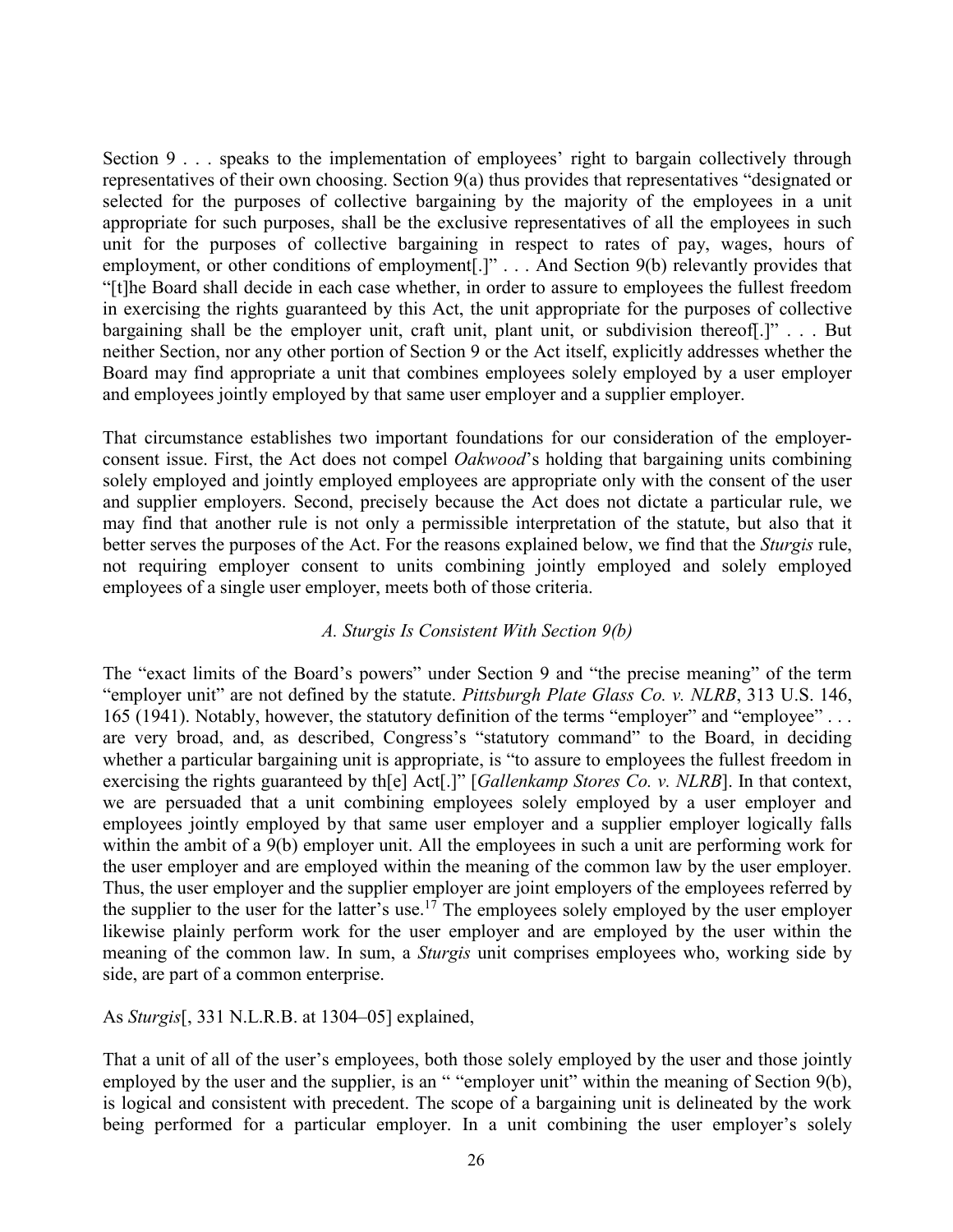Section 9 . . . speaks to the implementation of employees' right to bargain collectively through representatives of their own choosing. Section 9(a) thus provides that representatives "designated or selected for the purposes of collective bargaining by the majority of the employees in a unit appropriate for such purposes, shall be the exclusive representatives of all the employees in such unit for the purposes of collective bargaining in respect to rates of pay, wages, hours of employment, or other conditions of employment[.]" . . . And Section 9(b) relevantly provides that "[t]he Board shall decide in each case whether, in order to assure to employees the fullest freedom in exercising the rights guaranteed by this Act, the unit appropriate for the purposes of collective bargaining shall be the employer unit, craft unit, plant unit, or subdivision thereof[.]" . . . But neither Section, nor any other portion of Section 9 or the Act itself, explicitly addresses whether the Board may find appropriate a unit that combines employees solely employed by a user employer and employees jointly employed by that same user employer and a supplier employer.

That circumstance establishes two important foundations for our consideration of the employer-consent issue. First, the Act does not compel *Oakwood*'s holding that bargaining units combining solely employed and jointly employed employees are appropriate only with the consent of the user and supplier employers. Second, precisely because the Act does not dictate a particular rule, we may find that another rule is not only a permissible interpretation of the statute, but also that it better serves the purposes of the Act. For the reasons explained below, we find that the *Sturgis* rule, not requiring employer consent to units combining jointly employed and solely employed employees of a single user employer, meets both of those criteria.

### *A. Sturgis Is Consistent With Section 9(b)*

The "exact limits of the Board's powers" under Section 9 and "the precise meaning" of the term "employer unit" are not defined by the statute. *Pittsburgh Plate Glass Co. v. NLRB*, 313 U.S. 146, 165 (1941). Notably, however, the statutory definition of the terms "employer" and "employee" . . . are very broad, and, as described, Congress's "statutory command" to the Board, in deciding whether a particular bargaining unit is appropriate, is "to assure to employees the fullest freedom in exercising the rights guaranteed by th[e] Act[.]" [*Gallenkamp Stores Co. v. NLRB*]. In that context, we are persuaded that a unit combining employees solely employed by a user employer and employees jointly employed by that same user employer and a supplier employer logically falls within the ambit of a 9(b) employer unit. All the employees in such a unit are performing work for the user employer and are employed within the meaning of the common law by the user employer. Thus, the user employer and the supplier employer are joint employers of the employees referred by the supplier to the user for the latter's use.[17] The employees solely employed by the user employer likewise plainly perform work for the user employer and are employed by the user within the meaning of the common law. In sum, a *Sturgis* unit comprises employees who, working side by side, are part of a common enterprise.

As *Sturgis*[, 331 N.L.R.B. at 1304–05] explained,

That a unit of all of the user's employees, both those solely employed by the user and those jointly employed by the user and the supplier, is an " "employer unit" within the meaning of Section 9(b), is logical and consistent with precedent. The scope of a bargaining unit is delineated by the work being performed for a particular employer. In a unit combining the user employer's solely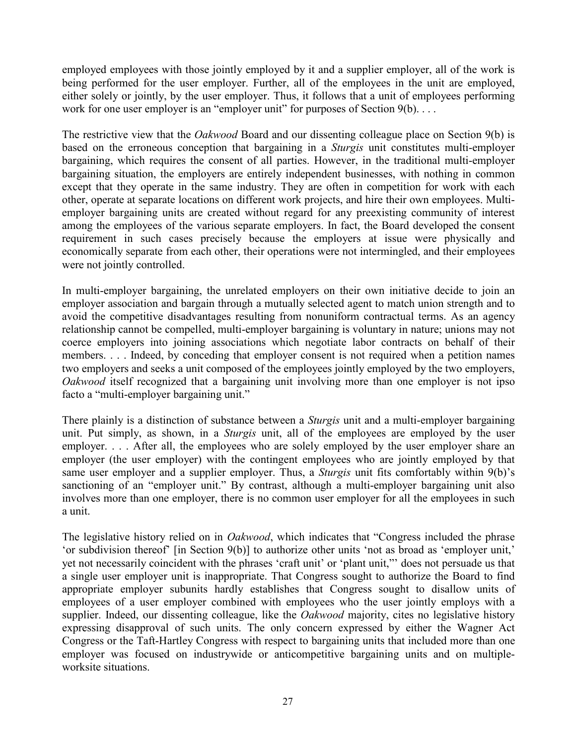employed employees with those jointly employed by it and a supplier employer, all of the work is being performed for the user employer. Further, all of the employees in the unit are employed, either solely or jointly, by the user employer. Thus, it follows that a unit of employees performing work for one user employer is an "employer unit" for purposes of Section 9(b). . . .

The restrictive view that the *Oakwood* Board and our dissenting colleague place on Section 9(b) is based on the erroneous conception that bargaining in a *Sturgis* unit constitutes multi-employer bargaining, which requires the consent of all parties. However, in the traditional multi-employer bargaining situation, the employers are entirely independent businesses, with nothing in common except that they operate in the same industry. They are often in competition for work with each other, operate at separate locations on different work projects, and hire their own employees. Multi-employer bargaining units are created without regard for any preexisting community of interest among the employees of the various separate employers. In fact, the Board developed the consent requirement in such cases precisely because the employers at issue were physically and economically separate from each other, their operations were not intermingled, and their employees were not jointly controlled.

In multi-employer bargaining, the unrelated employers on their own initiative decide to join an employer association and bargain through a mutually selected agent to match union strength and to avoid the competitive disadvantages resulting from nonuniform contractual terms. As an agency relationship cannot be compelled, multi-employer bargaining is voluntary in nature; unions may not coerce employers into joining associations which negotiate labor contracts on behalf of their members. . . . Indeed, by conceding that employer consent is not required when a petition names two employers and seeks a unit composed of the employees jointly employed by the two employers, *Oakwood* itself recognized that a bargaining unit involving more than one employer is not ipso facto a "multi-employer bargaining unit."

There plainly is a distinction of substance between a *Sturgis* unit and a multi-employer bargaining unit. Put simply, as shown, in a *Sturgis* unit, all of the employees are employed by the user employer. . . . After all, the employees who are solely employed by the user employer share an employer (the user employer) with the contingent employees who are jointly employed by that same user employer and a supplier employer. Thus, a *Sturgis* unit fits comfortably within 9(b)'s sanctioning of an "employer unit." By contrast, although a multi-employer bargaining unit also involves more than one employer, there is no common user employer for all the employees in such a unit.

The legislative history relied on in *Oakwood*, which indicates that "Congress included the phrase 'or subdivision thereof' [in Section 9(b)] to authorize other units 'not as broad as 'employer unit,' yet not necessarily coincident with the phrases 'craft unit' or 'plant unit,''' does not persuade us that a single user employer unit is inappropriate. That Congress sought to authorize the Board to find appropriate employer subunits hardly establishes that Congress sought to disallow units of employees of a user employer combined with employees who the user jointly employs with a supplier. Indeed, our dissenting colleague, like the *Oakwood* majority, cites no legislative history expressing disapproval of such units. The only concern expressed by either the Wagner Act Congress or the Taft-Hartley Congress with respect to bargaining units that included more than one employer was focused on industrywide or anticompetitive bargaining units and on multiple-worksite situations.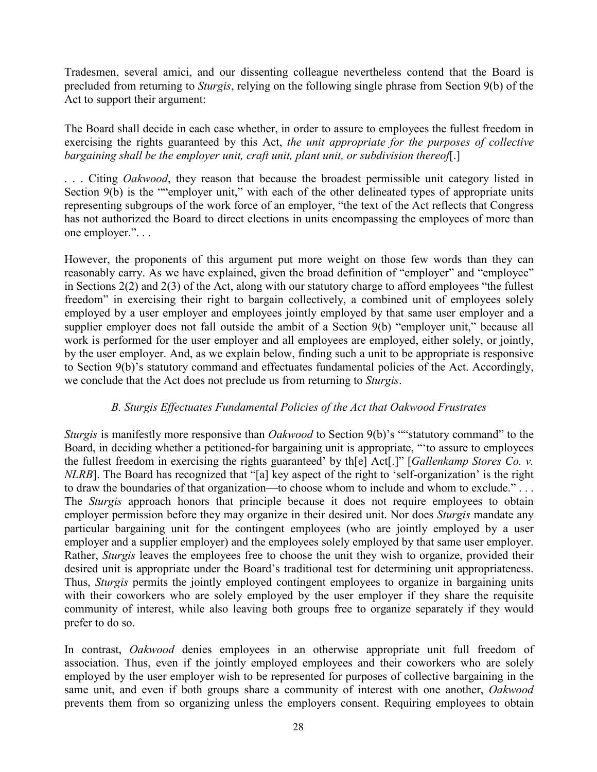Tradesmen, several amici, and our dissenting colleague nevertheless contend that the Board is precluded from returning to *Sturgis*, relying on the following single phrase from Section 9(b) of the Act to support their argument:

The Board shall decide in each case whether, in order to assure to employees the fullest freedom in exercising the rights guaranteed by this Act, *the unit appropriate for the purposes of collective bargaining shall be the employer unit, craft unit, plant unit, or subdivision thereof*[.]

. . . Citing *Oakwood*, they reason that because the broadest permissible unit category listed in Section 9(b) is the ""employer unit," with each of the other delineated types of appropriate units representing subgroups of the work force of an employer, "the text of the Act reflects that Congress has not authorized the Board to direct elections in units encompassing the employees of more than one employer.". . .

However, the proponents of this argument put more weight on those few words than they can reasonably carry. As we have explained, given the broad definition of "employer" and "employee" in Sections 2(2) and 2(3) of the Act, along with our statutory charge to afford employees "the fullest freedom" in exercising their right to bargain collectively, a combined unit of employees solely employed by a user employer and employees jointly employed by that same user employer and a supplier employer does not fall outside the ambit of a Section 9(b) "employer unit," because all work is performed for the user employer and all employees are employed, either solely, or jointly, by the user employer. And, as we explain below, finding such a unit to be appropriate is responsive to Section 9(b)'s statutory command and effectuates fundamental policies of the Act. Accordingly, we conclude that the Act does not preclude us from returning to *Sturgis*.

### *B. Sturgis Effectuates Fundamental Policies of the Act that Oakwood Frustrates*

*Sturgis* is manifestly more responsive than *Oakwood* to Section 9(b)'s ""statutory command" to the Board, in deciding whether a petitioned-for bargaining unit is appropriate, "'to assure to employees the fullest freedom in exercising the rights guaranteed' by th[e] Act[.]" [*Gallenkamp Stores Co. v. NLRB*]. The Board has recognized that "[a] key aspect of the right to 'self-organization' is the right to draw the boundaries of that organization—to choose whom to include and whom to exclude." . . . The *Sturgis* approach honors that principle because it does not require employees to obtain employer permission before they may organize in their desired unit. Nor does *Sturgis* mandate any particular bargaining unit for the contingent employees (who are jointly employed by a user employer and a supplier employer) and the employees solely employed by that same user employer. Rather, *Sturgis* leaves the employees free to choose the unit they wish to organize, provided their desired unit is appropriate under the Board's traditional test for determining unit appropriateness. Thus, *Sturgis* permits the jointly employed contingent employees to organize in bargaining units with their coworkers who are solely employed by the user employer if they share the requisite community of interest, while also leaving both groups free to organize separately if they would prefer to do so.

In contrast, *Oakwood* denies employees in an otherwise appropriate unit full freedom of association. Thus, even if the jointly employed employees and their coworkers who are solely employed by the user employer wish to be represented for purposes of collective bargaining in the same unit, and even if both groups share a community of interest with one another, *Oakwood* prevents them from so organizing unless the employers consent. Requiring employees to obtain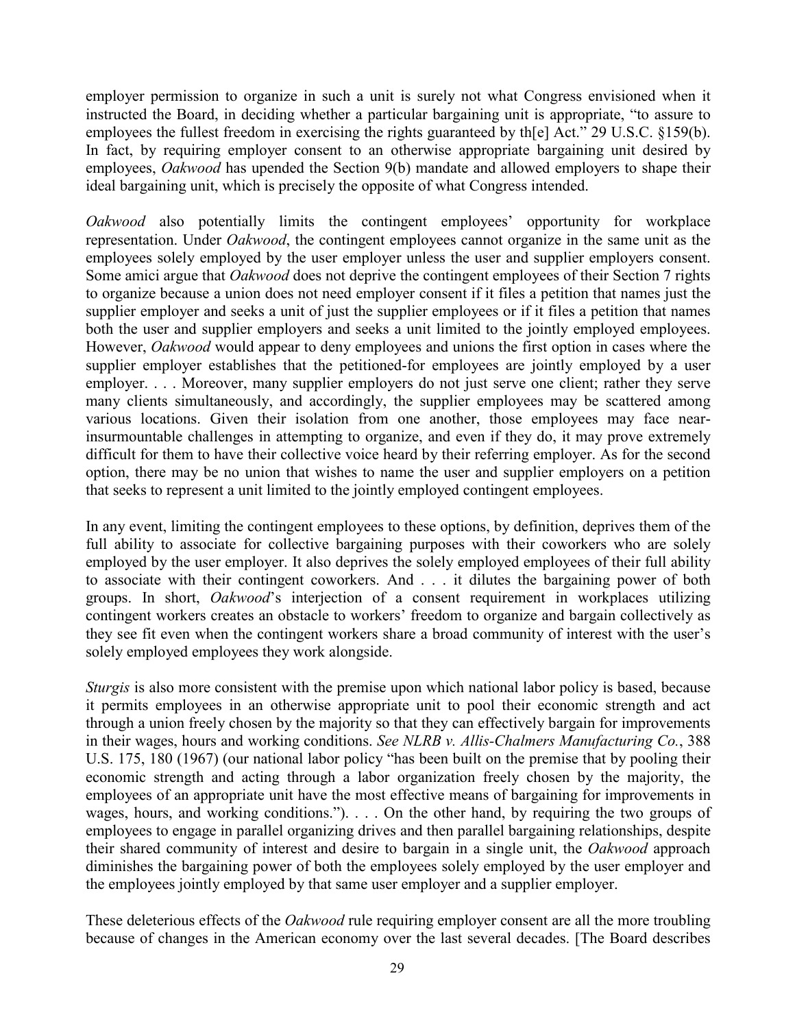employer permission to organize in such a unit is surely not what Congress envisioned when it instructed the Board, in deciding whether a particular bargaining unit is appropriate, "to assure to employees the fullest freedom in exercising the rights guaranteed by th[e] Act." 29 U.S.C. §159(b). In fact, by requiring employer consent to an otherwise appropriate bargaining unit desired by employees, *Oakwood* has upended the Section 9(b) mandate and allowed employers to shape their ideal bargaining unit, which is precisely the opposite of what Congress intended.

*Oakwood* also potentially limits the contingent employees' opportunity for workplace representation. Under *Oakwood*, the contingent employees cannot organize in the same unit as the employees solely employed by the user employer unless the user and supplier employers consent. Some amici argue that *Oakwood* does not deprive the contingent employees of their Section 7 rights to organize because a union does not need employer consent if it files a petition that names just the supplier employer and seeks a unit of just the supplier employees or if it files a petition that names both the user and supplier employers and seeks a unit limited to the jointly employed employees. However, *Oakwood* would appear to deny employees and unions the first option in cases where the supplier employer establishes that the petitioned-for employees are jointly employed by a user employer. . . . Moreover, many supplier employers do not just serve one client; rather they serve many clients simultaneously, and accordingly, the supplier employees may be scattered among various locations. Given their isolation from one another, those employees may face near-insurmountable challenges in attempting to organize, and even if they do, it may prove extremely difficult for them to have their collective voice heard by their referring employer. As for the second option, there may be no union that wishes to name the user and supplier employers on a petition that seeks to represent a unit limited to the jointly employed contingent employees.

In any event, limiting the contingent employees to these options, by definition, deprives them of the full ability to associate for collective bargaining purposes with their coworkers who are solely employed by the user employer. It also deprives the solely employed employees of their full ability to associate with their contingent coworkers. And . . . it dilutes the bargaining power of both groups. In short, *Oakwood*'s interjection of a consent requirement in workplaces utilizing contingent workers creates an obstacle to workers' freedom to organize and bargain collectively as they see fit even when the contingent workers share a broad community of interest with the user's solely employed employees they work alongside.

*Sturgis* is also more consistent with the premise upon which national labor policy is based, because it permits employees in an otherwise appropriate unit to pool their economic strength and act through a union freely chosen by the majority so that they can effectively bargain for improvements in their wages, hours and working conditions. *See NLRB v. Allis-Chalmers Manufacturing Co.*, 388 U.S. 175, 180 (1967) (our national labor policy "has been built on the premise that by pooling their economic strength and acting through a labor organization freely chosen by the majority, the employees of an appropriate unit have the most effective means of bargaining for improvements in wages, hours, and working conditions."). . . . On the other hand, by requiring the two groups of employees to engage in parallel organizing drives and then parallel bargaining relationships, despite their shared community of interest and desire to bargain in a single unit, the *Oakwood* approach diminishes the bargaining power of both the employees solely employed by the user employer and the employees jointly employed by that same user employer and a supplier employer.

These deleterious effects of the *Oakwood* rule requiring employer consent are all the more troubling because of changes in the American economy over the last several decades. [The Board describes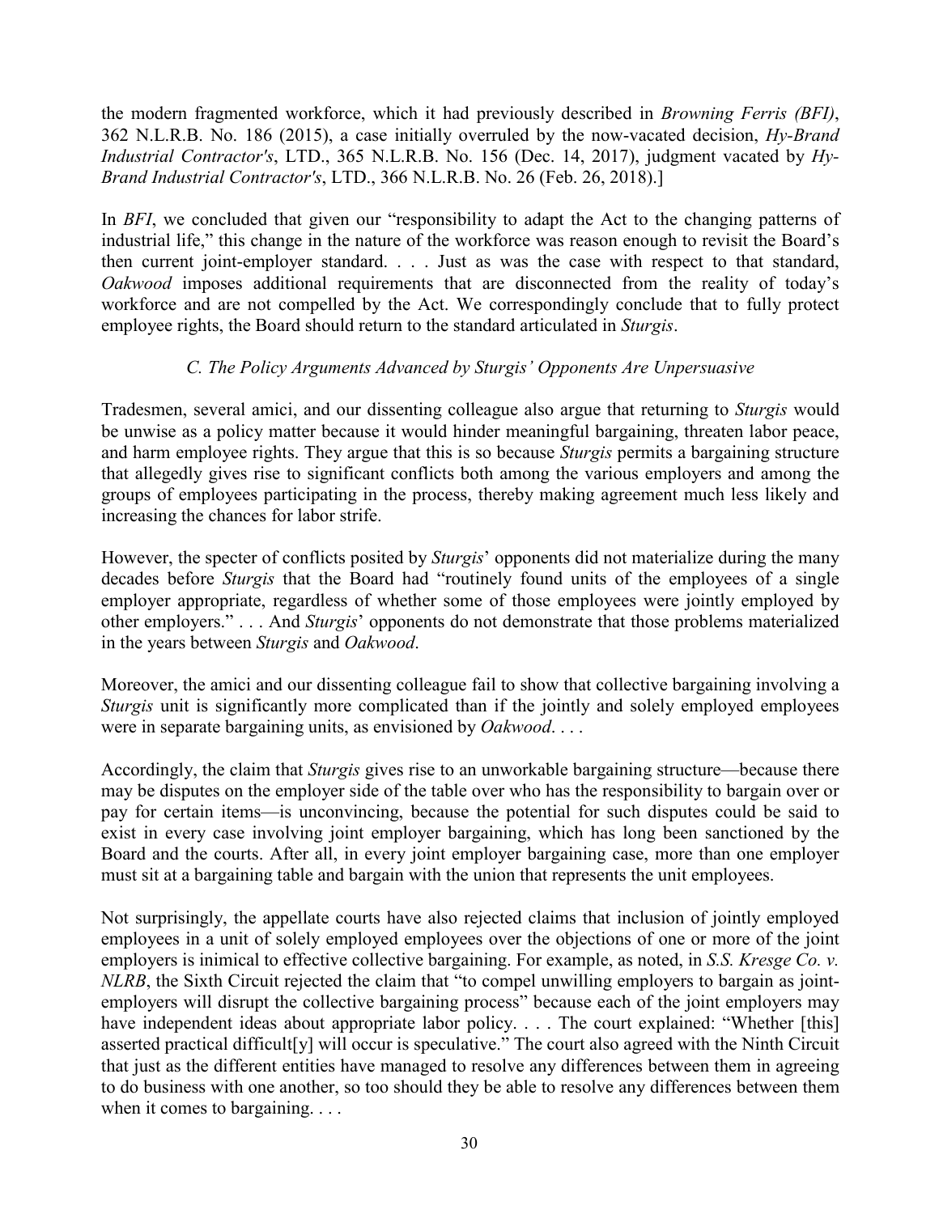the modern fragmented workforce, which it had previously described in *Browning Ferris (BFI)*, 362 N.L.R.B. No. 186 (2015), a case initially overruled by the now-vacated decision, *Hy-Brand Industrial Contractor's*, LTD., 365 N.L.R.B. No. 156 (Dec. 14, 2017), judgment vacated by *Hy-Brand Industrial Contractor's*, LTD., 366 N.L.R.B. No. 26 (Feb. 26, 2018).]

In *BFI*, we concluded that given our "responsibility to adapt the Act to the changing patterns of industrial life," this change in the nature of the workforce was reason enough to revisit the Board's then current joint-employer standard. . . . Just as was the case with respect to that standard, *Oakwood* imposes additional requirements that are disconnected from the reality of today's workforce and are not compelled by the Act. We correspondingly conclude that to fully protect employee rights, the Board should return to the standard articulated in *Sturgis*.

### *C. The Policy Arguments Advanced by Sturgis' Opponents Are Unpersuasive*

Tradesmen, several amici, and our dissenting colleague also argue that returning to *Sturgis* would be unwise as a policy matter because it would hinder meaningful bargaining, threaten labor peace, and harm employee rights. They argue that this is so because *Sturgis* permits a bargaining structure that allegedly gives rise to significant conflicts both among the various employers and among the groups of employees participating in the process, thereby making agreement much less likely and increasing the chances for labor strife.

However, the specter of conflicts posited by *Sturgis*' opponents did not materialize during the many decades before *Sturgis* that the Board had "routinely found units of the employees of a single employer appropriate, regardless of whether some of those employees were jointly employed by other employers." . . . And *Sturgis*' opponents do not demonstrate that those problems materialized in the years between *Sturgis* and *Oakwood*.

Moreover, the amici and our dissenting colleague fail to show that collective bargaining involving a *Sturgis* unit is significantly more complicated than if the jointly and solely employed employees were in separate bargaining units, as envisioned by *Oakwood*. . . .

Accordingly, the claim that *Sturgis* gives rise to an unworkable bargaining structure—because there may be disputes on the employer side of the table over who has the responsibility to bargain over or pay for certain items—is unconvincing, because the potential for such disputes could be said to exist in every case involving joint employer bargaining, which has long been sanctioned by the Board and the courts. After all, in every joint employer bargaining case, more than one employer must sit at a bargaining table and bargain with the union that represents the unit employees.

Not surprisingly, the appellate courts have also rejected claims that inclusion of jointly employed employees in a unit of solely employed employees over the objections of one or more of the joint employers is inimical to effective collective bargaining. For example, as noted, in *S.S. Kresge Co. v. NLRB*, the Sixth Circuit rejected the claim that "to compel unwilling employers to bargain as joint-employers will disrupt the collective bargaining process" because each of the joint employers may have independent ideas about appropriate labor policy. . . . The court explained: "Whether [this] asserted practical difficult[y] will occur is speculative." The court also agreed with the Ninth Circuit that just as the different entities have managed to resolve any differences between them in agreeing to do business with one another, so too should they be able to resolve any differences between them when it comes to bargaining. . . .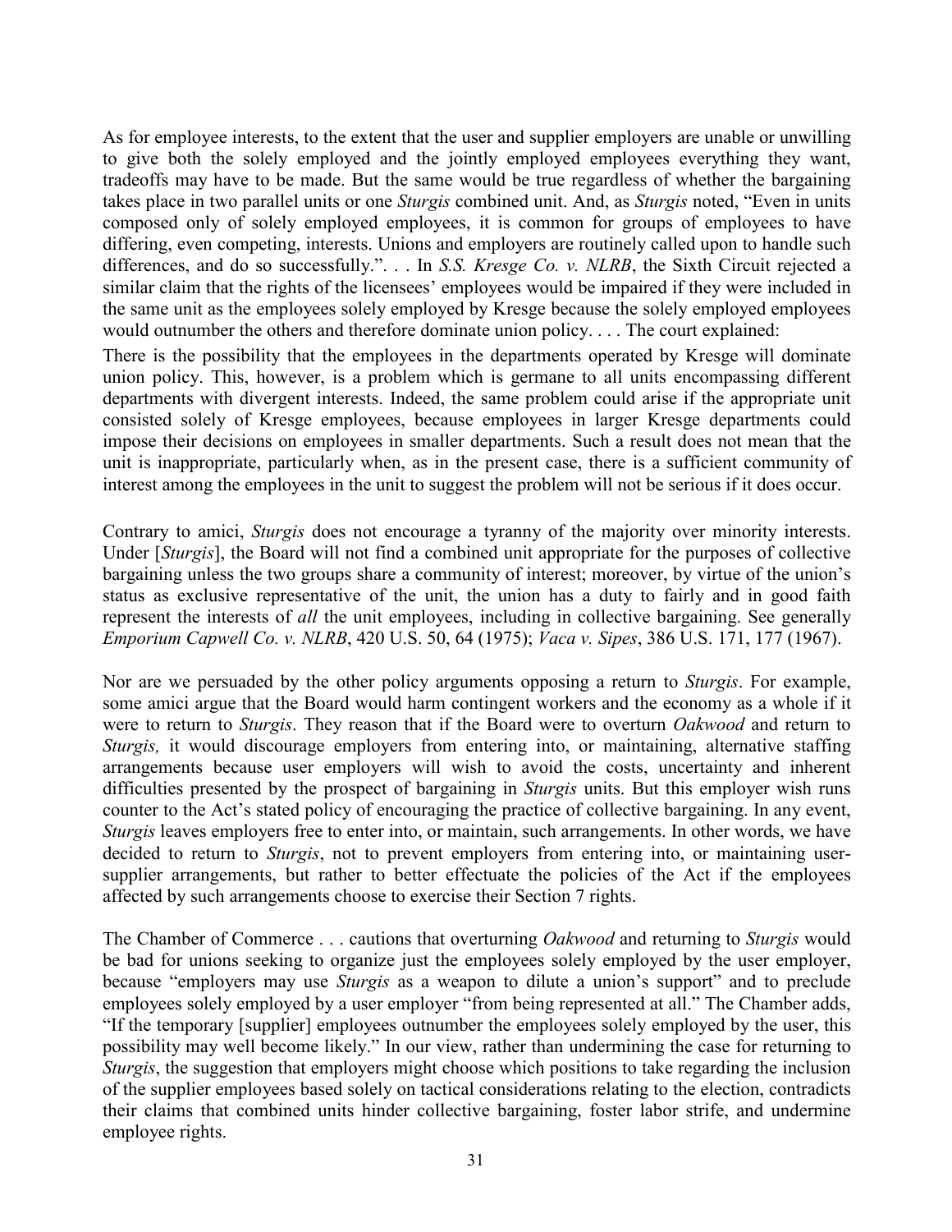As for employee interests, to the extent that the user and supplier employers are unable or unwilling to give both the solely employed and the jointly employed employees everything they want, tradeoffs may have to be made. But the same would be true regardless of whether the bargaining takes place in two parallel units or one *Sturgis* combined unit. And, as *Sturgis* noted, "Even in units composed only of solely employed employees, it is common for groups of employees to have differing, even competing, interests. Unions and employers are routinely called upon to handle such differences, and do so successfully.". . . In *S.S. Kresge Co. v. NLRB*, the Sixth Circuit rejected a similar claim that the rights of the licensees' employees would be impaired if they were included in the same unit as the employees solely employed by Kresge because the solely employed employees would outnumber the others and therefore dominate union policy. . . . The court explained:

There is the possibility that the employees in the departments operated by Kresge will dominate union policy. This, however, is a problem which is germane to all units encompassing different departments with divergent interests. Indeed, the same problem could arise if the appropriate unit consisted solely of Kresge employees, because employees in larger Kresge departments could impose their decisions on employees in smaller departments. Such a result does not mean that the unit is inappropriate, particularly when, as in the present case, there is a sufficient community of interest among the employees in the unit to suggest the problem will not be serious if it does occur.

Contrary to amici, *Sturgis* does not encourage a tyranny of the majority over minority interests. Under [*Sturgis*], the Board will not find a combined unit appropriate for the purposes of collective bargaining unless the two groups share a community of interest; moreover, by virtue of the union's status as exclusive representative of the unit, the union has a duty to fairly and in good faith represent the interests of *all* the unit employees, including in collective bargaining. See generally *Emporium Capwell Co. v. NLRB*, 420 U.S. 50, 64 (1975); *Vaca v. Sipes*, 386 U.S. 171, 177 (1967).

Nor are we persuaded by the other policy arguments opposing a return to *Sturgis*. For example, some amici argue that the Board would harm contingent workers and the economy as a whole if it were to return to *Sturgis*. They reason that if the Board were to overturn *Oakwood* and return to *Sturgis,* it would discourage employers from entering into, or maintaining, alternative staffing arrangements because user employers will wish to avoid the costs, uncertainty and inherent difficulties presented by the prospect of bargaining in *Sturgis* units. But this employer wish runs counter to the Act's stated policy of encouraging the practice of collective bargaining. In any event, *Sturgis* leaves employers free to enter into, or maintain, such arrangements. In other words, we have decided to return to *Sturgis*, not to prevent employers from entering into, or maintaining user-supplier arrangements, but rather to better effectuate the policies of the Act if the employees affected by such arrangements choose to exercise their Section 7 rights.

The Chamber of Commerce . . . cautions that overturning *Oakwood* and returning to *Sturgis* would be bad for unions seeking to organize just the employees solely employed by the user employer, because "employers may use *Sturgis* as a weapon to dilute a union's support" and to preclude employees solely employed by a user employer "from being represented at all." The Chamber adds, "If the temporary [supplier] employees outnumber the employees solely employed by the user, this possibility may well become likely." In our view, rather than undermining the case for returning to *Sturgis*, the suggestion that employers might choose which positions to take regarding the inclusion of the supplier employees based solely on tactical considerations relating to the election, contradicts their claims that combined units hinder collective bargaining, foster labor strife, and undermine employee rights.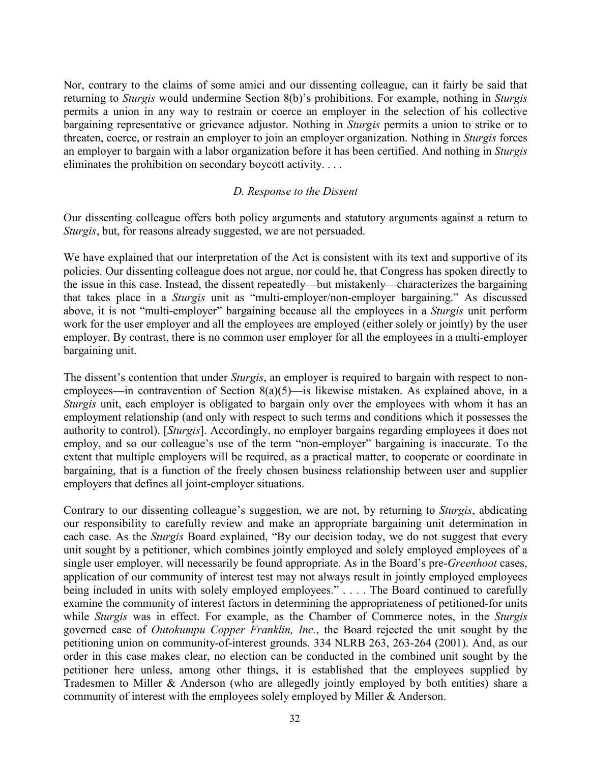Nor, contrary to the claims of some amici and our dissenting colleague, can it fairly be said that returning to *Sturgis* would undermine Section 8(b)'s prohibitions. For example, nothing in *Sturgis* permits a union in any way to restrain or coerce an employer in the selection of his collective bargaining representative or grievance adjustor. Nothing in *Sturgis* permits a union to strike or to threaten, coerce, or restrain an employer to join an employer organization. Nothing in *Sturgis* forces an employer to bargain with a labor organization before it has been certified. And nothing in *Sturgis* eliminates the prohibition on secondary boycott activity. . . .

*D. Response to the Dissent*

Our dissenting colleague offers both policy arguments and statutory arguments against a return to *Sturgis*, but, for reasons already suggested, we are not persuaded.

We have explained that our interpretation of the Act is consistent with its text and supportive of its policies. Our dissenting colleague does not argue, nor could he, that Congress has spoken directly to the issue in this case. Instead, the dissent repeatedly—but mistakenly—characterizes the bargaining that takes place in a *Sturgis* unit as "multi-employer/non-employer bargaining." As discussed above, it is not "multi-employer" bargaining because all the employees in a *Sturgis* unit perform work for the user employer and all the employees are employed (either solely or jointly) by the user employer. By contrast, there is no common user employer for all the employees in a multi-employer bargaining unit.

The dissent's contention that under *Sturgis*, an employer is required to bargain with respect to non-employees—in contravention of Section 8(a)(5)—is likewise mistaken. As explained above, in a *Sturgis* unit, each employer is obligated to bargain only over the employees with whom it has an employment relationship (and only with respect to such terms and conditions which it possesses the authority to control). [*Sturgis*]. Accordingly, no employer bargains regarding employees it does not employ, and so our colleague's use of the term "non-employer" bargaining is inaccurate. To the extent that multiple employers will be required, as a practical matter, to cooperate or coordinate in bargaining, that is a function of the freely chosen business relationship between user and supplier employers that defines all joint-employer situations.

Contrary to our dissenting colleague's suggestion, we are not, by returning to *Sturgis*, abdicating our responsibility to carefully review and make an appropriate bargaining unit determination in each case. As the *Sturgis* Board explained, "By our decision today, we do not suggest that every unit sought by a petitioner, which combines jointly employed and solely employed employees of a single user employer, will necessarily be found appropriate. As in the Board's pre-*Greenhoot* cases, application of our community of interest test may not always result in jointly employed employees being included in units with solely employed employees." . . . . The Board continued to carefully examine the community of interest factors in determining the appropriateness of petitioned-for units while *Sturgis* was in effect. For example, as the Chamber of Commerce notes, in the *Sturgis* governed case of *Outokumpu Copper Franklin, Inc.*, the Board rejected the unit sought by the petitioning union on community-of-interest grounds. 334 NLRB 263, 263-264 (2001). And, as our order in this case makes clear, no election can be conducted in the combined unit sought by the petitioner here unless, among other things, it is established that the employees supplied by Tradesmen to Miller & Anderson (who are allegedly jointly employed by both entities) share a community of interest with the employees solely employed by Miller & Anderson.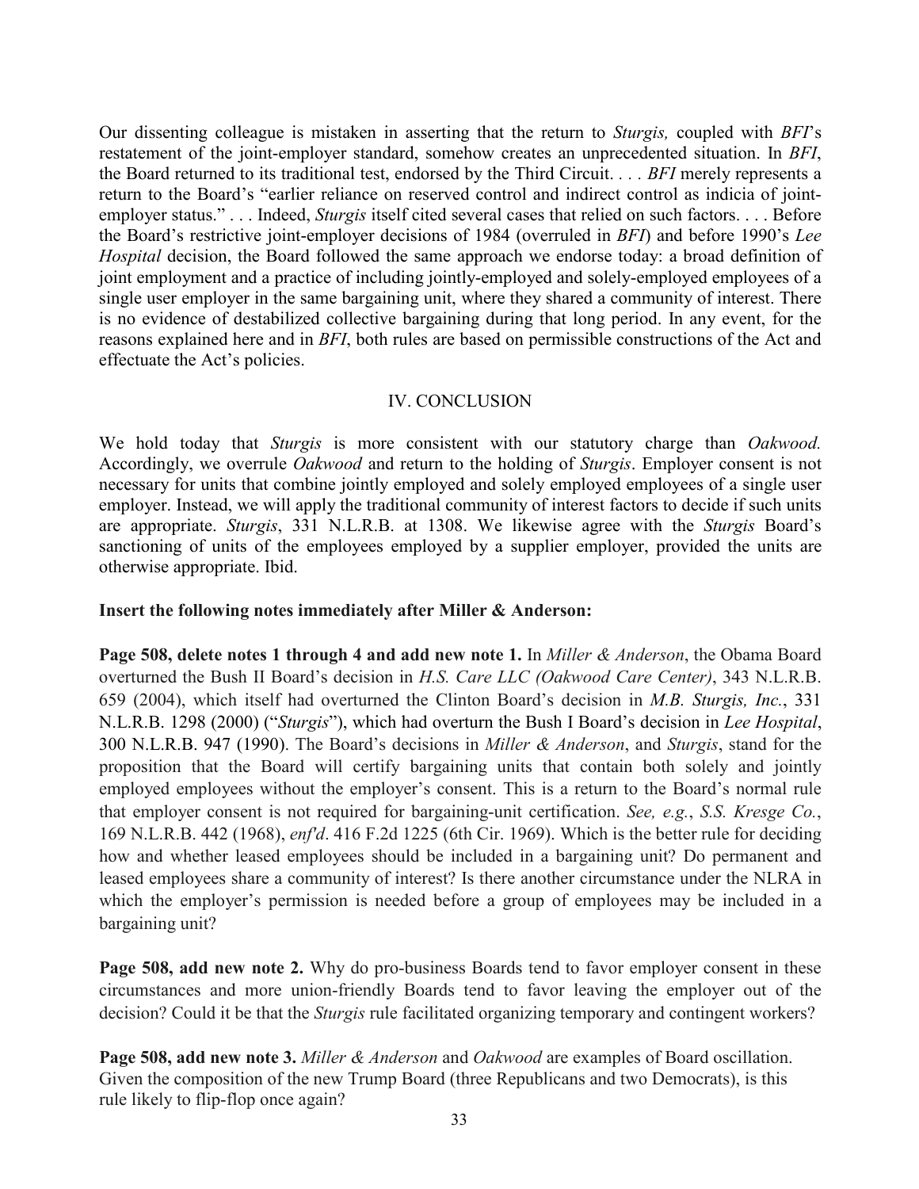Our dissenting colleague is mistaken in asserting that the return to *Sturgis,* coupled with *BFI*'s restatement of the joint-employer standard, somehow creates an unprecedented situation. In *BFI*, the Board returned to its traditional test, endorsed by the Third Circuit. . . . *BFI* merely represents a return to the Board's "earlier reliance on reserved control and indirect control as indicia of joint-employer status." . . . Indeed, *Sturgis* itself cited several cases that relied on such factors. . . . Before the Board's restrictive joint-employer decisions of 1984 (overruled in *BFI*) and before 1990's *Lee Hospital* decision, the Board followed the same approach we endorse today: a broad definition of joint employment and a practice of including jointly-employed and solely-employed employees of a single user employer in the same bargaining unit, where they shared a community of interest. There is no evidence of destabilized collective bargaining during that long period. In any event, for the reasons explained here and in *BFI*, both rules are based on permissible constructions of the Act and effectuate the Act's policies.

## IV. CONCLUSION

We hold today that *Sturgis* is more consistent with our statutory charge than *Oakwood.* Accordingly, we overrule *Oakwood* and return to the holding of *Sturgis*. Employer consent is not necessary for units that combine jointly employed and solely employed employees of a single user employer. Instead, we will apply the traditional community of interest factors to decide if such units are appropriate. *Sturgis*, 331 N.L.R.B. at 1308. We likewise agree with the *Sturgis* Board's sanctioning of units of the employees employed by a supplier employer, provided the units are otherwise appropriate. Ibid.

**Insert the following notes immediately after Miller & Anderson:**

**Page 508, delete notes 1 through 4 and add new note 1.** In *Miller & Anderson*, the Obama Board overturned the Bush II Board's decision in *H.S. Care LLC (Oakwood Care Center)*, 343 N.L.R.B. 659 (2004), which itself had overturned the Clinton Board's decision in *M.B. Sturgis, Inc.*, 331 N.L.R.B. 1298 (2000) ("*Sturgis*"), which had overturn the Bush I Board's decision in *Lee Hospital*, 300 N.L.R.B. 947 (1990). The Board's decisions in *Miller & Anderson*, and *Sturgis*, stand for the proposition that the Board will certify bargaining units that contain both solely and jointly employed employees without the employer's consent. This is a return to the Board's normal rule that employer consent is not required for bargaining-unit certification. *See, e.g.*, *S.S. Kresge Co.*, 169 N.L.R.B. 442 (1968), *enf'd*. 416 F.2d 1225 (6th Cir. 1969). Which is the better rule for deciding how and whether leased employees should be included in a bargaining unit? Do permanent and leased employees share a community of interest? Is there another circumstance under the NLRA in which the employer's permission is needed before a group of employees may be included in a bargaining unit?

**Page 508, add new note 2.** Why do pro-business Boards tend to favor employer consent in these circumstances and more union-friendly Boards tend to favor leaving the employer out of the decision? Could it be that the *Sturgis* rule facilitated organizing temporary and contingent workers?

**Page 508, add new note 3.** *Miller & Anderson* and *Oakwood* are examples of Board oscillation. Given the composition of the new Trump Board (three Republicans and two Democrats), is this rule likely to flip-flop once again?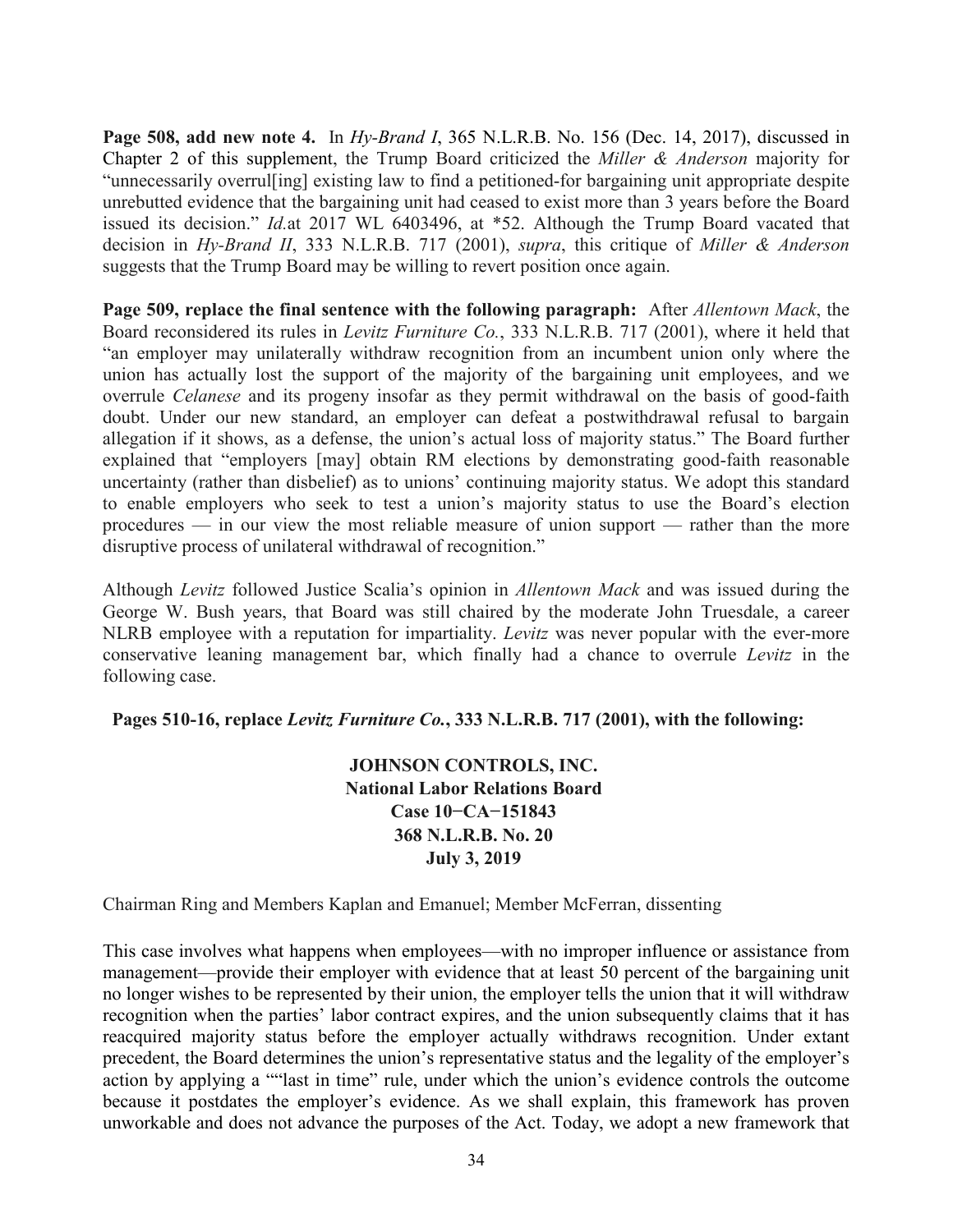**Page 508, add new note 4.** In *Hy-Brand I*, 365 N.L.R.B. No. 156 (Dec. 14, 2017), discussed in Chapter 2 of this supplement, the Trump Board criticized the *Miller & Anderson* majority for "unnecessarily overrul[ing] existing law to find a petitioned-for bargaining unit appropriate despite unrebutted evidence that the bargaining unit had ceased to exist more than 3 years before the Board issued its decision." *Id.*at 2017 WL 6403496, at *52. Although the Trump Board vacated that decision in *Hy-Brand II*, 333 N.L.R.B. 717 (2001), *supra*, this critique of *Miller & Anderson* suggests that the Trump Board may be willing to revert position once again.

**Page 509, replace the final sentence with the following paragraph:** After *Allentown Mack*, the Board reconsidered its rules in *Levitz Furniture Co.*, 333 N.L.R.B. 717 (2001), where it held that "an employer may unilaterally withdraw recognition from an incumbent union only where the union has actually lost the support of the majority of the bargaining unit employees, and we overrule *Celanese* and its progeny insofar as they permit withdrawal on the basis of good-faith doubt. Under our new standard, an employer can defeat a postwithdrawal refusal to bargain allegation if it shows, as a defense, the union's actual loss of majority status." The Board further explained that "employers [may] obtain RM elections by demonstrating good-faith reasonable uncertainty (rather than disbelief) as to unions' continuing majority status. We adopt this standard to enable employers who seek to test a union's majority status to use the Board's election procedures — in our view the most reliable measure of union support — rather than the more disruptive process of unilateral withdrawal of recognition."

Although *Levitz* followed Justice Scalia's opinion in *Allentown Mack* and was issued during the George W. Bush years, that Board was still chaired by the moderate John Truesdale, a career NLRB employee with a reputation for impartiality. *Levitz* was never popular with the ever-more conservative leaning management bar, which finally had a chance to overrule *Levitz* in the following case.

**Pages 510-16, replace *Levitz Furniture Co.*, 333 N.L.R.B. 717 (2001), with the following:**

**JOHNSON CONTROLS, INC.**
**National Labor Relations Board**
**Case 10−CA−151843**
**368 N.L.R.B. No. 20**
**July 3, 2019**

Chairman Ring and Members Kaplan and Emanuel; Member McFerran, dissenting

This case involves what happens when employees—with no improper influence or assistance from management—provide their employer with evidence that at least 50 percent of the bargaining unit no longer wishes to be represented by their union, the employer tells the union that it will withdraw recognition when the parties' labor contract expires, and the union subsequently claims that it has reacquired majority status before the employer actually withdraws recognition. Under extant precedent, the Board determines the union's representative status and the legality of the employer's action by applying a ""last in time" rule, under which the union's evidence controls the outcome because it postdates the employer's evidence. As we shall explain, this framework has proven unworkable and does not advance the purposes of the Act. Today, we adopt a new framework that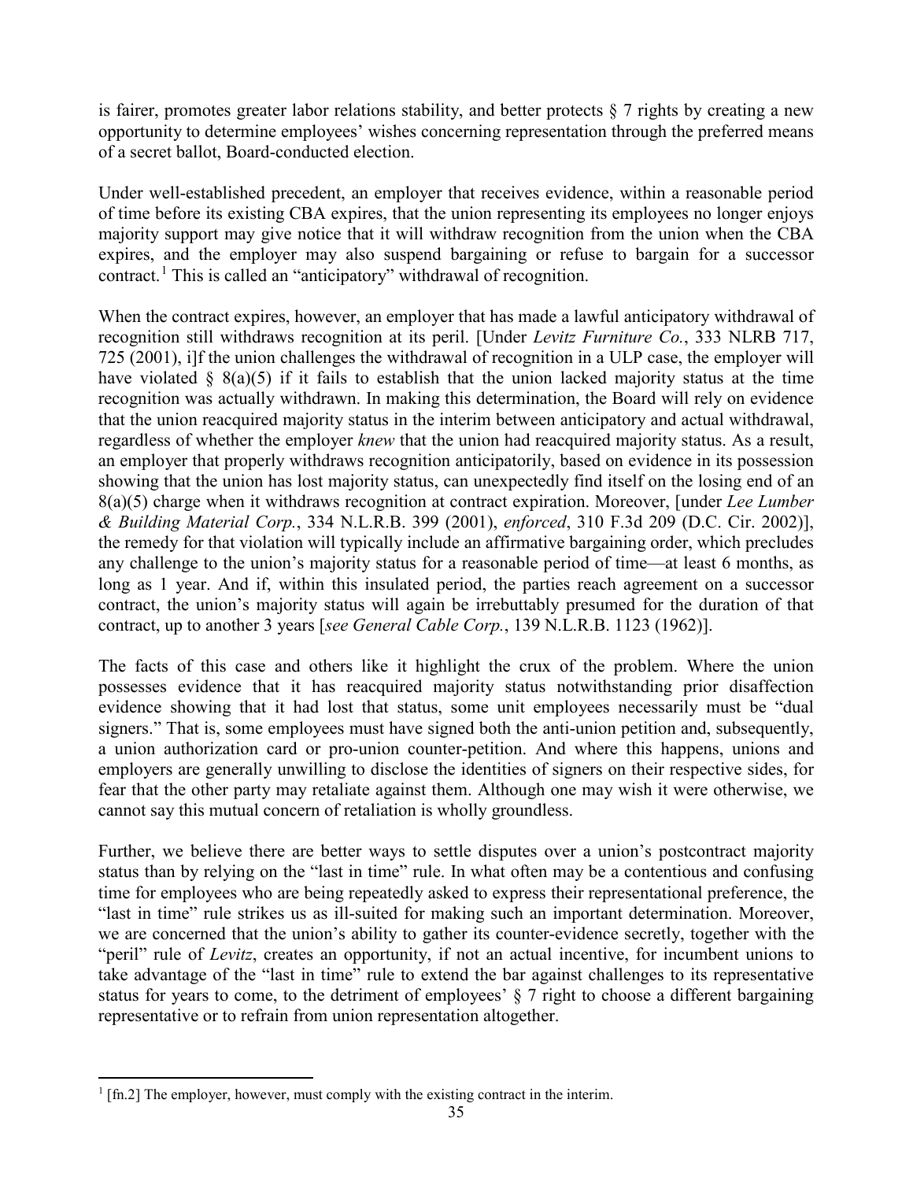is fairer, promotes greater labor relations stability, and better protects § 7 rights by creating a new opportunity to determine employees' wishes concerning representation through the preferred means of a secret ballot, Board-conducted election.

Under well-established precedent, an employer that receives evidence, within a reasonable period of time before its existing CBA expires, that the union representing its employees no longer enjoys majority support may give notice that it will withdraw recognition from the union when the CBA expires, and the employer may also suspend bargaining or refuse to bargain for a successor contract.[1] This is called an "anticipatory" withdrawal of recognition.

When the contract expires, however, an employer that has made a lawful anticipatory withdrawal of recognition still withdraws recognition at its peril. [Under *Levitz Furniture Co.*, 333 NLRB 717, 725 (2001), i]f the union challenges the withdrawal of recognition in a ULP case, the employer will have violated § 8(a)(5) if it fails to establish that the union lacked majority status at the time recognition was actually withdrawn. In making this determination, the Board will rely on evidence that the union reacquired majority status in the interim between anticipatory and actual withdrawal, regardless of whether the employer *knew* that the union had reacquired majority status. As a result, an employer that properly withdraws recognition anticipatorily, based on evidence in its possession showing that the union has lost majority status, can unexpectedly find itself on the losing end of an 8(a)(5) charge when it withdraws recognition at contract expiration. Moreover, [under *Lee Lumber & Building Material Corp.*, 334 N.L.R.B. 399 (2001), *enforced*, 310 F.3d 209 (D.C. Cir. 2002)], the remedy for that violation will typically include an affirmative bargaining order, which precludes any challenge to the union's majority status for a reasonable period of time—at least 6 months, as long as 1 year. And if, within this insulated period, the parties reach agreement on a successor contract, the union's majority status will again be irrebuttably presumed for the duration of that contract, up to another 3 years [*see General Cable Corp.*, 139 N.L.R.B. 1123 (1962)].

The facts of this case and others like it highlight the crux of the problem. Where the union possesses evidence that it has reacquired majority status notwithstanding prior disaffection evidence showing that it had lost that status, some unit employees necessarily must be "dual signers." That is, some employees must have signed both the anti-union petition and, subsequently, a union authorization card or pro-union counter-petition. And where this happens, unions and employers are generally unwilling to disclose the identities of signers on their respective sides, for fear that the other party may retaliate against them. Although one may wish it were otherwise, we cannot say this mutual concern of retaliation is wholly groundless.

Further, we believe there are better ways to settle disputes over a union's postcontract majority status than by relying on the "last in time" rule. In what often may be a contentious and confusing time for employees who are being repeatedly asked to express their representational preference, the "last in time" rule strikes us as ill-suited for making such an important determination. Moreover, we are concerned that the union's ability to gather its counter-evidence secretly, together with the "peril" rule of *Levitz*, creates an opportunity, if not an actual incentive, for incumbent unions to take advantage of the "last in time" rule to extend the bar against challenges to its representative status for years to come, to the detriment of employees' § 7 right to choose a different bargaining representative or to refrain from union representation altogether.

[1] [fn.2] The employer, however, must comply with the existing contract in the interim.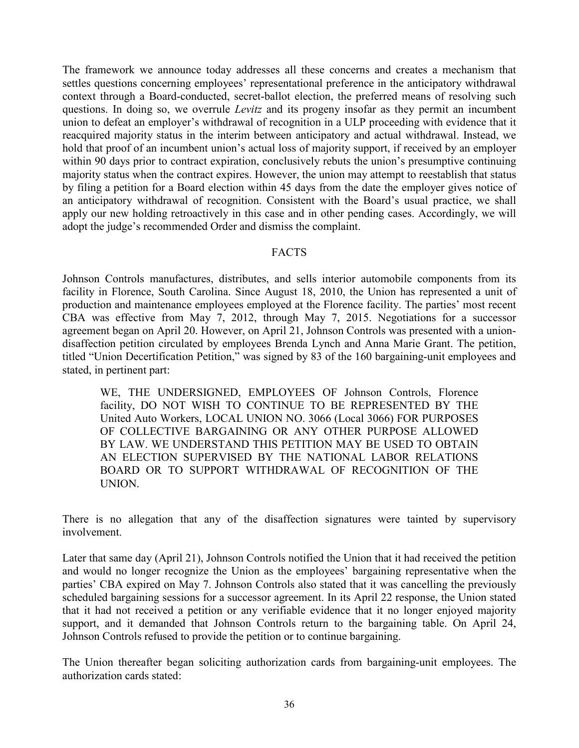The framework we announce today addresses all these concerns and creates a mechanism that settles questions concerning employees' representational preference in the anticipatory withdrawal context through a Board-conducted, secret-ballot election, the preferred means of resolving such questions. In doing so, we overrule *Levitz* and its progeny insofar as they permit an incumbent union to defeat an employer's withdrawal of recognition in a ULP proceeding with evidence that it reacquired majority status in the interim between anticipatory and actual withdrawal. Instead, we hold that proof of an incumbent union's actual loss of majority support, if received by an employer within 90 days prior to contract expiration, conclusively rebuts the union's presumptive continuing majority status when the contract expires. However, the union may attempt to reestablish that status by filing a petition for a Board election within 45 days from the date the employer gives notice of an anticipatory withdrawal of recognition. Consistent with the Board's usual practice, we shall apply our new holding retroactively in this case and in other pending cases. Accordingly, we will adopt the judge's recommended Order and dismiss the complaint.

## FACTS

Johnson Controls manufactures, distributes, and sells interior automobile components from its facility in Florence, South Carolina. Since August 18, 2010, the Union has represented a unit of production and maintenance employees employed at the Florence facility. The parties' most recent CBA was effective from May 7, 2012, through May 7, 2015. Negotiations for a successor agreement began on April 20. However, on April 21, Johnson Controls was presented with a union-disaffection petition circulated by employees Brenda Lynch and Anna Marie Grant. The petition, titled "Union Decertification Petition," was signed by 83 of the 160 bargaining-unit employees and stated, in pertinent part:

> WE, THE UNDERSIGNED, EMPLOYEES OF Johnson Controls, Florence facility, DO NOT WISH TO CONTINUE TO BE REPRESENTED BY THE United Auto Workers, LOCAL UNION NO. 3066 (Local 3066) FOR PURPOSES OF COLLECTIVE BARGAINING OR ANY OTHER PURPOSE ALLOWED BY LAW. WE UNDERSTAND THIS PETITION MAY BE USED TO OBTAIN AN ELECTION SUPERVISED BY THE NATIONAL LABOR RELATIONS BOARD OR TO SUPPORT WITHDRAWAL OF RECOGNITION OF THE UNION.

There is no allegation that any of the disaffection signatures were tainted by supervisory involvement.

Later that same day (April 21), Johnson Controls notified the Union that it had received the petition and would no longer recognize the Union as the employees' bargaining representative when the parties' CBA expired on May 7. Johnson Controls also stated that it was cancelling the previously scheduled bargaining sessions for a successor agreement. In its April 22 response, the Union stated that it had not received a petition or any verifiable evidence that it no longer enjoyed majority support, and it demanded that Johnson Controls return to the bargaining table. On April 24, Johnson Controls refused to provide the petition or to continue bargaining.

The Union thereafter began soliciting authorization cards from bargaining-unit employees. The authorization cards stated: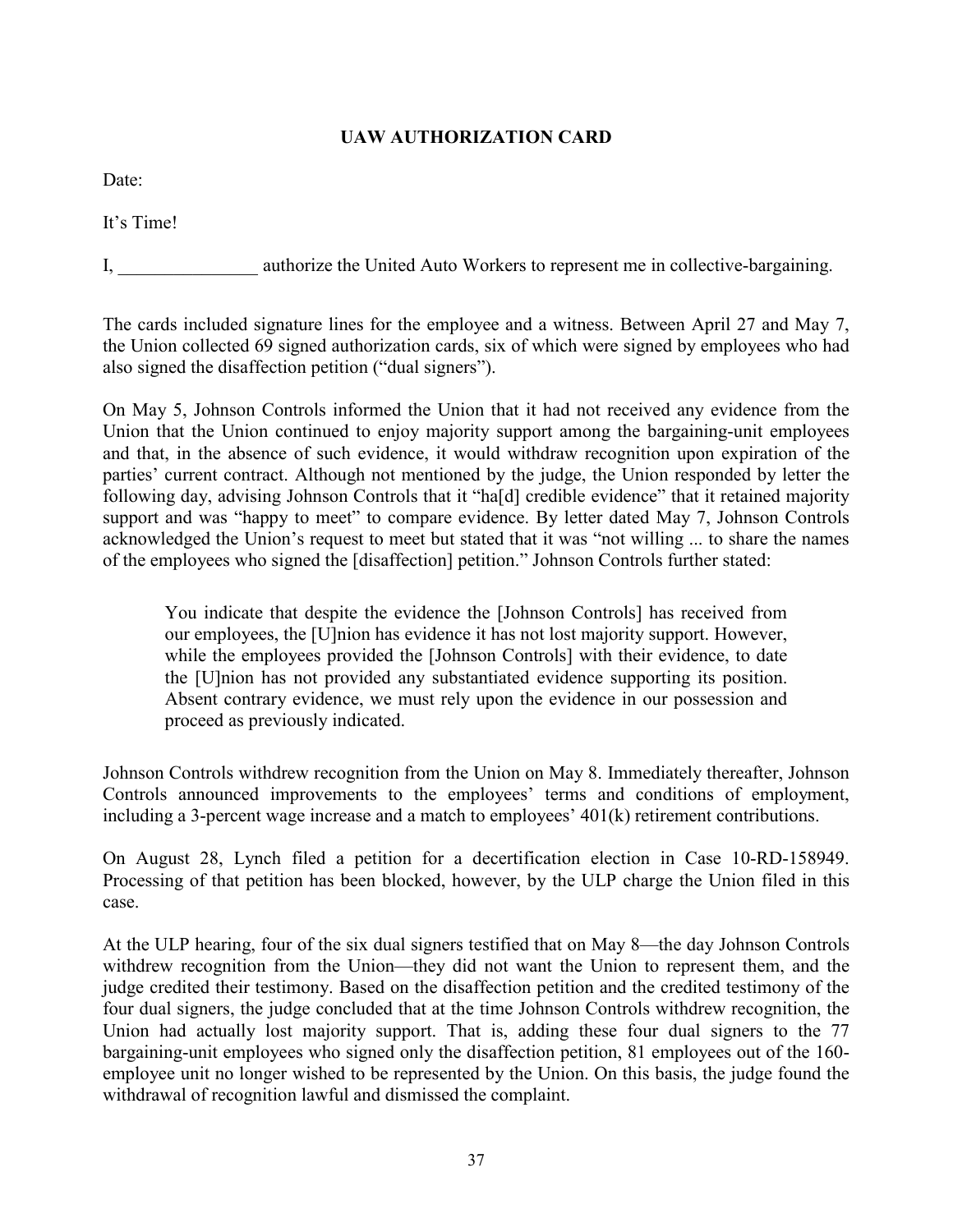**UAW AUTHORIZATION CARD**

Date:

It's Time!

I, _______________ authorize the United Auto Workers to represent me in collective-bargaining.

The cards included signature lines for the employee and a witness. Between April 27 and May 7, the Union collected 69 signed authorization cards, six of which were signed by employees who had also signed the disaffection petition ("dual signers").

On May 5, Johnson Controls informed the Union that it had not received any evidence from the Union that the Union continued to enjoy majority support among the bargaining-unit employees and that, in the absence of such evidence, it would withdraw recognition upon expiration of the parties' current contract. Although not mentioned by the judge, the Union responded by letter the following day, advising Johnson Controls that it "ha[d] credible evidence" that it retained majority support and was "happy to meet" to compare evidence. By letter dated May 7, Johnson Controls acknowledged the Union's request to meet but stated that it was "not willing ... to share the names of the employees who signed the [disaffection] petition." Johnson Controls further stated:

> You indicate that despite the evidence the [Johnson Controls] has received from our employees, the [U]nion has evidence it has not lost majority support. However, while the employees provided the [Johnson Controls] with their evidence, to date the [U]nion has not provided any substantiated evidence supporting its position. Absent contrary evidence, we must rely upon the evidence in our possession and proceed as previously indicated.

Johnson Controls withdrew recognition from the Union on May 8. Immediately thereafter, Johnson Controls announced improvements to the employees' terms and conditions of employment, including a 3-percent wage increase and a match to employees' 401(k) retirement contributions.

On August 28, Lynch filed a petition for a decertification election in Case 10-RD-158949. Processing of that petition has been blocked, however, by the ULP charge the Union filed in this case.

At the ULP hearing, four of the six dual signers testified that on May 8—the day Johnson Controls withdrew recognition from the Union—they did not want the Union to represent them, and the judge credited their testimony. Based on the disaffection petition and the credited testimony of the four dual signers, the judge concluded that at the time Johnson Controls withdrew recognition, the Union had actually lost majority support. That is, adding these four dual signers to the 77 bargaining-unit employees who signed only the disaffection petition, 81 employees out of the 160-employee unit no longer wished to be represented by the Union. On this basis, the judge found the withdrawal of recognition lawful and dismissed the complaint.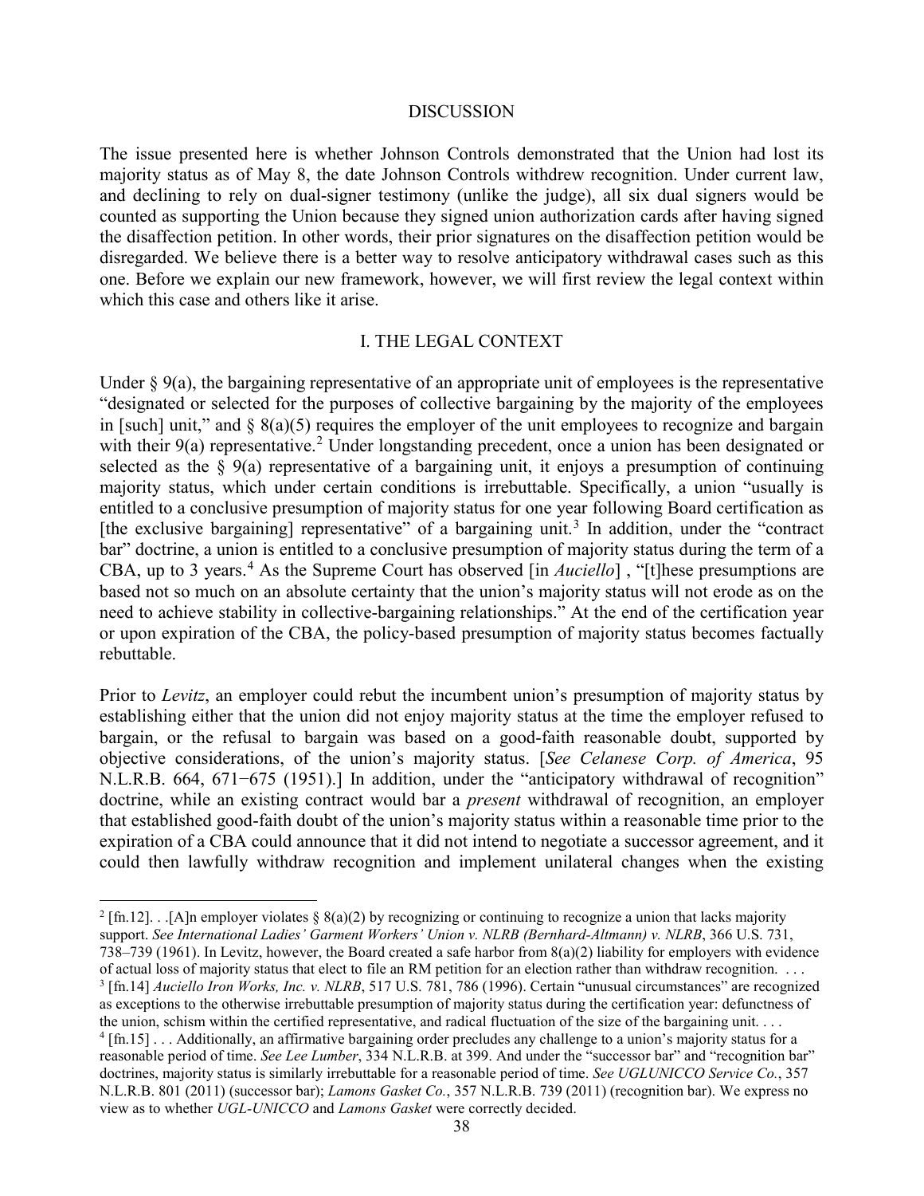## DISCUSSION

The issue presented here is whether Johnson Controls demonstrated that the Union had lost its majority status as of May 8, the date Johnson Controls withdrew recognition. Under current law, and declining to rely on dual-signer testimony (unlike the judge), all six dual signers would be counted as supporting the Union because they signed union authorization cards after having signed the disaffection petition. In other words, their prior signatures on the disaffection petition would be disregarded. We believe there is a better way to resolve anticipatory withdrawal cases such as this one. Before we explain our new framework, however, we will first review the legal context within which this case and others like it arise.

### I. THE LEGAL CONTEXT

Under § 9(a), the bargaining representative of an appropriate unit of employees is the representative "designated or selected for the purposes of collective bargaining by the majority of the employees in [such] unit," and § 8(a)(5) requires the employer of the unit employees to recognize and bargain with their 9(a) representative.[2] Under longstanding precedent, once a union has been designated or selected as the § 9(a) representative of a bargaining unit, it enjoys a presumption of continuing majority status, which under certain conditions is irrebuttable. Specifically, a union "usually is entitled to a conclusive presumption of majority status for one year following Board certification as [the exclusive bargaining] representative" of a bargaining unit.[3] In addition, under the "contract bar" doctrine, a union is entitled to a conclusive presumption of majority status during the term of a CBA, up to 3 years.[4] As the Supreme Court has observed [in *Auciello*] , "[t]hese presumptions are based not so much on an absolute certainty that the union's majority status will not erode as on the need to achieve stability in collective-bargaining relationships." At the end of the certification year or upon expiration of the CBA, the policy-based presumption of majority status becomes factually rebuttable.

Prior to *Levitz*, an employer could rebut the incumbent union's presumption of majority status by establishing either that the union did not enjoy majority status at the time the employer refused to bargain, or the refusal to bargain was based on a good-faith reasonable doubt, supported by objective considerations, of the union's majority status. [*See Celanese Corp. of America*, 95 N.L.R.B. 664, 671−675 (1951).] In addition, under the "anticipatory withdrawal of recognition" doctrine, while an existing contract would bar a *present* withdrawal of recognition, an employer that established good-faith doubt of the union's majority status within a reasonable time prior to the expiration of a CBA could announce that it did not intend to negotiate a successor agreement, and it could then lawfully withdraw recognition and implement unilateral changes when the existing

---

[2] [fn.12]. . .[A]n employer violates § 8(a)(2) by recognizing or continuing to recognize a union that lacks majority support. *See International Ladies' Garment Workers' Union v. NLRB (Bernhard-Altmann) v. NLRB*, 366 U.S. 731, 738–739 (1961). In Levitz, however, the Board created a safe harbor from 8(a)(2) liability for employers with evidence of actual loss of majority status that elect to file an RM petition for an election rather than withdraw recognition. . . .

[3] [fn.14] *Auciello Iron Works, Inc. v. NLRB*, 517 U.S. 781, 786 (1996). Certain "unusual circumstances" are recognized as exceptions to the otherwise irrebuttable presumption of majority status during the certification year: defunctness of the union, schism within the certified representative, and radical fluctuation of the size of the bargaining unit. . . .

[4] [fn.15] . . . Additionally, an affirmative bargaining order precludes any challenge to a union's majority status for a reasonable period of time. *See Lee Lumber*, 334 N.L.R.B. at 399. And under the "successor bar" and "recognition bar" doctrines, majority status is similarly irrebuttable for a reasonable period of time. *See UGLUNICCO Service Co.*, 357 N.L.R.B. 801 (2011) (successor bar); *Lamons Gasket Co.*, 357 N.L.R.B. 739 (2011) (recognition bar). We express no view as to whether *UGL-UNICCO* and *Lamons Gasket* were correctly decided.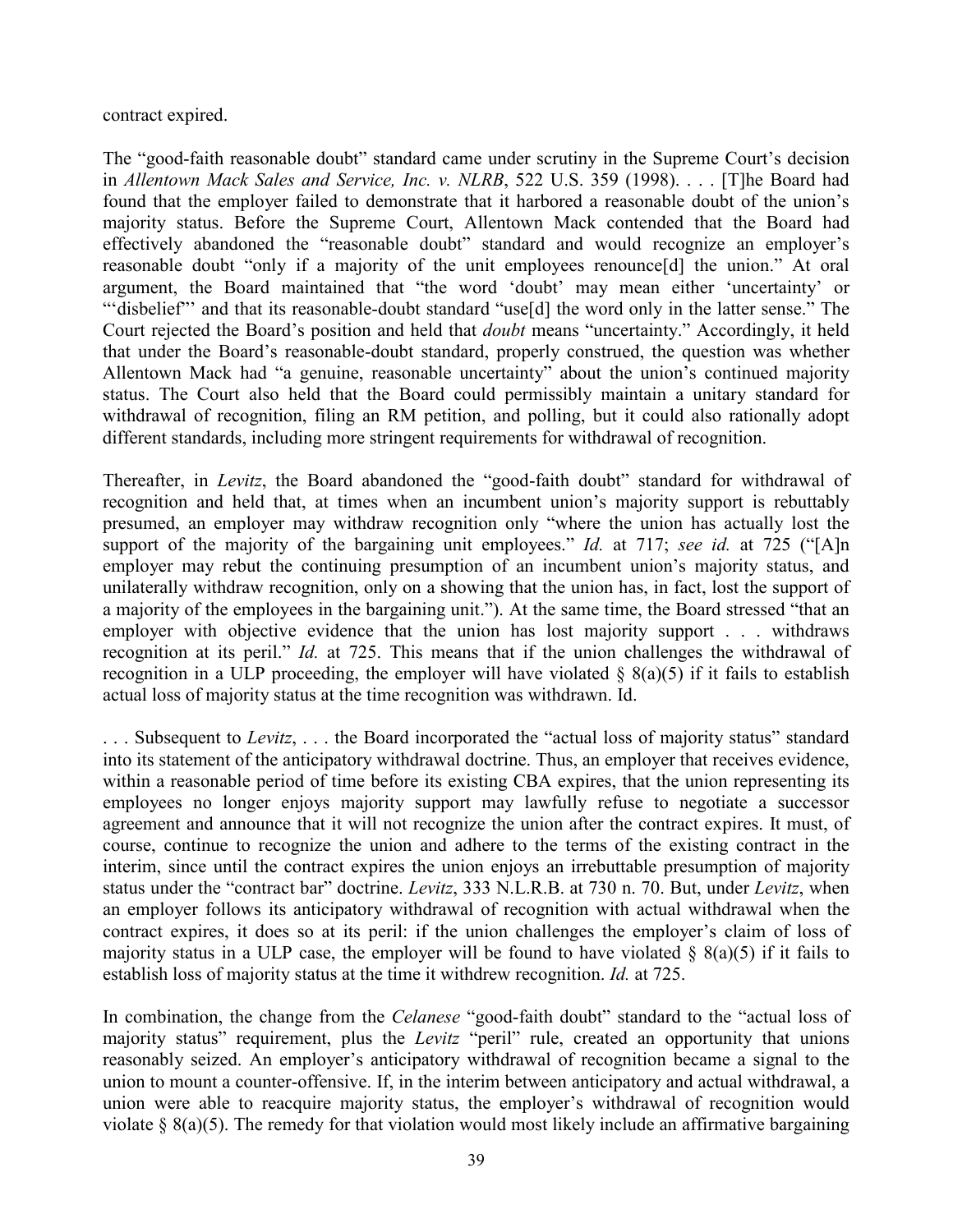contract expired.

The "good-faith reasonable doubt" standard came under scrutiny in the Supreme Court's decision in *Allentown Mack Sales and Service, Inc. v. NLRB*, 522 U.S. 359 (1998). . . . [T]he Board had found that the employer failed to demonstrate that it harbored a reasonable doubt of the union's majority status. Before the Supreme Court, Allentown Mack contended that the Board had effectively abandoned the "reasonable doubt" standard and would recognize an employer's reasonable doubt "only if a majority of the unit employees renounce[d] the union." At oral argument, the Board maintained that "the word 'doubt' may mean either 'uncertainty' or "'disbelief"' and that its reasonable-doubt standard "use[d] the word only in the latter sense." The Court rejected the Board's position and held that *doubt* means "uncertainty." Accordingly, it held that under the Board's reasonable-doubt standard, properly construed, the question was whether Allentown Mack had "a genuine, reasonable uncertainty" about the union's continued majority status. The Court also held that the Board could permissibly maintain a unitary standard for withdrawal of recognition, filing an RM petition, and polling, but it could also rationally adopt different standards, including more stringent requirements for withdrawal of recognition.

Thereafter, in *Levitz*, the Board abandoned the "good-faith doubt" standard for withdrawal of recognition and held that, at times when an incumbent union's majority support is rebuttably presumed, an employer may withdraw recognition only "where the union has actually lost the support of the majority of the bargaining unit employees." *Id.* at 717; *see id.* at 725 ("[A]n employer may rebut the continuing presumption of an incumbent union's majority status, and unilaterally withdraw recognition, only on a showing that the union has, in fact, lost the support of a majority of the employees in the bargaining unit."). At the same time, the Board stressed "that an employer with objective evidence that the union has lost majority support . . . withdraws recognition at its peril." *Id.* at 725. This means that if the union challenges the withdrawal of recognition in a ULP proceeding, the employer will have violated § 8(a)(5) if it fails to establish actual loss of majority status at the time recognition was withdrawn. Id.

. . . Subsequent to *Levitz*, . . . the Board incorporated the "actual loss of majority status" standard into its statement of the anticipatory withdrawal doctrine. Thus, an employer that receives evidence, within a reasonable period of time before its existing CBA expires, that the union representing its employees no longer enjoys majority support may lawfully refuse to negotiate a successor agreement and announce that it will not recognize the union after the contract expires. It must, of course, continue to recognize the union and adhere to the terms of the existing contract in the interim, since until the contract expires the union enjoys an irrebuttable presumption of majority status under the "contract bar" doctrine. *Levitz*, 333 N.L.R.B. at 730 n. 70. But, under *Levitz*, when an employer follows its anticipatory withdrawal of recognition with actual withdrawal when the contract expires, it does so at its peril: if the union challenges the employer's claim of loss of majority status in a ULP case, the employer will be found to have violated § 8(a)(5) if it fails to establish loss of majority status at the time it withdrew recognition. *Id.* at 725.

In combination, the change from the *Celanese* "good-faith doubt" standard to the "actual loss of majority status" requirement, plus the *Levitz* "peril" rule, created an opportunity that unions reasonably seized. An employer's anticipatory withdrawal of recognition became a signal to the union to mount a counter-offensive. If, in the interim between anticipatory and actual withdrawal, a union were able to reacquire majority status, the employer's withdrawal of recognition would violate § 8(a)(5). The remedy for that violation would most likely include an affirmative bargaining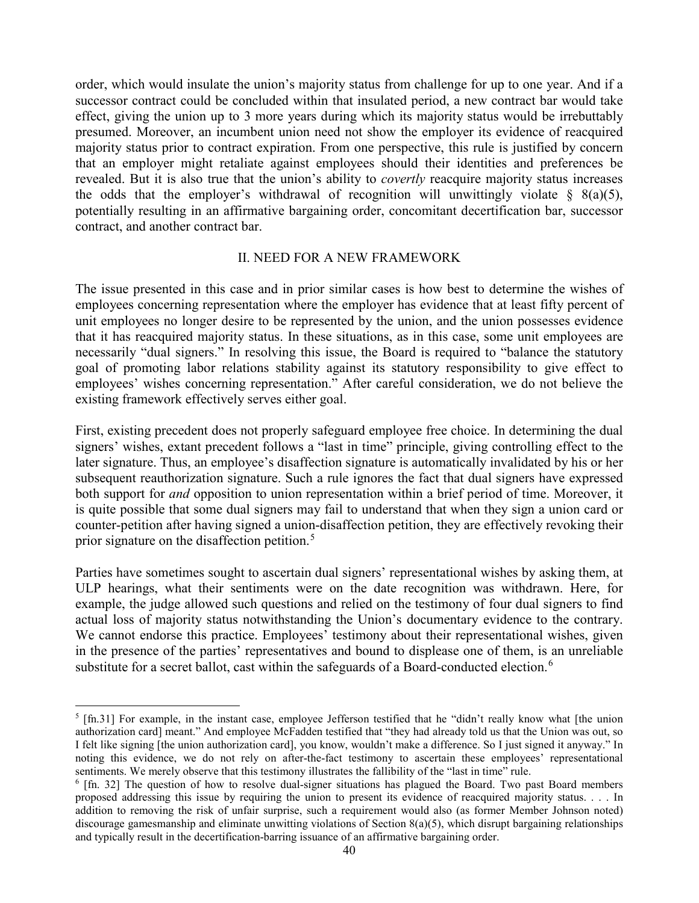order, which would insulate the union's majority status from challenge for up to one year. And if a successor contract could be concluded within that insulated period, a new contract bar would take effect, giving the union up to 3 more years during which its majority status would be irrebuttably presumed. Moreover, an incumbent union need not show the employer its evidence of reacquired majority status prior to contract expiration. From one perspective, this rule is justified by concern that an employer might retaliate against employees should their identities and preferences be revealed. But it is also true that the union's ability to *covertly* reacquire majority status increases the odds that the employer's withdrawal of recognition will unwittingly violate § 8(a)(5), potentially resulting in an affirmative bargaining order, concomitant decertification bar, successor contract, and another contract bar.

## II. NEED FOR A NEW FRAMEWORK

The issue presented in this case and in prior similar cases is how best to determine the wishes of employees concerning representation where the employer has evidence that at least fifty percent of unit employees no longer desire to be represented by the union, and the union possesses evidence that it has reacquired majority status. In these situations, as in this case, some unit employees are necessarily "dual signers." In resolving this issue, the Board is required to "balance the statutory goal of promoting labor relations stability against its statutory responsibility to give effect to employees' wishes concerning representation." After careful consideration, we do not believe the existing framework effectively serves either goal.

First, existing precedent does not properly safeguard employee free choice. In determining the dual signers' wishes, extant precedent follows a "last in time" principle, giving controlling effect to the later signature. Thus, an employee's disaffection signature is automatically invalidated by his or her subsequent reauthorization signature. Such a rule ignores the fact that dual signers have expressed both support for *and* opposition to union representation within a brief period of time. Moreover, it is quite possible that some dual signers may fail to understand that when they sign a union card or counter-petition after having signed a union-disaffection petition, they are effectively revoking their prior signature on the disaffection petition.[5]

Parties have sometimes sought to ascertain dual signers' representational wishes by asking them, at ULP hearings, what their sentiments were on the date recognition was withdrawn. Here, for example, the judge allowed such questions and relied on the testimony of four dual signers to find actual loss of majority status notwithstanding the Union's documentary evidence to the contrary. We cannot endorse this practice. Employees' testimony about their representational wishes, given in the presence of the parties' representatives and bound to displease one of them, is an unreliable substitute for a secret ballot, cast within the safeguards of a Board-conducted election.[6]

---

[5] [fn.31] For example, in the instant case, employee Jefferson testified that he "didn't really know what [the union authorization card] meant." And employee McFadden testified that "they had already told us that the Union was out, so I felt like signing [the union authorization card], you know, wouldn't make a difference. So I just signed it anyway." In noting this evidence, we do not rely on after-the-fact testimony to ascertain these employees' representational sentiments. We merely observe that this testimony illustrates the fallibility of the "last in time" rule.

[6] [fn. 32] The question of how to resolve dual-signer situations has plagued the Board. Two past Board members proposed addressing this issue by requiring the union to present its evidence of reacquired majority status. . . . In addition to removing the risk of unfair surprise, such a requirement would also (as former Member Johnson noted) discourage gamesmanship and eliminate unwitting violations of Section 8(a)(5), which disrupt bargaining relationships and typically result in the decertification-barring issuance of an affirmative bargaining order.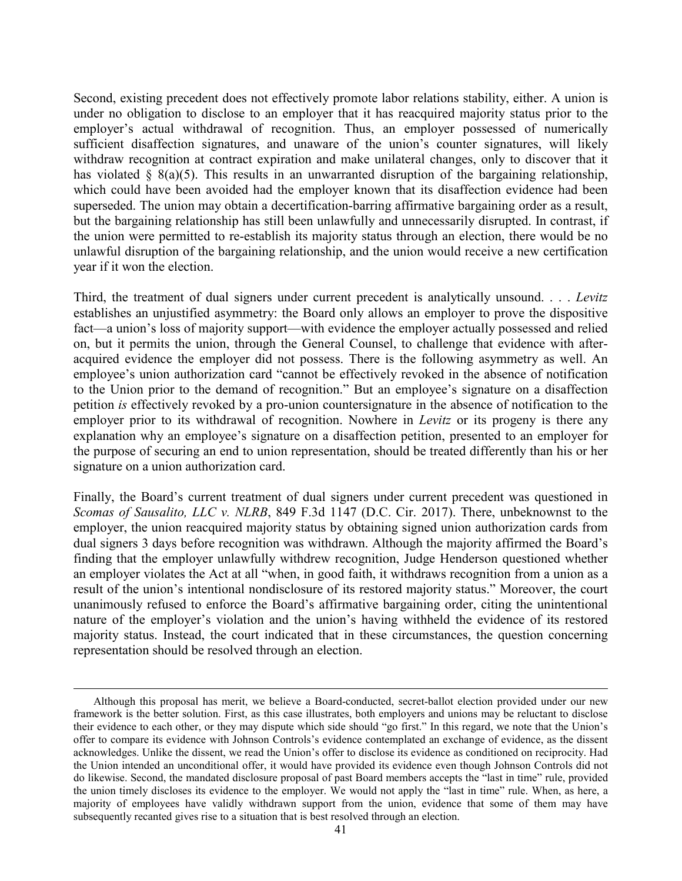Second, existing precedent does not effectively promote labor relations stability, either. A union is under no obligation to disclose to an employer that it has reacquired majority status prior to the employer's actual withdrawal of recognition. Thus, an employer possessed of numerically sufficient disaffection signatures, and unaware of the union's counter signatures, will likely withdraw recognition at contract expiration and make unilateral changes, only to discover that it has violated § 8(a)(5). This results in an unwarranted disruption of the bargaining relationship, which could have been avoided had the employer known that its disaffection evidence had been superseded. The union may obtain a decertification-barring affirmative bargaining order as a result, but the bargaining relationship has still been unlawfully and unnecessarily disrupted. In contrast, if the union were permitted to re-establish its majority status through an election, there would be no unlawful disruption of the bargaining relationship, and the union would receive a new certification year if it won the election.

Third, the treatment of dual signers under current precedent is analytically unsound. . . . *Levitz* establishes an unjustified asymmetry: the Board only allows an employer to prove the dispositive fact—a union's loss of majority support—with evidence the employer actually possessed and relied on, but it permits the union, through the General Counsel, to challenge that evidence with after-acquired evidence the employer did not possess. There is the following asymmetry as well. An employee's union authorization card "cannot be effectively revoked in the absence of notification to the Union prior to the demand of recognition." But an employee's signature on a disaffection petition *is* effectively revoked by a pro-union countersignature in the absence of notification to the employer prior to its withdrawal of recognition. Nowhere in *Levitz* or its progeny is there any explanation why an employee's signature on a disaffection petition, presented to an employer for the purpose of securing an end to union representation, should be treated differently than his or her signature on a union authorization card.

Finally, the Board's current treatment of dual signers under current precedent was questioned in *Scomas of Sausalito, LLC v. NLRB*, 849 F.3d 1147 (D.C. Cir. 2017). There, unbeknownst to the employer, the union reacquired majority status by obtaining signed union authorization cards from dual signers 3 days before recognition was withdrawn. Although the majority affirmed the Board's finding that the employer unlawfully withdrew recognition, Judge Henderson questioned whether an employer violates the Act at all "when, in good faith, it withdraws recognition from a union as a result of the union's intentional nondisclosure of its restored majority status." Moreover, the court unanimously refused to enforce the Board's affirmative bargaining order, citing the unintentional nature of the employer's violation and the union's having withheld the evidence of its restored majority status. Instead, the court indicated that in these circumstances, the question concerning representation should be resolved through an election.

---

Although this proposal has merit, we believe a Board-conducted, secret-ballot election provided under our new framework is the better solution. First, as this case illustrates, both employers and unions may be reluctant to disclose their evidence to each other, or they may dispute which side should "go first." In this regard, we note that the Union's offer to compare its evidence with Johnson Controls's evidence contemplated an exchange of evidence, as the dissent acknowledges. Unlike the dissent, we read the Union's offer to disclose its evidence as conditioned on reciprocity. Had the Union intended an unconditional offer, it would have provided its evidence even though Johnson Controls did not do likewise. Second, the mandated disclosure proposal of past Board members accepts the "last in time" rule, provided the union timely discloses its evidence to the employer. We would not apply the "last in time" rule. When, as here, a majority of employees have validly withdrawn support from the union, evidence that some of them may have subsequently recanted gives rise to a situation that is best resolved through an election.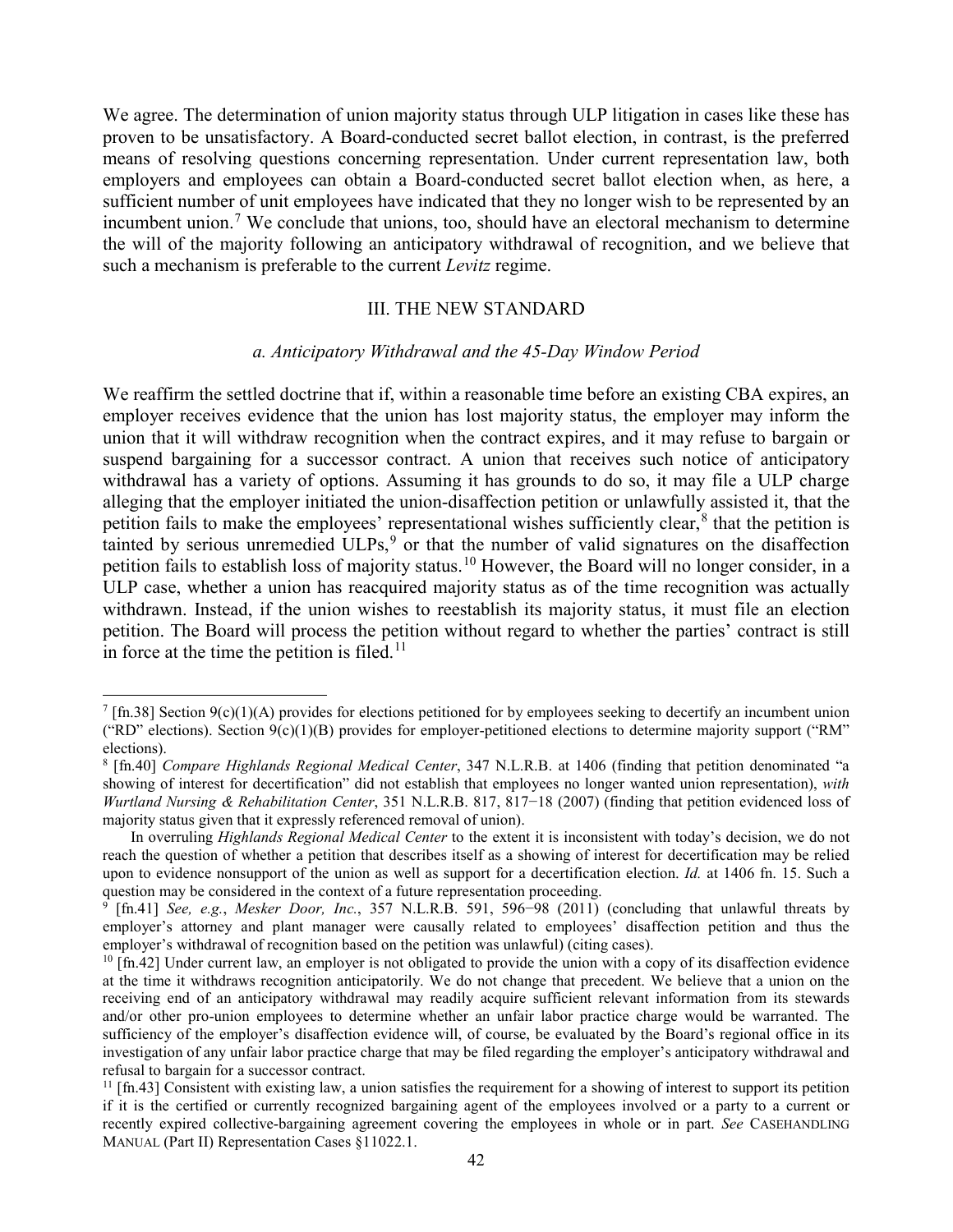We agree. The determination of union majority status through ULP litigation in cases like these has proven to be unsatisfactory. A Board-conducted secret ballot election, in contrast, is the preferred means of resolving questions concerning representation. Under current representation law, both employers and employees can obtain a Board-conducted secret ballot election when, as here, a sufficient number of unit employees have indicated that they no longer wish to be represented by an incumbent union.[7] We conclude that unions, too, should have an electoral mechanism to determine the will of the majority following an anticipatory withdrawal of recognition, and we believe that such a mechanism is preferable to the current *Levitz* regime.

## III. THE NEW STANDARD

### *a. Anticipatory Withdrawal and the 45-Day Window Period*

We reaffirm the settled doctrine that if, within a reasonable time before an existing CBA expires, an employer receives evidence that the union has lost majority status, the employer may inform the union that it will withdraw recognition when the contract expires, and it may refuse to bargain or suspend bargaining for a successor contract. A union that receives such notice of anticipatory withdrawal has a variety of options. Assuming it has grounds to do so, it may file a ULP charge alleging that the employer initiated the union-disaffection petition or unlawfully assisted it, that the petition fails to make the employees' representational wishes sufficiently clear,[8] that the petition is tainted by serious unremedied ULPs,[9] or that the number of valid signatures on the disaffection petition fails to establish loss of majority status.[10] However, the Board will no longer consider, in a ULP case, whether a union has reacquired majority status as of the time recognition was actually withdrawn. Instead, if the union wishes to reestablish its majority status, it must file an election petition. The Board will process the petition without regard to whether the parties' contract is still in force at the time the petition is filed.[11]

---

[7] [fn.38] Section 9(c)(1)(A) provides for elections petitioned for by employees seeking to decertify an incumbent union ("RD" elections). Section 9(c)(1)(B) provides for employer-petitioned elections to determine majority support ("RM" elections).

[8] [fn.40] *Compare Highlands Regional Medical Center*, 347 N.L.R.B. at 1406 (finding that petition denominated "a showing of interest for decertification" did not establish that employees no longer wanted union representation), *with Wurtland Nursing & Rehabilitation Center*, 351 N.L.R.B. 817, 817−18 (2007) (finding that petition evidenced loss of majority status given that it expressly referenced removal of union).

In overruling *Highlands Regional Medical Center* to the extent it is inconsistent with today's decision, we do not reach the question of whether a petition that describes itself as a showing of interest for decertification may be relied upon to evidence nonsupport of the union as well as support for a decertification election. *Id.* at 1406 fn. 15. Such a question may be considered in the context of a future representation proceeding.

[9] [fn.41] *See, e.g.*, *Mesker Door, Inc.*, 357 N.L.R.B. 591, 596−98 (2011) (concluding that unlawful threats by employer's attorney and plant manager were causally related to employees' disaffection petition and thus the employer's withdrawal of recognition based on the petition was unlawful) (citing cases).

[10] [fn.42] Under current law, an employer is not obligated to provide the union with a copy of its disaffection evidence at the time it withdraws recognition anticipatorily. We do not change that precedent. We believe that a union on the receiving end of an anticipatory withdrawal may readily acquire sufficient relevant information from its stewards and/or other pro-union employees to determine whether an unfair labor practice charge would be warranted. The sufficiency of the employer's disaffection evidence will, of course, be evaluated by the Board's regional office in its investigation of any unfair labor practice charge that may be filed regarding the employer's anticipatory withdrawal and refusal to bargain for a successor contract.

[11] [fn.43] Consistent with existing law, a union satisfies the requirement for a showing of interest to support its petition if it is the certified or currently recognized bargaining agent of the employees involved or a party to a current or recently expired collective-bargaining agreement covering the employees in whole or in part. *See* CASEHANDLING MANUAL (Part II) Representation Cases §11022.1.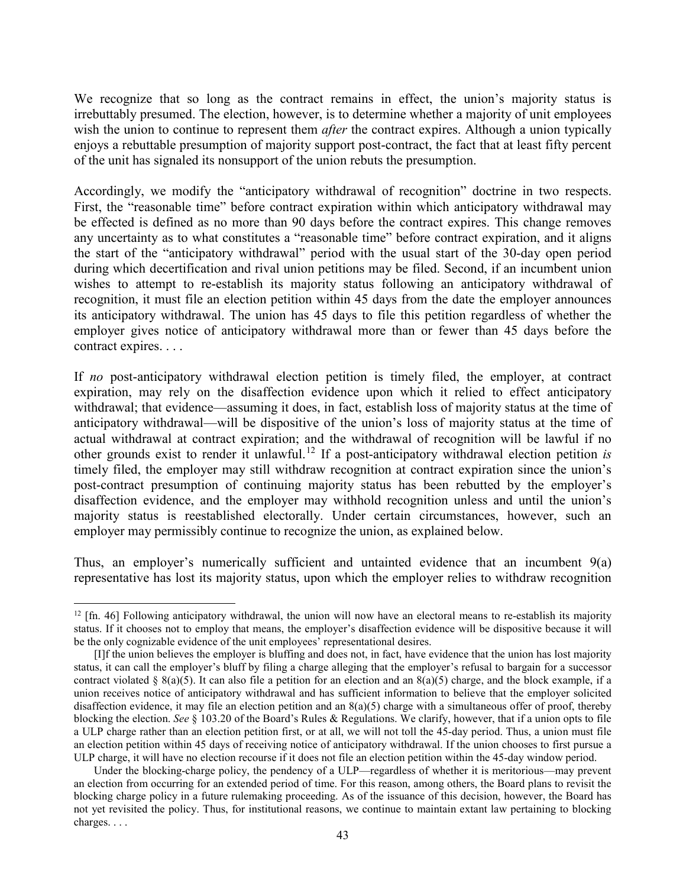We recognize that so long as the contract remains in effect, the union's majority status is irrebuttably presumed. The election, however, is to determine whether a majority of unit employees wish the union to continue to represent them *after* the contract expires. Although a union typically enjoys a rebuttable presumption of majority support post-contract, the fact that at least fifty percent of the unit has signaled its nonsupport of the union rebuts the presumption.

Accordingly, we modify the "anticipatory withdrawal of recognition" doctrine in two respects. First, the "reasonable time" before contract expiration within which anticipatory withdrawal may be effected is defined as no more than 90 days before the contract expires. This change removes any uncertainty as to what constitutes a "reasonable time" before contract expiration, and it aligns the start of the "anticipatory withdrawal" period with the usual start of the 30-day open period during which decertification and rival union petitions may be filed. Second, if an incumbent union wishes to attempt to re-establish its majority status following an anticipatory withdrawal of recognition, it must file an election petition within 45 days from the date the employer announces its anticipatory withdrawal. The union has 45 days to file this petition regardless of whether the employer gives notice of anticipatory withdrawal more than or fewer than 45 days before the contract expires. . . .

If *no* post-anticipatory withdrawal election petition is timely filed, the employer, at contract expiration, may rely on the disaffection evidence upon which it relied to effect anticipatory withdrawal; that evidence—assuming it does, in fact, establish loss of majority status at the time of anticipatory withdrawal—will be dispositive of the union's loss of majority status at the time of actual withdrawal at contract expiration; and the withdrawal of recognition will be lawful if no other grounds exist to render it unlawful.[12] If a post-anticipatory withdrawal election petition *is* timely filed, the employer may still withdraw recognition at contract expiration since the union's post-contract presumption of continuing majority status has been rebutted by the employer's disaffection evidence, and the employer may withhold recognition unless and until the union's majority status is reestablished electorally. Under certain circumstances, however, such an employer may permissibly continue to recognize the union, as explained below.

Thus, an employer's numerically sufficient and untainted evidence that an incumbent 9(a) representative has lost its majority status, upon which the employer relies to withdraw recognition

---

[12] [fn. 46] Following anticipatory withdrawal, the union will now have an electoral means to re-establish its majority status. If it chooses not to employ that means, the employer's disaffection evidence will be dispositive because it will be the only cognizable evidence of the unit employees' representational desires.

[I]f the union believes the employer is bluffing and does not, in fact, have evidence that the union has lost majority status, it can call the employer's bluff by filing a charge alleging that the employer's refusal to bargain for a successor contract violated § 8(a)(5). It can also file a petition for an election and an 8(a)(5) charge, and the block example, if a union receives notice of anticipatory withdrawal and has sufficient information to believe that the employer solicited disaffection evidence, it may file an election petition and an 8(a)(5) charge with a simultaneous offer of proof, thereby blocking the election. *See* § 103.20 of the Board's Rules & Regulations. We clarify, however, that if a union opts to file a ULP charge rather than an election petition first, or at all, we will not toll the 45-day period. Thus, a union must file an election petition within 45 days of receiving notice of anticipatory withdrawal. If the union chooses to first pursue a ULP charge, it will have no election recourse if it does not file an election petition within the 45-day window period.

Under the blocking-charge policy, the pendency of a ULP—regardless of whether it is meritorious—may prevent an election from occurring for an extended period of time. For this reason, among others, the Board plans to revisit the blocking charge policy in a future rulemaking proceeding. As of the issuance of this decision, however, the Board has not yet revisited the policy. Thus, for institutional reasons, we continue to maintain extant law pertaining to blocking charges. . . .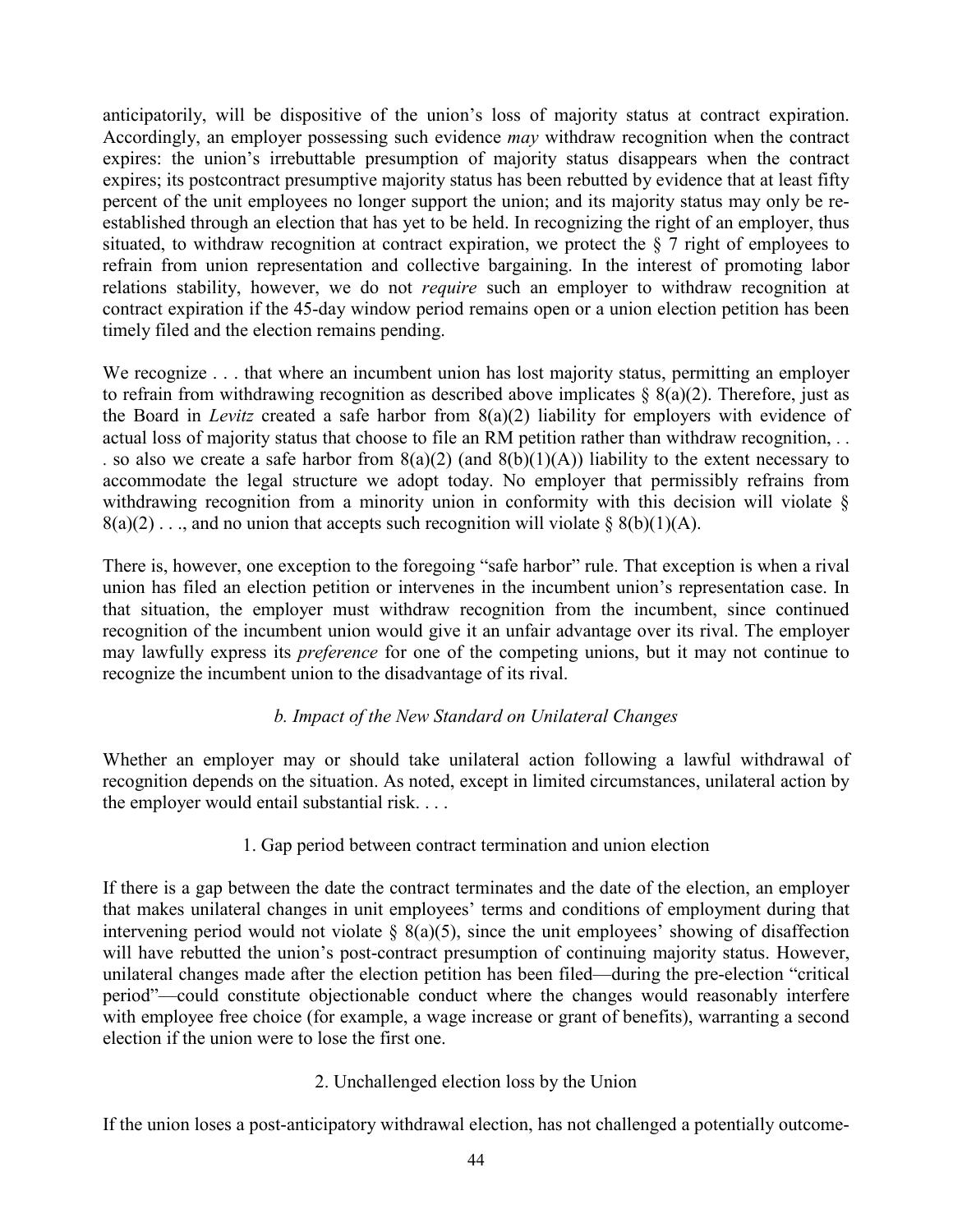anticipatorily, will be dispositive of the union's loss of majority status at contract expiration. Accordingly, an employer possessing such evidence *may* withdraw recognition when the contract expires: the union's irrebuttable presumption of majority status disappears when the contract expires; its postcontract presumptive majority status has been rebutted by evidence that at least fifty percent of the unit employees no longer support the union; and its majority status may only be re-established through an election that has yet to be held. In recognizing the right of an employer, thus situated, to withdraw recognition at contract expiration, we protect the § 7 right of employees to refrain from union representation and collective bargaining. In the interest of promoting labor relations stability, however, we do not *require* such an employer to withdraw recognition at contract expiration if the 45-day window period remains open or a union election petition has been timely filed and the election remains pending.

We recognize . . . that where an incumbent union has lost majority status, permitting an employer to refrain from withdrawing recognition as described above implicates § 8(a)(2). Therefore, just as the Board in *Levitz* created a safe harbor from 8(a)(2) liability for employers with evidence of actual loss of majority status that choose to file an RM petition rather than withdraw recognition, . . . so also we create a safe harbor from 8(a)(2) (and 8(b)(1)(A)) liability to the extent necessary to accommodate the legal structure we adopt today. No employer that permissibly refrains from withdrawing recognition from a minority union in conformity with this decision will violate § 8(a)(2) . . ., and no union that accepts such recognition will violate § 8(b)(1)(A).

There is, however, one exception to the foregoing "safe harbor" rule. That exception is when a rival union has filed an election petition or intervenes in the incumbent union's representation case. In that situation, the employer must withdraw recognition from the incumbent, since continued recognition of the incumbent union would give it an unfair advantage over its rival. The employer may lawfully express its *preference* for one of the competing unions, but it may not continue to recognize the incumbent union to the disadvantage of its rival.

*b. Impact of the New Standard on Unilateral Changes*

Whether an employer may or should take unilateral action following a lawful withdrawal of recognition depends on the situation. As noted, except in limited circumstances, unilateral action by the employer would entail substantial risk. . . .

1. Gap period between contract termination and union election

If there is a gap between the date the contract terminates and the date of the election, an employer that makes unilateral changes in unit employees' terms and conditions of employment during that intervening period would not violate § 8(a)(5), since the unit employees' showing of disaffection will have rebutted the union's post-contract presumption of continuing majority status. However, unilateral changes made after the election petition has been filed—during the pre-election "critical period"—could constitute objectionable conduct where the changes would reasonably interfere with employee free choice (for example, a wage increase or grant of benefits), warranting a second election if the union were to lose the first one.

2. Unchallenged election loss by the Union

If the union loses a post-anticipatory withdrawal election, has not challenged a potentially outcome-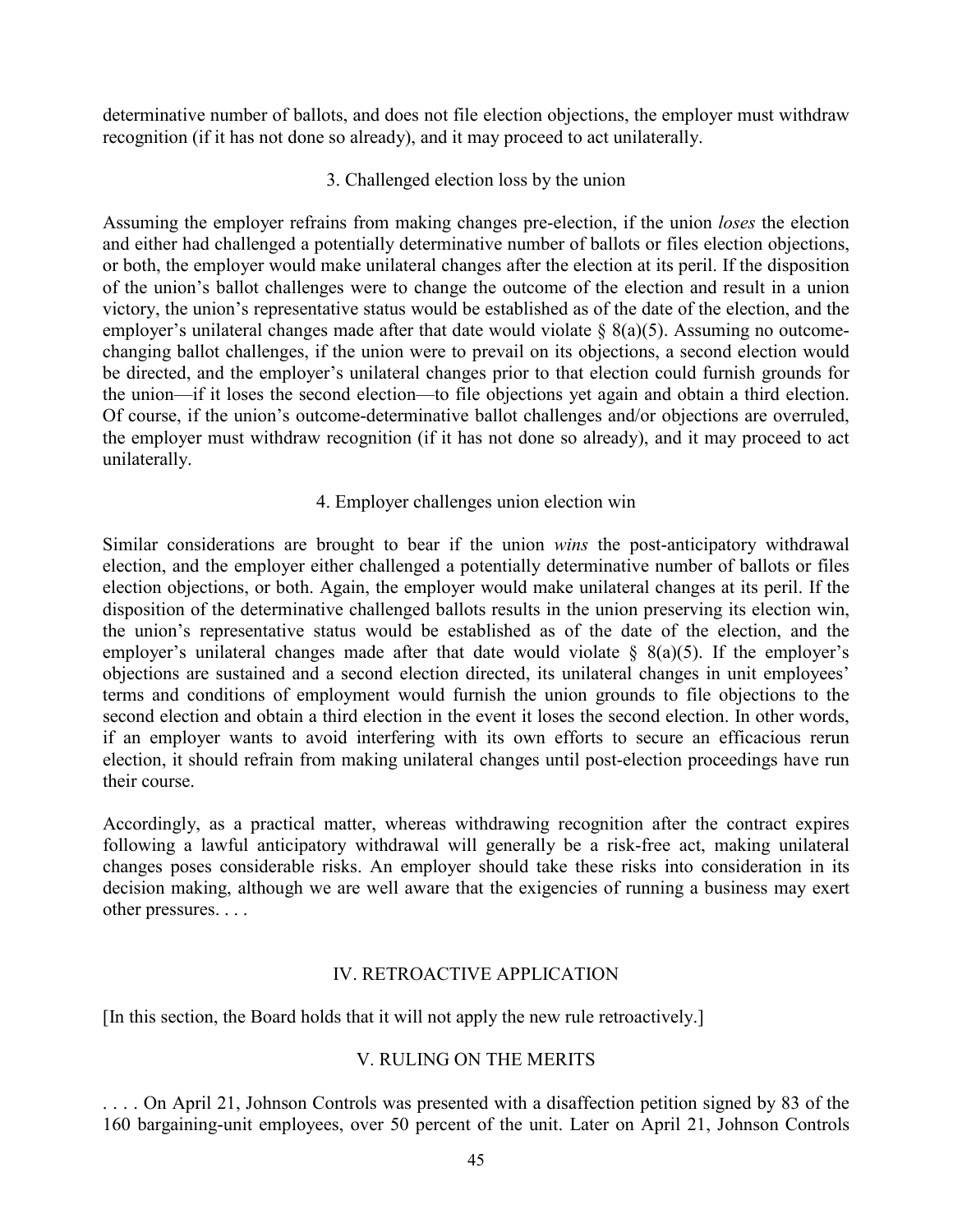determinative number of ballots, and does not file election objections, the employer must withdraw recognition (if it has not done so already), and it may proceed to act unilaterally.

3. Challenged election loss by the union

Assuming the employer refrains from making changes pre-election, if the union *loses* the election and either had challenged a potentially determinative number of ballots or files election objections, or both, the employer would make unilateral changes after the election at its peril. If the disposition of the union's ballot challenges were to change the outcome of the election and result in a union victory, the union's representative status would be established as of the date of the election, and the employer's unilateral changes made after that date would violate § 8(a)(5). Assuming no outcome-changing ballot challenges, if the union were to prevail on its objections, a second election would be directed, and the employer's unilateral changes prior to that election could furnish grounds for the union—if it loses the second election—to file objections yet again and obtain a third election. Of course, if the union's outcome-determinative ballot challenges and/or objections are overruled, the employer must withdraw recognition (if it has not done so already), and it may proceed to act unilaterally.

4. Employer challenges union election win

Similar considerations are brought to bear if the union *wins* the post-anticipatory withdrawal election, and the employer either challenged a potentially determinative number of ballots or files election objections, or both. Again, the employer would make unilateral changes at its peril. If the disposition of the determinative challenged ballots results in the union preserving its election win, the union's representative status would be established as of the date of the election, and the employer's unilateral changes made after that date would violate § 8(a)(5). If the employer's objections are sustained and a second election directed, its unilateral changes in unit employees' terms and conditions of employment would furnish the union grounds to file objections to the second election and obtain a third election in the event it loses the second election. In other words, if an employer wants to avoid interfering with its own efforts to secure an efficacious rerun election, it should refrain from making unilateral changes until post-election proceedings have run their course.

Accordingly, as a practical matter, whereas withdrawing recognition after the contract expires following a lawful anticipatory withdrawal will generally be a risk-free act, making unilateral changes poses considerable risks. An employer should take these risks into consideration in its decision making, although we are well aware that the exigencies of running a business may exert other pressures. . . .

## IV. RETROACTIVE APPLICATION

[In this section, the Board holds that it will not apply the new rule retroactively.]

## V. RULING ON THE MERITS

. . . . On April 21, Johnson Controls was presented with a disaffection petition signed by 83 of the 160 bargaining-unit employees, over 50 percent of the unit. Later on April 21, Johnson Controls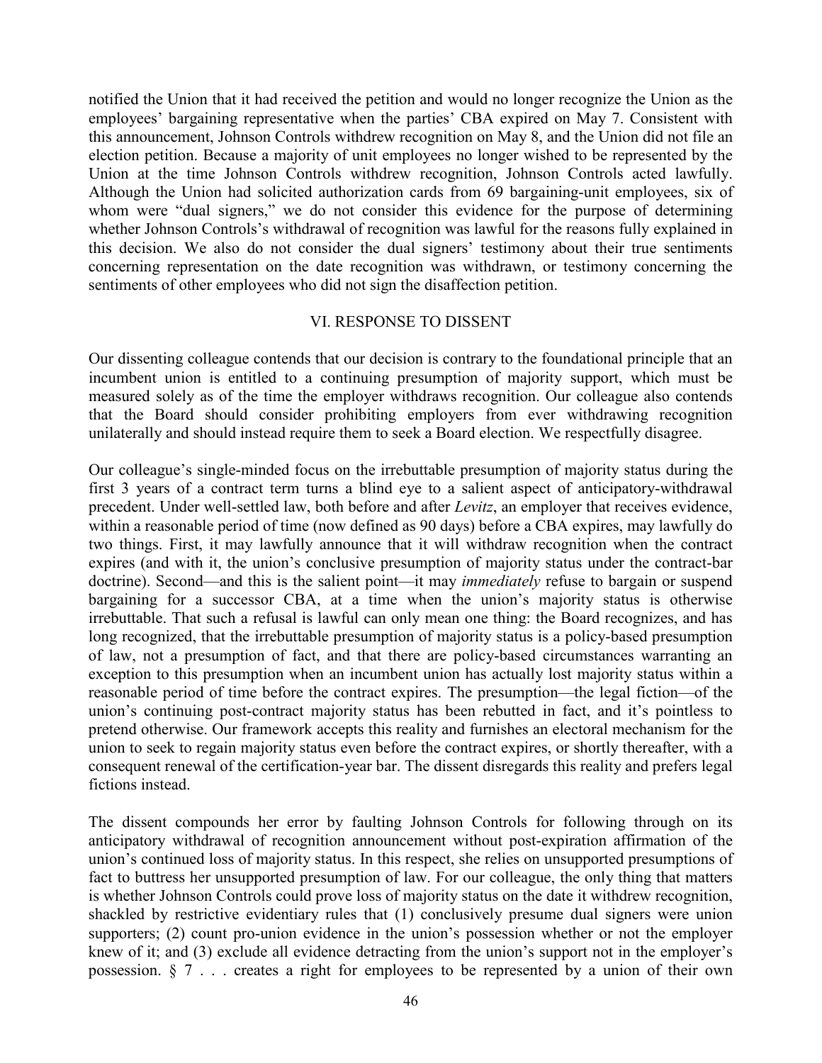notified the Union that it had received the petition and would no longer recognize the Union as the employees' bargaining representative when the parties' CBA expired on May 7. Consistent with this announcement, Johnson Controls withdrew recognition on May 8, and the Union did not file an election petition. Because a majority of unit employees no longer wished to be represented by the Union at the time Johnson Controls withdrew recognition, Johnson Controls acted lawfully. Although the Union had solicited authorization cards from 69 bargaining-unit employees, six of whom were "dual signers," we do not consider this evidence for the purpose of determining whether Johnson Controls's withdrawal of recognition was lawful for the reasons fully explained in this decision. We also do not consider the dual signers' testimony about their true sentiments concerning representation on the date recognition was withdrawn, or testimony concerning the sentiments of other employees who did not sign the disaffection petition.

## VI. RESPONSE TO DISSENT

Our dissenting colleague contends that our decision is contrary to the foundational principle that an incumbent union is entitled to a continuing presumption of majority support, which must be measured solely as of the time the employer withdraws recognition. Our colleague also contends that the Board should consider prohibiting employers from ever withdrawing recognition unilaterally and should instead require them to seek a Board election. We respectfully disagree.

Our colleague's single-minded focus on the irrebuttable presumption of majority status during the first 3 years of a contract term turns a blind eye to a salient aspect of anticipatory-withdrawal precedent. Under well-settled law, both before and after *Levitz*, an employer that receives evidence, within a reasonable period of time (now defined as 90 days) before a CBA expires, may lawfully do two things. First, it may lawfully announce that it will withdraw recognition when the contract expires (and with it, the union's conclusive presumption of majority status under the contract-bar doctrine). Second—and this is the salient point—it may *immediately* refuse to bargain or suspend bargaining for a successor CBA, at a time when the union's majority status is otherwise irrebuttable. That such a refusal is lawful can only mean one thing: the Board recognizes, and has long recognized, that the irrebuttable presumption of majority status is a policy-based presumption of law, not a presumption of fact, and that there are policy-based circumstances warranting an exception to this presumption when an incumbent union has actually lost majority status within a reasonable period of time before the contract expires. The presumption—the legal fiction—of the union's continuing post-contract majority status has been rebutted in fact, and it's pointless to pretend otherwise. Our framework accepts this reality and furnishes an electoral mechanism for the union to seek to regain majority status even before the contract expires, or shortly thereafter, with a consequent renewal of the certification-year bar. The dissent disregards this reality and prefers legal fictions instead.

The dissent compounds her error by faulting Johnson Controls for following through on its anticipatory withdrawal of recognition announcement without post-expiration affirmation of the union's continued loss of majority status. In this respect, she relies on unsupported presumptions of fact to buttress her unsupported presumption of law. For our colleague, the only thing that matters is whether Johnson Controls could prove loss of majority status on the date it withdrew recognition, shackled by restrictive evidentiary rules that (1) conclusively presume dual signers were union supporters; (2) count pro-union evidence in the union's possession whether or not the employer knew of it; and (3) exclude all evidence detracting from the union's support not in the employer's possession. § 7 . . . creates a right for employees to be represented by a union of their own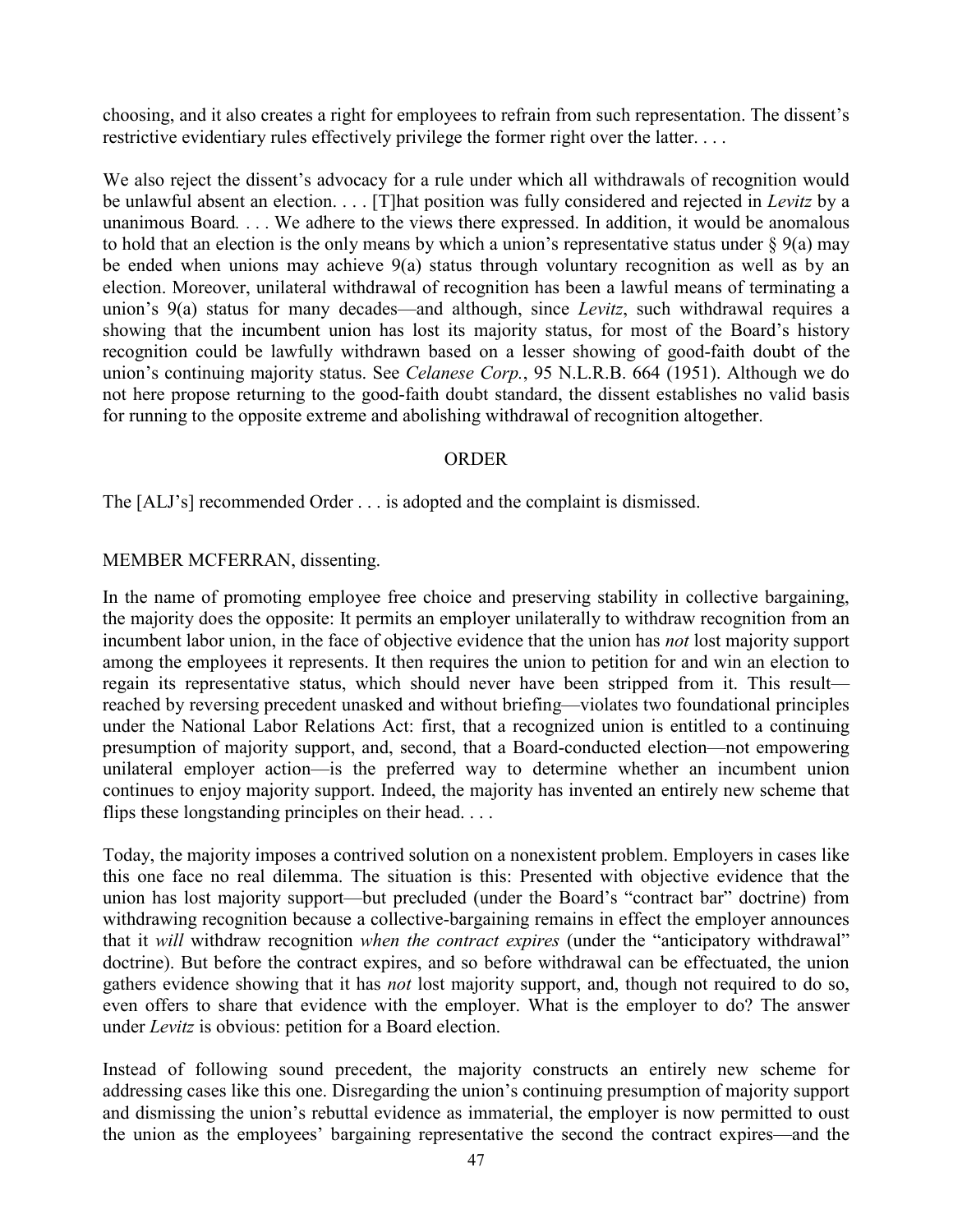choosing, and it also creates a right for employees to refrain from such representation. The dissent's restrictive evidentiary rules effectively privilege the former right over the latter. . . .

We also reject the dissent's advocacy for a rule under which all withdrawals of recognition would be unlawful absent an election. . . . [T]hat position was fully considered and rejected in *Levitz* by a unanimous Board. . . . We adhere to the views there expressed. In addition, it would be anomalous to hold that an election is the only means by which a union's representative status under § 9(a) may be ended when unions may achieve 9(a) status through voluntary recognition as well as by an election. Moreover, unilateral withdrawal of recognition has been a lawful means of terminating a union's 9(a) status for many decades—and although, since *Levitz*, such withdrawal requires a showing that the incumbent union has lost its majority status, for most of the Board's history recognition could be lawfully withdrawn based on a lesser showing of good-faith doubt of the union's continuing majority status. See *Celanese Corp.*, 95 N.L.R.B. 664 (1951). Although we do not here propose returning to the good-faith doubt standard, the dissent establishes no valid basis for running to the opposite extreme and abolishing withdrawal of recognition altogether.

ORDER

The [ALJ's] recommended Order . . . is adopted and the complaint is dismissed.

MEMBER MCFERRAN, dissenting.

In the name of promoting employee free choice and preserving stability in collective bargaining, the majority does the opposite: It permits an employer unilaterally to withdraw recognition from an incumbent labor union, in the face of objective evidence that the union has *not* lost majority support among the employees it represents. It then requires the union to petition for and win an election to regain its representative status, which should never have been stripped from it. This result—reached by reversing precedent unasked and without briefing—violates two foundational principles under the National Labor Relations Act: first, that a recognized union is entitled to a continuing presumption of majority support, and, second, that a Board-conducted election—not empowering unilateral employer action—is the preferred way to determine whether an incumbent union continues to enjoy majority support. Indeed, the majority has invented an entirely new scheme that flips these longstanding principles on their head. . . .

Today, the majority imposes a contrived solution on a nonexistent problem. Employers in cases like this one face no real dilemma. The situation is this: Presented with objective evidence that the union has lost majority support—but precluded (under the Board's "contract bar" doctrine) from withdrawing recognition because a collective-bargaining remains in effect the employer announces that it *will* withdraw recognition *when the contract expires* (under the "anticipatory withdrawal" doctrine). But before the contract expires, and so before withdrawal can be effectuated, the union gathers evidence showing that it has *not* lost majority support, and, though not required to do so, even offers to share that evidence with the employer. What is the employer to do? The answer under *Levitz* is obvious: petition for a Board election.

Instead of following sound precedent, the majority constructs an entirely new scheme for addressing cases like this one. Disregarding the union's continuing presumption of majority support and dismissing the union's rebuttal evidence as immaterial, the employer is now permitted to oust the union as the employees' bargaining representative the second the contract expires—and the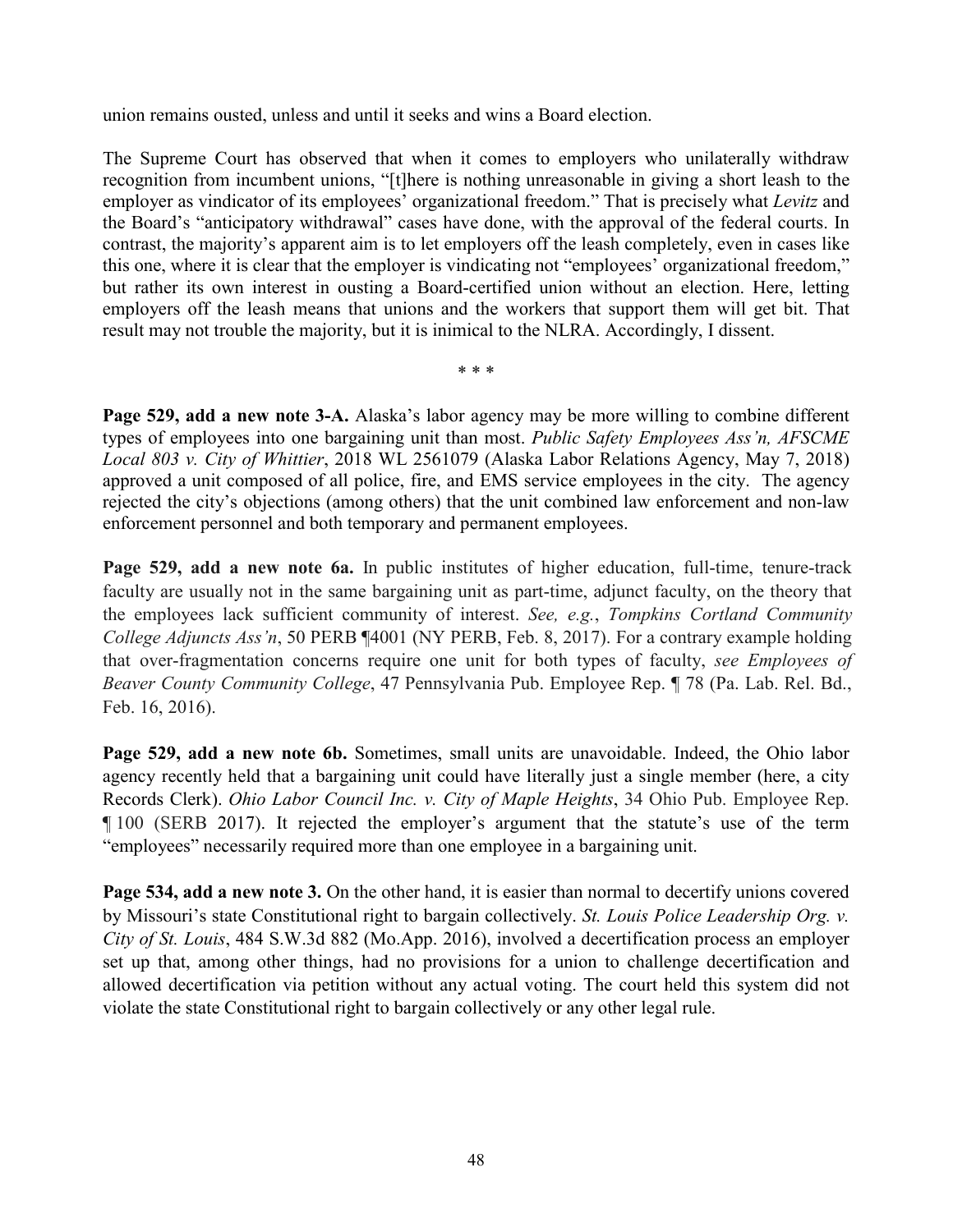union remains ousted, unless and until it seeks and wins a Board election.

The Supreme Court has observed that when it comes to employers who unilaterally withdraw recognition from incumbent unions, "[t]here is nothing unreasonable in giving a short leash to the employer as vindicator of its employees' organizational freedom." That is precisely what *Levitz* and the Board's "anticipatory withdrawal" cases have done, with the approval of the federal courts. In contrast, the majority's apparent aim is to let employers off the leash completely, even in cases like this one, where it is clear that the employer is vindicating not "employees' organizational freedom," but rather its own interest in ousting a Board-certified union without an election. Here, letting employers off the leash means that unions and the workers that support them will get bit. That result may not trouble the majority, but it is inimical to the NLRA. Accordingly, I dissent.

\* \* \*

**Page 529, add a new note 3-A.** Alaska's labor agency may be more willing to combine different types of employees into one bargaining unit than most. *Public Safety Employees Ass'n, AFSCME Local 803 v. City of Whittier*, 2018 WL 2561079 (Alaska Labor Relations Agency, May 7, 2018) approved a unit composed of all police, fire, and EMS service employees in the city. The agency rejected the city's objections (among others) that the unit combined law enforcement and non-law enforcement personnel and both temporary and permanent employees.

**Page 529, add a new note 6a.** In public institutes of higher education, full-time, tenure-track faculty are usually not in the same bargaining unit as part-time, adjunct faculty, on the theory that the employees lack sufficient community of interest. *See, e.g.*, *Tompkins Cortland Community College Adjuncts Ass'n*, 50 PERB ¶4001 (NY PERB, Feb. 8, 2017). For a contrary example holding that over-fragmentation concerns require one unit for both types of faculty, *see Employees of Beaver County Community College*, 47 Pennsylvania Pub. Employee Rep. ¶ 78 (Pa. Lab. Rel. Bd., Feb. 16, 2016).

**Page 529, add a new note 6b.** Sometimes, small units are unavoidable. Indeed, the Ohio labor agency recently held that a bargaining unit could have literally just a single member (here, a city Records Clerk). *Ohio Labor Council Inc. v. City of Maple Heights*, 34 Ohio Pub. Employee Rep. ¶ 100 (SERB 2017). It rejected the employer's argument that the statute's use of the term "employees" necessarily required more than one employee in a bargaining unit.

**Page 534, add a new note 3.** On the other hand, it is easier than normal to decertify unions covered by Missouri's state Constitutional right to bargain collectively. *St. Louis Police Leadership Org. v. City of St. Louis*, 484 S.W.3d 882 (Mo.App. 2016), involved a decertification process an employer set up that, among other things, had no provisions for a union to challenge decertification and allowed decertification via petition without any actual voting. The court held this system did not violate the state Constitutional right to bargain collectively or any other legal rule.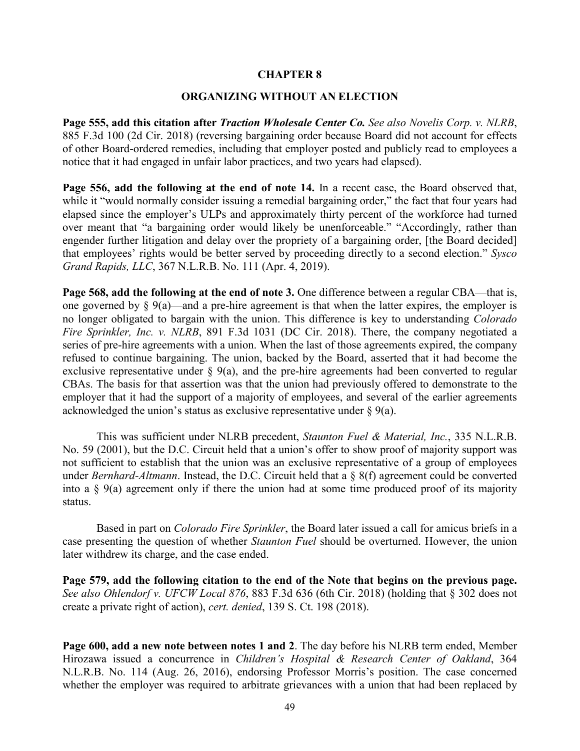## CHAPTER 8

## ORGANIZING WITHOUT AN ELECTION

**Page 555, add this citation after *Traction Wholesale Center Co.*** *See also Novelis Corp. v. NLRB*, 885 F.3d 100 (2d Cir. 2018) (reversing bargaining order because Board did not account for effects of other Board-ordered remedies, including that employer posted and publicly read to employees a notice that it had engaged in unfair labor practices, and two years had elapsed).

**Page 556, add the following at the end of note 14.** In a recent case, the Board observed that, while it "would normally consider issuing a remedial bargaining order," the fact that four years had elapsed since the employer's ULPs and approximately thirty percent of the workforce had turned over meant that "a bargaining order would likely be unenforceable." "Accordingly, rather than engender further litigation and delay over the propriety of a bargaining order, [the Board decided] that employees' rights would be better served by proceeding directly to a second election." *Sysco Grand Rapids, LLC*, 367 N.L.R.B. No. 111 (Apr. 4, 2019).

**Page 568, add the following at the end of note 3.** One difference between a regular CBA—that is, one governed by § 9(a)—and a pre-hire agreement is that when the latter expires, the employer is no longer obligated to bargain with the union. This difference is key to understanding *Colorado Fire Sprinkler, Inc. v. NLRB*, 891 F.3d 1031 (DC Cir. 2018). There, the company negotiated a series of pre-hire agreements with a union. When the last of those agreements expired, the company refused to continue bargaining. The union, backed by the Board, asserted that it had become the exclusive representative under § 9(a), and the pre-hire agreements had been converted to regular CBAs. The basis for that assertion was that the union had previously offered to demonstrate to the employer that it had the support of a majority of employees, and several of the earlier agreements acknowledged the union's status as exclusive representative under § 9(a).

This was sufficient under NLRB precedent, *Staunton Fuel & Material, Inc.*, 335 N.L.R.B. No. 59 (2001), but the D.C. Circuit held that a union's offer to show proof of majority support was not sufficient to establish that the union was an exclusive representative of a group of employees under *Bernhard-Altmann*. Instead, the D.C. Circuit held that a § 8(f) agreement could be converted into a § 9(a) agreement only if there the union had at some time produced proof of its majority status.

Based in part on *Colorado Fire Sprinkler*, the Board later issued a call for amicus briefs in a case presenting the question of whether *Staunton Fuel* should be overturned. However, the union later withdrew its charge, and the case ended.

**Page 579, add the following citation to the end of the Note that begins on the previous page.** *See also Ohlendorf v. UFCW Local 876*, 883 F.3d 636 (6th Cir. 2018) (holding that § 302 does not create a private right of action), *cert. denied*, 139 S. Ct. 198 (2018).

**Page 600, add a new note between notes 1 and 2**. The day before his NLRB term ended, Member Hirozawa issued a concurrence in *Children's Hospital & Research Center of Oakland*, 364 N.L.R.B. No. 114 (Aug. 26, 2016), endorsing Professor Morris's position. The case concerned whether the employer was required to arbitrate grievances with a union that had been replaced by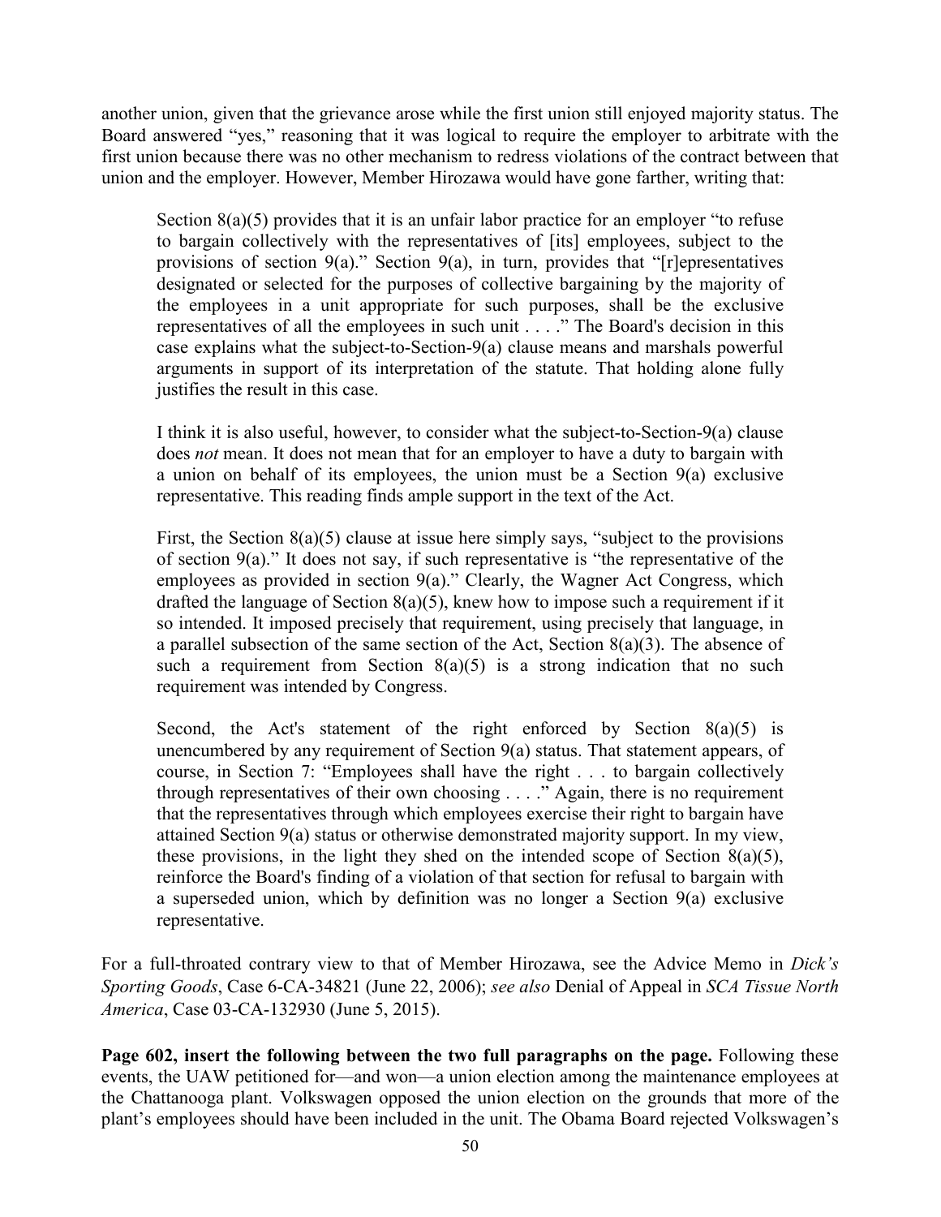another union, given that the grievance arose while the first union still enjoyed majority status. The Board answered "yes," reasoning that it was logical to require the employer to arbitrate with the first union because there was no other mechanism to redress violations of the contract between that union and the employer. However, Member Hirozawa would have gone farther, writing that:

> Section 8(a)(5) provides that it is an unfair labor practice for an employer "to refuse to bargain collectively with the representatives of [its] employees, subject to the provisions of section 9(a)." Section 9(a), in turn, provides that "[r]epresentatives designated or selected for the purposes of collective bargaining by the majority of the employees in a unit appropriate for such purposes, shall be the exclusive representatives of all the employees in such unit . . . ." The Board's decision in this case explains what the subject-to-Section-9(a) clause means and marshals powerful arguments in support of its interpretation of the statute. That holding alone fully justifies the result in this case.
>
> I think it is also useful, however, to consider what the subject-to-Section-9(a) clause does *not* mean. It does not mean that for an employer to have a duty to bargain with a union on behalf of its employees, the union must be a Section 9(a) exclusive representative. This reading finds ample support in the text of the Act.
>
> First, the Section 8(a)(5) clause at issue here simply says, "subject to the provisions of section 9(a)." It does not say, if such representative is "the representative of the employees as provided in section 9(a)." Clearly, the Wagner Act Congress, which drafted the language of Section 8(a)(5), knew how to impose such a requirement if it so intended. It imposed precisely that requirement, using precisely that language, in a parallel subsection of the same section of the Act, Section 8(a)(3). The absence of such a requirement from Section 8(a)(5) is a strong indication that no such requirement was intended by Congress.
>
> Second, the Act's statement of the right enforced by Section 8(a)(5) is unencumbered by any requirement of Section 9(a) status. That statement appears, of course, in Section 7: "Employees shall have the right . . . to bargain collectively through representatives of their own choosing . . . ." Again, there is no requirement that the representatives through which employees exercise their right to bargain have attained Section 9(a) status or otherwise demonstrated majority support. In my view, these provisions, in the light they shed on the intended scope of Section 8(a)(5), reinforce the Board's finding of a violation of that section for refusal to bargain with a superseded union, which by definition was no longer a Section 9(a) exclusive representative.

For a full-throated contrary view to that of Member Hirozawa, see the Advice Memo in *Dick's Sporting Goods*, Case 6-CA-34821 (June 22, 2006); *see also* Denial of Appeal in *SCA Tissue North America*, Case 03-CA-132930 (June 5, 2015).

**Page 602, insert the following between the two full paragraphs on the page.** Following these events, the UAW petitioned for—and won—a union election among the maintenance employees at the Chattanooga plant. Volkswagen opposed the union election on the grounds that more of the plant's employees should have been included in the unit. The Obama Board rejected Volkswagen's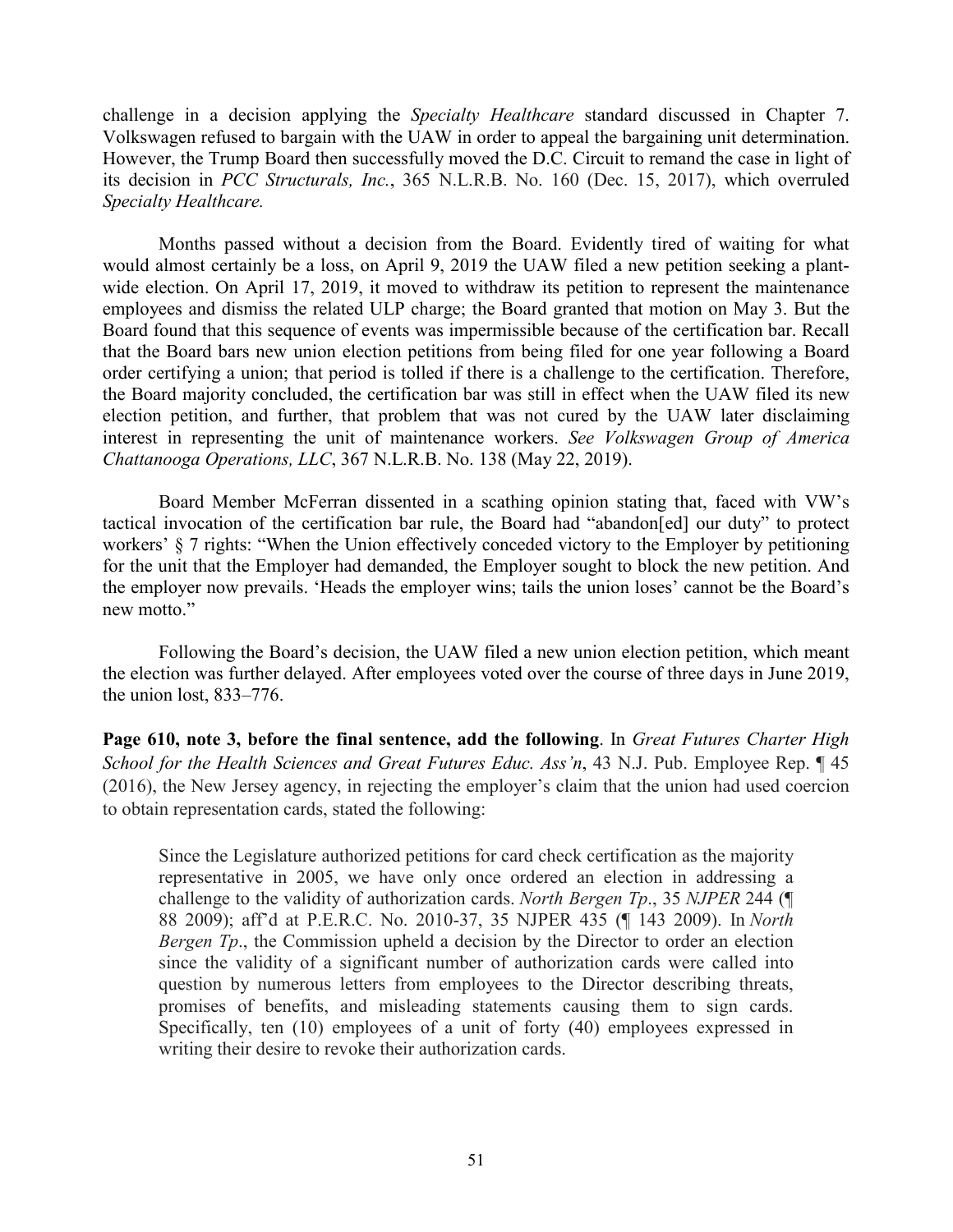challenge in a decision applying the *Specialty Healthcare* standard discussed in Chapter 7. Volkswagen refused to bargain with the UAW in order to appeal the bargaining unit determination. However, the Trump Board then successfully moved the D.C. Circuit to remand the case in light of its decision in *PCC Structurals, Inc.*, 365 N.L.R.B. No. 160 (Dec. 15, 2017), which overruled *Specialty Healthcare.*

Months passed without a decision from the Board. Evidently tired of waiting for what would almost certainly be a loss, on April 9, 2019 the UAW filed a new petition seeking a plant-wide election. On April 17, 2019, it moved to withdraw its petition to represent the maintenance employees and dismiss the related ULP charge; the Board granted that motion on May 3. But the Board found that this sequence of events was impermissible because of the certification bar. Recall that the Board bars new union election petitions from being filed for one year following a Board order certifying a union; that period is tolled if there is a challenge to the certification. Therefore, the Board majority concluded, the certification bar was still in effect when the UAW filed its new election petition, and further, that problem that was not cured by the UAW later disclaiming interest in representing the unit of maintenance workers. *See Volkswagen Group of America Chattanooga Operations, LLC*, 367 N.L.R.B. No. 138 (May 22, 2019).

Board Member McFerran dissented in a scathing opinion stating that, faced with VW's tactical invocation of the certification bar rule, the Board had "abandon[ed] our duty" to protect workers' § 7 rights: "When the Union effectively conceded victory to the Employer by petitioning for the unit that the Employer had demanded, the Employer sought to block the new petition. And the employer now prevails. 'Heads the employer wins; tails the union loses' cannot be the Board's new motto."

Following the Board's decision, the UAW filed a new union election petition, which meant the election was further delayed. After employees voted over the course of three days in June 2019, the union lost, 833–776.

**Page 610, note 3, before the final sentence, add the following**. In *Great Futures Charter High School for the Health Sciences and Great Futures Educ. Ass'n*, 43 N.J. Pub. Employee Rep. ¶ 45 (2016), the New Jersey agency, in rejecting the employer's claim that the union had used coercion to obtain representation cards, stated the following:

> Since the Legislature authorized petitions for card check certification as the majority representative in 2005, we have only once ordered an election in addressing a challenge to the validity of authorization cards. *North Bergen Tp*., 35 *NJPER* 244 (¶ 88 2009); aff'd at P.E.R.C. No. 2010-37, 35 NJPER 435 (¶ 143 2009). In *North Bergen Tp*., the Commission upheld a decision by the Director to order an election since the validity of a significant number of authorization cards were called into question by numerous letters from employees to the Director describing threats, promises of benefits, and misleading statements causing them to sign cards. Specifically, ten (10) employees of a unit of forty (40) employees expressed in writing their desire to revoke their authorization cards.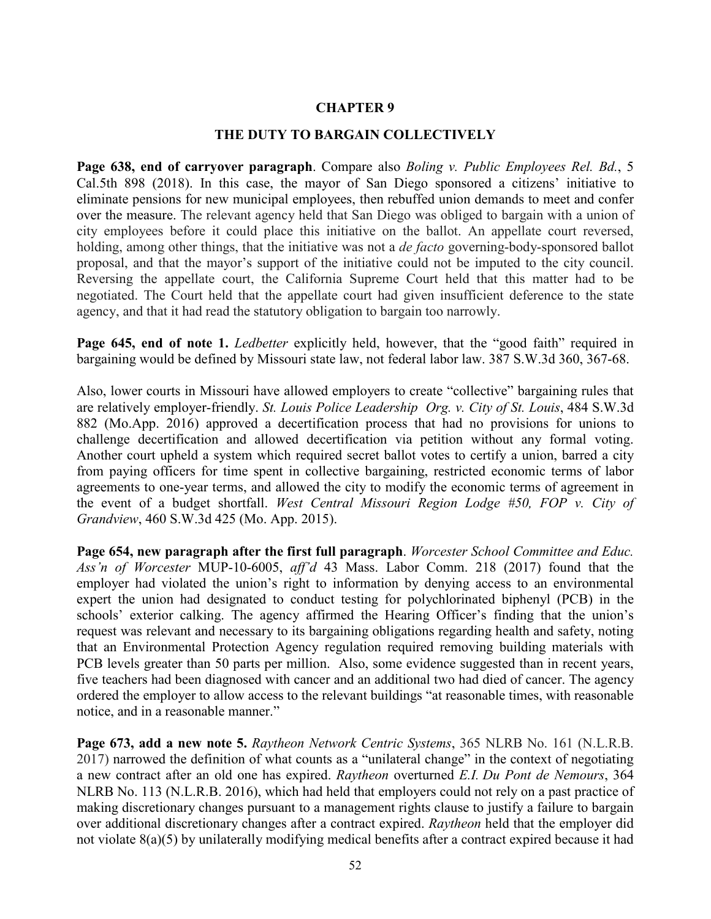# CHAPTER 9

## THE DUTY TO BARGAIN COLLECTIVELY

**Page 638, end of carryover paragraph**. Compare also *Boling v. Public Employees Rel. Bd.*, 5 Cal.5th 898 (2018). In this case, the mayor of San Diego sponsored a citizens' initiative to eliminate pensions for new municipal employees, then rebuffed union demands to meet and confer over the measure. The relevant agency held that San Diego was obliged to bargain with a union of city employees before it could place this initiative on the ballot. An appellate court reversed, holding, among other things, that the initiative was not a *de facto* governing-body-sponsored ballot proposal, and that the mayor's support of the initiative could not be imputed to the city council. Reversing the appellate court, the California Supreme Court held that this matter had to be negotiated. The Court held that the appellate court had given insufficient deference to the state agency, and that it had read the statutory obligation to bargain too narrowly.

**Page 645, end of note 1.** *Ledbetter* explicitly held, however, that the "good faith" required in bargaining would be defined by Missouri state law, not federal labor law. 387 S.W.3d 360, 367-68.

Also, lower courts in Missouri have allowed employers to create "collective" bargaining rules that are relatively employer-friendly. *St. Louis Police Leadership Org. v. City of St. Louis*, 484 S.W.3d 882 (Mo.App. 2016) approved a decertification process that had no provisions for unions to challenge decertification and allowed decertification via petition without any formal voting. Another court upheld a system which required secret ballot votes to certify a union, barred a city from paying officers for time spent in collective bargaining, restricted economic terms of labor agreements to one-year terms, and allowed the city to modify the economic terms of agreement in the event of a budget shortfall. *West Central Missouri Region Lodge #50, FOP v. City of Grandview*, 460 S.W.3d 425 (Mo. App. 2015).

**Page 654, new paragraph after the first full paragraph**. *Worcester School Committee and Educ. Ass'n of Worcester* MUP-10-6005, *aff'd* 43 Mass. Labor Comm. 218 (2017) found that the employer had violated the union's right to information by denying access to an environmental expert the union had designated to conduct testing for polychlorinated biphenyl (PCB) in the schools' exterior calking. The agency affirmed the Hearing Officer's finding that the union's request was relevant and necessary to its bargaining obligations regarding health and safety, noting that an Environmental Protection Agency regulation required removing building materials with PCB levels greater than 50 parts per million. Also, some evidence suggested than in recent years, five teachers had been diagnosed with cancer and an additional two had died of cancer. The agency ordered the employer to allow access to the relevant buildings "at reasonable times, with reasonable notice, and in a reasonable manner."

**Page 673, add a new note 5.** *Raytheon Network Centric Systems*, 365 NLRB No. 161 (N.L.R.B. 2017) narrowed the definition of what counts as a "unilateral change" in the context of negotiating a new contract after an old one has expired. *Raytheon* overturned *E.I. Du Pont de Nemours*, 364 NLRB No. 113 (N.L.R.B. 2016), which had held that employers could not rely on a past practice of making discretionary changes pursuant to a management rights clause to justify a failure to bargain over additional discretionary changes after a contract expired. *Raytheon* held that the employer did not violate 8(a)(5) by unilaterally modifying medical benefits after a contract expired because it had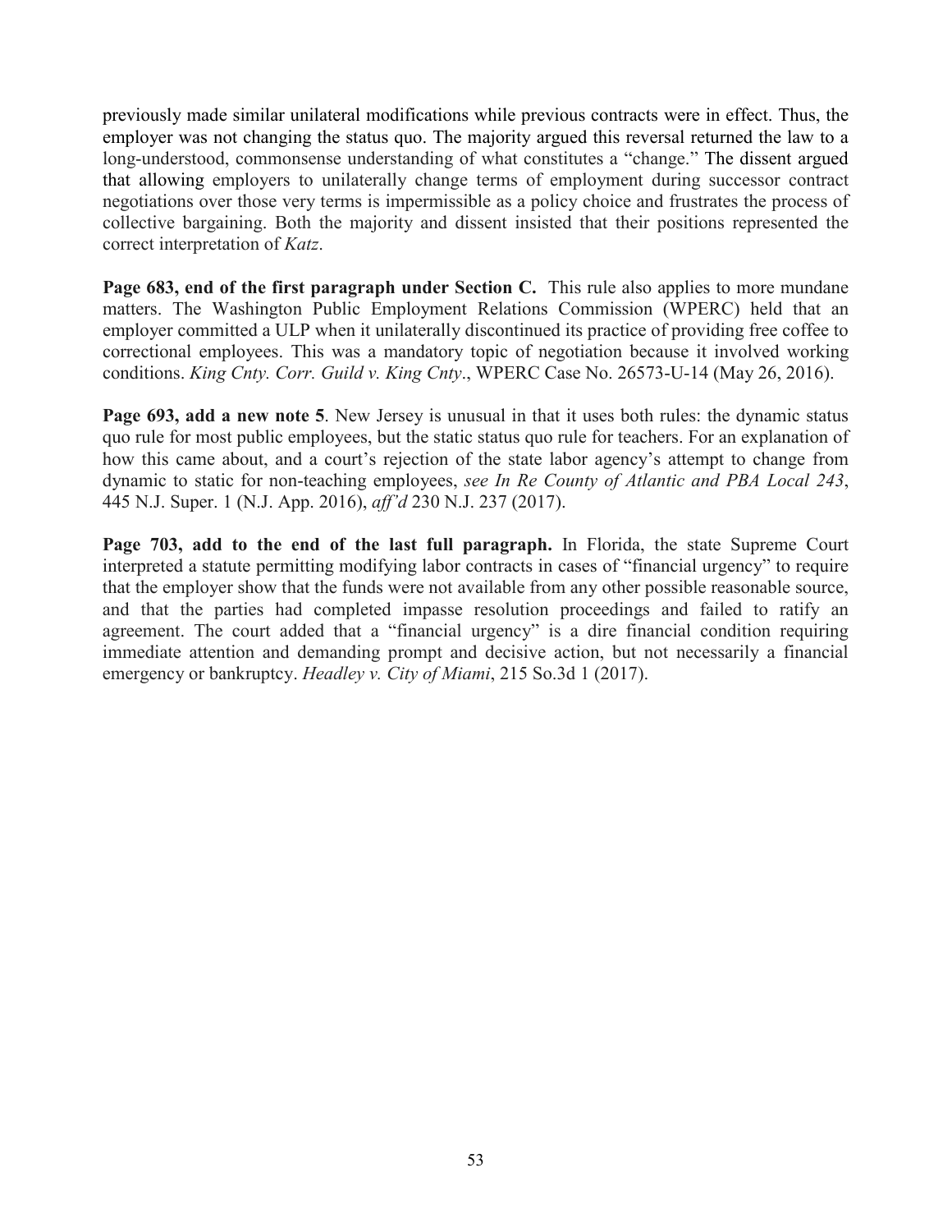previously made similar unilateral modifications while previous contracts were in effect. Thus, the employer was not changing the status quo. The majority argued this reversal returned the law to a long-understood, commonsense understanding of what constitutes a "change." The dissent argued that allowing employers to unilaterally change terms of employment during successor contract negotiations over those very terms is impermissible as a policy choice and frustrates the process of collective bargaining. Both the majority and dissent insisted that their positions represented the correct interpretation of *Katz*.

**Page 683, end of the first paragraph under Section C.** This rule also applies to more mundane matters. The Washington Public Employment Relations Commission (WPERC) held that an employer committed a ULP when it unilaterally discontinued its practice of providing free coffee to correctional employees. This was a mandatory topic of negotiation because it involved working conditions. *King Cnty. Corr. Guild v. King Cnty*., WPERC Case No. 26573-U-14 (May 26, 2016).

**Page 693, add a new note 5**. New Jersey is unusual in that it uses both rules: the dynamic status quo rule for most public employees, but the static status quo rule for teachers. For an explanation of how this came about, and a court's rejection of the state labor agency's attempt to change from dynamic to static for non-teaching employees, *see In Re County of Atlantic and PBA Local 243*, 445 N.J. Super. 1 (N.J. App. 2016), *aff'd* 230 N.J. 237 (2017).

**Page 703, add to the end of the last full paragraph.** In Florida, the state Supreme Court interpreted a statute permitting modifying labor contracts in cases of "financial urgency" to require that the employer show that the funds were not available from any other possible reasonable source, and that the parties had completed impasse resolution proceedings and failed to ratify an agreement. The court added that a "financial urgency" is a dire financial condition requiring immediate attention and demanding prompt and decisive action, but not necessarily a financial emergency or bankruptcy. *Headley v. City of Miami*, 215 So.3d 1 (2017).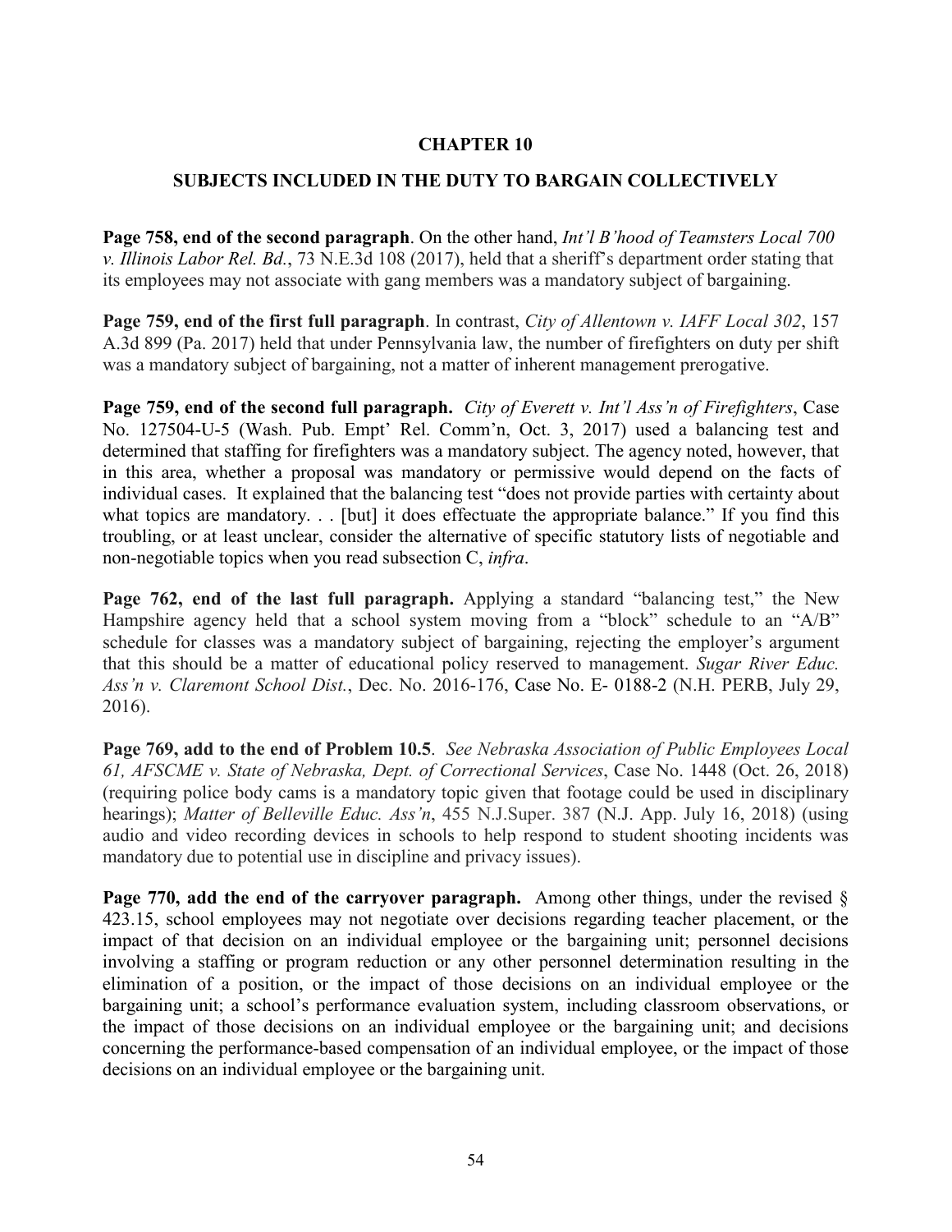## CHAPTER 10

## SUBJECTS INCLUDED IN THE DUTY TO BARGAIN COLLECTIVELY

**Page 758, end of the second paragraph**. On the other hand, *Int'l B'hood of Teamsters Local 700 v. Illinois Labor Rel. Bd.*, 73 N.E.3d 108 (2017), held that a sheriff's department order stating that its employees may not associate with gang members was a mandatory subject of bargaining.

**Page 759, end of the first full paragraph**. In contrast, *City of Allentown v. IAFF Local 302*, 157 A.3d 899 (Pa. 2017) held that under Pennsylvania law, the number of firefighters on duty per shift was a mandatory subject of bargaining, not a matter of inherent management prerogative.

**Page 759, end of the second full paragraph.** *City of Everett v. Int'l Ass'n of Firefighters*, Case No. 127504-U-5 (Wash. Pub. Empt' Rel. Comm'n, Oct. 3, 2017) used a balancing test and determined that staffing for firefighters was a mandatory subject. The agency noted, however, that in this area, whether a proposal was mandatory or permissive would depend on the facts of individual cases. It explained that the balancing test "does not provide parties with certainty about what topics are mandatory. . . [but] it does effectuate the appropriate balance." If you find this troubling, or at least unclear, consider the alternative of specific statutory lists of negotiable and non-negotiable topics when you read subsection C, *infra*.

**Page 762, end of the last full paragraph.** Applying a standard "balancing test," the New Hampshire agency held that a school system moving from a "block" schedule to an "A/B" schedule for classes was a mandatory subject of bargaining, rejecting the employer's argument that this should be a matter of educational policy reserved to management. *Sugar River Educ. Ass'n v. Claremont School Dist.*, Dec. No. 2016-176, Case No. E- 0188-2 (N.H. PERB, July 29, 2016).

**Page 769, add to the end of Problem 10.5**. *See Nebraska Association of Public Employees Local 61, AFSCME v. State of Nebraska, Dept. of Correctional Services*, Case No. 1448 (Oct. 26, 2018) (requiring police body cams is a mandatory topic given that footage could be used in disciplinary hearings); *Matter of Belleville Educ. Ass'n*, 455 N.J.Super. 387 (N.J. App. July 16, 2018) (using audio and video recording devices in schools to help respond to student shooting incidents was mandatory due to potential use in discipline and privacy issues).

**Page 770, add the end of the carryover paragraph.** Among other things, under the revised § 423.15, school employees may not negotiate over decisions regarding teacher placement, or the impact of that decision on an individual employee or the bargaining unit; personnel decisions involving a staffing or program reduction or any other personnel determination resulting in the elimination of a position, or the impact of those decisions on an individual employee or the bargaining unit; a school's performance evaluation system, including classroom observations, or the impact of those decisions on an individual employee or the bargaining unit; and decisions concerning the performance-based compensation of an individual employee, or the impact of those decisions on an individual employee or the bargaining unit.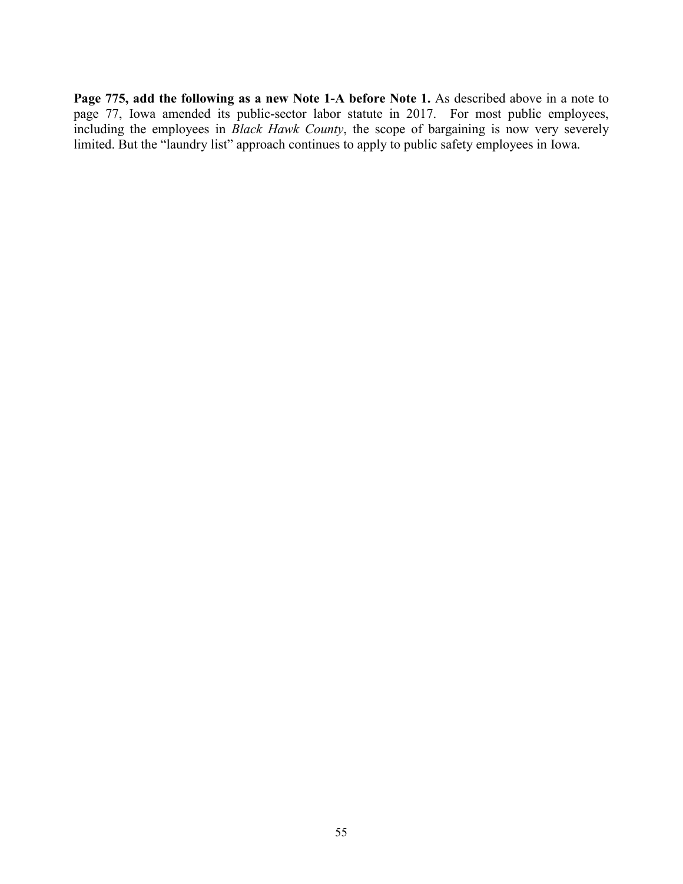**Page 775, add the following as a new Note 1-A before Note 1.** As described above in a note to page 77, Iowa amended its public-sector labor statute in 2017. For most public employees, including the employees in *Black Hawk County*, the scope of bargaining is now very severely limited. But the "laundry list" approach continues to apply to public safety employees in Iowa.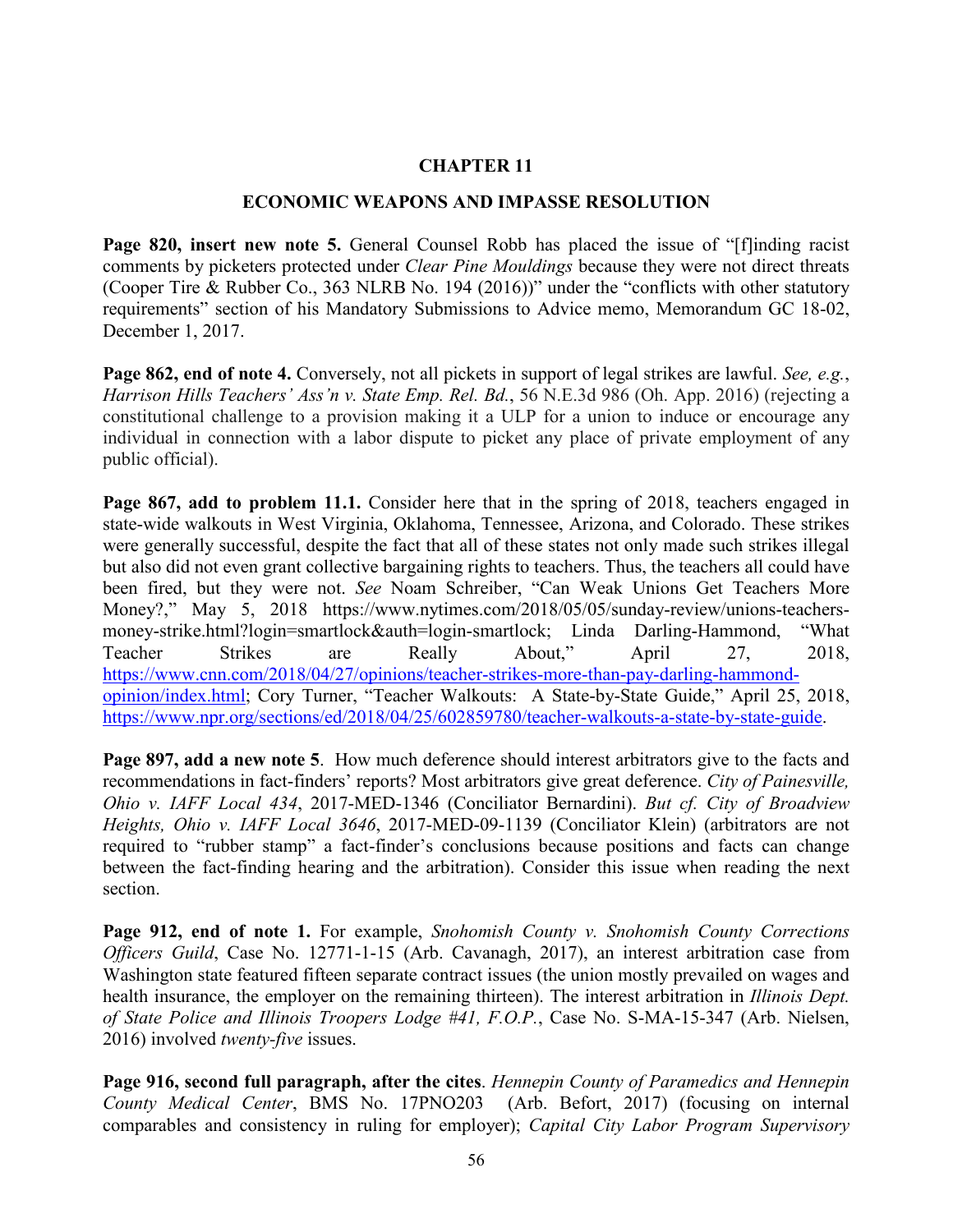## CHAPTER 11

## ECONOMIC WEAPONS AND IMPASSE RESOLUTION

**Page 820, insert new note 5.** General Counsel Robb has placed the issue of "[f]inding racist comments by picketers protected under *Clear Pine Mouldings* because they were not direct threats (Cooper Tire & Rubber Co., 363 NLRB No. 194 (2016))" under the "conflicts with other statutory requirements" section of his Mandatory Submissions to Advice memo, Memorandum GC 18-02, December 1, 2017.

**Page 862, end of note 4.** Conversely, not all pickets in support of legal strikes are lawful. *See, e.g.*, *Harrison Hills Teachers' Ass'n v. State Emp. Rel. Bd.*, 56 N.E.3d 986 (Oh. App. 2016) (rejecting a constitutional challenge to a provision making it a ULP for a union to induce or encourage any individual in connection with a labor dispute to picket any place of private employment of any public official).

**Page 867, add to problem 11.1.** Consider here that in the spring of 2018, teachers engaged in state-wide walkouts in West Virginia, Oklahoma, Tennessee, Arizona, and Colorado. These strikes were generally successful, despite the fact that all of these states not only made such strikes illegal but also did not even grant collective bargaining rights to teachers. Thus, the teachers all could have been fired, but they were not. *See* Noam Schreiber, "Can Weak Unions Get Teachers More Money?," May 5, 2018 https://www.nytimes.com/2018/05/05/sunday-review/unions-teachers-money-strike.html?login=smartlock&auth=login-smartlock; Linda Darling-Hammond, "What Teacher Strikes are Really About," April 27, 2018, https://www.cnn.com/2018/04/27/opinions/teacher-strikes-more-than-pay-darling-hammond-opinion/index.html; Cory Turner, "Teacher Walkouts: A State-by-State Guide," April 25, 2018, https://www.npr.org/sections/ed/2018/04/25/602859780/teacher-walkouts-a-state-by-state-guide.

**Page 897, add a new note 5**. How much deference should interest arbitrators give to the facts and recommendations in fact-finders' reports? Most arbitrators give great deference. *City of Painesville, Ohio v. IAFF Local 434*, 2017-MED-1346 (Conciliator Bernardini). *But cf. City of Broadview Heights, Ohio v. IAFF Local 3646*, 2017-MED-09-1139 (Conciliator Klein) (arbitrators are not required to "rubber stamp" a fact-finder's conclusions because positions and facts can change between the fact-finding hearing and the arbitration). Consider this issue when reading the next section.

**Page 912, end of note 1.** For example, *Snohomish County v. Snohomish County Corrections Officers Guild*, Case No. 12771-1-15 (Arb. Cavanagh, 2017), an interest arbitration case from Washington state featured fifteen separate contract issues (the union mostly prevailed on wages and health insurance, the employer on the remaining thirteen). The interest arbitration in *Illinois Dept. of State Police and Illinois Troopers Lodge #41, F.O.P.*, Case No. S-MA-15-347 (Arb. Nielsen, 2016) involved *twenty-five* issues.

**Page 916, second full paragraph, after the cites**. *Hennepin County of Paramedics and Hennepin County Medical Center*, BMS No. 17PNO203 (Arb. Befort, 2017) (focusing on internal comparables and consistency in ruling for employer); *Capital City Labor Program Supervisory*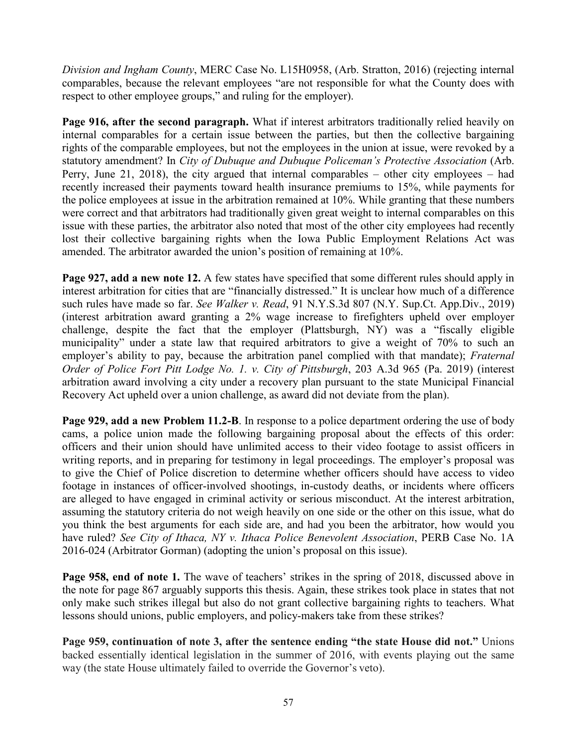*Division and Ingham County*, MERC Case No. L15H0958, (Arb. Stratton, 2016) (rejecting internal comparables, because the relevant employees "are not responsible for what the County does with respect to other employee groups," and ruling for the employer).

**Page 916, after the second paragraph.** What if interest arbitrators traditionally relied heavily on internal comparables for a certain issue between the parties, but then the collective bargaining rights of the comparable employees, but not the employees in the union at issue, were revoked by a statutory amendment? In *City of Dubuque and Dubuque Policeman's Protective Association* (Arb. Perry, June 21, 2018), the city argued that internal comparables – other city employees – had recently increased their payments toward health insurance premiums to 15%, while payments for the police employees at issue in the arbitration remained at 10%. While granting that these numbers were correct and that arbitrators had traditionally given great weight to internal comparables on this issue with these parties, the arbitrator also noted that most of the other city employees had recently lost their collective bargaining rights when the Iowa Public Employment Relations Act was amended. The arbitrator awarded the union's position of remaining at 10%.

**Page 927, add a new note 12.** A few states have specified that some different rules should apply in interest arbitration for cities that are "financially distressed." It is unclear how much of a difference such rules have made so far. *See Walker v. Read*, 91 N.Y.S.3d 807 (N.Y. Sup.Ct. App.Div., 2019) (interest arbitration award granting a 2% wage increase to firefighters upheld over employer challenge, despite the fact that the employer (Plattsburgh, NY) was a "fiscally eligible municipality" under a state law that required arbitrators to give a weight of 70% to such an employer's ability to pay, because the arbitration panel complied with that mandate); *Fraternal Order of Police Fort Pitt Lodge No. 1. v. City of Pittsburgh*, 203 A.3d 965 (Pa. 2019) (interest arbitration award involving a city under a recovery plan pursuant to the state Municipal Financial Recovery Act upheld over a union challenge, as award did not deviate from the plan).

**Page 929, add a new Problem 11.2-B**. In response to a police department ordering the use of body cams, a police union made the following bargaining proposal about the effects of this order: officers and their union should have unlimited access to their video footage to assist officers in writing reports, and in preparing for testimony in legal proceedings. The employer's proposal was to give the Chief of Police discretion to determine whether officers should have access to video footage in instances of officer-involved shootings, in-custody deaths, or incidents where officers are alleged to have engaged in criminal activity or serious misconduct. At the interest arbitration, assuming the statutory criteria do not weigh heavily on one side or the other on this issue, what do you think the best arguments for each side are, and had you been the arbitrator, how would you have ruled? *See City of Ithaca, NY v. Ithaca Police Benevolent Association*, PERB Case No. 1A 2016-024 (Arbitrator Gorman) (adopting the union's proposal on this issue).

**Page 958, end of note 1.** The wave of teachers' strikes in the spring of 2018, discussed above in the note for page 867 arguably supports this thesis. Again, these strikes took place in states that not only make such strikes illegal but also do not grant collective bargaining rights to teachers. What lessons should unions, public employers, and policy-makers take from these strikes?

**Page 959, continuation of note 3, after the sentence ending "the state House did not."** Unions backed essentially identical legislation in the summer of 2016, with events playing out the same way (the state House ultimately failed to override the Governor's veto).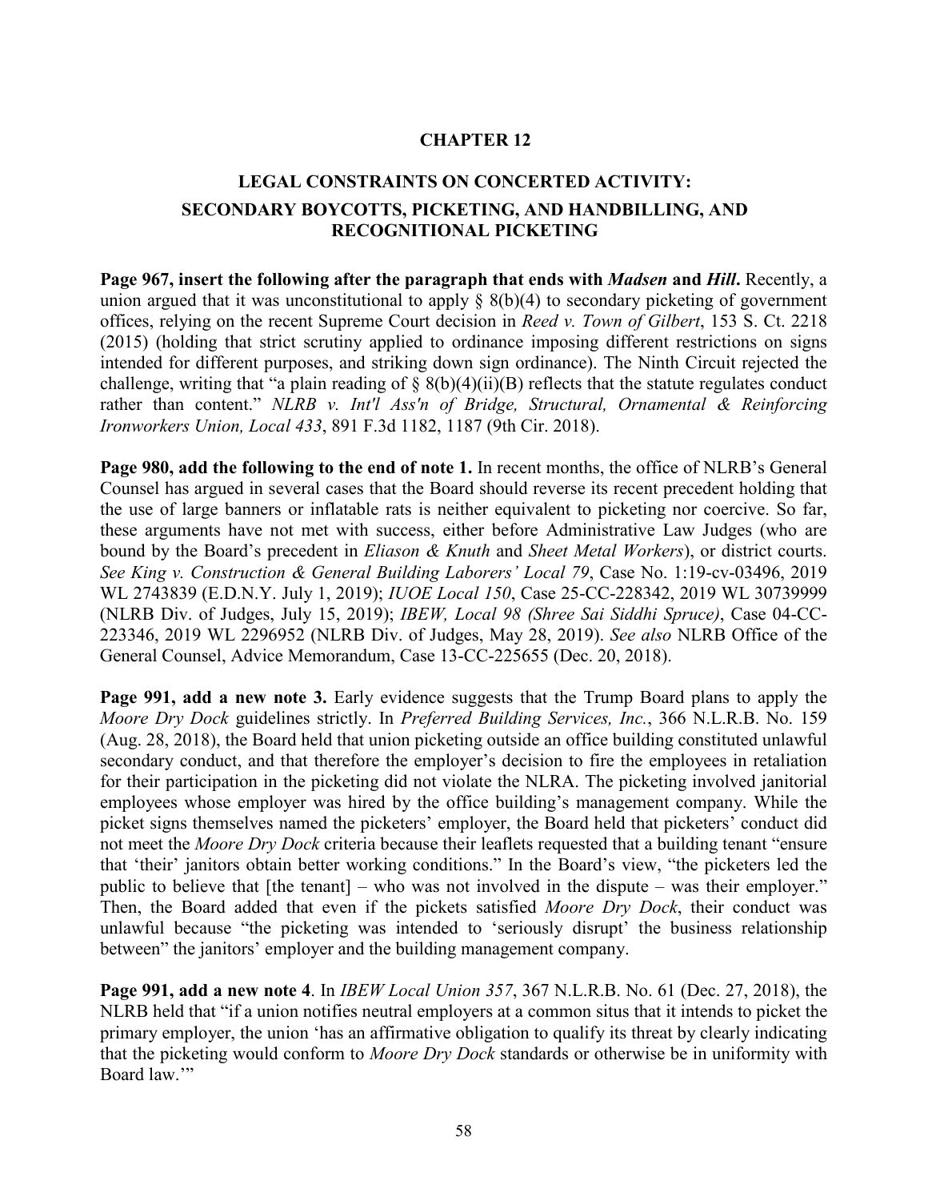# CHAPTER 12

## LEGAL CONSTRAINTS ON CONCERTED ACTIVITY: SECONDARY BOYCOTTS, PICKETING, AND HANDBILLING, AND RECOGNITIONAL PICKETING

**Page 967, insert the following after the paragraph that ends with *Madsen* and *Hill*.** Recently, a union argued that it was unconstitutional to apply § 8(b)(4) to secondary picketing of government offices, relying on the recent Supreme Court decision in *Reed v. Town of Gilbert*, 153 S. Ct. 2218 (2015) (holding that strict scrutiny applied to ordinance imposing different restrictions on signs intended for different purposes, and striking down sign ordinance). The Ninth Circuit rejected the challenge, writing that "a plain reading of § 8(b)(4)(ii)(B) reflects that the statute regulates conduct rather than content." *NLRB v. Int'l Ass'n of Bridge, Structural, Ornamental & Reinforcing Ironworkers Union, Local 433*, 891 F.3d 1182, 1187 (9th Cir. 2018).

**Page 980, add the following to the end of note 1.** In recent months, the office of NLRB's General Counsel has argued in several cases that the Board should reverse its recent precedent holding that the use of large banners or inflatable rats is neither equivalent to picketing nor coercive. So far, these arguments have not met with success, either before Administrative Law Judges (who are bound by the Board's precedent in *Eliason & Knuth* and *Sheet Metal Workers*), or district courts. *See King v. Construction & General Building Laborers' Local 79*, Case No. 1:19-cv-03496, 2019 WL 2743839 (E.D.N.Y. July 1, 2019); *IUOE Local 150*, Case 25-CC-228342, 2019 WL 30739999 (NLRB Div. of Judges, July 15, 2019); *IBEW, Local 98 (Shree Sai Siddhi Spruce)*, Case 04-CC-223346, 2019 WL 2296952 (NLRB Div. of Judges, May 28, 2019). *See also* NLRB Office of the General Counsel, Advice Memorandum, Case 13-CC-225655 (Dec. 20, 2018).

**Page 991, add a new note 3.** Early evidence suggests that the Trump Board plans to apply the *Moore Dry Dock* guidelines strictly. In *Preferred Building Services, Inc.*, 366 N.L.R.B. No. 159 (Aug. 28, 2018), the Board held that union picketing outside an office building constituted unlawful secondary conduct, and that therefore the employer's decision to fire the employees in retaliation for their participation in the picketing did not violate the NLRA. The picketing involved janitorial employees whose employer was hired by the office building's management company. While the picket signs themselves named the picketers' employer, the Board held that picketers' conduct did not meet the *Moore Dry Dock* criteria because their leaflets requested that a building tenant "ensure that 'their' janitors obtain better working conditions." In the Board's view, "the picketers led the public to believe that [the tenant] – who was not involved in the dispute – was their employer." Then, the Board added that even if the pickets satisfied *Moore Dry Dock*, their conduct was unlawful because "the picketing was intended to 'seriously disrupt' the business relationship between" the janitors' employer and the building management company.

**Page 991, add a new note 4**. In *IBEW Local Union 357*, 367 N.L.R.B. No. 61 (Dec. 27, 2018), the NLRB held that "if a union notifies neutral employers at a common situs that it intends to picket the primary employer, the union 'has an affirmative obligation to qualify its threat by clearly indicating that the picketing would conform to *Moore Dry Dock* standards or otherwise be in uniformity with Board law.'"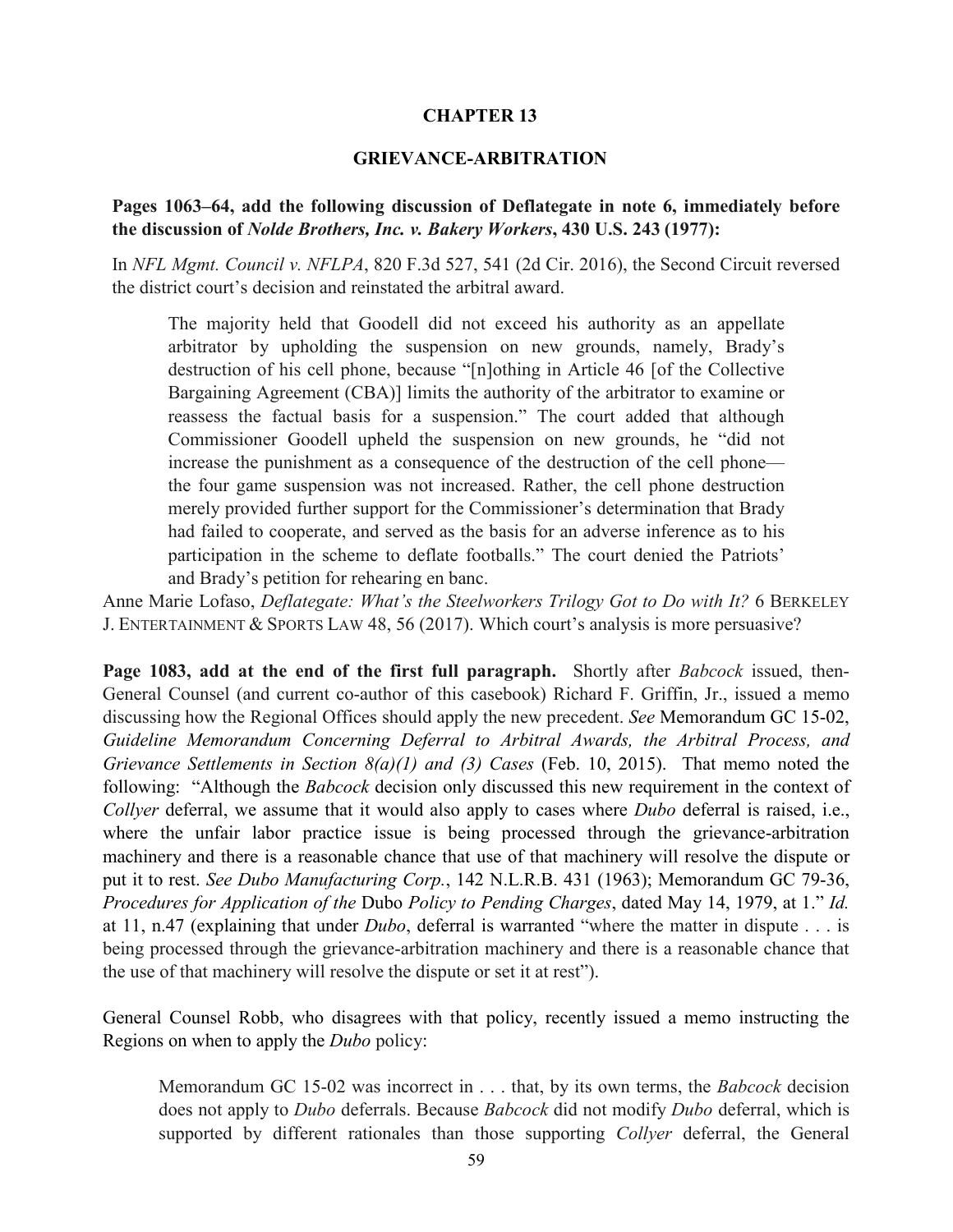# CHAPTER 13

## GRIEVANCE-ARBITRATION

**Pages 1063–64, add the following discussion of Deflategate in note 6, immediately before the discussion of *Nolde Brothers, Inc. v. Bakery Workers*, 430 U.S. 243 (1977):**

In *NFL Mgmt. Council v. NFLPA*, 820 F.3d 527, 541 (2d Cir. 2016), the Second Circuit reversed the district court's decision and reinstated the arbitral award.

> The majority held that Goodell did not exceed his authority as an appellate arbitrator by upholding the suspension on new grounds, namely, Brady's destruction of his cell phone, because "[n]othing in Article 46 [of the Collective Bargaining Agreement (CBA)] limits the authority of the arbitrator to examine or reassess the factual basis for a suspension." The court added that although Commissioner Goodell upheld the suspension on new grounds, he "did not increase the punishment as a consequence of the destruction of the cell phone—the four game suspension was not increased. Rather, the cell phone destruction merely provided further support for the Commissioner's determination that Brady had failed to cooperate, and served as the basis for an adverse inference as to his participation in the scheme to deflate footballs." The court denied the Patriots' and Brady's petition for rehearing en banc.

Anne Marie Lofaso, *Deflategate: What's the Steelworkers Trilogy Got to Do with It?* 6 BERKELEY J. ENTERTAINMENT & SPORTS LAW 48, 56 (2017). Which court's analysis is more persuasive?

**Page 1083, add at the end of the first full paragraph.** Shortly after *Babcock* issued, then-General Counsel (and current co-author of this casebook) Richard F. Griffin, Jr., issued a memo discussing how the Regional Offices should apply the new precedent. *See* Memorandum GC 15-02, *Guideline Memorandum Concerning Deferral to Arbitral Awards, the Arbitral Process, and Grievance Settlements in Section 8(a)(1) and (3) Cases* (Feb. 10, 2015). That memo noted the following: "Although the *Babcock* decision only discussed this new requirement in the context of *Collyer* deferral, we assume that it would also apply to cases where *Dubo* deferral is raised, i.e., where the unfair labor practice issue is being processed through the grievance-arbitration machinery and there is a reasonable chance that use of that machinery will resolve the dispute or put it to rest. *See Dubo Manufacturing Corp.*, 142 N.L.R.B. 431 (1963); Memorandum GC 79-36, *Procedures for Application of the* Dubo *Policy to Pending Charges*, dated May 14, 1979, at 1." *Id.* at 11, n.47 (explaining that under *Dubo*, deferral is warranted "where the matter in dispute . . . is being processed through the grievance-arbitration machinery and there is a reasonable chance that the use of that machinery will resolve the dispute or set it at rest").

General Counsel Robb, who disagrees with that policy, recently issued a memo instructing the Regions on when to apply the *Dubo* policy:

> Memorandum GC 15-02 was incorrect in . . . that, by its own terms, the *Babcock* decision does not apply to *Dubo* deferrals. Because *Babcock* did not modify *Dubo* deferral, which is supported by different rationales than those supporting *Collyer* deferral, the General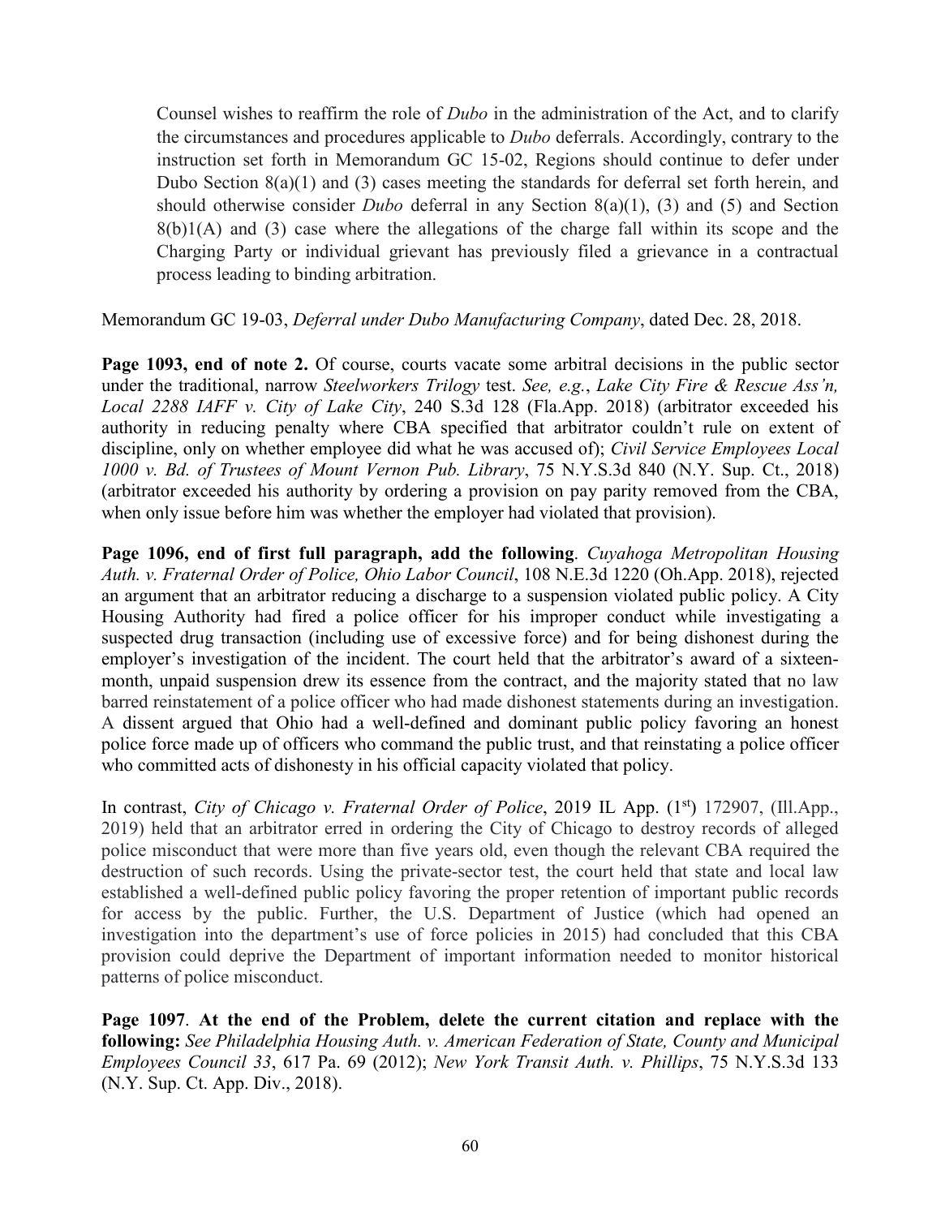> Counsel wishes to reaffirm the role of *Dubo* in the administration of the Act, and to clarify the circumstances and procedures applicable to *Dubo* deferrals. Accordingly, contrary to the instruction set forth in Memorandum GC 15-02, Regions should continue to defer under Dubo Section 8(a)(1) and (3) cases meeting the standards for deferral set forth herein, and should otherwise consider *Dubo* deferral in any Section 8(a)(1), (3) and (5) and Section 8(b)1(A) and (3) case where the allegations of the charge fall within its scope and the Charging Party or individual grievant has previously filed a grievance in a contractual process leading to binding arbitration.

Memorandum GC 19-03, *Deferral under Dubo Manufacturing Company*, dated Dec. 28, 2018.

**Page 1093, end of note 2.** Of course, courts vacate some arbitral decisions in the public sector under the traditional, narrow *Steelworkers Trilogy* test. *See, e.g.*, *Lake City Fire & Rescue Ass'n, Local 2288 IAFF v. City of Lake City*, 240 S.3d 128 (Fla.App. 2018) (arbitrator exceeded his authority in reducing penalty where CBA specified that arbitrator couldn't rule on extent of discipline, only on whether employee did what he was accused of); *Civil Service Employees Local 1000 v. Bd. of Trustees of Mount Vernon Pub. Library*, 75 N.Y.S.3d 840 (N.Y. Sup. Ct., 2018) (arbitrator exceeded his authority by ordering a provision on pay parity removed from the CBA, when only issue before him was whether the employer had violated that provision).

**Page 1096, end of first full paragraph, add the following**. *Cuyahoga Metropolitan Housing Auth. v. Fraternal Order of Police, Ohio Labor Council*, 108 N.E.3d 1220 (Oh.App. 2018), rejected an argument that an arbitrator reducing a discharge to a suspension violated public policy. A City Housing Authority had fired a police officer for his improper conduct while investigating a suspected drug transaction (including use of excessive force) and for being dishonest during the employer's investigation of the incident. The court held that the arbitrator's award of a sixteen-month, unpaid suspension drew its essence from the contract, and the majority stated that no law barred reinstatement of a police officer who had made dishonest statements during an investigation. A dissent argued that Ohio had a well-defined and dominant public policy favoring an honest police force made up of officers who command the public trust, and that reinstating a police officer who committed acts of dishonesty in his official capacity violated that policy.

In contrast, *City of Chicago v. Fraternal Order of Police*, 2019 IL App. (1st) 172907, (Ill.App., 2019) held that an arbitrator erred in ordering the City of Chicago to destroy records of alleged police misconduct that were more than five years old, even though the relevant CBA required the destruction of such records. Using the private-sector test, the court held that state and local law established a well-defined public policy favoring the proper retention of important public records for access by the public. Further, the U.S. Department of Justice (which had opened an investigation into the department's use of force policies in 2015) had concluded that this CBA provision could deprive the Department of important information needed to monitor historical patterns of police misconduct.

**Page 1097**. **At the end of the Problem, delete the current citation and replace with the following:** *See Philadelphia Housing Auth. v. American Federation of State, County and Municipal Employees Council 33*, 617 Pa. 69 (2012); *New York Transit Auth. v. Phillips*, 75 N.Y.S.3d 133 (N.Y. Sup. Ct. App. Div., 2018).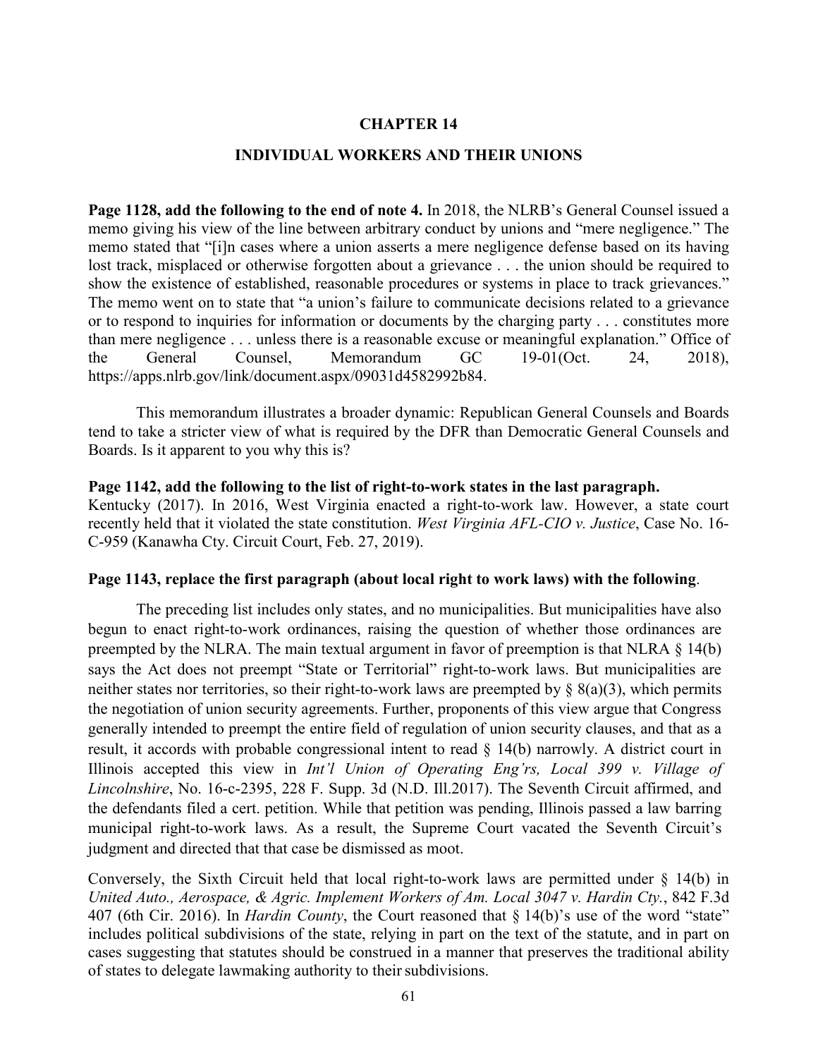# CHAPTER 14

## INDIVIDUAL WORKERS AND THEIR UNIONS

**Page 1128, add the following to the end of note 4.** In 2018, the NLRB's General Counsel issued a memo giving his view of the line between arbitrary conduct by unions and "mere negligence." The memo stated that "[i]n cases where a union asserts a mere negligence defense based on its having lost track, misplaced or otherwise forgotten about a grievance . . . the union should be required to show the existence of established, reasonable procedures or systems in place to track grievances." The memo went on to state that "a union's failure to communicate decisions related to a grievance or to respond to inquiries for information or documents by the charging party . . . constitutes more than mere negligence . . . unless there is a reasonable excuse or meaningful explanation." Office of the General Counsel, Memorandum GC 19-01(Oct. 24, 2018), https://apps.nlrb.gov/link/document.aspx/09031d4582992b84.

This memorandum illustrates a broader dynamic: Republican General Counsels and Boards tend to take a stricter view of what is required by the DFR than Democratic General Counsels and Boards. Is it apparent to you why this is?

**Page 1142, add the following to the list of right-to-work states in the last paragraph.** Kentucky (2017). In 2016, West Virginia enacted a right-to-work law. However, a state court recently held that it violated the state constitution. *West Virginia AFL-CIO v. Justice*, Case No. 16-C-959 (Kanawha Cty. Circuit Court, Feb. 27, 2019).

**Page 1143, replace the first paragraph (about local right to work laws) with the following**.

The preceding list includes only states, and no municipalities. But municipalities have also begun to enact right-to-work ordinances, raising the question of whether those ordinances are preempted by the NLRA. The main textual argument in favor of preemption is that NLRA § 14(b) says the Act does not preempt "State or Territorial" right-to-work laws. But municipalities are neither states nor territories, so their right-to-work laws are preempted by § 8(a)(3), which permits the negotiation of union security agreements. Further, proponents of this view argue that Congress generally intended to preempt the entire field of regulation of union security clauses, and that as a result, it accords with probable congressional intent to read § 14(b) narrowly. A district court in Illinois accepted this view in *Int'l Union of Operating Eng'rs, Local 399 v. Village of Lincolnshire*, No. 16-c-2395, 228 F. Supp. 3d (N.D. Ill.2017). The Seventh Circuit affirmed, and the defendants filed a cert. petition. While that petition was pending, Illinois passed a law barring municipal right-to-work laws. As a result, the Supreme Court vacated the Seventh Circuit's judgment and directed that that case be dismissed as moot.

Conversely, the Sixth Circuit held that local right-to-work laws are permitted under § 14(b) in *United Auto., Aerospace, & Agric. Implement Workers of Am. Local 3047 v. Hardin Cty.*, 842 F.3d 407 (6th Cir. 2016). In *Hardin County*, the Court reasoned that § 14(b)'s use of the word "state" includes political subdivisions of the state, relying in part on the text of the statute, and in part on cases suggesting that statutes should be construed in a manner that preserves the traditional ability of states to delegate lawmaking authority to their subdivisions.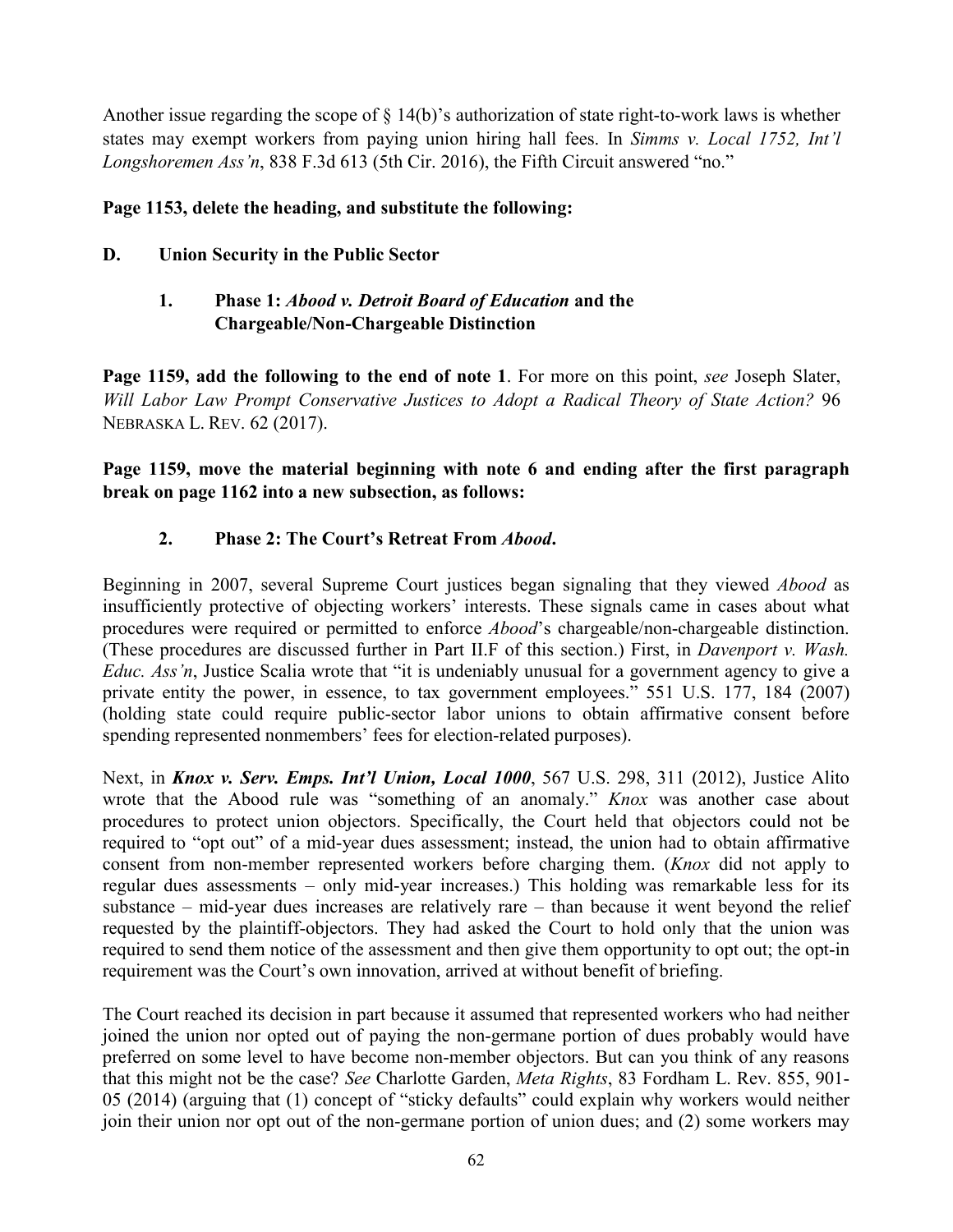Another issue regarding the scope of § 14(b)'s authorization of state right-to-work laws is whether states may exempt workers from paying union hiring hall fees. In *Simms v. Local 1752, Int'l Longshoremen Ass'n*, 838 F.3d 613 (5th Cir. 2016), the Fifth Circuit answered "no."

**Page 1153, delete the heading, and substitute the following:**

## D. Union Security in the Public Sector

### 1. Phase 1: *Abood v. Detroit Board of Education* and the Chargeable/Non-Chargeable Distinction

**Page 1159, add the following to the end of note 1**. For more on this point, *see* Joseph Slater, *Will Labor Law Prompt Conservative Justices to Adopt a Radical Theory of State Action?* 96 NEBRASKA L. REV. 62 (2017).

**Page 1159, move the material beginning with note 6 and ending after the first paragraph break on page 1162 into a new subsection, as follows:**

### 2. Phase 2: The Court's Retreat From *Abood*.

Beginning in 2007, several Supreme Court justices began signaling that they viewed *Abood* as insufficiently protective of objecting workers' interests. These signals came in cases about what procedures were required or permitted to enforce *Abood*'s chargeable/non-chargeable distinction. (These procedures are discussed further in Part II.F of this section.) First, in *Davenport v. Wash. Educ. Ass'n*, Justice Scalia wrote that "it is undeniably unusual for a government agency to give a private entity the power, in essence, to tax government employees." 551 U.S. 177, 184 (2007) (holding state could require public-sector labor unions to obtain affirmative consent before spending represented nonmembers' fees for election-related purposes).

Next, in ***Knox v. Serv. Emps. Int'l Union, Local 1000***, 567 U.S. 298, 311 (2012), Justice Alito wrote that the Abood rule was "something of an anomaly." *Knox* was another case about procedures to protect union objectors. Specifically, the Court held that objectors could not be required to "opt out" of a mid-year dues assessment; instead, the union had to obtain affirmative consent from non-member represented workers before charging them. (*Knox* did not apply to regular dues assessments – only mid-year increases.) This holding was remarkable less for its substance – mid-year dues increases are relatively rare – than because it went beyond the relief requested by the plaintiff-objectors. They had asked the Court to hold only that the union was required to send them notice of the assessment and then give them opportunity to opt out; the opt-in requirement was the Court's own innovation, arrived at without benefit of briefing.

The Court reached its decision in part because it assumed that represented workers who had neither joined the union nor opted out of paying the non-germane portion of dues probably would have preferred on some level to have become non-member objectors. But can you think of any reasons that this might not be the case? *See* Charlotte Garden, *Meta Rights*, 83 Fordham L. Rev. 855, 901-05 (2014) (arguing that (1) concept of "sticky defaults" could explain why workers would neither join their union nor opt out of the non-germane portion of union dues; and (2) some workers may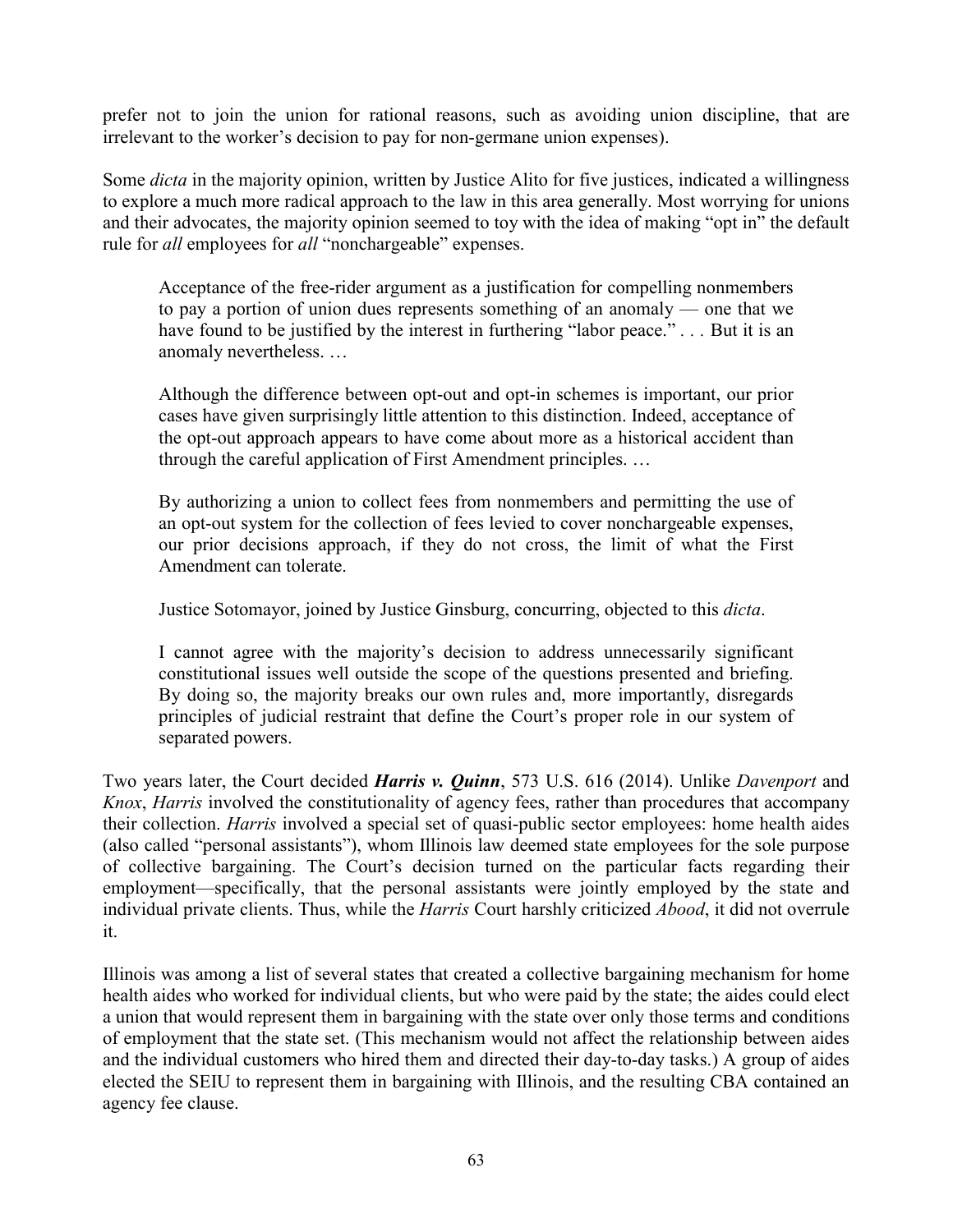prefer not to join the union for rational reasons, such as avoiding union discipline, that are irrelevant to the worker's decision to pay for non-germane union expenses).

Some *dicta* in the majority opinion, written by Justice Alito for five justices, indicated a willingness to explore a much more radical approach to the law in this area generally. Most worrying for unions and their advocates, the majority opinion seemed to toy with the idea of making "opt in" the default rule for *all* employees for *all* "nonchargeable" expenses.

> Acceptance of the free-rider argument as a justification for compelling nonmembers to pay a portion of union dues represents something of an anomaly — one that we have found to be justified by the interest in furthering "labor peace." . . . But it is an anomaly nevertheless. …
>
> Although the difference between opt-out and opt-in schemes is important, our prior cases have given surprisingly little attention to this distinction. Indeed, acceptance of the opt-out approach appears to have come about more as a historical accident than through the careful application of First Amendment principles. …
>
> By authorizing a union to collect fees from nonmembers and permitting the use of an opt-out system for the collection of fees levied to cover nonchargeable expenses, our prior decisions approach, if they do not cross, the limit of what the First Amendment can tolerate.
>
> Justice Sotomayor, joined by Justice Ginsburg, concurring, objected to this *dicta*.
>
> I cannot agree with the majority's decision to address unnecessarily significant constitutional issues well outside the scope of the questions presented and briefing. By doing so, the majority breaks our own rules and, more importantly, disregards principles of judicial restraint that define the Court's proper role in our system of separated powers.

Two years later, the Court decided ***Harris v. Quinn***, 573 U.S. 616 (2014). Unlike *Davenport* and *Knox*, *Harris* involved the constitutionality of agency fees, rather than procedures that accompany their collection. *Harris* involved a special set of quasi-public sector employees: home health aides (also called "personal assistants"), whom Illinois law deemed state employees for the sole purpose of collective bargaining. The Court's decision turned on the particular facts regarding their employment—specifically, that the personal assistants were jointly employed by the state and individual private clients. Thus, while the *Harris* Court harshly criticized *Abood*, it did not overrule it.

Illinois was among a list of several states that created a collective bargaining mechanism for home health aides who worked for individual clients, but who were paid by the state; the aides could elect a union that would represent them in bargaining with the state over only those terms and conditions of employment that the state set. (This mechanism would not affect the relationship between aides and the individual customers who hired them and directed their day-to-day tasks.) A group of aides elected the SEIU to represent them in bargaining with Illinois, and the resulting CBA contained an agency fee clause.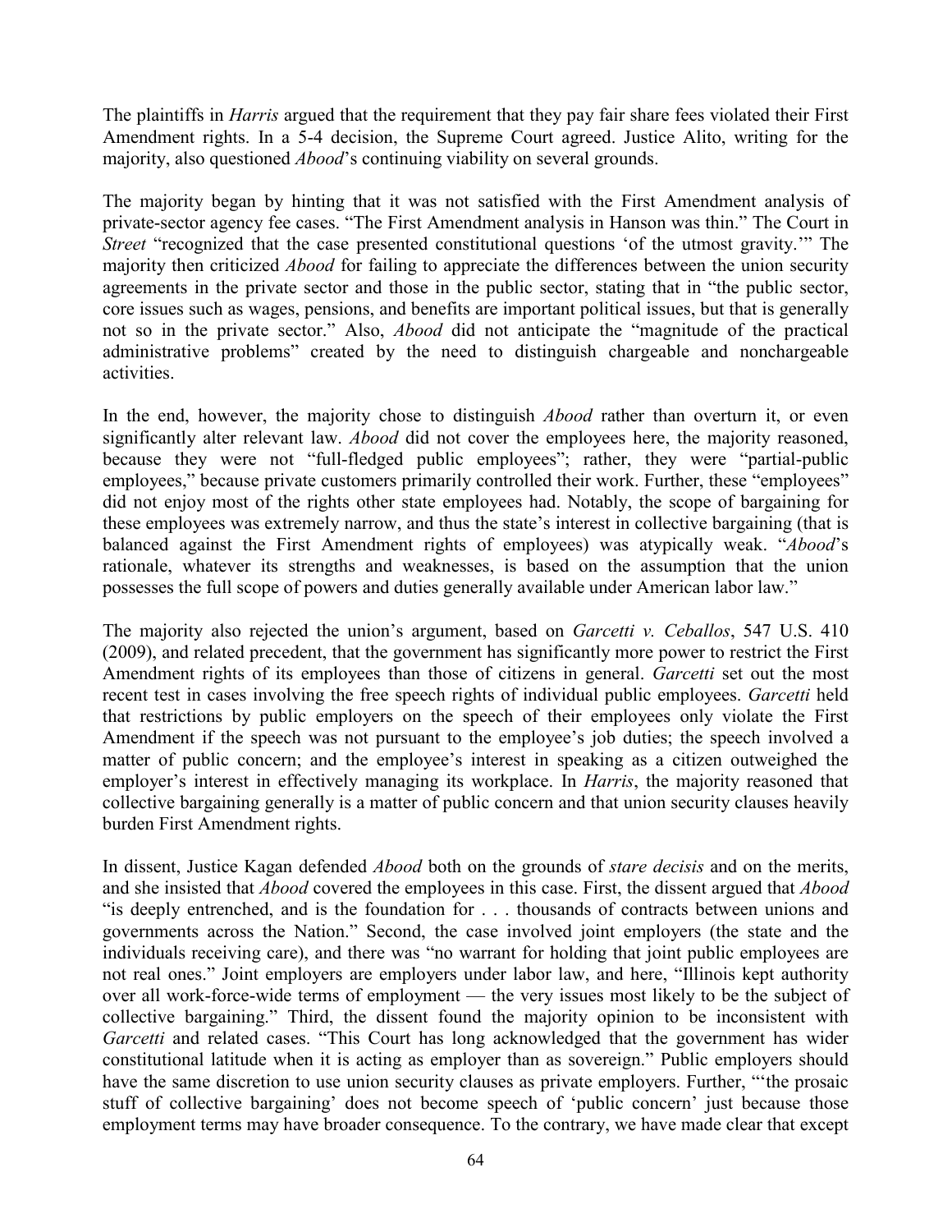The plaintiffs in *Harris* argued that the requirement that they pay fair share fees violated their First Amendment rights. In a 5-4 decision, the Supreme Court agreed. Justice Alito, writing for the majority, also questioned *Abood*'s continuing viability on several grounds.

The majority began by hinting that it was not satisfied with the First Amendment analysis of private-sector agency fee cases. "The First Amendment analysis in Hanson was thin." The Court in *Street* "recognized that the case presented constitutional questions 'of the utmost gravity.'" The majority then criticized *Abood* for failing to appreciate the differences between the union security agreements in the private sector and those in the public sector, stating that in "the public sector, core issues such as wages, pensions, and benefits are important political issues, but that is generally not so in the private sector." Also, *Abood* did not anticipate the "magnitude of the practical administrative problems" created by the need to distinguish chargeable and nonchargeable activities.

In the end, however, the majority chose to distinguish *Abood* rather than overturn it, or even significantly alter relevant law. *Abood* did not cover the employees here, the majority reasoned, because they were not "full-fledged public employees"; rather, they were "partial-public employees," because private customers primarily controlled their work. Further, these "employees" did not enjoy most of the rights other state employees had. Notably, the scope of bargaining for these employees was extremely narrow, and thus the state's interest in collective bargaining (that is balanced against the First Amendment rights of employees) was atypically weak. "*Abood*'s rationale, whatever its strengths and weaknesses, is based on the assumption that the union possesses the full scope of powers and duties generally available under American labor law."

The majority also rejected the union's argument, based on *Garcetti v. Ceballos*, 547 U.S. 410 (2009), and related precedent, that the government has significantly more power to restrict the First Amendment rights of its employees than those of citizens in general. *Garcetti* set out the most recent test in cases involving the free speech rights of individual public employees. *Garcetti* held that restrictions by public employers on the speech of their employees only violate the First Amendment if the speech was not pursuant to the employee's job duties; the speech involved a matter of public concern; and the employee's interest in speaking as a citizen outweighed the employer's interest in effectively managing its workplace. In *Harris*, the majority reasoned that collective bargaining generally is a matter of public concern and that union security clauses heavily burden First Amendment rights.

In dissent, Justice Kagan defended *Abood* both on the grounds of *stare decisis* and on the merits, and she insisted that *Abood* covered the employees in this case. First, the dissent argued that *Abood* "is deeply entrenched, and is the foundation for . . . thousands of contracts between unions and governments across the Nation." Second, the case involved joint employers (the state and the individuals receiving care), and there was "no warrant for holding that joint public employees are not real ones." Joint employers are employers under labor law, and here, "Illinois kept authority over all work-force-wide terms of employment — the very issues most likely to be the subject of collective bargaining." Third, the dissent found the majority opinion to be inconsistent with *Garcetti* and related cases. "This Court has long acknowledged that the government has wider constitutional latitude when it is acting as employer than as sovereign." Public employers should have the same discretion to use union security clauses as private employers. Further, "'the prosaic stuff of collective bargaining' does not become speech of 'public concern' just because those employment terms may have broader consequence. To the contrary, we have made clear that except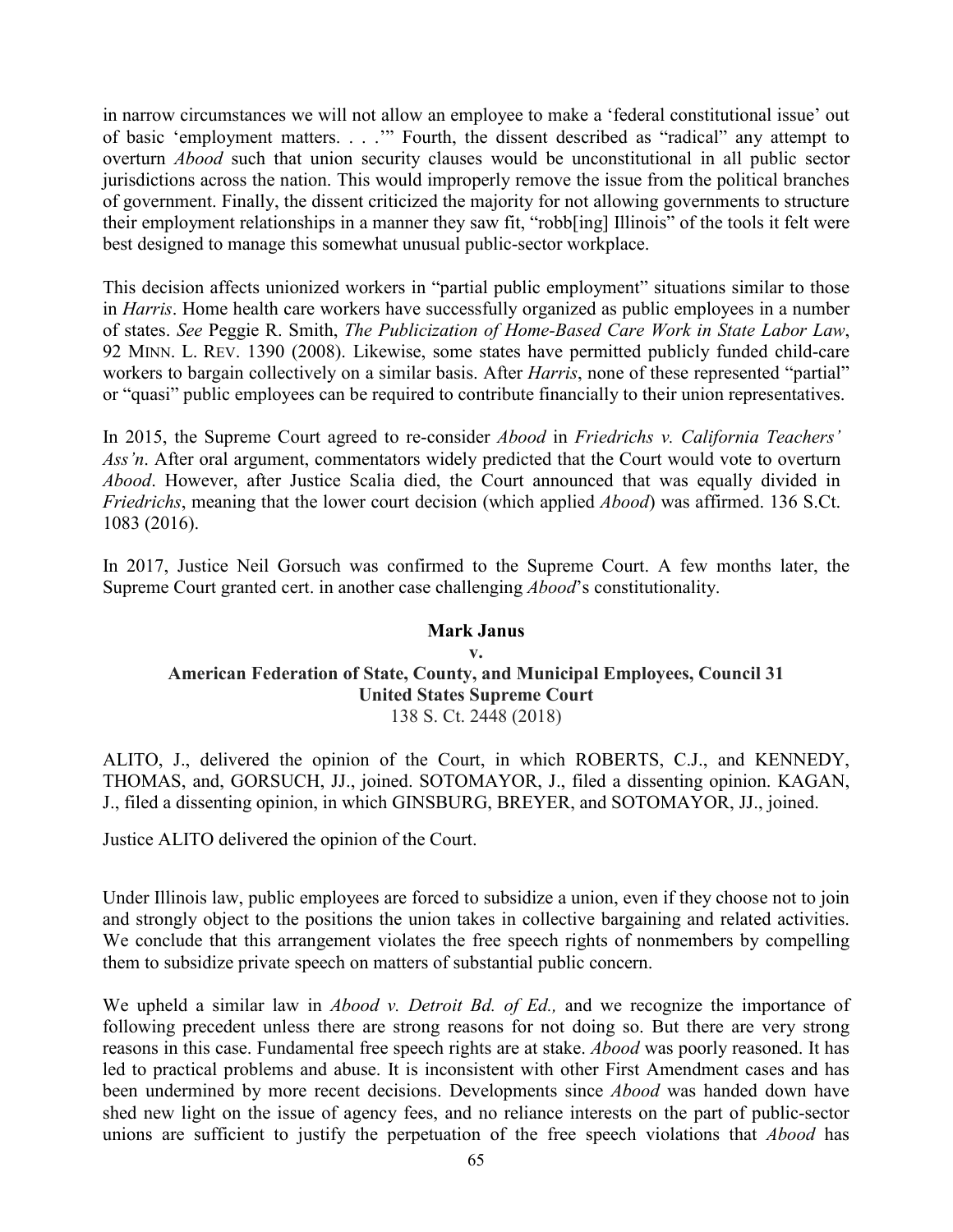in narrow circumstances we will not allow an employee to make a 'federal constitutional issue' out of basic 'employment matters. . . .'" Fourth, the dissent described as "radical" any attempt to overturn *Abood* such that union security clauses would be unconstitutional in all public sector jurisdictions across the nation. This would improperly remove the issue from the political branches of government. Finally, the dissent criticized the majority for not allowing governments to structure their employment relationships in a manner they saw fit, "robb[ing] Illinois" of the tools it felt were best designed to manage this somewhat unusual public-sector workplace.

This decision affects unionized workers in "partial public employment" situations similar to those in *Harris*. Home health care workers have successfully organized as public employees in a number of states. *See* Peggie R. Smith, *The Publicization of Home-Based Care Work in State Labor Law*, 92 MINN. L. REV. 1390 (2008). Likewise, some states have permitted publicly funded child-care workers to bargain collectively on a similar basis. After *Harris*, none of these represented "partial" or "quasi" public employees can be required to contribute financially to their union representatives.

In 2015, the Supreme Court agreed to re-consider *Abood* in *Friedrichs v. California Teachers' Ass'n*. After oral argument, commentators widely predicted that the Court would vote to overturn *Abood*. However, after Justice Scalia died, the Court announced that was equally divided in *Friedrichs*, meaning that the lower court decision (which applied *Abood*) was affirmed. 136 S.Ct. 1083 (2016).

In 2017, Justice Neil Gorsuch was confirmed to the Supreme Court. A few months later, the Supreme Court granted cert. in another case challenging *Abood*'s constitutionality.

**Mark Janus**
**v.**
**American Federation of State, County, and Municipal Employees, Council 31**
**United States Supreme Court**
138 S. Ct. 2448 (2018)

ALITO, J., delivered the opinion of the Court, in which ROBERTS, C.J., and KENNEDY, THOMAS, and, GORSUCH, JJ., joined. SOTOMAYOR, J., filed a dissenting opinion. KAGAN, J., filed a dissenting opinion, in which GINSBURG, BREYER, and SOTOMAYOR, JJ., joined.

Justice ALITO delivered the opinion of the Court.

Under Illinois law, public employees are forced to subsidize a union, even if they choose not to join and strongly object to the positions the union takes in collective bargaining and related activities. We conclude that this arrangement violates the free speech rights of nonmembers by compelling them to subsidize private speech on matters of substantial public concern.

We upheld a similar law in *Abood v. Detroit Bd. of Ed.,* and we recognize the importance of following precedent unless there are strong reasons for not doing so. But there are very strong reasons in this case. Fundamental free speech rights are at stake. *Abood* was poorly reasoned. It has led to practical problems and abuse. It is inconsistent with other First Amendment cases and has been undermined by more recent decisions. Developments since *Abood* was handed down have shed new light on the issue of agency fees, and no reliance interests on the part of public-sector unions are sufficient to justify the perpetuation of the free speech violations that *Abood* has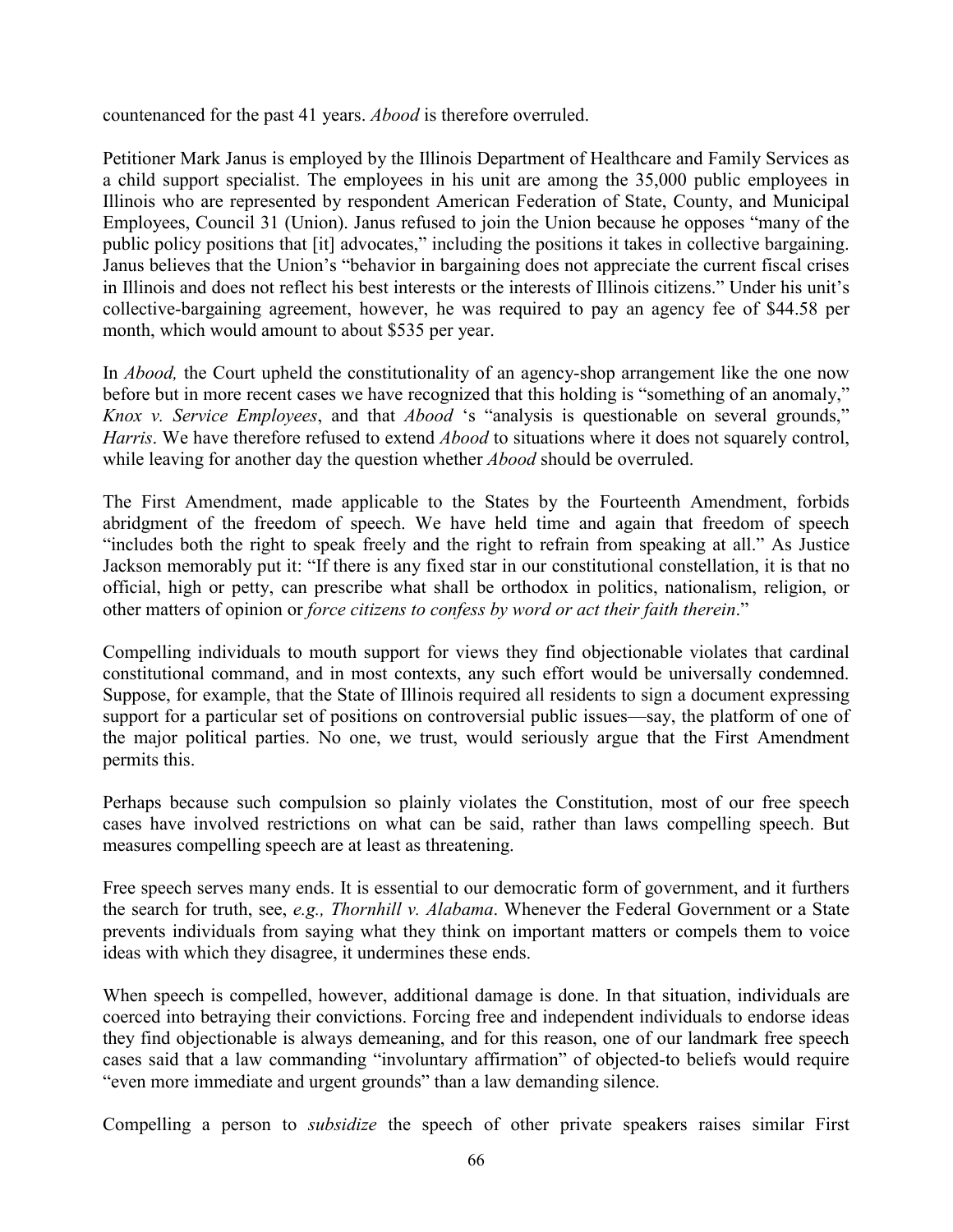countenanced for the past 41 years. *Abood* is therefore overruled.

Petitioner Mark Janus is employed by the Illinois Department of Healthcare and Family Services as a child support specialist. The employees in his unit are among the 35,000 public employees in Illinois who are represented by respondent American Federation of State, County, and Municipal Employees, Council 31 (Union). Janus refused to join the Union because he opposes "many of the public policy positions that [it] advocates," including the positions it takes in collective bargaining. Janus believes that the Union's "behavior in bargaining does not appreciate the current fiscal crises in Illinois and does not reflect his best interests or the interests of Illinois citizens." Under his unit's collective-bargaining agreement, however, he was required to pay an agency fee of $44.58 per month, which would amount to about $535 per year.

In *Abood,* the Court upheld the constitutionality of an agency-shop arrangement like the one now before but in more recent cases we have recognized that this holding is "something of an anomaly," *Knox v. Service Employees*, and that *Abood* 's "analysis is questionable on several grounds," *Harris*. We have therefore refused to extend *Abood* to situations where it does not squarely control, while leaving for another day the question whether *Abood* should be overruled.

The First Amendment, made applicable to the States by the Fourteenth Amendment, forbids abridgment of the freedom of speech. We have held time and again that freedom of speech "includes both the right to speak freely and the right to refrain from speaking at all." As Justice Jackson memorably put it: "If there is any fixed star in our constitutional constellation, it is that no official, high or petty, can prescribe what shall be orthodox in politics, nationalism, religion, or other matters of opinion or *force citizens to confess by word or act their faith therein*."

Compelling individuals to mouth support for views they find objectionable violates that cardinal constitutional command, and in most contexts, any such effort would be universally condemned. Suppose, for example, that the State of Illinois required all residents to sign a document expressing support for a particular set of positions on controversial public issues—say, the platform of one of the major political parties. No one, we trust, would seriously argue that the First Amendment permits this.

Perhaps because such compulsion so plainly violates the Constitution, most of our free speech cases have involved restrictions on what can be said, rather than laws compelling speech. But measures compelling speech are at least as threatening.

Free speech serves many ends. It is essential to our democratic form of government, and it furthers the search for truth, see, *e.g., Thornhill v. Alabama*. Whenever the Federal Government or a State prevents individuals from saying what they think on important matters or compels them to voice ideas with which they disagree, it undermines these ends.

When speech is compelled, however, additional damage is done. In that situation, individuals are coerced into betraying their convictions. Forcing free and independent individuals to endorse ideas they find objectionable is always demeaning, and for this reason, one of our landmark free speech cases said that a law commanding "involuntary affirmation" of objected-to beliefs would require "even more immediate and urgent grounds" than a law demanding silence.

Compelling a person to *subsidize* the speech of other private speakers raises similar First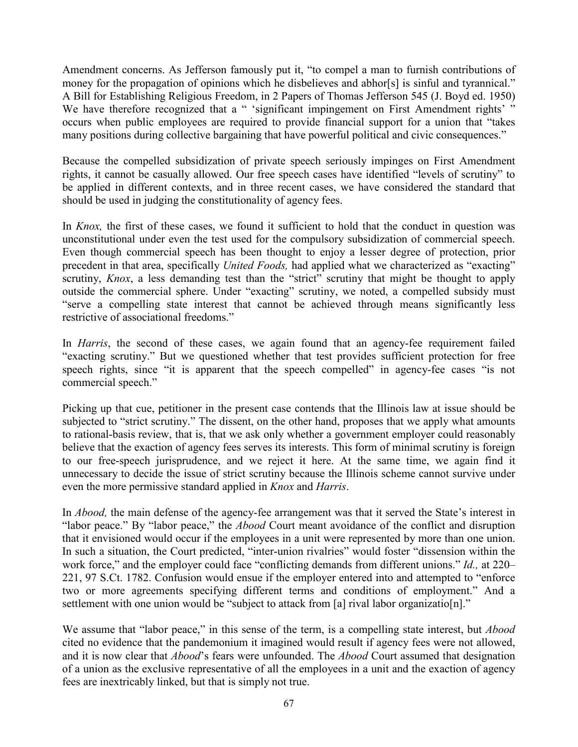Amendment concerns. As Jefferson famously put it, "to compel a man to furnish contributions of money for the propagation of opinions which he disbelieves and abhor[s] is sinful and tyrannical." A Bill for Establishing Religious Freedom, in 2 Papers of Thomas Jefferson 545 (J. Boyd ed. 1950) We have therefore recognized that a " 'significant impingement on First Amendment rights' " occurs when public employees are required to provide financial support for a union that "takes many positions during collective bargaining that have powerful political and civic consequences."

Because the compelled subsidization of private speech seriously impinges on First Amendment rights, it cannot be casually allowed. Our free speech cases have identified "levels of scrutiny" to be applied in different contexts, and in three recent cases, we have considered the standard that should be used in judging the constitutionality of agency fees.

In *Knox,* the first of these cases, we found it sufficient to hold that the conduct in question was unconstitutional under even the test used for the compulsory subsidization of commercial speech. Even though commercial speech has been thought to enjoy a lesser degree of protection, prior precedent in that area, specifically *United Foods,* had applied what we characterized as "exacting" scrutiny, *Knox*, a less demanding test than the "strict" scrutiny that might be thought to apply outside the commercial sphere. Under "exacting" scrutiny, we noted, a compelled subsidy must "serve a compelling state interest that cannot be achieved through means significantly less restrictive of associational freedoms."

In *Harris*, the second of these cases, we again found that an agency-fee requirement failed "exacting scrutiny." But we questioned whether that test provides sufficient protection for free speech rights, since "it is apparent that the speech compelled" in agency-fee cases "is not commercial speech."

Picking up that cue, petitioner in the present case contends that the Illinois law at issue should be subjected to "strict scrutiny." The dissent, on the other hand, proposes that we apply what amounts to rational-basis review, that is, that we ask only whether a government employer could reasonably believe that the exaction of agency fees serves its interests. This form of minimal scrutiny is foreign to our free-speech jurisprudence, and we reject it here. At the same time, we again find it unnecessary to decide the issue of strict scrutiny because the Illinois scheme cannot survive under even the more permissive standard applied in *Knox* and *Harris*.

In *Abood,* the main defense of the agency-fee arrangement was that it served the State's interest in "labor peace." By "labor peace," the *Abood* Court meant avoidance of the conflict and disruption that it envisioned would occur if the employees in a unit were represented by more than one union. In such a situation, the Court predicted, "inter-union rivalries" would foster "dissension within the work force," and the employer could face "conflicting demands from different unions." *Id.,* at 220–221, 97 S.Ct. 1782. Confusion would ensue if the employer entered into and attempted to "enforce two or more agreements specifying different terms and conditions of employment." And a settlement with one union would be "subject to attack from [a] rival labor organizatio[n]."

We assume that "labor peace," in this sense of the term, is a compelling state interest, but *Abood* cited no evidence that the pandemonium it imagined would result if agency fees were not allowed, and it is now clear that *Abood*'s fears were unfounded. The *Abood* Court assumed that designation of a union as the exclusive representative of all the employees in a unit and the exaction of agency fees are inextricably linked, but that is simply not true.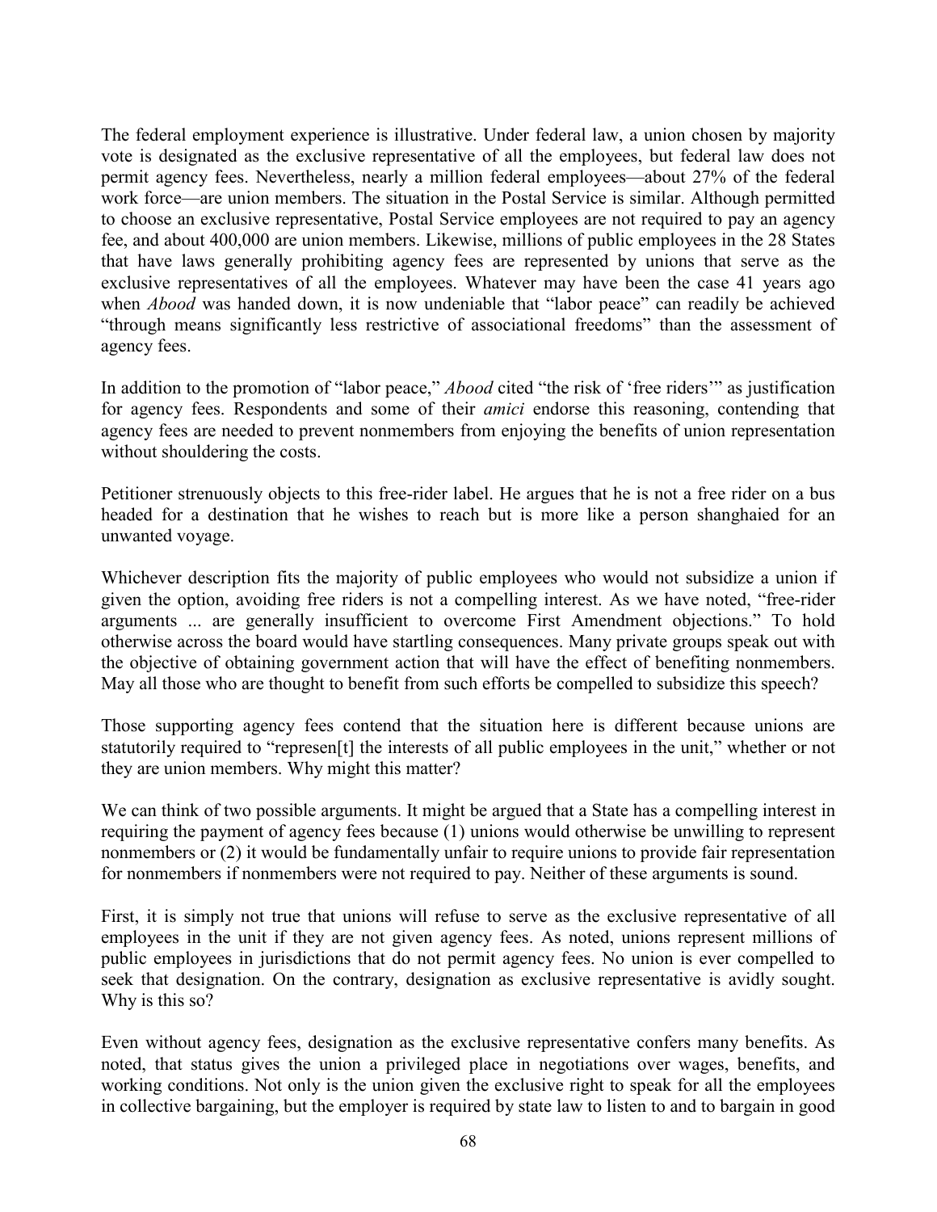The federal employment experience is illustrative. Under federal law, a union chosen by majority vote is designated as the exclusive representative of all the employees, but federal law does not permit agency fees. Nevertheless, nearly a million federal employees—about 27% of the federal work force—are union members. The situation in the Postal Service is similar. Although permitted to choose an exclusive representative, Postal Service employees are not required to pay an agency fee, and about 400,000 are union members. Likewise, millions of public employees in the 28 States that have laws generally prohibiting agency fees are represented by unions that serve as the exclusive representatives of all the employees. Whatever may have been the case 41 years ago when *Abood* was handed down, it is now undeniable that "labor peace" can readily be achieved "through means significantly less restrictive of associational freedoms" than the assessment of agency fees.

In addition to the promotion of "labor peace," *Abood* cited "the risk of 'free riders'" as justification for agency fees. Respondents and some of their *amici* endorse this reasoning, contending that agency fees are needed to prevent nonmembers from enjoying the benefits of union representation without shouldering the costs.

Petitioner strenuously objects to this free-rider label. He argues that he is not a free rider on a bus headed for a destination that he wishes to reach but is more like a person shanghaied for an unwanted voyage.

Whichever description fits the majority of public employees who would not subsidize a union if given the option, avoiding free riders is not a compelling interest. As we have noted, "free-rider arguments ... are generally insufficient to overcome First Amendment objections." To hold otherwise across the board would have startling consequences. Many private groups speak out with the objective of obtaining government action that will have the effect of benefiting nonmembers. May all those who are thought to benefit from such efforts be compelled to subsidize this speech?

Those supporting agency fees contend that the situation here is different because unions are statutorily required to "represen[t] the interests of all public employees in the unit," whether or not they are union members. Why might this matter?

We can think of two possible arguments. It might be argued that a State has a compelling interest in requiring the payment of agency fees because (1) unions would otherwise be unwilling to represent nonmembers or (2) it would be fundamentally unfair to require unions to provide fair representation for nonmembers if nonmembers were not required to pay. Neither of these arguments is sound.

First, it is simply not true that unions will refuse to serve as the exclusive representative of all employees in the unit if they are not given agency fees. As noted, unions represent millions of public employees in jurisdictions that do not permit agency fees. No union is ever compelled to seek that designation. On the contrary, designation as exclusive representative is avidly sought. Why is this so?

Even without agency fees, designation as the exclusive representative confers many benefits. As noted, that status gives the union a privileged place in negotiations over wages, benefits, and working conditions. Not only is the union given the exclusive right to speak for all the employees in collective bargaining, but the employer is required by state law to listen to and to bargain in good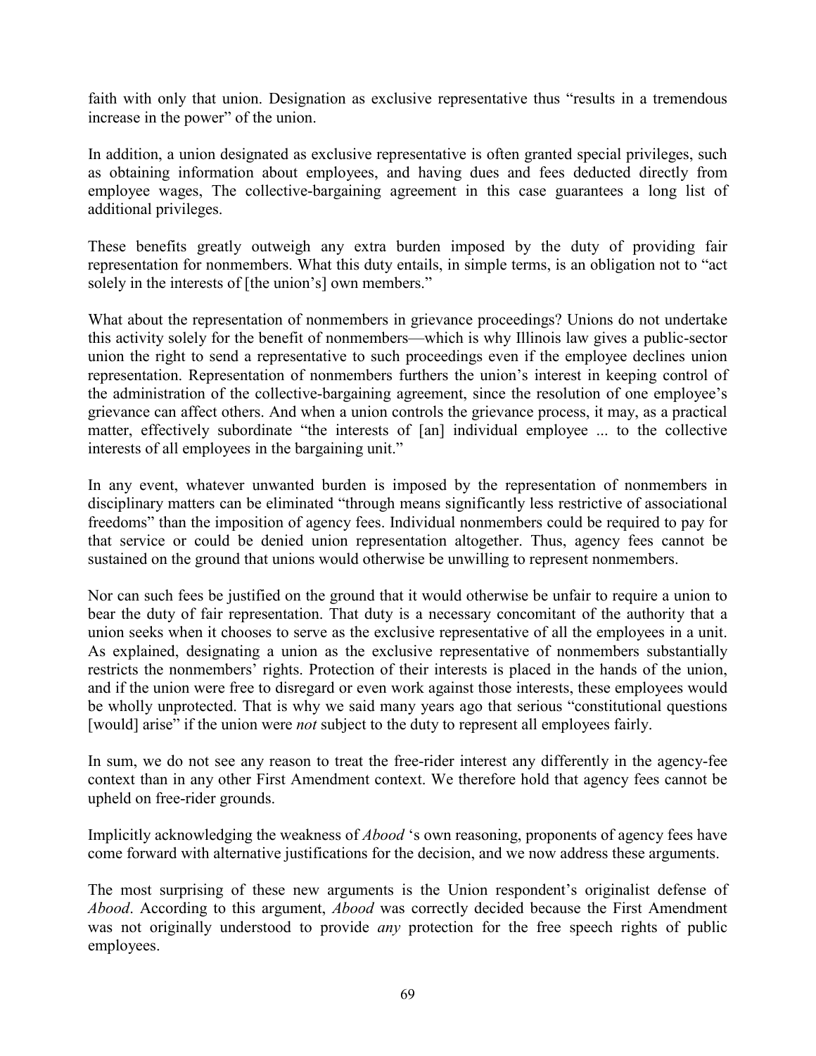faith with only that union. Designation as exclusive representative thus "results in a tremendous increase in the power" of the union.

In addition, a union designated as exclusive representative is often granted special privileges, such as obtaining information about employees, and having dues and fees deducted directly from employee wages, The collective-bargaining agreement in this case guarantees a long list of additional privileges.

These benefits greatly outweigh any extra burden imposed by the duty of providing fair representation for nonmembers. What this duty entails, in simple terms, is an obligation not to "act solely in the interests of [the union's] own members."

What about the representation of nonmembers in grievance proceedings? Unions do not undertake this activity solely for the benefit of nonmembers—which is why Illinois law gives a public-sector union the right to send a representative to such proceedings even if the employee declines union representation. Representation of nonmembers furthers the union's interest in keeping control of the administration of the collective-bargaining agreement, since the resolution of one employee's grievance can affect others. And when a union controls the grievance process, it may, as a practical matter, effectively subordinate "the interests of [an] individual employee ... to the collective interests of all employees in the bargaining unit."

In any event, whatever unwanted burden is imposed by the representation of nonmembers in disciplinary matters can be eliminated "through means significantly less restrictive of associational freedoms" than the imposition of agency fees. Individual nonmembers could be required to pay for that service or could be denied union representation altogether. Thus, agency fees cannot be sustained on the ground that unions would otherwise be unwilling to represent nonmembers.

Nor can such fees be justified on the ground that it would otherwise be unfair to require a union to bear the duty of fair representation. That duty is a necessary concomitant of the authority that a union seeks when it chooses to serve as the exclusive representative of all the employees in a unit. As explained, designating a union as the exclusive representative of nonmembers substantially restricts the nonmembers' rights. Protection of their interests is placed in the hands of the union, and if the union were free to disregard or even work against those interests, these employees would be wholly unprotected. That is why we said many years ago that serious "constitutional questions [would] arise" if the union were *not* subject to the duty to represent all employees fairly.

In sum, we do not see any reason to treat the free-rider interest any differently in the agency-fee context than in any other First Amendment context. We therefore hold that agency fees cannot be upheld on free-rider grounds.

Implicitly acknowledging the weakness of *Abood* 's own reasoning, proponents of agency fees have come forward with alternative justifications for the decision, and we now address these arguments.

The most surprising of these new arguments is the Union respondent's originalist defense of *Abood*. According to this argument, *Abood* was correctly decided because the First Amendment was not originally understood to provide *any* protection for the free speech rights of public employees.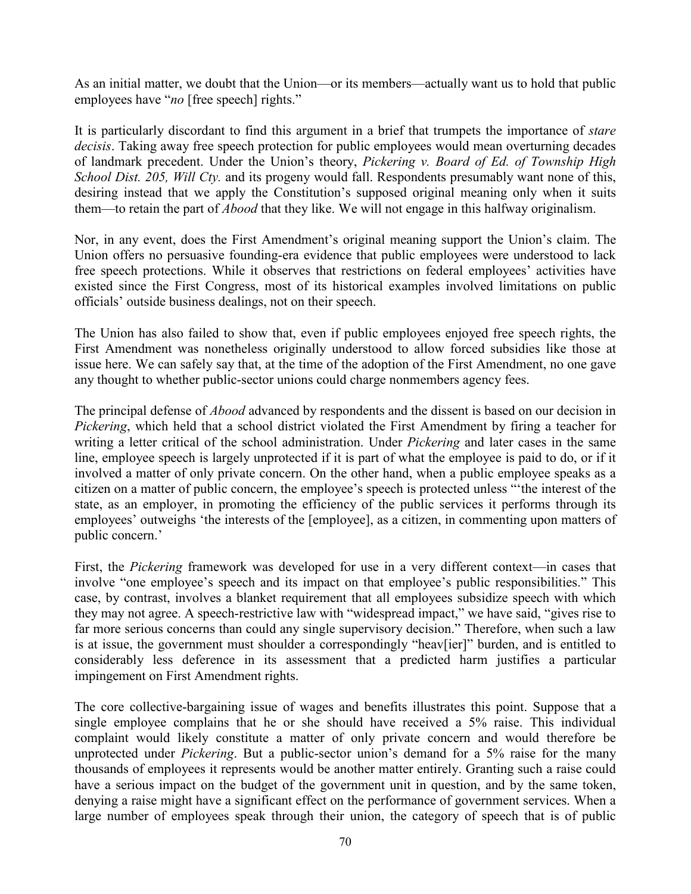As an initial matter, we doubt that the Union—or its members—actually want us to hold that public employees have "*no* [free speech] rights."

It is particularly discordant to find this argument in a brief that trumpets the importance of *stare decisis*. Taking away free speech protection for public employees would mean overturning decades of landmark precedent. Under the Union's theory, *Pickering v. Board of Ed. of Township High School Dist. 205, Will Cty.* and its progeny would fall. Respondents presumably want none of this, desiring instead that we apply the Constitution's supposed original meaning only when it suits them—to retain the part of *Abood* that they like. We will not engage in this halfway originalism.

Nor, in any event, does the First Amendment's original meaning support the Union's claim. The Union offers no persuasive founding-era evidence that public employees were understood to lack free speech protections. While it observes that restrictions on federal employees' activities have existed since the First Congress, most of its historical examples involved limitations on public officials' outside business dealings, not on their speech.

The Union has also failed to show that, even if public employees enjoyed free speech rights, the First Amendment was nonetheless originally understood to allow forced subsidies like those at issue here. We can safely say that, at the time of the adoption of the First Amendment, no one gave any thought to whether public-sector unions could charge nonmembers agency fees.

The principal defense of *Abood* advanced by respondents and the dissent is based on our decision in *Pickering*, which held that a school district violated the First Amendment by firing a teacher for writing a letter critical of the school administration. Under *Pickering* and later cases in the same line, employee speech is largely unprotected if it is part of what the employee is paid to do, or if it involved a matter of only private concern. On the other hand, when a public employee speaks as a citizen on a matter of public concern, the employee's speech is protected unless "'the interest of the state, as an employer, in promoting the efficiency of the public services it performs through its employees' outweighs 'the interests of the [employee], as a citizen, in commenting upon matters of public concern.'

First, the *Pickering* framework was developed for use in a very different context—in cases that involve "one employee's speech and its impact on that employee's public responsibilities." This case, by contrast, involves a blanket requirement that all employees subsidize speech with which they may not agree. A speech-restrictive law with "widespread impact," we have said, "gives rise to far more serious concerns than could any single supervisory decision." Therefore, when such a law is at issue, the government must shoulder a correspondingly "heav[ier]" burden, and is entitled to considerably less deference in its assessment that a predicted harm justifies a particular impingement on First Amendment rights.

The core collective-bargaining issue of wages and benefits illustrates this point. Suppose that a single employee complains that he or she should have received a 5% raise. This individual complaint would likely constitute a matter of only private concern and would therefore be unprotected under *Pickering*. But a public-sector union's demand for a 5% raise for the many thousands of employees it represents would be another matter entirely. Granting such a raise could have a serious impact on the budget of the government unit in question, and by the same token, denying a raise might have a significant effect on the performance of government services. When a large number of employees speak through their union, the category of speech that is of public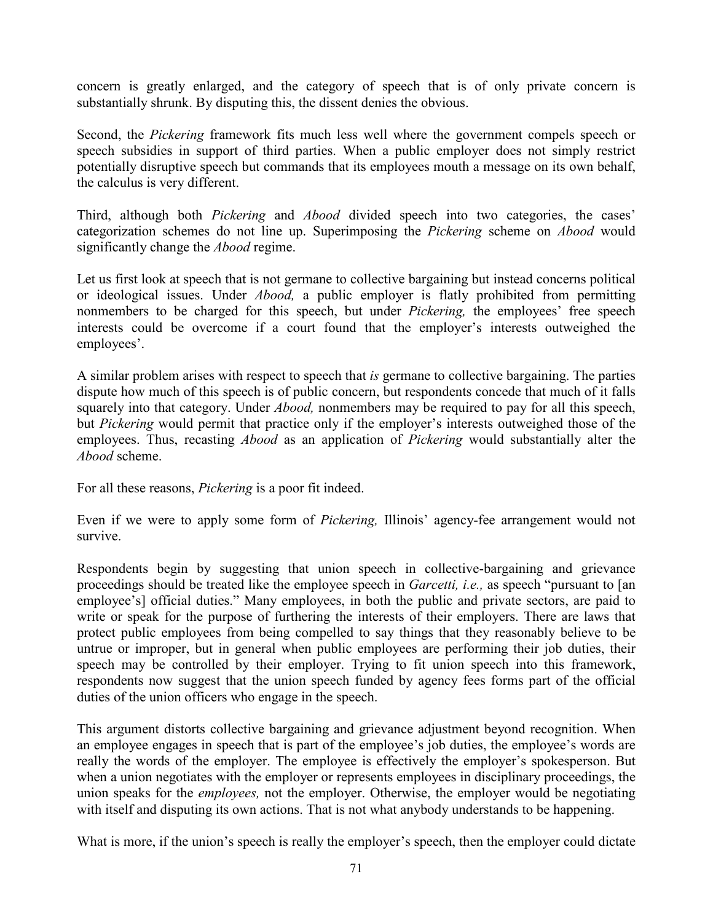concern is greatly enlarged, and the category of speech that is of only private concern is substantially shrunk. By disputing this, the dissent denies the obvious.

Second, the *Pickering* framework fits much less well where the government compels speech or speech subsidies in support of third parties. When a public employer does not simply restrict potentially disruptive speech but commands that its employees mouth a message on its own behalf, the calculus is very different.

Third, although both *Pickering* and *Abood* divided speech into two categories, the cases' categorization schemes do not line up. Superimposing the *Pickering* scheme on *Abood* would significantly change the *Abood* regime.

Let us first look at speech that is not germane to collective bargaining but instead concerns political or ideological issues. Under *Abood,* a public employer is flatly prohibited from permitting nonmembers to be charged for this speech, but under *Pickering,* the employees' free speech interests could be overcome if a court found that the employer's interests outweighed the employees'.

A similar problem arises with respect to speech that *is* germane to collective bargaining. The parties dispute how much of this speech is of public concern, but respondents concede that much of it falls squarely into that category. Under *Abood,* nonmembers may be required to pay for all this speech, but *Pickering* would permit that practice only if the employer's interests outweighed those of the employees. Thus, recasting *Abood* as an application of *Pickering* would substantially alter the *Abood* scheme.

For all these reasons, *Pickering* is a poor fit indeed.

Even if we were to apply some form of *Pickering,* Illinois' agency-fee arrangement would not survive.

Respondents begin by suggesting that union speech in collective-bargaining and grievance proceedings should be treated like the employee speech in *Garcetti, i.e.,* as speech "pursuant to [an employee's] official duties." Many employees, in both the public and private sectors, are paid to write or speak for the purpose of furthering the interests of their employers. There are laws that protect public employees from being compelled to say things that they reasonably believe to be untrue or improper, but in general when public employees are performing their job duties, their speech may be controlled by their employer. Trying to fit union speech into this framework, respondents now suggest that the union speech funded by agency fees forms part of the official duties of the union officers who engage in the speech.

This argument distorts collective bargaining and grievance adjustment beyond recognition. When an employee engages in speech that is part of the employee's job duties, the employee's words are really the words of the employer. The employee is effectively the employer's spokesperson. But when a union negotiates with the employer or represents employees in disciplinary proceedings, the union speaks for the *employees,* not the employer. Otherwise, the employer would be negotiating with itself and disputing its own actions. That is not what anybody understands to be happening.

What is more, if the union's speech is really the employer's speech, then the employer could dictate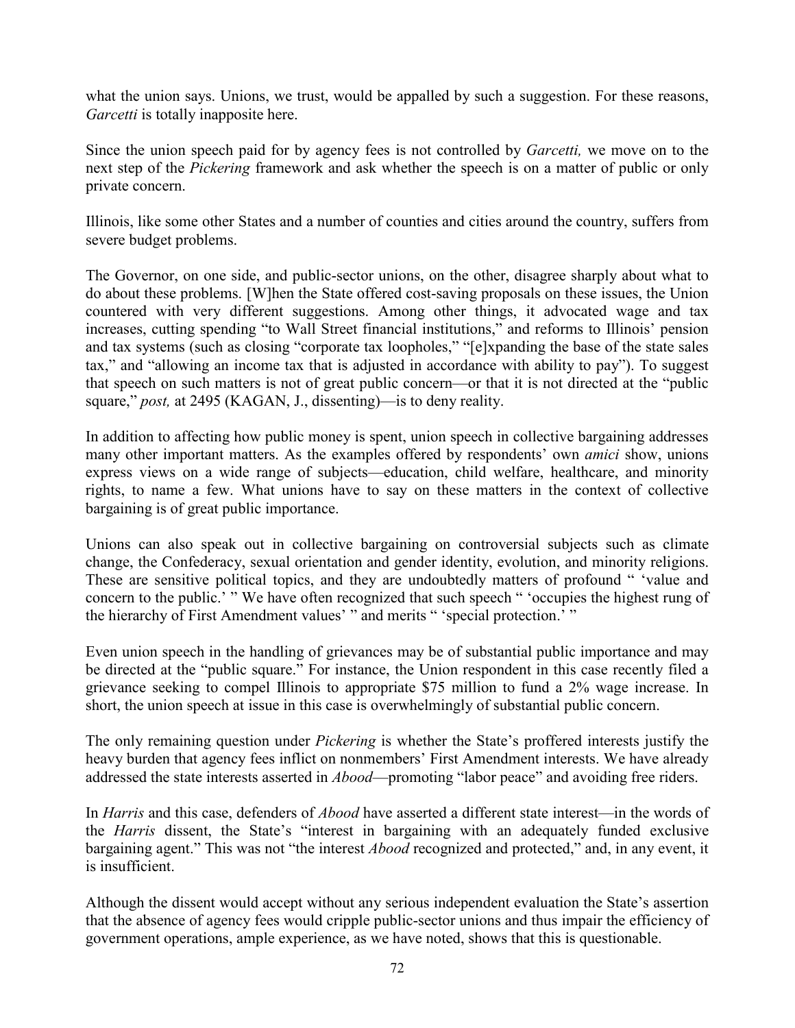what the union says. Unions, we trust, would be appalled by such a suggestion. For these reasons, *Garcetti* is totally inapposite here.

Since the union speech paid for by agency fees is not controlled by *Garcetti,* we move on to the next step of the *Pickering* framework and ask whether the speech is on a matter of public or only private concern.

Illinois, like some other States and a number of counties and cities around the country, suffers from severe budget problems.

The Governor, on one side, and public-sector unions, on the other, disagree sharply about what to do about these problems. [W]hen the State offered cost-saving proposals on these issues, the Union countered with very different suggestions. Among other things, it advocated wage and tax increases, cutting spending "to Wall Street financial institutions," and reforms to Illinois' pension and tax systems (such as closing "corporate tax loopholes," "[e]xpanding the base of the state sales tax," and "allowing an income tax that is adjusted in accordance with ability to pay"). To suggest that speech on such matters is not of great public concern—or that it is not directed at the "public square," *post,* at 2495 (KAGAN, J., dissenting)—is to deny reality.

In addition to affecting how public money is spent, union speech in collective bargaining addresses many other important matters. As the examples offered by respondents' own *amici* show, unions express views on a wide range of subjects—education, child welfare, healthcare, and minority rights, to name a few. What unions have to say on these matters in the context of collective bargaining is of great public importance.

Unions can also speak out in collective bargaining on controversial subjects such as climate change, the Confederacy, sexual orientation and gender identity, evolution, and minority religions. These are sensitive political topics, and they are undoubtedly matters of profound " 'value and concern to the public.' " We have often recognized that such speech " 'occupies the highest rung of the hierarchy of First Amendment values' " and merits " 'special protection.' "

Even union speech in the handling of grievances may be of substantial public importance and may be directed at the "public square." For instance, the Union respondent in this case recently filed a grievance seeking to compel Illinois to appropriate $75 million to fund a 2% wage increase. In short, the union speech at issue in this case is overwhelmingly of substantial public concern.

The only remaining question under *Pickering* is whether the State's proffered interests justify the heavy burden that agency fees inflict on nonmembers' First Amendment interests. We have already addressed the state interests asserted in *Abood*—promoting "labor peace" and avoiding free riders.

In *Harris* and this case, defenders of *Abood* have asserted a different state interest—in the words of the *Harris* dissent, the State's "interest in bargaining with an adequately funded exclusive bargaining agent." This was not "the interest *Abood* recognized and protected," and, in any event, it is insufficient.

Although the dissent would accept without any serious independent evaluation the State's assertion that the absence of agency fees would cripple public-sector unions and thus impair the efficiency of government operations, ample experience, as we have noted, shows that this is questionable.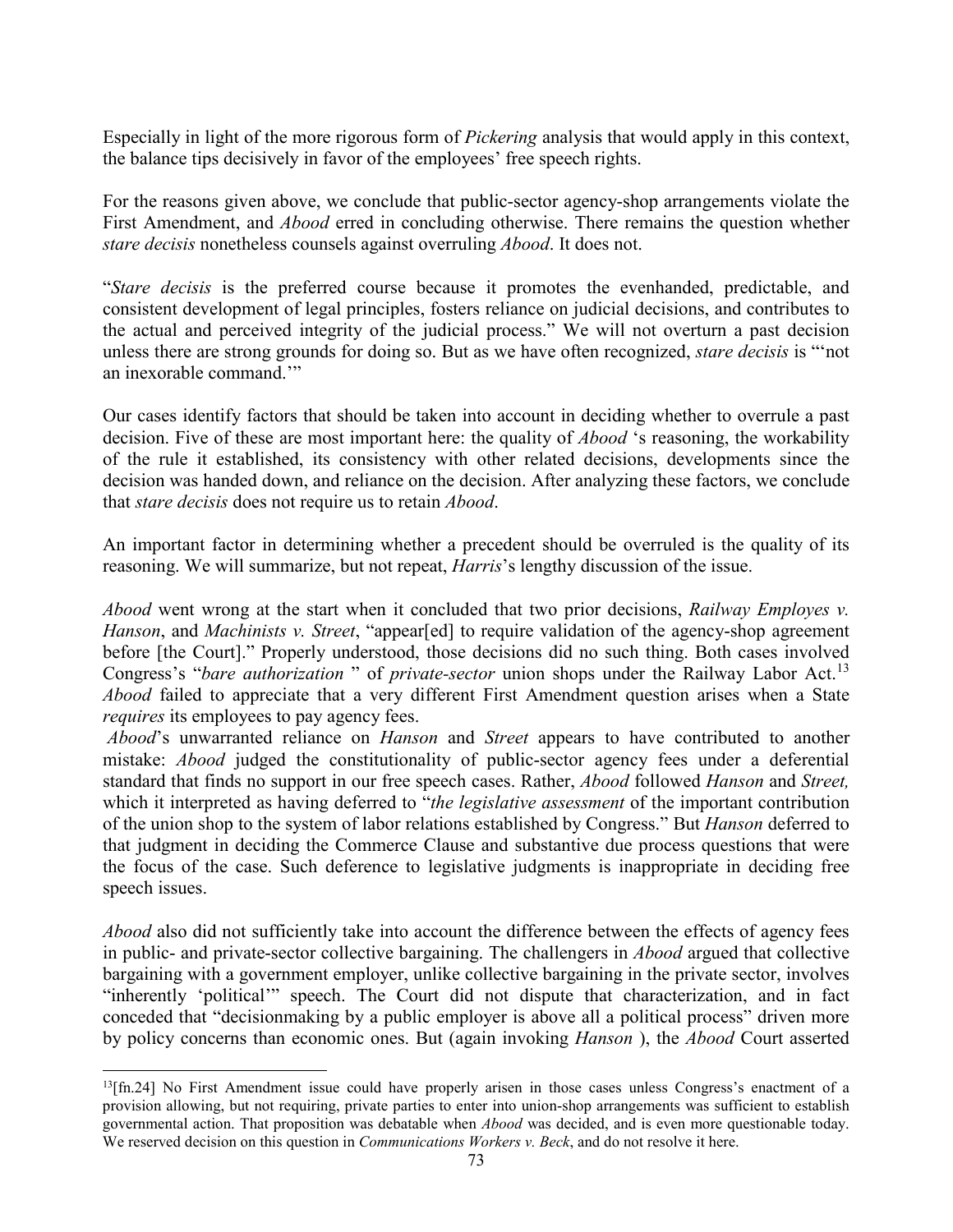Especially in light of the more rigorous form of *Pickering* analysis that would apply in this context, the balance tips decisively in favor of the employees' free speech rights.

For the reasons given above, we conclude that public-sector agency-shop arrangements violate the First Amendment, and *Abood* erred in concluding otherwise. There remains the question whether *stare decisis* nonetheless counsels against overruling *Abood*. It does not.

"*Stare decisis* is the preferred course because it promotes the evenhanded, predictable, and consistent development of legal principles, fosters reliance on judicial decisions, and contributes to the actual and perceived integrity of the judicial process." We will not overturn a past decision unless there are strong grounds for doing so. But as we have often recognized, *stare decisis* is "'not an inexorable command.'"

Our cases identify factors that should be taken into account in deciding whether to overrule a past decision. Five of these are most important here: the quality of *Abood* 's reasoning, the workability of the rule it established, its consistency with other related decisions, developments since the decision was handed down, and reliance on the decision. After analyzing these factors, we conclude that *stare decisis* does not require us to retain *Abood*.

An important factor in determining whether a precedent should be overruled is the quality of its reasoning. We will summarize, but not repeat, *Harris*'s lengthy discussion of the issue.

*Abood* went wrong at the start when it concluded that two prior decisions, *Railway Employes v. Hanson*, and *Machinists v. Street*, "appear[ed] to require validation of the agency-shop agreement before [the Court]." Properly understood, those decisions did no such thing. Both cases involved Congress's "*bare authorization* " of *private-sector* union shops under the Railway Labor Act.[13] *Abood* failed to appreciate that a very different First Amendment question arises when a State *requires* its employees to pay agency fees.

*Abood*'s unwarranted reliance on *Hanson* and *Street* appears to have contributed to another mistake: *Abood* judged the constitutionality of public-sector agency fees under a deferential standard that finds no support in our free speech cases. Rather, *Abood* followed *Hanson* and *Street,* which it interpreted as having deferred to "*the legislative assessment* of the important contribution of the union shop to the system of labor relations established by Congress." But *Hanson* deferred to that judgment in deciding the Commerce Clause and substantive due process questions that were the focus of the case. Such deference to legislative judgments is inappropriate in deciding free speech issues.

*Abood* also did not sufficiently take into account the difference between the effects of agency fees in public- and private-sector collective bargaining. The challengers in *Abood* argued that collective bargaining with a government employer, unlike collective bargaining in the private sector, involves "inherently 'political'" speech. The Court did not dispute that characterization, and in fact conceded that "decisionmaking by a public employer is above all a political process" driven more by policy concerns than economic ones. But (again invoking *Hanson* ), the *Abood* Court asserted

---

[13][fn.24] No First Amendment issue could have properly arisen in those cases unless Congress's enactment of a provision allowing, but not requiring, private parties to enter into union-shop arrangements was sufficient to establish governmental action. That proposition was debatable when *Abood* was decided, and is even more questionable today. We reserved decision on this question in *Communications Workers v. Beck*, and do not resolve it here.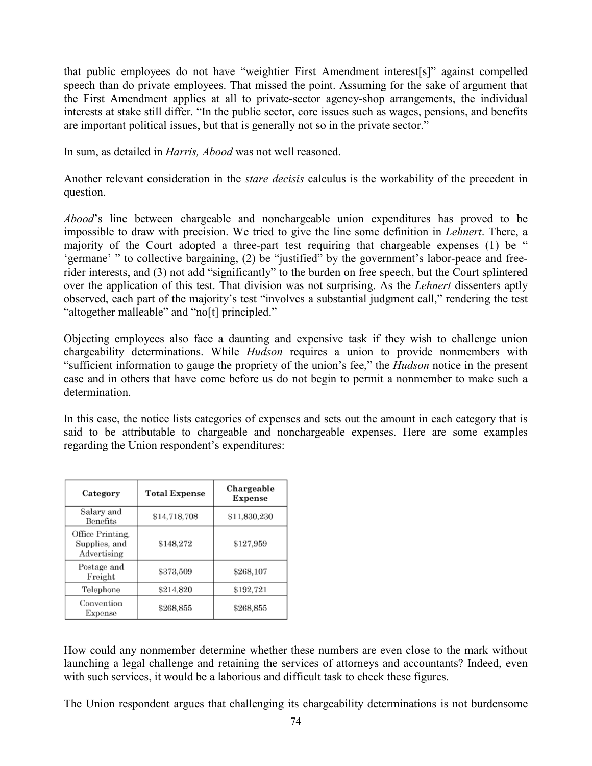that public employees do not have "weightier First Amendment interest[s]" against compelled speech than do private employees. That missed the point. Assuming for the sake of argument that the First Amendment applies at all to private-sector agency-shop arrangements, the individual interests at stake still differ. "In the public sector, core issues such as wages, pensions, and benefits are important political issues, but that is generally not so in the private sector."

In sum, as detailed in *Harris, Abood* was not well reasoned.

Another relevant consideration in the *stare decisis* calculus is the workability of the precedent in question.

*Abood*'s line between chargeable and nonchargeable union expenditures has proved to be impossible to draw with precision. We tried to give the line some definition in *Lehnert*. There, a majority of the Court adopted a three-part test requiring that chargeable expenses (1) be " 'germane' " to collective bargaining, (2) be "justified" by the government's labor-peace and free-rider interests, and (3) not add "significantly" to the burden on free speech, but the Court splintered over the application of this test. That division was not surprising. As the *Lehnert* dissenters aptly observed, each part of the majority's test "involves a substantial judgment call," rendering the test "altogether malleable" and "no[t] principled."

Objecting employees also face a daunting and expensive task if they wish to challenge union chargeability determinations. While *Hudson* requires a union to provide nonmembers with "sufficient information to gauge the propriety of the union's fee," the *Hudson* notice in the present case and in others that have come before us do not begin to permit a nonmember to make such a determination.

In this case, the notice lists categories of expenses and sets out the amount in each category that is said to be attributable to chargeable and nonchargeable expenses. Here are some examples regarding the Union respondent's expenditures:

| Category | Total Expense | Chargeable Expense |
|---|---|---|
| Salary and Benefits | $14,718,708 | $11,830,230 |
| Office Printing, Supplies, and Advertising | $148,272 | $127,959 |
| Postage and Freight | $373,509 | $268,107 |
| Telephone | $214,820 | $192,721 |
| Convention Expense | $268,855 | $268,855 |

How could any nonmember determine whether these numbers are even close to the mark without launching a legal challenge and retaining the services of attorneys and accountants? Indeed, even with such services, it would be a laborious and difficult task to check these figures.

The Union respondent argues that challenging its chargeability determinations is not burdensome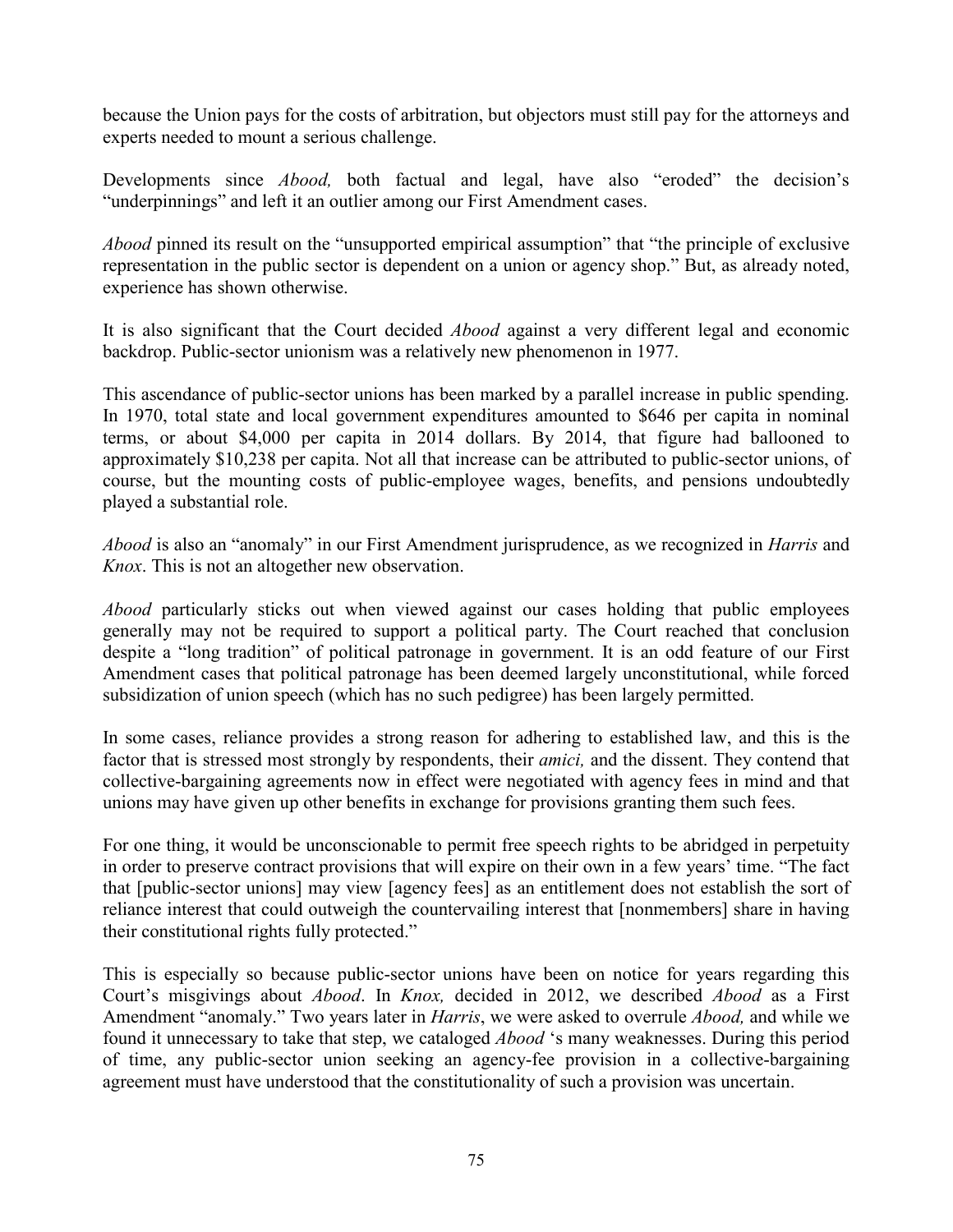because the Union pays for the costs of arbitration, but objectors must still pay for the attorneys and experts needed to mount a serious challenge.

Developments since *Abood,* both factual and legal, have also "eroded" the decision's "underpinnings" and left it an outlier among our First Amendment cases.

*Abood* pinned its result on the "unsupported empirical assumption" that "the principle of exclusive representation in the public sector is dependent on a union or agency shop." But, as already noted, experience has shown otherwise.

It is also significant that the Court decided *Abood* against a very different legal and economic backdrop. Public-sector unionism was a relatively new phenomenon in 1977.

This ascendance of public-sector unions has been marked by a parallel increase in public spending. In 1970, total state and local government expenditures amounted to $646 per capita in nominal terms, or about $4,000 per capita in 2014 dollars. By 2014, that figure had ballooned to approximately $10,238 per capita. Not all that increase can be attributed to public-sector unions, of course, but the mounting costs of public-employee wages, benefits, and pensions undoubtedly played a substantial role.

*Abood* is also an "anomaly" in our First Amendment jurisprudence, as we recognized in *Harris* and *Knox*. This is not an altogether new observation.

*Abood* particularly sticks out when viewed against our cases holding that public employees generally may not be required to support a political party. The Court reached that conclusion despite a "long tradition" of political patronage in government. It is an odd feature of our First Amendment cases that political patronage has been deemed largely unconstitutional, while forced subsidization of union speech (which has no such pedigree) has been largely permitted.

In some cases, reliance provides a strong reason for adhering to established law, and this is the factor that is stressed most strongly by respondents, their *amici,* and the dissent. They contend that collective-bargaining agreements now in effect were negotiated with agency fees in mind and that unions may have given up other benefits in exchange for provisions granting them such fees.

For one thing, it would be unconscionable to permit free speech rights to be abridged in perpetuity in order to preserve contract provisions that will expire on their own in a few years' time. "The fact that [public-sector unions] may view [agency fees] as an entitlement does not establish the sort of reliance interest that could outweigh the countervailing interest that [nonmembers] share in having their constitutional rights fully protected."

This is especially so because public-sector unions have been on notice for years regarding this Court's misgivings about *Abood*. In *Knox,* decided in 2012, we described *Abood* as a First Amendment "anomaly." Two years later in *Harris*, we were asked to overrule *Abood,* and while we found it unnecessary to take that step, we cataloged *Abood* 's many weaknesses. During this period of time, any public-sector union seeking an agency-fee provision in a collective-bargaining agreement must have understood that the constitutionality of such a provision was uncertain.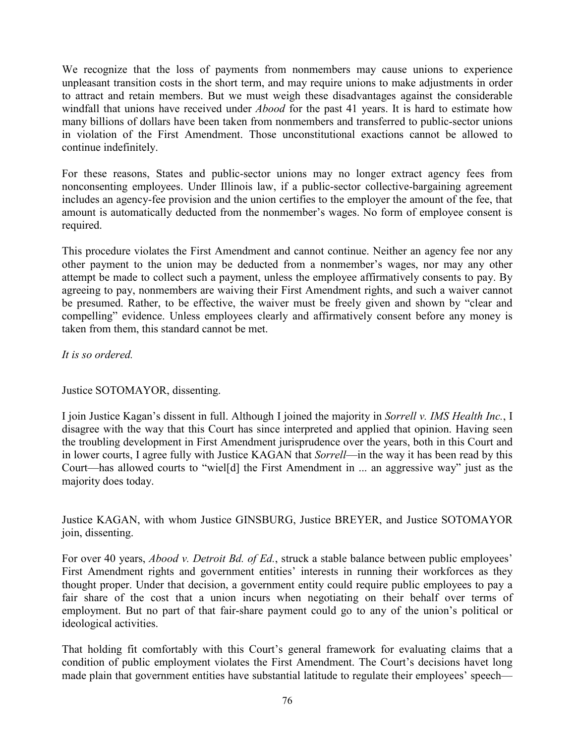We recognize that the loss of payments from nonmembers may cause unions to experience unpleasant transition costs in the short term, and may require unions to make adjustments in order to attract and retain members. But we must weigh these disadvantages against the considerable windfall that unions have received under *Abood* for the past 41 years. It is hard to estimate how many billions of dollars have been taken from nonmembers and transferred to public-sector unions in violation of the First Amendment. Those unconstitutional exactions cannot be allowed to continue indefinitely.

For these reasons, States and public-sector unions may no longer extract agency fees from nonconsenting employees. Under Illinois law, if a public-sector collective-bargaining agreement includes an agency-fee provision and the union certifies to the employer the amount of the fee, that amount is automatically deducted from the nonmember's wages. No form of employee consent is required.

This procedure violates the First Amendment and cannot continue. Neither an agency fee nor any other payment to the union may be deducted from a nonmember's wages, nor may any other attempt be made to collect such a payment, unless the employee affirmatively consents to pay. By agreeing to pay, nonmembers are waiving their First Amendment rights, and such a waiver cannot be presumed. Rather, to be effective, the waiver must be freely given and shown by "clear and compelling" evidence. Unless employees clearly and affirmatively consent before any money is taken from them, this standard cannot be met.

*It is so ordered.*

Justice SOTOMAYOR, dissenting.

I join Justice Kagan's dissent in full. Although I joined the majority in *Sorrell v. IMS Health Inc.*, I disagree with the way that this Court has since interpreted and applied that opinion. Having seen the troubling development in First Amendment jurisprudence over the years, both in this Court and in lower courts, I agree fully with Justice KAGAN that *Sorrell*—in the way it has been read by this Court—has allowed courts to "wiel[d] the First Amendment in ... an aggressive way" just as the majority does today.

Justice KAGAN, with whom Justice GINSBURG, Justice BREYER, and Justice SOTOMAYOR join, dissenting.

For over 40 years, *Abood v. Detroit Bd. of Ed.*, struck a stable balance between public employees' First Amendment rights and government entities' interests in running their workforces as they thought proper. Under that decision, a government entity could require public employees to pay a fair share of the cost that a union incurs when negotiating on their behalf over terms of employment. But no part of that fair-share payment could go to any of the union's political or ideological activities.

That holding fit comfortably with this Court's general framework for evaluating claims that a condition of public employment violates the First Amendment. The Court's decisions havet long made plain that government entities have substantial latitude to regulate their employees' speech—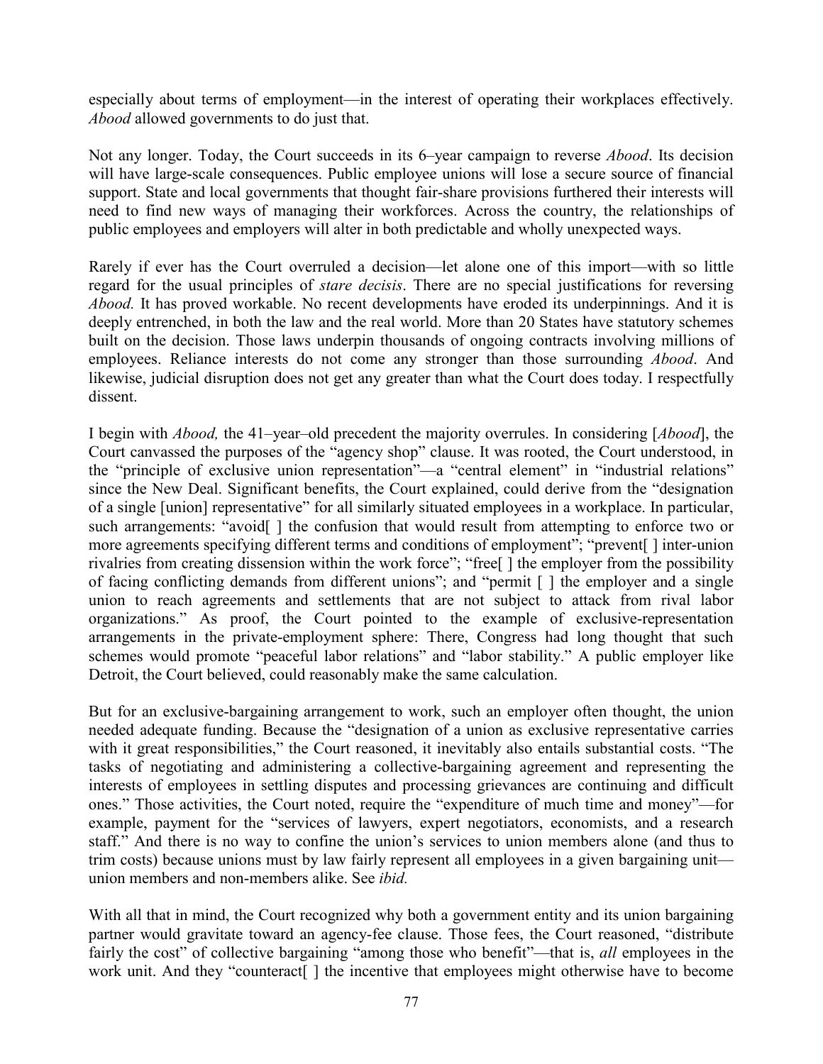especially about terms of employment—in the interest of operating their workplaces effectively. *Abood* allowed governments to do just that.

Not any longer. Today, the Court succeeds in its 6–year campaign to reverse *Abood*. Its decision will have large-scale consequences. Public employee unions will lose a secure source of financial support. State and local governments that thought fair-share provisions furthered their interests will need to find new ways of managing their workforces. Across the country, the relationships of public employees and employers will alter in both predictable and wholly unexpected ways.

Rarely if ever has the Court overruled a decision—let alone one of this import—with so little regard for the usual principles of *stare decisis*. There are no special justifications for reversing *Abood.* It has proved workable. No recent developments have eroded its underpinnings. And it is deeply entrenched, in both the law and the real world. More than 20 States have statutory schemes built on the decision. Those laws underpin thousands of ongoing contracts involving millions of employees. Reliance interests do not come any stronger than those surrounding *Abood*. And likewise, judicial disruption does not get any greater than what the Court does today. I respectfully dissent.

I begin with *Abood,* the 41–year–old precedent the majority overrules. In considering [*Abood*], the Court canvassed the purposes of the "agency shop" clause. It was rooted, the Court understood, in the "principle of exclusive union representation"—a "central element" in "industrial relations" since the New Deal. Significant benefits, the Court explained, could derive from the "designation of a single [union] representative" for all similarly situated employees in a workplace. In particular, such arrangements: "avoid[ ] the confusion that would result from attempting to enforce two or more agreements specifying different terms and conditions of employment"; "prevent[ ] inter-union rivalries from creating dissension within the work force"; "free[ ] the employer from the possibility of facing conflicting demands from different unions"; and "permit [ ] the employer and a single union to reach agreements and settlements that are not subject to attack from rival labor organizations." As proof, the Court pointed to the example of exclusive-representation arrangements in the private-employment sphere: There, Congress had long thought that such schemes would promote "peaceful labor relations" and "labor stability." A public employer like Detroit, the Court believed, could reasonably make the same calculation.

But for an exclusive-bargaining arrangement to work, such an employer often thought, the union needed adequate funding. Because the "designation of a union as exclusive representative carries with it great responsibilities," the Court reasoned, it inevitably also entails substantial costs. "The tasks of negotiating and administering a collective-bargaining agreement and representing the interests of employees in settling disputes and processing grievances are continuing and difficult ones." Those activities, the Court noted, require the "expenditure of much time and money"—for example, payment for the "services of lawyers, expert negotiators, economists, and a research staff." And there is no way to confine the union's services to union members alone (and thus to trim costs) because unions must by law fairly represent all employees in a given bargaining unit—union members and non-members alike. See *ibid.*

With all that in mind, the Court recognized why both a government entity and its union bargaining partner would gravitate toward an agency-fee clause. Those fees, the Court reasoned, "distribute fairly the cost" of collective bargaining "among those who benefit"—that is, *all* employees in the work unit. And they "counteract[ ] the incentive that employees might otherwise have to become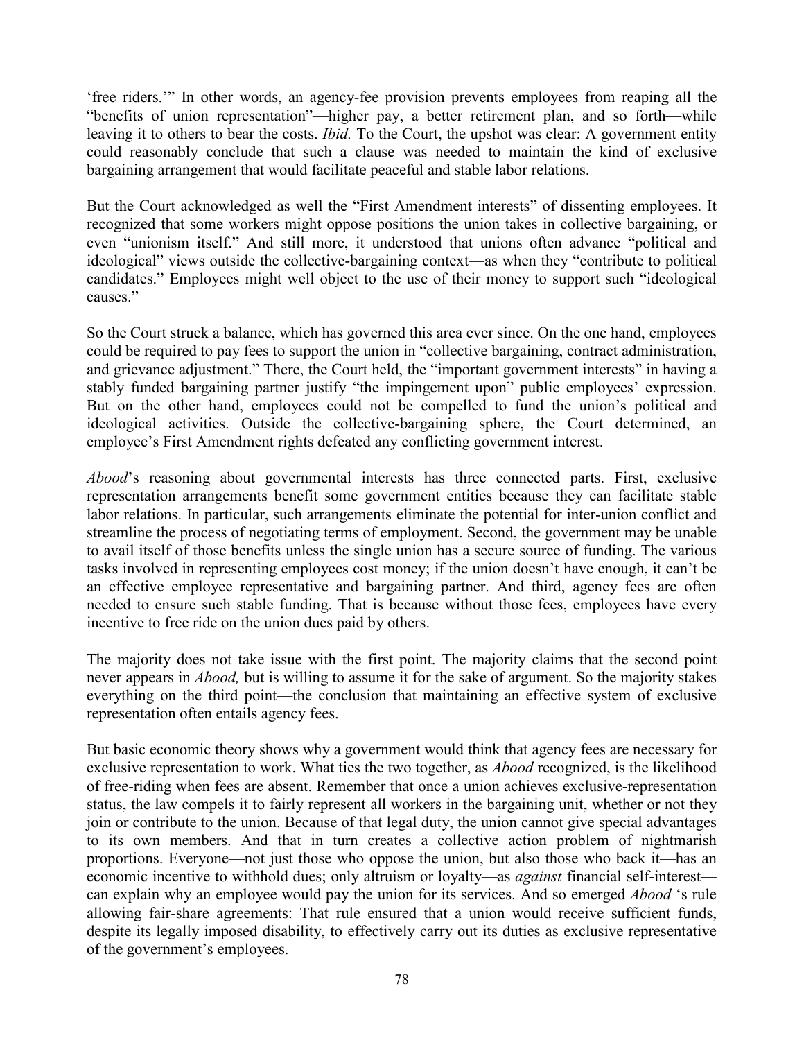'free riders.'" In other words, an agency-fee provision prevents employees from reaping all the "benefits of union representation"—higher pay, a better retirement plan, and so forth—while leaving it to others to bear the costs. *Ibid.* To the Court, the upshot was clear: A government entity could reasonably conclude that such a clause was needed to maintain the kind of exclusive bargaining arrangement that would facilitate peaceful and stable labor relations.

But the Court acknowledged as well the "First Amendment interests" of dissenting employees. It recognized that some workers might oppose positions the union takes in collective bargaining, or even "unionism itself." And still more, it understood that unions often advance "political and ideological" views outside the collective-bargaining context—as when they "contribute to political candidates." Employees might well object to the use of their money to support such "ideological causes."

So the Court struck a balance, which has governed this area ever since. On the one hand, employees could be required to pay fees to support the union in "collective bargaining, contract administration, and grievance adjustment." There, the Court held, the "important government interests" in having a stably funded bargaining partner justify "the impingement upon" public employees' expression. But on the other hand, employees could not be compelled to fund the union's political and ideological activities. Outside the collective-bargaining sphere, the Court determined, an employee's First Amendment rights defeated any conflicting government interest.

*Abood*'s reasoning about governmental interests has three connected parts. First, exclusive representation arrangements benefit some government entities because they can facilitate stable labor relations. In particular, such arrangements eliminate the potential for inter-union conflict and streamline the process of negotiating terms of employment. Second, the government may be unable to avail itself of those benefits unless the single union has a secure source of funding. The various tasks involved in representing employees cost money; if the union doesn't have enough, it can't be an effective employee representative and bargaining partner. And third, agency fees are often needed to ensure such stable funding. That is because without those fees, employees have every incentive to free ride on the union dues paid by others.

The majority does not take issue with the first point. The majority claims that the second point never appears in *Abood,* but is willing to assume it for the sake of argument. So the majority stakes everything on the third point—the conclusion that maintaining an effective system of exclusive representation often entails agency fees.

But basic economic theory shows why a government would think that agency fees are necessary for exclusive representation to work. What ties the two together, as *Abood* recognized, is the likelihood of free-riding when fees are absent. Remember that once a union achieves exclusive-representation status, the law compels it to fairly represent all workers in the bargaining unit, whether or not they join or contribute to the union. Because of that legal duty, the union cannot give special advantages to its own members. And that in turn creates a collective action problem of nightmarish proportions. Everyone—not just those who oppose the union, but also those who back it—has an economic incentive to withhold dues; only altruism or loyalty—as *against* financial self-interest—can explain why an employee would pay the union for its services. And so emerged *Abood* 's rule allowing fair-share agreements: That rule ensured that a union would receive sufficient funds, despite its legally imposed disability, to effectively carry out its duties as exclusive representative of the government's employees.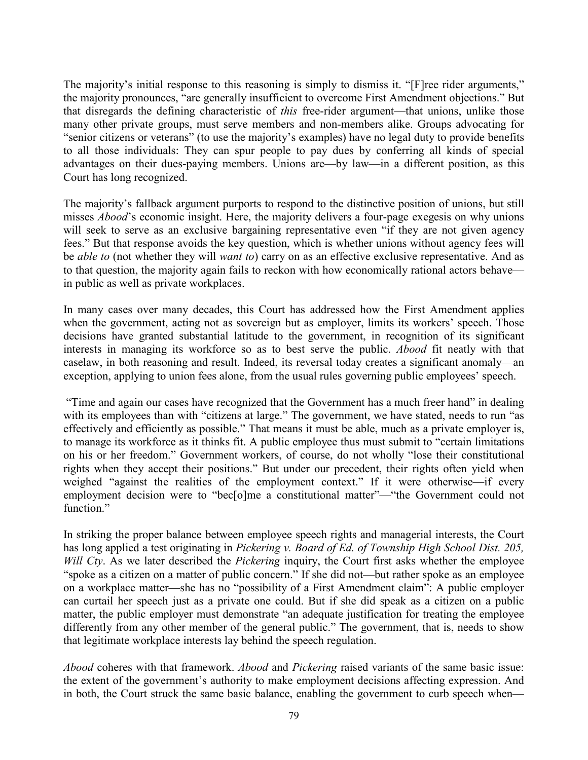The majority's initial response to this reasoning is simply to dismiss it. "[F]ree rider arguments," the majority pronounces, "are generally insufficient to overcome First Amendment objections." But that disregards the defining characteristic of *this* free-rider argument—that unions, unlike those many other private groups, must serve members and non-members alike. Groups advocating for "senior citizens or veterans" (to use the majority's examples) have no legal duty to provide benefits to all those individuals: They can spur people to pay dues by conferring all kinds of special advantages on their dues-paying members. Unions are—by law—in a different position, as this Court has long recognized.

The majority's fallback argument purports to respond to the distinctive position of unions, but still misses *Abood*'s economic insight. Here, the majority delivers a four-page exegesis on why unions will seek to serve as an exclusive bargaining representative even "if they are not given agency fees." But that response avoids the key question, which is whether unions without agency fees will be *able to* (not whether they will *want to*) carry on as an effective exclusive representative. And as to that question, the majority again fails to reckon with how economically rational actors behave—in public as well as private workplaces.

In many cases over many decades, this Court has addressed how the First Amendment applies when the government, acting not as sovereign but as employer, limits its workers' speech. Those decisions have granted substantial latitude to the government, in recognition of its significant interests in managing its workforce so as to best serve the public. *Abood* fit neatly with that caselaw, in both reasoning and result. Indeed, its reversal today creates a significant anomaly—an exception, applying to union fees alone, from the usual rules governing public employees' speech.

"Time and again our cases have recognized that the Government has a much freer hand" in dealing with its employees than with "citizens at large." The government, we have stated, needs to run "as effectively and efficiently as possible." That means it must be able, much as a private employer is, to manage its workforce as it thinks fit. A public employee thus must submit to "certain limitations on his or her freedom." Government workers, of course, do not wholly "lose their constitutional rights when they accept their positions." But under our precedent, their rights often yield when weighed "against the realities of the employment context." If it were otherwise—if every employment decision were to "bec[o]me a constitutional matter"—"the Government could not function."

In striking the proper balance between employee speech rights and managerial interests, the Court has long applied a test originating in *Pickering v. Board of Ed. of Township High School Dist. 205, Will Cty*. As we later described the *Pickering* inquiry, the Court first asks whether the employee "spoke as a citizen on a matter of public concern." If she did not—but rather spoke as an employee on a workplace matter—she has no "possibility of a First Amendment claim": A public employer can curtail her speech just as a private one could. But if she did speak as a citizen on a public matter, the public employer must demonstrate "an adequate justification for treating the employee differently from any other member of the general public." The government, that is, needs to show that legitimate workplace interests lay behind the speech regulation.

*Abood* coheres with that framework. *Abood* and *Pickering* raised variants of the same basic issue: the extent of the government's authority to make employment decisions affecting expression. And in both, the Court struck the same basic balance, enabling the government to curb speech when—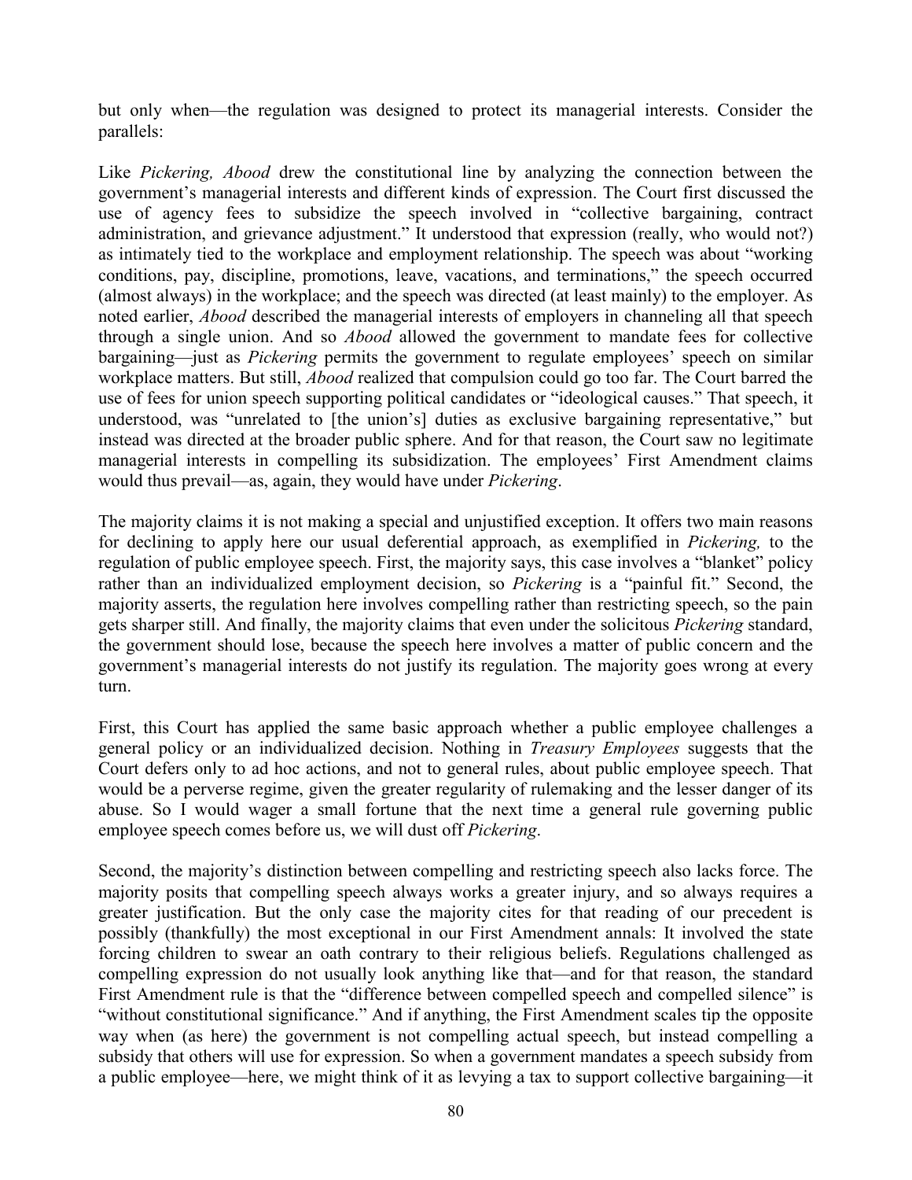but only when—the regulation was designed to protect its managerial interests. Consider the parallels:

Like *Pickering, Abood* drew the constitutional line by analyzing the connection between the government's managerial interests and different kinds of expression. The Court first discussed the use of agency fees to subsidize the speech involved in "collective bargaining, contract administration, and grievance adjustment." It understood that expression (really, who would not?) as intimately tied to the workplace and employment relationship. The speech was about "working conditions, pay, discipline, promotions, leave, vacations, and terminations," the speech occurred (almost always) in the workplace; and the speech was directed (at least mainly) to the employer. As noted earlier, *Abood* described the managerial interests of employers in channeling all that speech through a single union. And so *Abood* allowed the government to mandate fees for collective bargaining—just as *Pickering* permits the government to regulate employees' speech on similar workplace matters. But still, *Abood* realized that compulsion could go too far. The Court barred the use of fees for union speech supporting political candidates or "ideological causes." That speech, it understood, was "unrelated to [the union's] duties as exclusive bargaining representative," but instead was directed at the broader public sphere. And for that reason, the Court saw no legitimate managerial interests in compelling its subsidization. The employees' First Amendment claims would thus prevail—as, again, they would have under *Pickering*.

The majority claims it is not making a special and unjustified exception. It offers two main reasons for declining to apply here our usual deferential approach, as exemplified in *Pickering,* to the regulation of public employee speech. First, the majority says, this case involves a "blanket" policy rather than an individualized employment decision, so *Pickering* is a "painful fit." Second, the majority asserts, the regulation here involves compelling rather than restricting speech, so the pain gets sharper still. And finally, the majority claims that even under the solicitous *Pickering* standard, the government should lose, because the speech here involves a matter of public concern and the government's managerial interests do not justify its regulation. The majority goes wrong at every turn.

First, this Court has applied the same basic approach whether a public employee challenges a general policy or an individualized decision. Nothing in *Treasury Employees* suggests that the Court defers only to ad hoc actions, and not to general rules, about public employee speech. That would be a perverse regime, given the greater regularity of rulemaking and the lesser danger of its abuse. So I would wager a small fortune that the next time a general rule governing public employee speech comes before us, we will dust off *Pickering*.

Second, the majority's distinction between compelling and restricting speech also lacks force. The majority posits that compelling speech always works a greater injury, and so always requires a greater justification. But the only case the majority cites for that reading of our precedent is possibly (thankfully) the most exceptional in our First Amendment annals: It involved the state forcing children to swear an oath contrary to their religious beliefs. Regulations challenged as compelling expression do not usually look anything like that—and for that reason, the standard First Amendment rule is that the "difference between compelled speech and compelled silence" is "without constitutional significance." And if anything, the First Amendment scales tip the opposite way when (as here) the government is not compelling actual speech, but instead compelling a subsidy that others will use for expression. So when a government mandates a speech subsidy from a public employee—here, we might think of it as levying a tax to support collective bargaining—it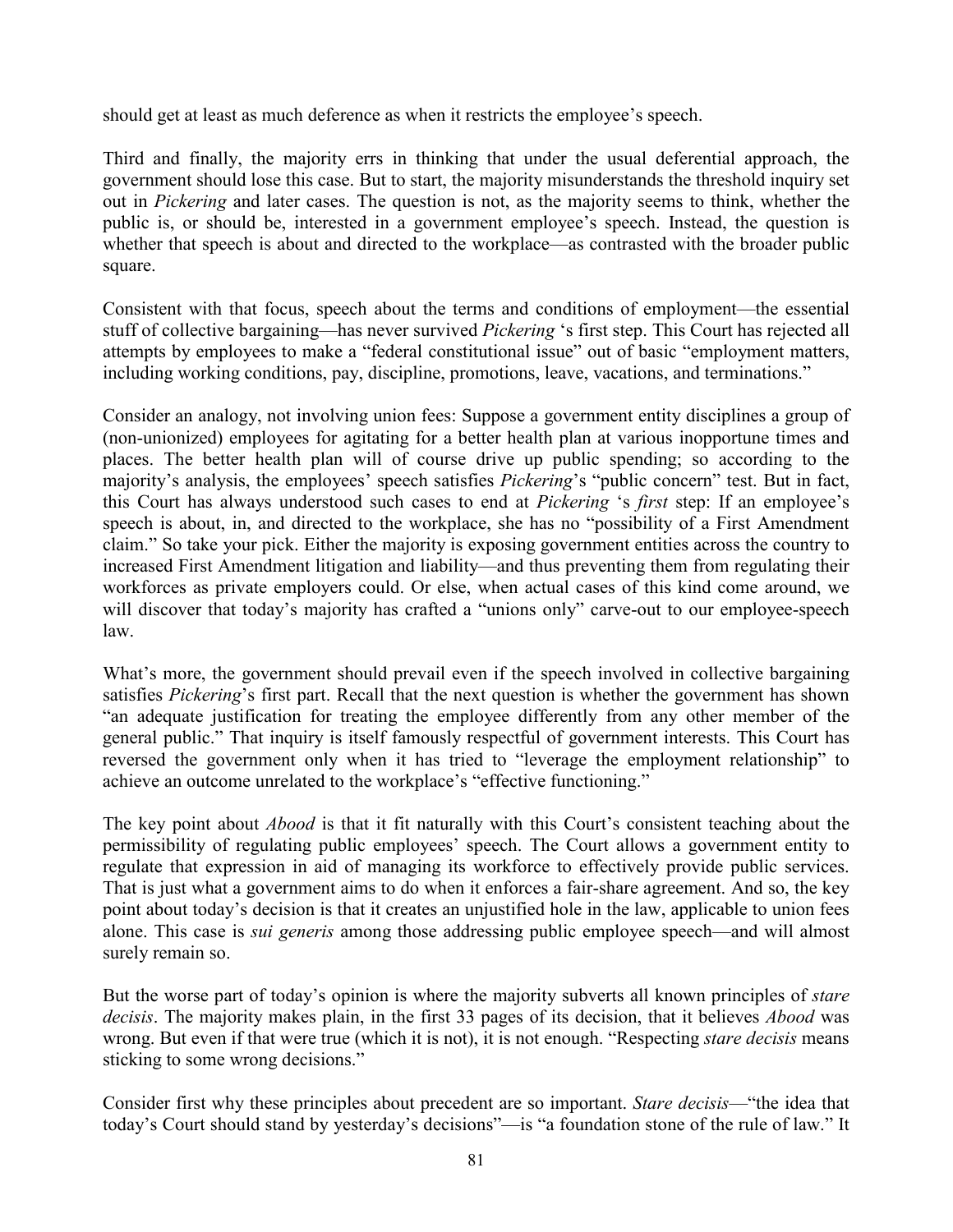should get at least as much deference as when it restricts the employee's speech.

Third and finally, the majority errs in thinking that under the usual deferential approach, the government should lose this case. But to start, the majority misunderstands the threshold inquiry set out in *Pickering* and later cases. The question is not, as the majority seems to think, whether the public is, or should be, interested in a government employee's speech. Instead, the question is whether that speech is about and directed to the workplace—as contrasted with the broader public square.

Consistent with that focus, speech about the terms and conditions of employment—the essential stuff of collective bargaining—has never survived *Pickering* 's first step. This Court has rejected all attempts by employees to make a "federal constitutional issue" out of basic "employment matters, including working conditions, pay, discipline, promotions, leave, vacations, and terminations."

Consider an analogy, not involving union fees: Suppose a government entity disciplines a group of (non-unionized) employees for agitating for a better health plan at various inopportune times and places. The better health plan will of course drive up public spending; so according to the majority's analysis, the employees' speech satisfies *Pickering*'s "public concern" test. But in fact, this Court has always understood such cases to end at *Pickering* 's *first* step: If an employee's speech is about, in, and directed to the workplace, she has no "possibility of a First Amendment claim." So take your pick. Either the majority is exposing government entities across the country to increased First Amendment litigation and liability—and thus preventing them from regulating their workforces as private employers could. Or else, when actual cases of this kind come around, we will discover that today's majority has crafted a "unions only" carve-out to our employee-speech law.

What's more, the government should prevail even if the speech involved in collective bargaining satisfies *Pickering*'s first part. Recall that the next question is whether the government has shown "an adequate justification for treating the employee differently from any other member of the general public." That inquiry is itself famously respectful of government interests. This Court has reversed the government only when it has tried to "leverage the employment relationship" to achieve an outcome unrelated to the workplace's "effective functioning."

The key point about *Abood* is that it fit naturally with this Court's consistent teaching about the permissibility of regulating public employees' speech. The Court allows a government entity to regulate that expression in aid of managing its workforce to effectively provide public services. That is just what a government aims to do when it enforces a fair-share agreement. And so, the key point about today's decision is that it creates an unjustified hole in the law, applicable to union fees alone. This case is *sui generis* among those addressing public employee speech—and will almost surely remain so.

But the worse part of today's opinion is where the majority subverts all known principles of *stare decisis*. The majority makes plain, in the first 33 pages of its decision, that it believes *Abood* was wrong. But even if that were true (which it is not), it is not enough. "Respecting *stare decisis* means sticking to some wrong decisions."

Consider first why these principles about precedent are so important. *Stare decisis*—"the idea that today's Court should stand by yesterday's decisions"—is "a foundation stone of the rule of law." It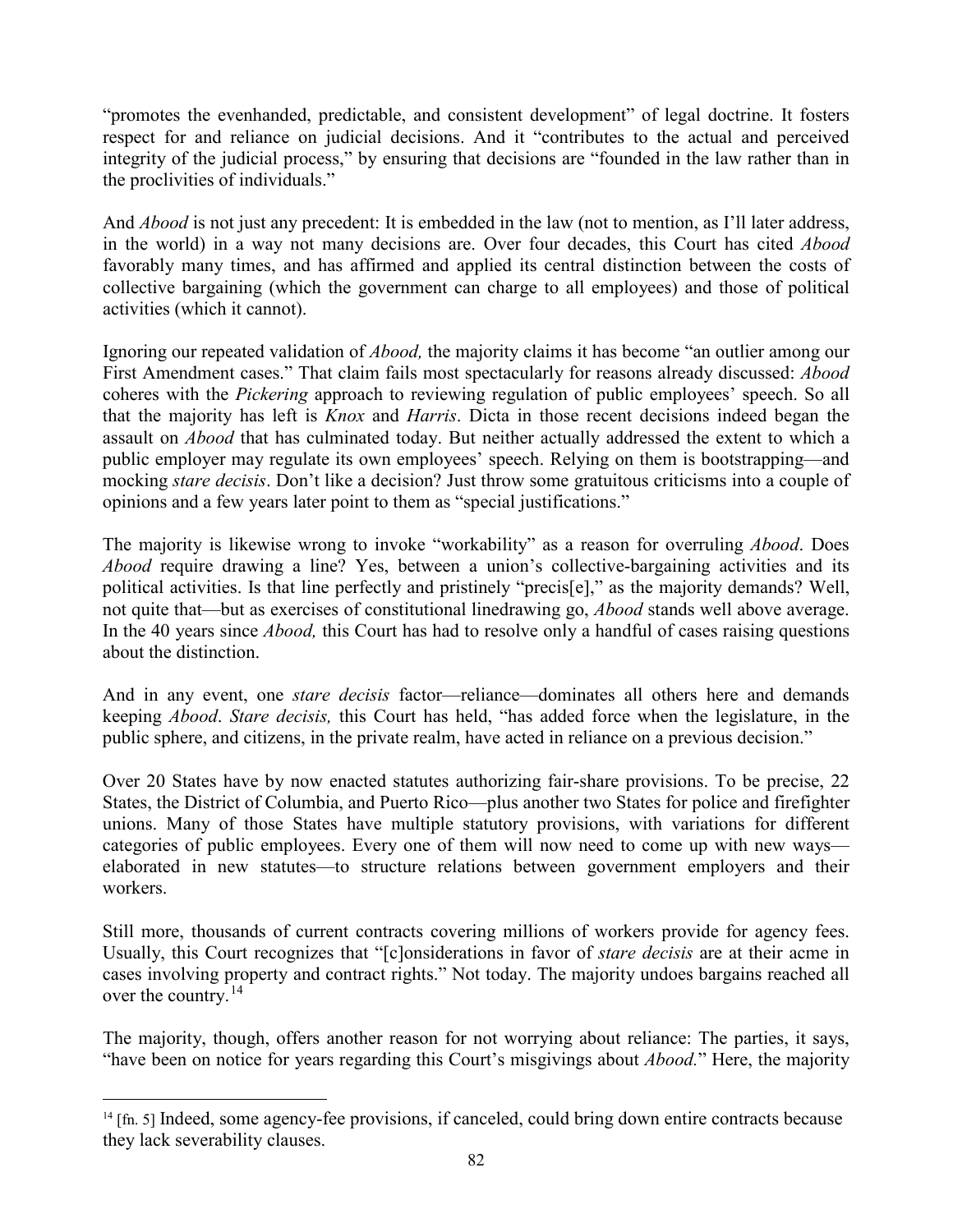"promotes the evenhanded, predictable, and consistent development" of legal doctrine. It fosters respect for and reliance on judicial decisions. And it "contributes to the actual and perceived integrity of the judicial process," by ensuring that decisions are "founded in the law rather than in the proclivities of individuals."

And *Abood* is not just any precedent: It is embedded in the law (not to mention, as I'll later address, in the world) in a way not many decisions are. Over four decades, this Court has cited *Abood* favorably many times, and has affirmed and applied its central distinction between the costs of collective bargaining (which the government can charge to all employees) and those of political activities (which it cannot).

Ignoring our repeated validation of *Abood,* the majority claims it has become "an outlier among our First Amendment cases." That claim fails most spectacularly for reasons already discussed: *Abood* coheres with the *Pickering* approach to reviewing regulation of public employees' speech. So all that the majority has left is *Knox* and *Harris*. Dicta in those recent decisions indeed began the assault on *Abood* that has culminated today. But neither actually addressed the extent to which a public employer may regulate its own employees' speech. Relying on them is bootstrapping—and mocking *stare decisis*. Don't like a decision? Just throw some gratuitous criticisms into a couple of opinions and a few years later point to them as "special justifications."

The majority is likewise wrong to invoke "workability" as a reason for overruling *Abood*. Does *Abood* require drawing a line? Yes, between a union's collective-bargaining activities and its political activities. Is that line perfectly and pristinely "precis[e]," as the majority demands? Well, not quite that—but as exercises of constitutional linedrawing go, *Abood* stands well above average. In the 40 years since *Abood,* this Court has had to resolve only a handful of cases raising questions about the distinction.

And in any event, one *stare decisis* factor—reliance—dominates all others here and demands keeping *Abood*. *Stare decisis,* this Court has held, "has added force when the legislature, in the public sphere, and citizens, in the private realm, have acted in reliance on a previous decision."

Over 20 States have by now enacted statutes authorizing fair-share provisions. To be precise, 22 States, the District of Columbia, and Puerto Rico—plus another two States for police and firefighter unions. Many of those States have multiple statutory provisions, with variations for different categories of public employees. Every one of them will now need to come up with new ways—elaborated in new statutes—to structure relations between government employers and their workers.

Still more, thousands of current contracts covering millions of workers provide for agency fees. Usually, this Court recognizes that "[c]onsiderations in favor of *stare decisis* are at their acme in cases involving property and contract rights." Not today. The majority undoes bargains reached all over the country.[14]

The majority, though, offers another reason for not worrying about reliance: The parties, it says, "have been on notice for years regarding this Court's misgivings about *Abood.*" Here, the majority

[14] [fn. 5] Indeed, some agency-fee provisions, if canceled, could bring down entire contracts because they lack severability clauses.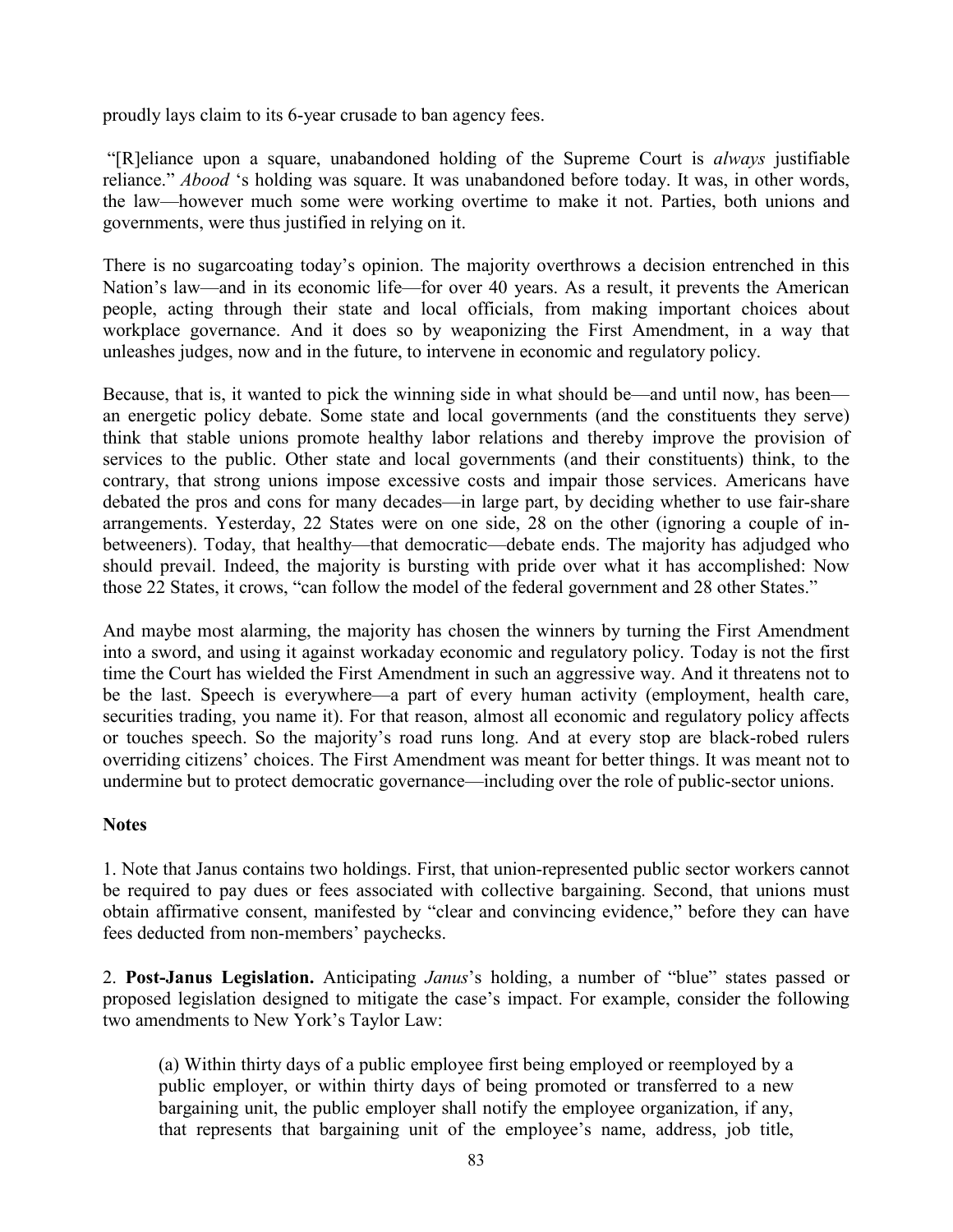proudly lays claim to its 6-year crusade to ban agency fees.

"[R]eliance upon a square, unabandoned holding of the Supreme Court is *always* justifiable reliance." *Abood* 's holding was square. It was unabandoned before today. It was, in other words, the law—however much some were working overtime to make it not. Parties, both unions and governments, were thus justified in relying on it.

There is no sugarcoating today's opinion. The majority overthrows a decision entrenched in this Nation's law—and in its economic life—for over 40 years. As a result, it prevents the American people, acting through their state and local officials, from making important choices about workplace governance. And it does so by weaponizing the First Amendment, in a way that unleashes judges, now and in the future, to intervene in economic and regulatory policy.

Because, that is, it wanted to pick the winning side in what should be—and until now, has been—an energetic policy debate. Some state and local governments (and the constituents they serve) think that stable unions promote healthy labor relations and thereby improve the provision of services to the public. Other state and local governments (and their constituents) think, to the contrary, that strong unions impose excessive costs and impair those services. Americans have debated the pros and cons for many decades—in large part, by deciding whether to use fair-share arrangements. Yesterday, 22 States were on one side, 28 on the other (ignoring a couple of in-betweeners). Today, that healthy—that democratic—debate ends. The majority has adjudged who should prevail. Indeed, the majority is bursting with pride over what it has accomplished: Now those 22 States, it crows, "can follow the model of the federal government and 28 other States."

And maybe most alarming, the majority has chosen the winners by turning the First Amendment into a sword, and using it against workaday economic and regulatory policy. Today is not the first time the Court has wielded the First Amendment in such an aggressive way. And it threatens not to be the last. Speech is everywhere—a part of every human activity (employment, health care, securities trading, you name it). For that reason, almost all economic and regulatory policy affects or touches speech. So the majority's road runs long. And at every stop are black-robed rulers overriding citizens' choices. The First Amendment was meant for better things. It was meant not to undermine but to protect democratic governance—including over the role of public-sector unions.

**Notes**

1. Note that Janus contains two holdings. First, that union-represented public sector workers cannot be required to pay dues or fees associated with collective bargaining. Second, that unions must obtain affirmative consent, manifested by "clear and convincing evidence," before they can have fees deducted from non-members' paychecks.

2. **Post-Janus Legislation.** Anticipating *Janus*'s holding, a number of "blue" states passed or proposed legislation designed to mitigate the case's impact. For example, consider the following two amendments to New York's Taylor Law:

> (a) Within thirty days of a public employee first being employed or reemployed by a public employer, or within thirty days of being promoted or transferred to a new bargaining unit, the public employer shall notify the employee organization, if any, that represents that bargaining unit of the employee's name, address, job title,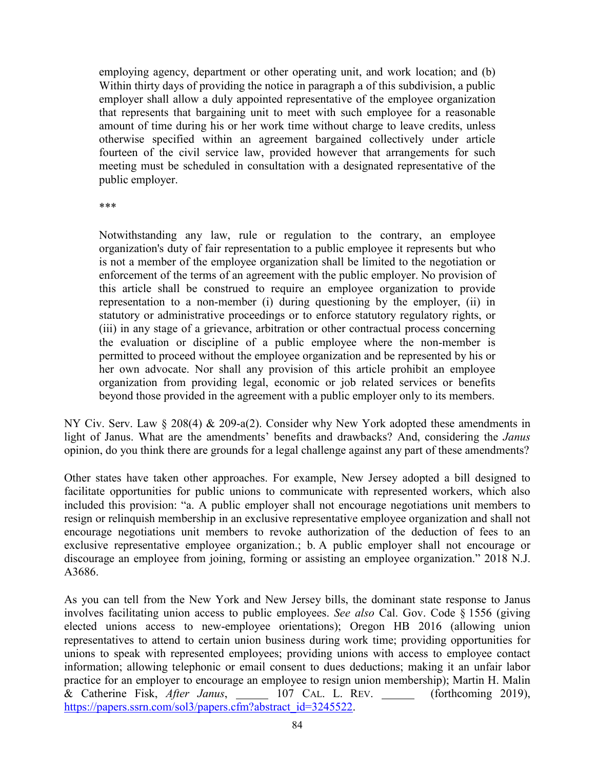> employing agency, department or other operating unit, and work location; and (b) Within thirty days of providing the notice in paragraph a of this subdivision, a public employer shall allow a duly appointed representative of the employee organization that represents that bargaining unit to meet with such employee for a reasonable amount of time during his or her work time without charge to leave credits, unless otherwise specified within an agreement bargained collectively under article fourteen of the civil service law, provided however that arrangements for such meeting must be scheduled in consultation with a designated representative of the public employer.
>
> ***
>
> Notwithstanding any law, rule or regulation to the contrary, an employee organization's duty of fair representation to a public employee it represents but who is not a member of the employee organization shall be limited to the negotiation or enforcement of the terms of an agreement with the public employer. No provision of this article shall be construed to require an employee organization to provide representation to a non-member (i) during questioning by the employer, (ii) in statutory or administrative proceedings or to enforce statutory regulatory rights, or (iii) in any stage of a grievance, arbitration or other contractual process concerning the evaluation or discipline of a public employee where the non-member is permitted to proceed without the employee organization and be represented by his or her own advocate. Nor shall any provision of this article prohibit an employee organization from providing legal, economic or job related services or benefits beyond those provided in the agreement with a public employer only to its members.

NY Civ. Serv. Law § 208(4) & 209-a(2). Consider why New York adopted these amendments in light of Janus. What are the amendments' benefits and drawbacks? And, considering the *Janus* opinion, do you think there are grounds for a legal challenge against any part of these amendments?

Other states have taken other approaches. For example, New Jersey adopted a bill designed to facilitate opportunities for public unions to communicate with represented workers, which also included this provision: "a. A public employer shall not encourage negotiations unit members to resign or relinquish membership in an exclusive representative employee organization and shall not encourage negotiations unit members to revoke authorization of the deduction of fees to an exclusive representative employee organization.; b. A public employer shall not encourage or discourage an employee from joining, forming or assisting an employee organization." 2018 N.J. A3686.

As you can tell from the New York and New Jersey bills, the dominant state response to Janus involves facilitating union access to public employees. *See also* Cal. Gov. Code § 1556 (giving elected unions access to new-employee orientations); Oregon HB 2016 (allowing union representatives to attend to certain union business during work time; providing opportunities for unions to speak with represented employees; providing unions with access to employee contact information; allowing telephonic or email consent to dues deductions; making it an unfair labor practice for an employer to encourage an employee to resign union membership); Martin H. Malin & Catherine Fisk, *After Janus*, ______ 107 CAL. L. REV. ______ (forthcoming 2019), https://papers.ssrn.com/sol3/papers.cfm?abstract_id=3245522.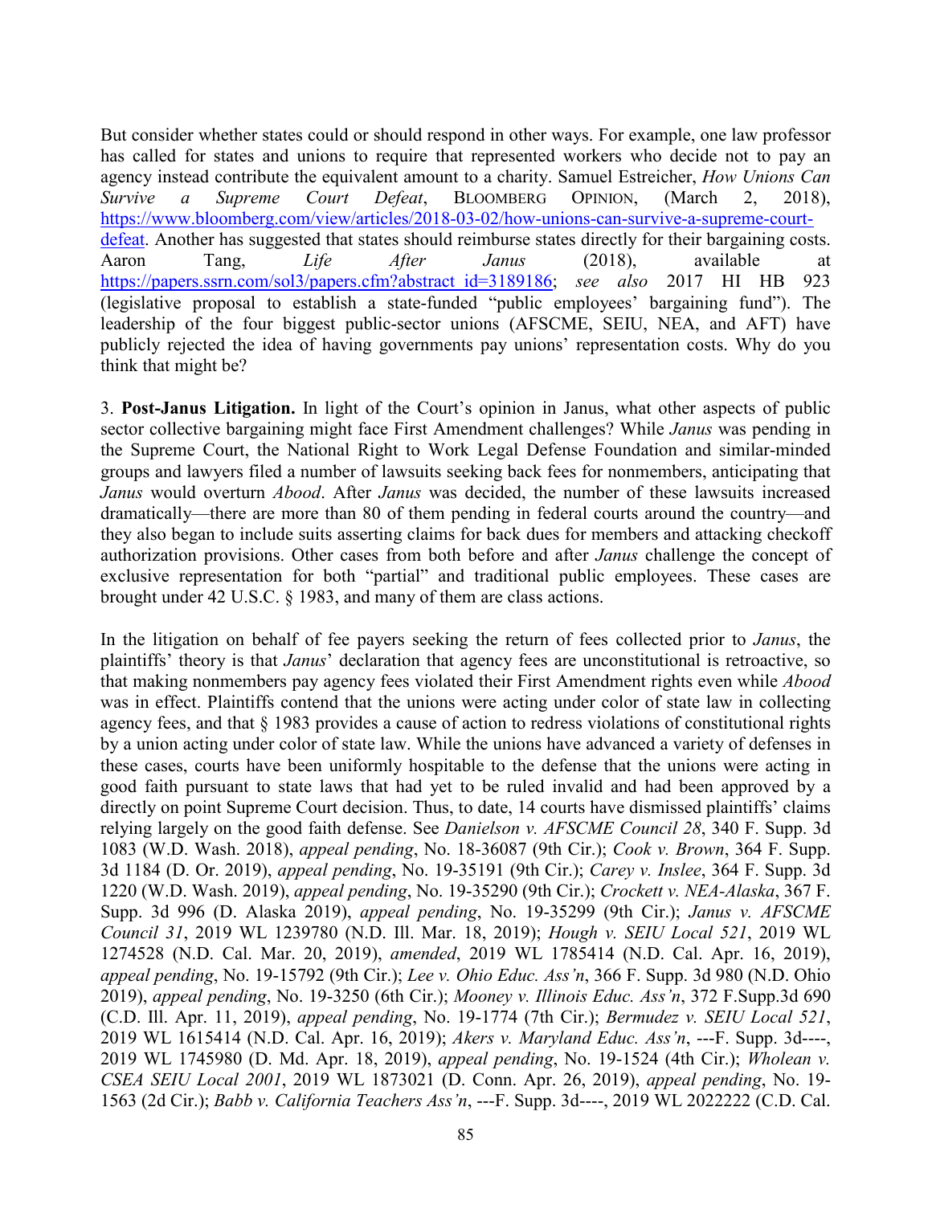But consider whether states could or should respond in other ways. For example, one law professor has called for states and unions to require that represented workers who decide not to pay an agency instead contribute the equivalent amount to a charity. Samuel Estreicher, *How Unions Can Survive a Supreme Court Defeat*, BLOOMBERG OPINION, (March 2, 2018), https://www.bloomberg.com/view/articles/2018-03-02/how-unions-can-survive-a-supreme-court-defeat. Another has suggested that states should reimburse states directly for their bargaining costs. Aaron Tang, *Life After Janus* (2018), available at https://papers.ssrn.com/sol3/papers.cfm?abstract_id=3189186; *see also* 2017 HI HB 923 (legislative proposal to establish a state-funded "public employees' bargaining fund"). The leadership of the four biggest public-sector unions (AFSCME, SEIU, NEA, and AFT) have publicly rejected the idea of having governments pay unions' representation costs. Why do you think that might be?

3. **Post-Janus Litigation.** In light of the Court's opinion in Janus, what other aspects of public sector collective bargaining might face First Amendment challenges? While *Janus* was pending in the Supreme Court, the National Right to Work Legal Defense Foundation and similar-minded groups and lawyers filed a number of lawsuits seeking back fees for nonmembers, anticipating that *Janus* would overturn *Abood*. After *Janus* was decided, the number of these lawsuits increased dramatically—there are more than 80 of them pending in federal courts around the country—and they also began to include suits asserting claims for back dues for members and attacking checkoff authorization provisions. Other cases from both before and after *Janus* challenge the concept of exclusive representation for both "partial" and traditional public employees. These cases are brought under 42 U.S.C. § 1983, and many of them are class actions.

In the litigation on behalf of fee payers seeking the return of fees collected prior to *Janus*, the plaintiffs' theory is that *Janus*' declaration that agency fees are unconstitutional is retroactive, so that making nonmembers pay agency fees violated their First Amendment rights even while *Abood* was in effect. Plaintiffs contend that the unions were acting under color of state law in collecting agency fees, and that § 1983 provides a cause of action to redress violations of constitutional rights by a union acting under color of state law. While the unions have advanced a variety of defenses in these cases, courts have been uniformly hospitable to the defense that the unions were acting in good faith pursuant to state laws that had yet to be ruled invalid and had been approved by a directly on point Supreme Court decision. Thus, to date, 14 courts have dismissed plaintiffs' claims relying largely on the good faith defense. See *Danielson v. AFSCME Council 28*, 340 F. Supp. 3d 1083 (W.D. Wash. 2018), *appeal pending*, No. 18-36087 (9th Cir.); *Cook v. Brown*, 364 F. Supp. 3d 1184 (D. Or. 2019), *appeal pending*, No. 19-35191 (9th Cir.); *Carey v. Inslee*, 364 F. Supp. 3d 1220 (W.D. Wash. 2019), *appeal pending*, No. 19-35290 (9th Cir.); *Crockett v. NEA-Alaska*, 367 F. Supp. 3d 996 (D. Alaska 2019), *appeal pending*, No. 19-35299 (9th Cir.); *Janus v. AFSCME Council 31*, 2019 WL 1239780 (N.D. Ill. Mar. 18, 2019); *Hough v. SEIU Local 521*, 2019 WL 1274528 (N.D. Cal. Mar. 20, 2019), *amended*, 2019 WL 1785414 (N.D. Cal. Apr. 16, 2019), *appeal pending*, No. 19-15792 (9th Cir.); *Lee v. Ohio Educ. Ass'n*, 366 F. Supp. 3d 980 (N.D. Ohio 2019), *appeal pending*, No. 19-3250 (6th Cir.); *Mooney v. Illinois Educ. Ass'n*, 372 F.Supp.3d 690 (C.D. Ill. Apr. 11, 2019), *appeal pending*, No. 19-1774 (7th Cir.); *Bermudez v. SEIU Local 521*, 2019 WL 1615414 (N.D. Cal. Apr. 16, 2019); *Akers v. Maryland Educ. Ass'n*, ---F. Supp. 3d----, 2019 WL 1745980 (D. Md. Apr. 18, 2019), *appeal pending*, No. 19-1524 (4th Cir.); *Wholean v. CSEA SEIU Local 2001*, 2019 WL 1873021 (D. Conn. Apr. 26, 2019), *appeal pending*, No. 19-1563 (2d Cir.); *Babb v. California Teachers Ass'n*, ---F. Supp. 3d----, 2019 WL 2022222 (C.D. Cal.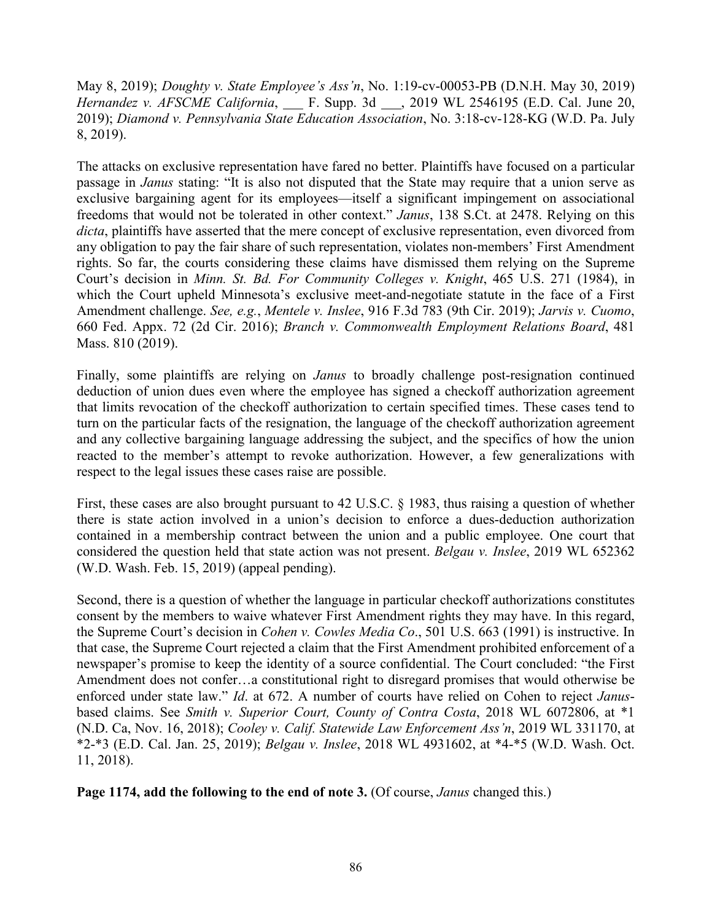May 8, 2019); *Doughty v. State Employee's Ass'n*, No. 1:19-cv-00053-PB (D.N.H. May 30, 2019) *Hernandez v. AFSCME California*, ___ F. Supp. 3d ___, 2019 WL 2546195 (E.D. Cal. June 20, 2019); *Diamond v. Pennsylvania State Education Association*, No. 3:18-cv-128-KG (W.D. Pa. July 8, 2019).

The attacks on exclusive representation have fared no better. Plaintiffs have focused on a particular passage in *Janus* stating: "It is also not disputed that the State may require that a union serve as exclusive bargaining agent for its employees—itself a significant impingement on associational freedoms that would not be tolerated in other context." *Janus*, 138 S.Ct. at 2478. Relying on this *dicta*, plaintiffs have asserted that the mere concept of exclusive representation, even divorced from any obligation to pay the fair share of such representation, violates non-members' First Amendment rights. So far, the courts considering these claims have dismissed them relying on the Supreme Court's decision in *Minn. St. Bd. For Community Colleges v. Knight*, 465 U.S. 271 (1984), in which the Court upheld Minnesota's exclusive meet-and-negotiate statute in the face of a First Amendment challenge. *See, e.g.*, *Mentele v. Inslee*, 916 F.3d 783 (9th Cir. 2019); *Jarvis v. Cuomo*, 660 Fed. Appx. 72 (2d Cir. 2016); *Branch v. Commonwealth Employment Relations Board*, 481 Mass. 810 (2019).

Finally, some plaintiffs are relying on *Janus* to broadly challenge post-resignation continued deduction of union dues even where the employee has signed a checkoff authorization agreement that limits revocation of the checkoff authorization to certain specified times. These cases tend to turn on the particular facts of the resignation, the language of the checkoff authorization agreement and any collective bargaining language addressing the subject, and the specifics of how the union reacted to the member's attempt to revoke authorization. However, a few generalizations with respect to the legal issues these cases raise are possible.

First, these cases are also brought pursuant to 42 U.S.C. § 1983, thus raising a question of whether there is state action involved in a union's decision to enforce a dues-deduction authorization contained in a membership contract between the union and a public employee. One court that considered the question held that state action was not present. *Belgau v. Inslee*, 2019 WL 652362 (W.D. Wash. Feb. 15, 2019) (appeal pending).

Second, there is a question of whether the language in particular checkoff authorizations constitutes consent by the members to waive whatever First Amendment rights they may have. In this regard, the Supreme Court's decision in *Cohen v. Cowles Media Co*., 501 U.S. 663 (1991) is instructive. In that case, the Supreme Court rejected a claim that the First Amendment prohibited enforcement of a newspaper's promise to keep the identity of a source confidential. The Court concluded: "the First Amendment does not confer…a constitutional right to disregard promises that would otherwise be enforced under state law." *Id*. at 672. A number of courts have relied on Cohen to reject *Janus*-based claims. See *Smith v. Superior Court, County of Contra Costa*, 2018 WL 6072806, at \*1 (N.D. Ca, Nov. 16, 2018); *Cooley v. Calif. Statewide Law Enforcement Ass'n*, 2019 WL 331170, at \*2-\*3 (E.D. Cal. Jan. 25, 2019); *Belgau v. Inslee*, 2018 WL 4931602, at \*4-\*5 (W.D. Wash. Oct. 11, 2018).

**Page 1174, add the following to the end of note 3.** (Of course, *Janus* changed this.)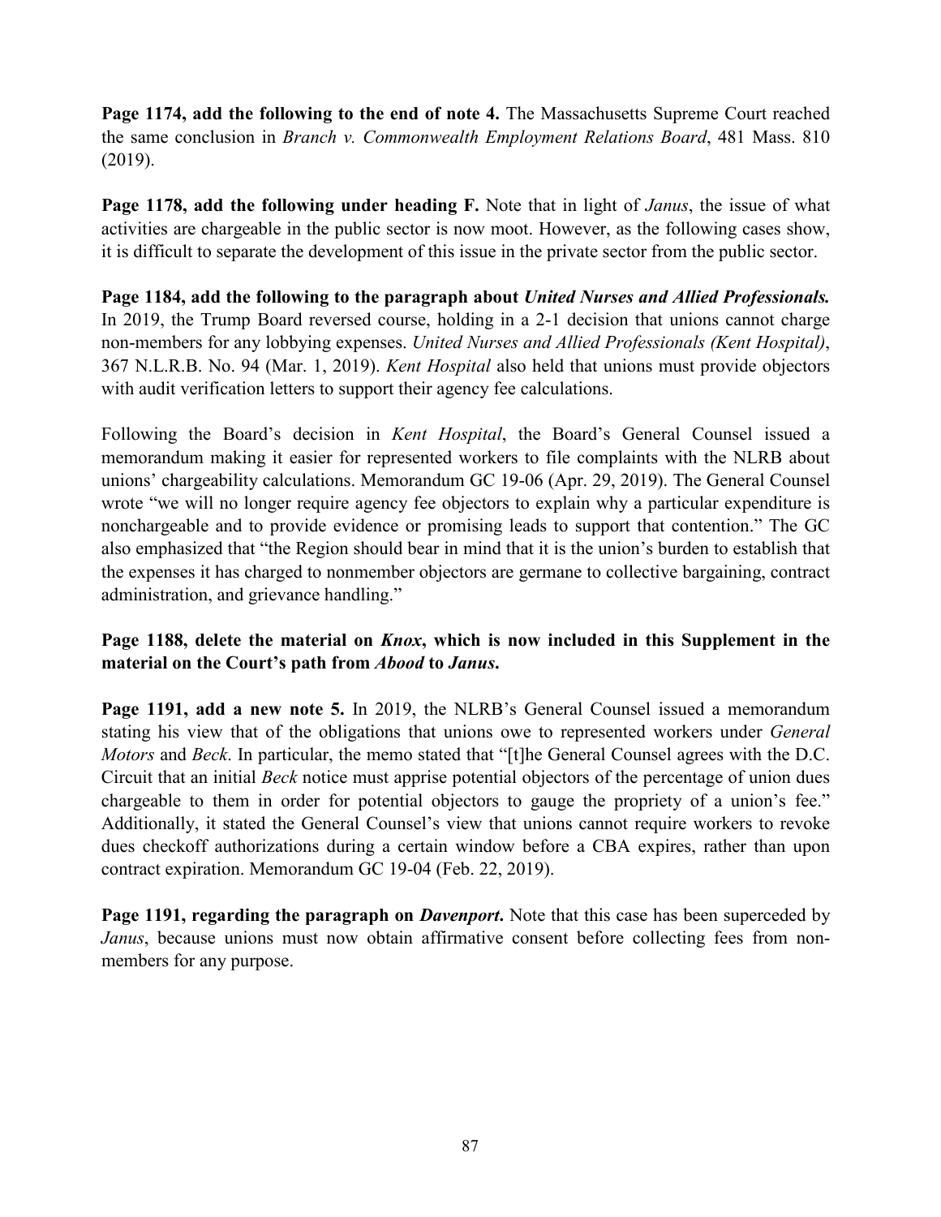**Page 1174, add the following to the end of note 4.** The Massachusetts Supreme Court reached the same conclusion in *Branch v. Commonwealth Employment Relations Board*, 481 Mass. 810 (2019).

**Page 1178, add the following under heading F.** Note that in light of *Janus*, the issue of what activities are chargeable in the public sector is now moot. However, as the following cases show, it is difficult to separate the development of this issue in the private sector from the public sector.

**Page 1184, add the following to the paragraph about *United Nurses and Allied Professionals.*** In 2019, the Trump Board reversed course, holding in a 2-1 decision that unions cannot charge non-members for any lobbying expenses. *United Nurses and Allied Professionals (Kent Hospital)*, 367 N.L.R.B. No. 94 (Mar. 1, 2019). *Kent Hospital* also held that unions must provide objectors with audit verification letters to support their agency fee calculations.

Following the Board's decision in *Kent Hospital*, the Board's General Counsel issued a memorandum making it easier for represented workers to file complaints with the NLRB about unions' chargeability calculations. Memorandum GC 19-06 (Apr. 29, 2019). The General Counsel wrote "we will no longer require agency fee objectors to explain why a particular expenditure is nonchargeable and to provide evidence or promising leads to support that contention." The GC also emphasized that "the Region should bear in mind that it is the union's burden to establish that the expenses it has charged to nonmember objectors are germane to collective bargaining, contract administration, and grievance handling."

**Page 1188, delete the material on *Knox*, which is now included in this Supplement in the material on the Court's path from *Abood* to *Janus*.**

**Page 1191, add a new note 5.** In 2019, the NLRB's General Counsel issued a memorandum stating his view that of the obligations that unions owe to represented workers under *General Motors* and *Beck*. In particular, the memo stated that "[t]he General Counsel agrees with the D.C. Circuit that an initial *Beck* notice must apprise potential objectors of the percentage of union dues chargeable to them in order for potential objectors to gauge the propriety of a union's fee." Additionally, it stated the General Counsel's view that unions cannot require workers to revoke dues checkoff authorizations during a certain window before a CBA expires, rather than upon contract expiration. Memorandum GC 19-04 (Feb. 22, 2019).

**Page 1191, regarding the paragraph on *Davenport*.** Note that this case has been superceded by *Janus*, because unions must now obtain affirmative consent before collecting fees from non-members for any purpose.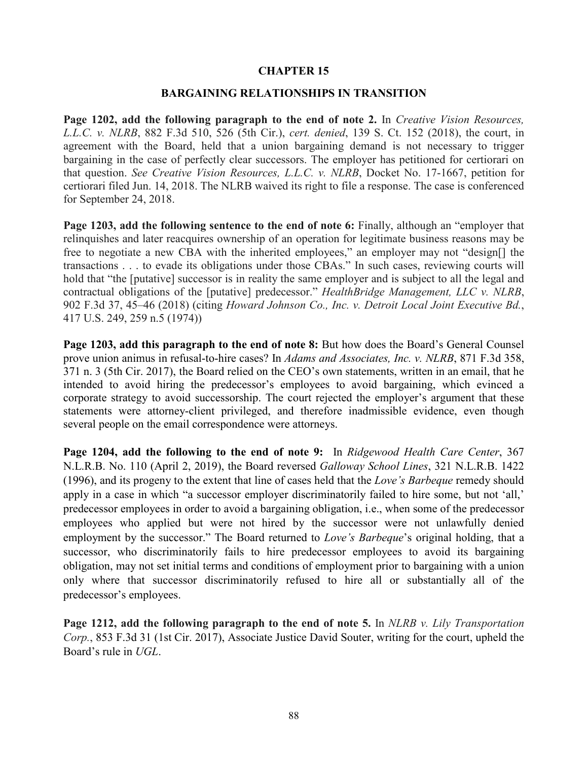# CHAPTER 15

## BARGAINING RELATIONSHIPS IN TRANSITION

**Page 1202, add the following paragraph to the end of note 2.** In *Creative Vision Resources, L.L.C. v. NLRB*, 882 F.3d 510, 526 (5th Cir.), *cert. denied*, 139 S. Ct. 152 (2018), the court, in agreement with the Board, held that a union bargaining demand is not necessary to trigger bargaining in the case of perfectly clear successors. The employer has petitioned for certiorari on that question. *See Creative Vision Resources, L.L.C. v. NLRB*, Docket No. 17-1667, petition for certiorari filed Jun. 14, 2018. The NLRB waived its right to file a response. The case is conferenced for September 24, 2018.

**Page 1203, add the following sentence to the end of note 6:** Finally, although an "employer that relinquishes and later reacquires ownership of an operation for legitimate business reasons may be free to negotiate a new CBA with the inherited employees," an employer may not "design[] the transactions . . . to evade its obligations under those CBAs." In such cases, reviewing courts will hold that "the [putative] successor is in reality the same employer and is subject to all the legal and contractual obligations of the [putative] predecessor." *HealthBridge Management, LLC v. NLRB*, 902 F.3d 37, 45–46 (2018) (citing *Howard Johnson Co., Inc. v. Detroit Local Joint Executive Bd.*, 417 U.S. 249, 259 n.5 (1974))

**Page 1203, add this paragraph to the end of note 8:** But how does the Board's General Counsel prove union animus in refusal-to-hire cases? In *Adams and Associates, Inc. v. NLRB*, 871 F.3d 358, 371 n. 3 (5th Cir. 2017), the Board relied on the CEO's own statements, written in an email, that he intended to avoid hiring the predecessor's employees to avoid bargaining, which evinced a corporate strategy to avoid successorship. The court rejected the employer's argument that these statements were attorney-client privileged, and therefore inadmissible evidence, even though several people on the email correspondence were attorneys.

**Page 1204, add the following to the end of note 9:** In *Ridgewood Health Care Center*, 367 N.L.R.B. No. 110 (April 2, 2019), the Board reversed *Galloway School Lines*, 321 N.L.R.B. 1422 (1996), and its progeny to the extent that line of cases held that the *Love's Barbeque* remedy should apply in a case in which "a successor employer discriminatorily failed to hire some, but not 'all,' predecessor employees in order to avoid a bargaining obligation, i.e., when some of the predecessor employees who applied but were not hired by the successor were not unlawfully denied employment by the successor." The Board returned to *Love's Barbeque*'s original holding, that a successor, who discriminatorily fails to hire predecessor employees to avoid its bargaining obligation, may not set initial terms and conditions of employment prior to bargaining with a union only where that successor discriminatorily refused to hire all or substantially all of the predecessor's employees.

**Page 1212, add the following paragraph to the end of note 5.** In *NLRB v. Lily Transportation Corp.*, 853 F.3d 31 (1st Cir. 2017), Associate Justice David Souter, writing for the court, upheld the Board's rule in *UGL*.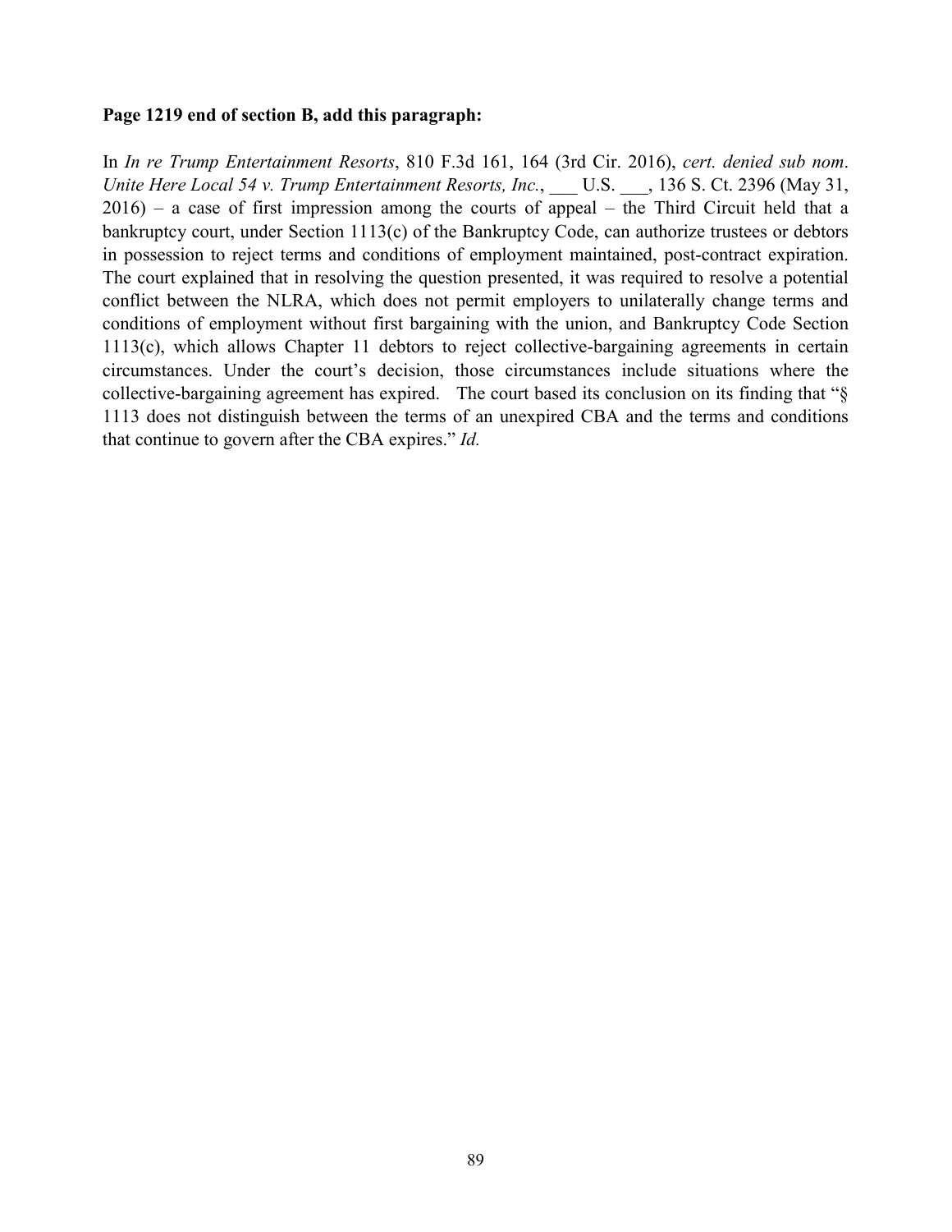**Page 1219 end of section B, add this paragraph:**

In *In re Trump Entertainment Resorts*, 810 F.3d 161, 164 (3rd Cir. 2016), *cert. denied sub nom. Unite Here Local 54 v. Trump Entertainment Resorts, Inc.*, ___ U.S. ___, 136 S. Ct. 2396 (May 31, 2016) – a case of first impression among the courts of appeal – the Third Circuit held that a bankruptcy court, under Section 1113(c) of the Bankruptcy Code, can authorize trustees or debtors in possession to reject terms and conditions of employment maintained, post-contract expiration. The court explained that in resolving the question presented, it was required to resolve a potential conflict between the NLRA, which does not permit employers to unilaterally change terms and conditions of employment without first bargaining with the union, and Bankruptcy Code Section 1113(c), which allows Chapter 11 debtors to reject collective-bargaining agreements in certain circumstances. Under the court's decision, those circumstances include situations where the collective-bargaining agreement has expired. The court based its conclusion on its finding that "§ 1113 does not distinguish between the terms of an unexpired CBA and the terms and conditions that continue to govern after the CBA expires." *Id.*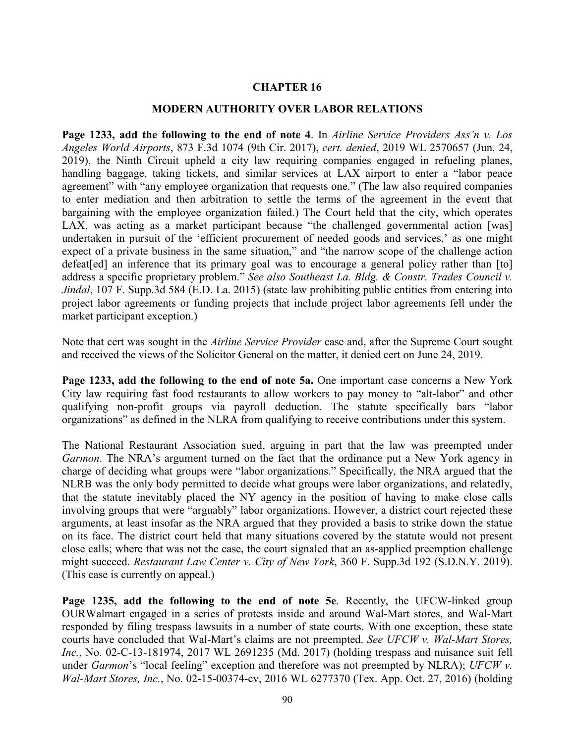# CHAPTER 16

## MODERN AUTHORITY OVER LABOR RELATIONS

**Page 1233, add the following to the end of note 4**. In *Airline Service Providers Ass'n v. Los Angeles World Airports*, 873 F.3d 1074 (9th Cir. 2017), *cert. denied*, 2019 WL 2570657 (Jun. 24, 2019), the Ninth Circuit upheld a city law requiring companies engaged in refueling planes, handling baggage, taking tickets, and similar services at LAX airport to enter a "labor peace agreement" with "any employee organization that requests one." (The law also required companies to enter mediation and then arbitration to settle the terms of the agreement in the event that bargaining with the employee organization failed.) The Court held that the city, which operates LAX, was acting as a market participant because "the challenged governmental action [was] undertaken in pursuit of the 'efficient procurement of needed goods and services,' as one might expect of a private business in the same situation," and "the narrow scope of the challenge action defeat[ed] an inference that its primary goal was to encourage a general policy rather than [to] address a specific proprietary problem." *See also Southeast La. Bldg. & Constr. Trades Council v. Jindal*, 107 F. Supp.3d 584 (E.D. La. 2015) (state law prohibiting public entities from entering into project labor agreements or funding projects that include project labor agreements fell under the market participant exception.)

Note that cert was sought in the *Airline Service Provider* case and, after the Supreme Court sought and received the views of the Solicitor General on the matter, it denied cert on June 24, 2019.

**Page 1233, add the following to the end of note 5a.** One important case concerns a New York City law requiring fast food restaurants to allow workers to pay money to "alt-labor" and other qualifying non-profit groups via payroll deduction. The statute specifically bars "labor organizations" as defined in the NLRA from qualifying to receive contributions under this system.

The National Restaurant Association sued, arguing in part that the law was preempted under *Garmon*. The NRA's argument turned on the fact that the ordinance put a New York agency in charge of deciding what groups were "labor organizations." Specifically, the NRA argued that the NLRB was the only body permitted to decide what groups were labor organizations, and relatedly, that the statute inevitably placed the NY agency in the position of having to make close calls involving groups that were "arguably" labor organizations. However, a district court rejected these arguments, at least insofar as the NRA argued that they provided a basis to strike down the statue on its face. The district court held that many situations covered by the statute would not present close calls; where that was not the case, the court signaled that an as-applied preemption challenge might succeed. *Restaurant Law Center v. City of New York*, 360 F. Supp.3d 192 (S.D.N.Y. 2019). (This case is currently on appeal.)

**Page 1235, add the following to the end of note 5e**. Recently, the UFCW-linked group OURWalmart engaged in a series of protests inside and around Wal-Mart stores, and Wal-Mart responded by filing trespass lawsuits in a number of state courts. With one exception, these state courts have concluded that Wal-Mart's claims are not preempted. *See UFCW v. Wal-Mart Stores, Inc.*, No. 02-C-13-181974, 2017 WL 2691235 (Md. 2017) (holding trespass and nuisance suit fell under *Garmon*'s "local feeling" exception and therefore was not preempted by NLRA); *UFCW v. Wal-Mart Stores, Inc.*, No. 02-15-00374-cv, 2016 WL 6277370 (Tex. App. Oct. 27, 2016) (holding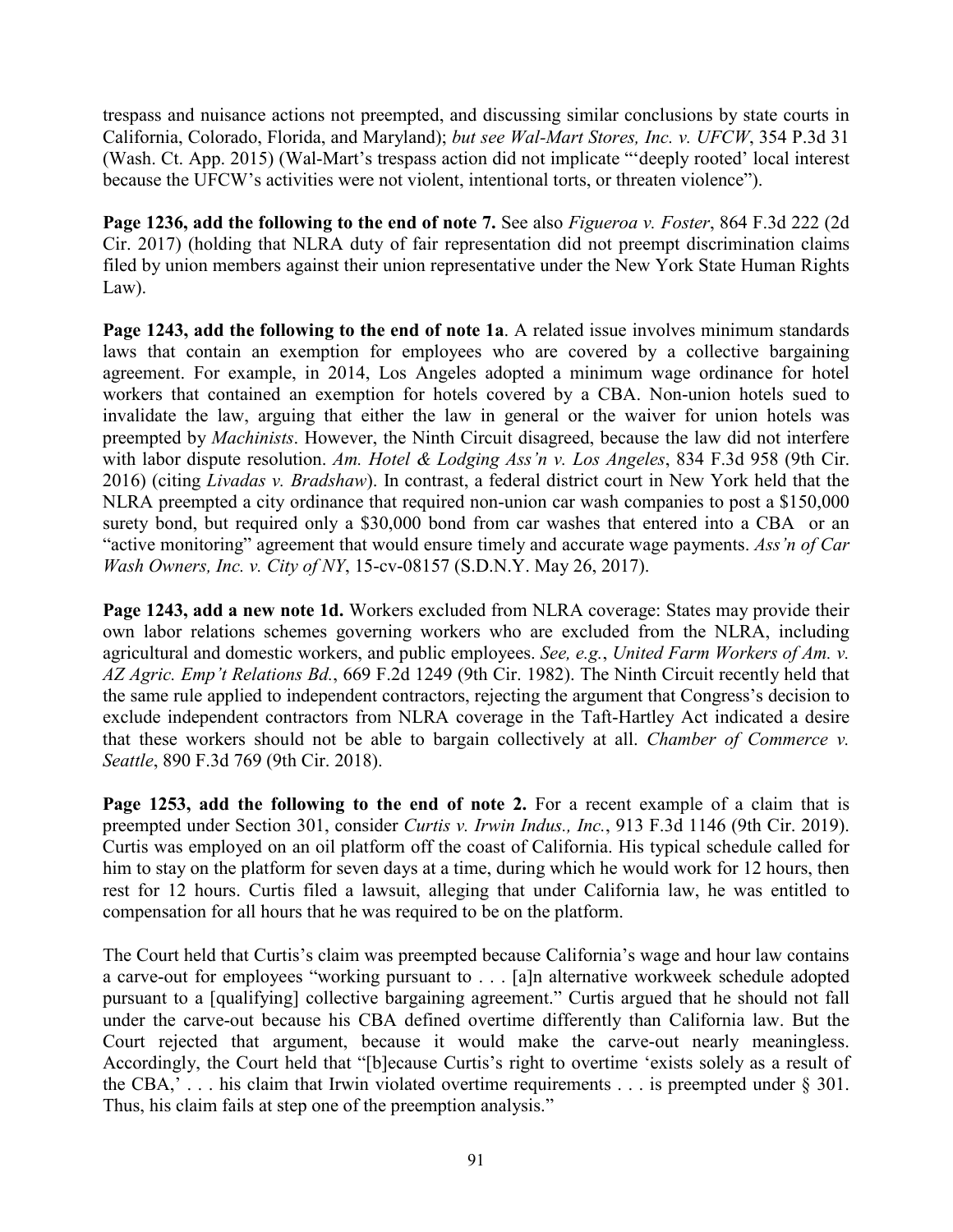trespass and nuisance actions not preempted, and discussing similar conclusions by state courts in California, Colorado, Florida, and Maryland); *but see Wal-Mart Stores, Inc. v. UFCW*, 354 P.3d 31 (Wash. Ct. App. 2015) (Wal-Mart's trespass action did not implicate "'deeply rooted' local interest because the UFCW's activities were not violent, intentional torts, or threaten violence").

**Page 1236, add the following to the end of note 7.** See also *Figueroa v. Foster*, 864 F.3d 222 (2d Cir. 2017) (holding that NLRA duty of fair representation did not preempt discrimination claims filed by union members against their union representative under the New York State Human Rights Law).

**Page 1243, add the following to the end of note 1a**. A related issue involves minimum standards laws that contain an exemption for employees who are covered by a collective bargaining agreement. For example, in 2014, Los Angeles adopted a minimum wage ordinance for hotel workers that contained an exemption for hotels covered by a CBA. Non-union hotels sued to invalidate the law, arguing that either the law in general or the waiver for union hotels was preempted by *Machinists*. However, the Ninth Circuit disagreed, because the law did not interfere with labor dispute resolution. *Am. Hotel & Lodging Ass'n v. Los Angeles*, 834 F.3d 958 (9th Cir. 2016) (citing *Livadas v. Bradshaw*). In contrast, a federal district court in New York held that the NLRA preempted a city ordinance that required non-union car wash companies to post a $150,000 surety bond, but required only a $30,000 bond from car washes that entered into a CBA or an "active monitoring" agreement that would ensure timely and accurate wage payments. *Ass'n of Car Wash Owners, Inc. v. City of NY*, 15-cv-08157 (S.D.N.Y. May 26, 2017).

**Page 1243, add a new note 1d.** Workers excluded from NLRA coverage: States may provide their own labor relations schemes governing workers who are excluded from the NLRA, including agricultural and domestic workers, and public employees. *See, e.g.*, *United Farm Workers of Am. v. AZ Agric. Emp't Relations Bd.*, 669 F.2d 1249 (9th Cir. 1982). The Ninth Circuit recently held that the same rule applied to independent contractors, rejecting the argument that Congress's decision to exclude independent contractors from NLRA coverage in the Taft-Hartley Act indicated a desire that these workers should not be able to bargain collectively at all. *Chamber of Commerce v. Seattle*, 890 F.3d 769 (9th Cir. 2018).

**Page 1253, add the following to the end of note 2.** For a recent example of a claim that is preempted under Section 301, consider *Curtis v. Irwin Indus., Inc.*, 913 F.3d 1146 (9th Cir. 2019). Curtis was employed on an oil platform off the coast of California. His typical schedule called for him to stay on the platform for seven days at a time, during which he would work for 12 hours, then rest for 12 hours. Curtis filed a lawsuit, alleging that under California law, he was entitled to compensation for all hours that he was required to be on the platform.

The Court held that Curtis's claim was preempted because California's wage and hour law contains a carve-out for employees "working pursuant to . . . [a]n alternative workweek schedule adopted pursuant to a [qualifying] collective bargaining agreement." Curtis argued that he should not fall under the carve-out because his CBA defined overtime differently than California law. But the Court rejected that argument, because it would make the carve-out nearly meaningless. Accordingly, the Court held that "[b]ecause Curtis's right to overtime 'exists solely as a result of the CBA,' . . . his claim that Irwin violated overtime requirements . . . is preempted under § 301. Thus, his claim fails at step one of the preemption analysis."